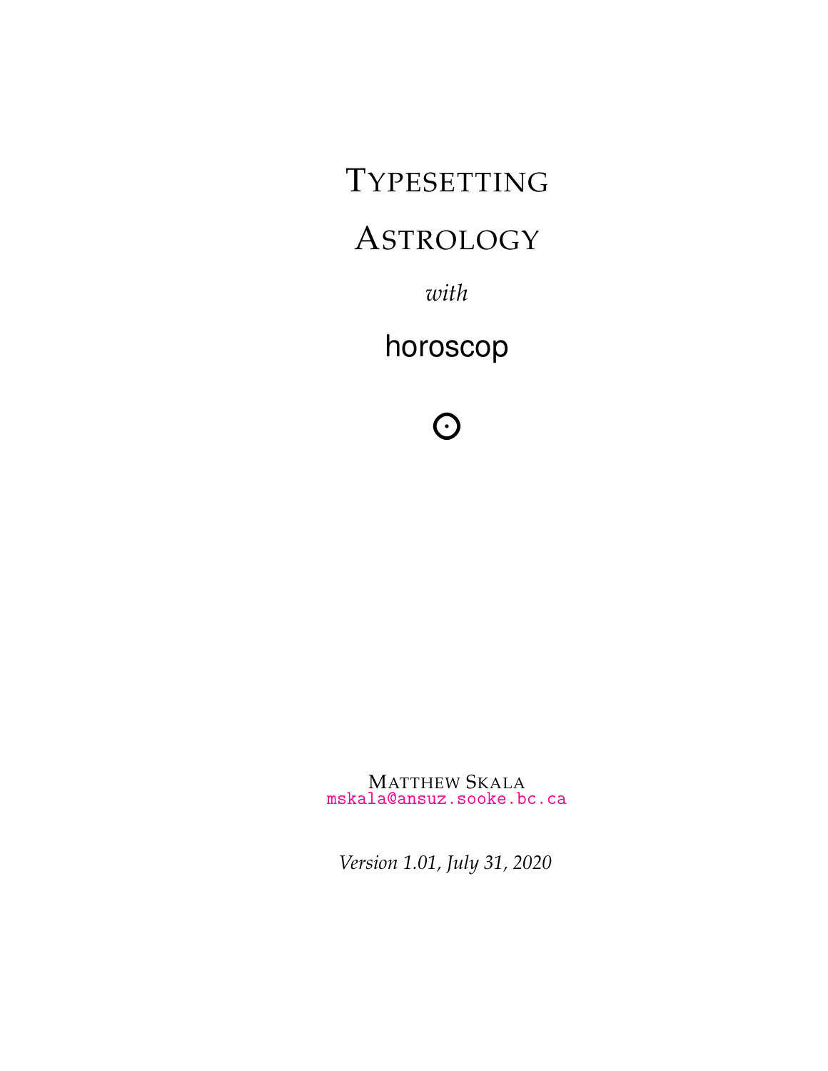# Typesetting Astrology

*with*

## horoscop

☉

Matthew Skala
mskala@ansuz.sooke.bc.ca

*Version 1.01, July 31, 2020*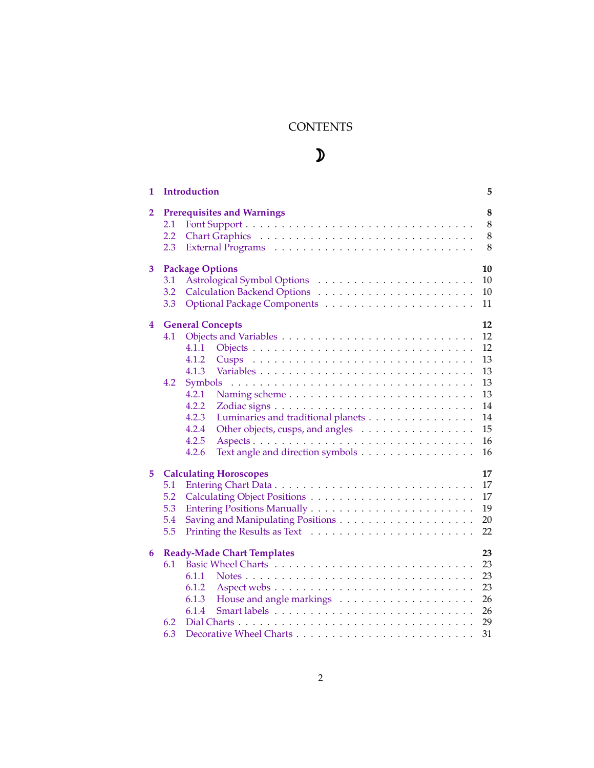# CONTENTS

☽

**1 Introduction** **5**

**2 Prerequisites and Warnings** **8**
- 2.1 Font Support . . . 8
- 2.2 Chart Graphics . . . 8
- 2.3 External Programs . . . 8

**3 Package Options** **10**
- 3.1 Astrological Symbol Options . . . 10
- 3.2 Calculation Backend Options . . . 10
- 3.3 Optional Package Components . . . 11

**4 General Concepts** **12**
- 4.1 Objects and Variables . . . 12
  - 4.1.1 Objects . . . 12
  - 4.1.2 Cusps . . . 13
  - 4.1.3 Variables . . . 13
- 4.2 Symbols . . . 13
  - 4.2.1 Naming scheme . . . 13
  - 4.2.2 Zodiac signs . . . 14
  - 4.2.3 Luminaries and traditional planets . . . 14
  - 4.2.4 Other objects, cusps, and angles . . . 15
  - 4.2.5 Aspects . . . 16
  - 4.2.6 Text angle and direction symbols . . . 16

**5 Calculating Horoscopes** **17**
- 5.1 Entering Chart Data . . . 17
- 5.2 Calculating Object Positions . . . 17
- 5.3 Entering Positions Manually . . . 19
- 5.4 Saving and Manipulating Positions . . . 20
- 5.5 Printing the Results as Text . . . 22

**6 Ready-Made Chart Templates** **23**
- 6.1 Basic Wheel Charts . . . 23
  - 6.1.1 Notes . . . 23
  - 6.1.2 Aspect webs . . . 23
  - 6.1.3 House and angle markings . . . 26
  - 6.1.4 Smart labels . . . 26
- 6.2 Dial Charts . . . 29
- 6.3 Decorative Wheel Charts . . . 31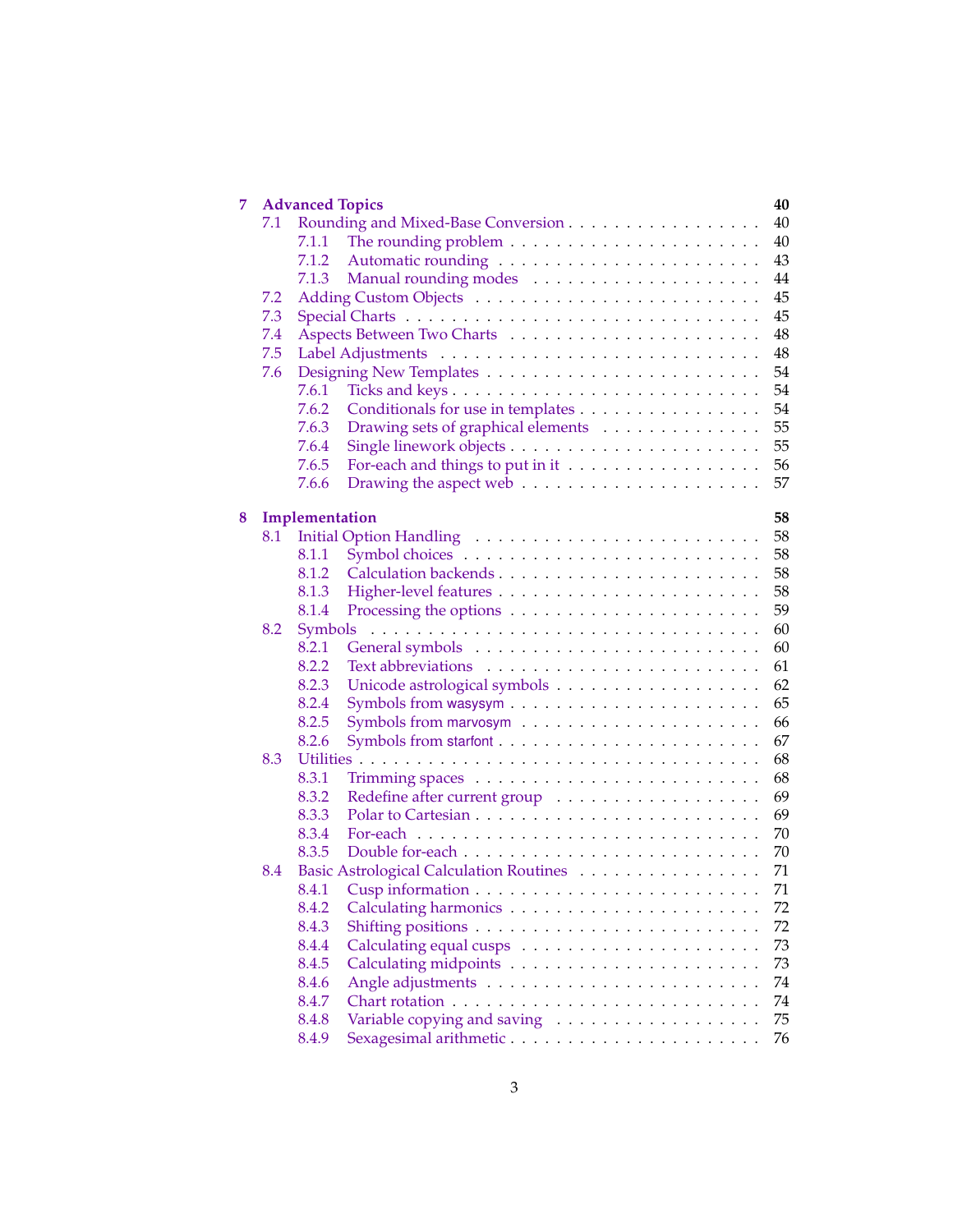**7 Advanced Topics** **40**

- 7.1 Rounding and Mixed-Base Conversion . . . 40
  - 7.1.1 The rounding problem . . . 40
  - 7.1.2 Automatic rounding . . . 43
  - 7.1.3 Manual rounding modes . . . 44
- 7.2 Adding Custom Objects . . . 45
- 7.3 Special Charts . . . 45
- 7.4 Aspects Between Two Charts . . . 48
- 7.5 Label Adjustments . . . 48
- 7.6 Designing New Templates . . . 54
  - 7.6.1 Ticks and keys . . . 54
  - 7.6.2 Conditionals for use in templates . . . 54
  - 7.6.3 Drawing sets of graphical elements . . . 55
  - 7.6.4 Single linework objects . . . 55
  - 7.6.5 For-each and things to put in it . . . 56
  - 7.6.6 Drawing the aspect web . . . 57

**8 Implementation** **58**

- 8.1 Initial Option Handling . . . 58
  - 8.1.1 Symbol choices . . . 58
  - 8.1.2 Calculation backends . . . 58
  - 8.1.3 Higher-level features . . . 58
  - 8.1.4 Processing the options . . . 59
- 8.2 Symbols . . . 60
  - 8.2.1 General symbols . . . 60
  - 8.2.2 Text abbreviations . . . 61
  - 8.2.3 Unicode astrological symbols . . . 62
  - 8.2.4 Symbols from wasysym . . . 65
  - 8.2.5 Symbols from marvosym . . . 66
  - 8.2.6 Symbols from starfont . . . 67
- 8.3 Utilities . . . 68
  - 8.3.1 Trimming spaces . . . 68
  - 8.3.2 Redefine after current group . . . 69
  - 8.3.3 Polar to Cartesian . . . 69
  - 8.3.4 For-each . . . 70
  - 8.3.5 Double for-each . . . 70
- 8.4 Basic Astrological Calculation Routines . . . 71
  - 8.4.1 Cusp information . . . 71
  - 8.4.2 Calculating harmonics . . . 72
  - 8.4.3 Shifting positions . . . 72
  - 8.4.4 Calculating equal cusps . . . 73
  - 8.4.5 Calculating midpoints . . . 73
  - 8.4.6 Angle adjustments . . . 74
  - 8.4.7 Chart rotation . . . 74
  - 8.4.8 Variable copying and saving . . . 75
  - 8.4.9 Sexagesimal arithmetic . . . 76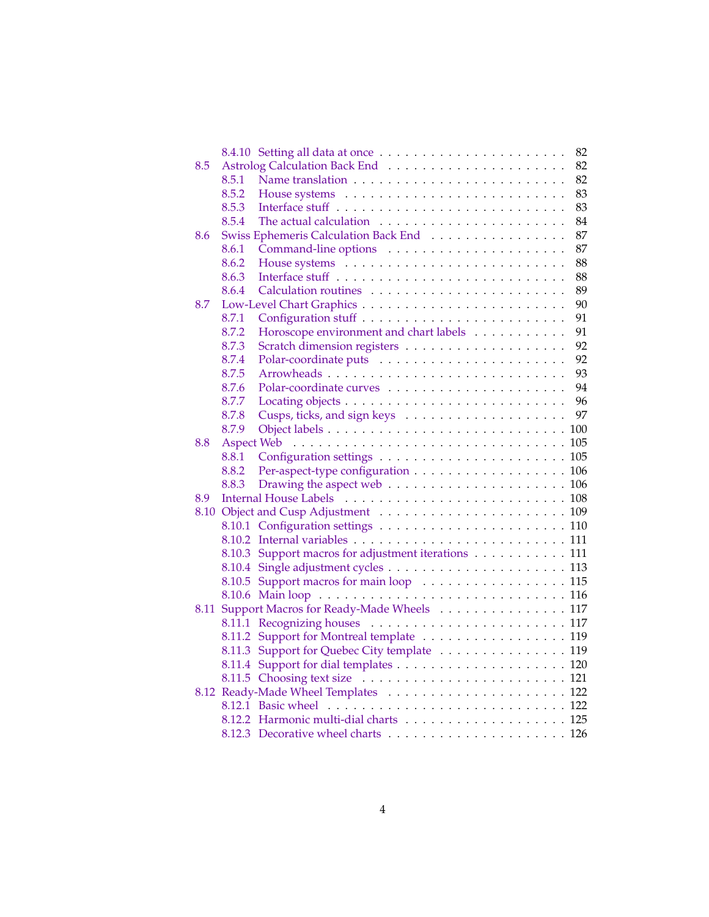- 8.4.10 Setting all data at once . . . . . 82
- 8.5 Astrolog Calculation Back End . . . . . 82
  - 8.5.1 Name translation . . . . . 82
  - 8.5.2 House systems . . . . . 83
  - 8.5.3 Interface stuff . . . . . 83
  - 8.5.4 The actual calculation . . . . . 84
- 8.6 Swiss Ephemeris Calculation Back End . . . . . 87
  - 8.6.1 Command-line options . . . . . 87
  - 8.6.2 House systems . . . . . 88
  - 8.6.3 Interface stuff . . . . . 88
  - 8.6.4 Calculation routines . . . . . 89
- 8.7 Low-Level Chart Graphics . . . . . 90
  - 8.7.1 Configuration stuff . . . . . 91
  - 8.7.2 Horoscope environment and chart labels . . . . . 91
  - 8.7.3 Scratch dimension registers . . . . . 92
  - 8.7.4 Polar-coordinate puts . . . . . 92
  - 8.7.5 Arrowheads . . . . . 93
  - 8.7.6 Polar-coordinate curves . . . . . 94
  - 8.7.7 Locating objects . . . . . 96
  - 8.7.8 Cusps, ticks, and sign keys . . . . . 97
  - 8.7.9 Object labels . . . . . 100
- 8.8 Aspect Web . . . . . 105
  - 8.8.1 Configuration settings . . . . . 105
  - 8.8.2 Per-aspect-type configuration . . . . . 106
  - 8.8.3 Drawing the aspect web . . . . . 106
- 8.9 Internal House Labels . . . . . 108
- 8.10 Object and Cusp Adjustment . . . . . 109
  - 8.10.1 Configuration settings . . . . . 110
  - 8.10.2 Internal variables . . . . . 111
  - 8.10.3 Support macros for adjustment iterations . . . . . 111
  - 8.10.4 Single adjustment cycles . . . . . 113
  - 8.10.5 Support macros for main loop . . . . . 115
  - 8.10.6 Main loop . . . . . 116
- 8.11 Support Macros for Ready-Made Wheels . . . . . 117
  - 8.11.1 Recognizing houses . . . . . 117
  - 8.11.2 Support for Montreal template . . . . . 119
  - 8.11.3 Support for Quebec City template . . . . . 119
  - 8.11.4 Support for dial templates . . . . . 120
  - 8.11.5 Choosing text size . . . . . 121
- 8.12 Ready-Made Wheel Templates . . . . . 122
  - 8.12.1 Basic wheel . . . . . 122
  - 8.12.2 Harmonic multi-dial charts . . . . . 125
  - 8.12.3 Decorative wheel charts . . . . . 126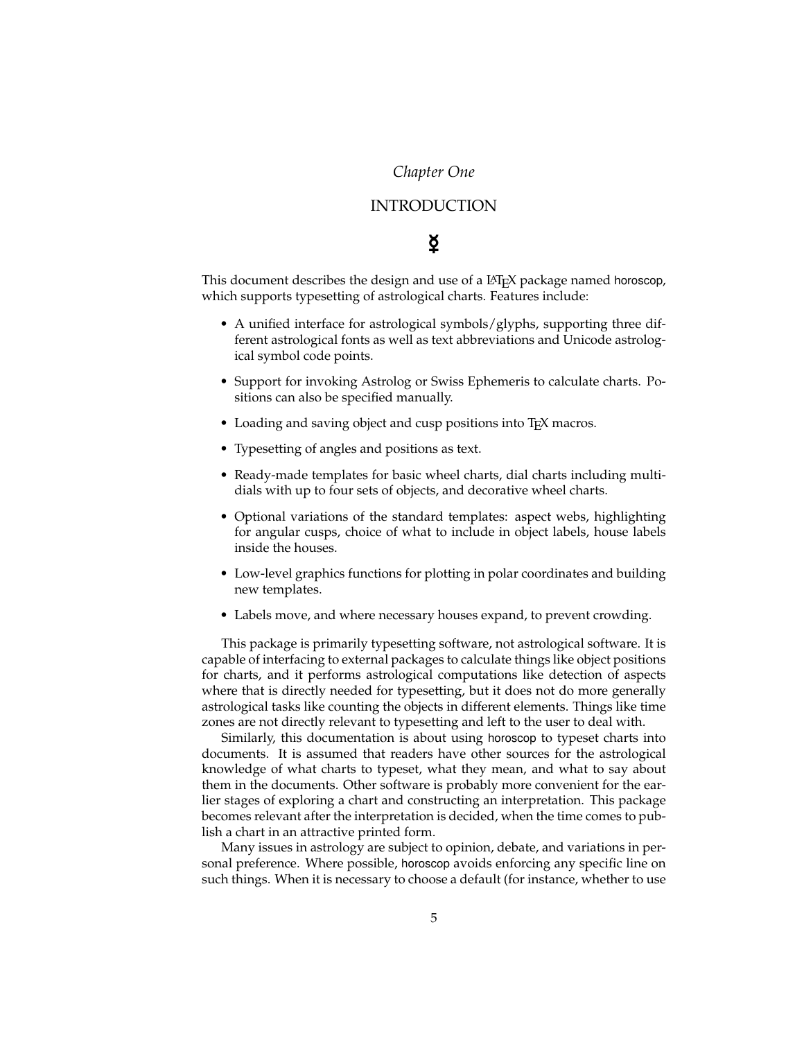*Chapter One*

# INTRODUCTION

☿

This document describes the design and use of a LaTeX package named horoscop, which supports typesetting of astrological charts. Features include:

- A unified interface for astrological symbols/glyphs, supporting three different astrological fonts as well as text abbreviations and Unicode astrological symbol code points.
- Support for invoking Astrolog or Swiss Ephemeris to calculate charts. Positions can also be specified manually.
- Loading and saving object and cusp positions into TeX macros.
- Typesetting of angles and positions as text.
- Ready-made templates for basic wheel charts, dial charts including multi-dials with up to four sets of objects, and decorative wheel charts.
- Optional variations of the standard templates: aspect webs, highlighting for angular cusps, choice of what to include in object labels, house labels inside the houses.
- Low-level graphics functions for plotting in polar coordinates and building new templates.
- Labels move, and where necessary houses expand, to prevent crowding.

This package is primarily typesetting software, not astrological software. It is capable of interfacing to external packages to calculate things like object positions for charts, and it performs astrological computations like detection of aspects where that is directly needed for typesetting, but it does not do more generally astrological tasks like counting the objects in different elements. Things like time zones are not directly relevant to typesetting and left to the user to deal with.

Similarly, this documentation is about using horoscop to typeset charts into documents. It is assumed that readers have other sources for the astrological knowledge of what charts to typeset, what they mean, and what to say about them in the documents. Other software is probably more convenient for the earlier stages of exploring a chart and constructing an interpretation. This package becomes relevant after the interpretation is decided, when the time comes to publish a chart in an attractive printed form.

Many issues in astrology are subject to opinion, debate, and variations in personal preference. Where possible, horoscop avoids enforcing any specific line on such things. When it is necessary to choose a default (for instance, whether to use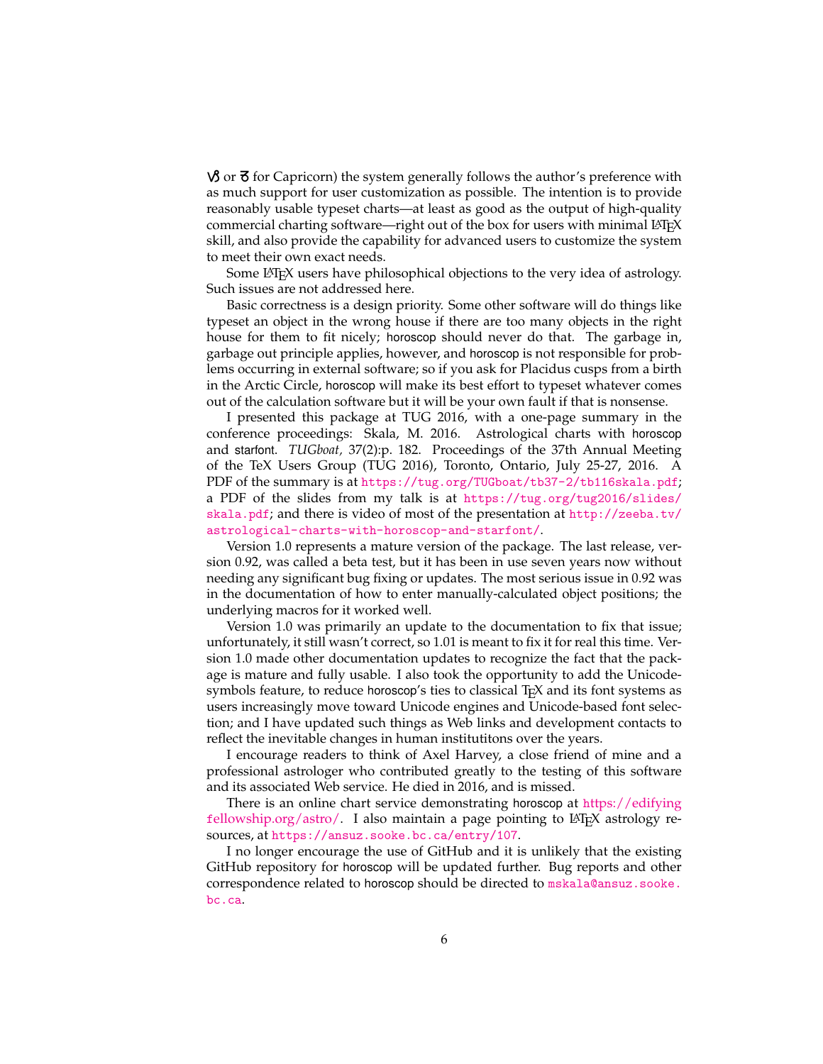♑ or ♑ for Capricorn) the system generally follows the author's preference with as much support for user customization as possible. The intention is to provide reasonably usable typeset charts—at least as good as the output of high-quality commercial charting software—right out of the box for users with minimal LaTeX skill, and also provide the capability for advanced users to customize the system to meet their own exact needs.

Some LaTeX users have philosophical objections to the very idea of astrology. Such issues are not addressed here.

Basic correctness is a design priority. Some other software will do things like typeset an object in the wrong house if there are too many objects in the right house for them to fit nicely; horoscop should never do that. The garbage in, garbage out principle applies, however, and horoscop is not responsible for problems occurring in external software; so if you ask for Placidus cusps from a birth in the Arctic Circle, horoscop will make its best effort to typeset whatever comes out of the calculation software but it will be your own fault if that is nonsense.

I presented this package at TUG 2016, with a one-page summary in the conference proceedings: Skala, M. 2016. Astrological charts with horoscop and starfont. *TUGboat*, 37(2):p. 182. Proceedings of the 37th Annual Meeting of the TeX Users Group (TUG 2016), Toronto, Ontario, July 25-27, 2016. A PDF of the summary is at https://tug.org/TUGboat/tb37-2/tb116skala.pdf; a PDF of the slides from my talk is at https://tug.org/tug2016/slides/skala.pdf; and there is video of most of the presentation at http://zeeba.tv/astrological-charts-with-horoscop-and-starfont/.

Version 1.0 represents a mature version of the package. The last release, version 0.92, was called a beta test, but it has been in use seven years now without needing any significant bug fixing or updates. The most serious issue in 0.92 was in the documentation of how to enter manually-calculated object positions; the underlying macros for it worked well.

Version 1.0 was primarily an update to the documentation to fix that issue; unfortunately, it still wasn't correct, so 1.01 is meant to fix it for real this time. Version 1.0 made other documentation updates to recognize the fact that the package is mature and fully usable. I also took the opportunity to add the Unicode-symbols feature, to reduce horoscop's ties to classical TeX and its font systems as users increasingly move toward Unicode engines and Unicode-based font selection; and I have updated such things as Web links and development contacts to reflect the inevitable changes in human institutitons over the years.

I encourage readers to think of Axel Harvey, a close friend of mine and a professional astrologer who contributed greatly to the testing of this software and its associated Web service. He died in 2016, and is missed.

There is an online chart service demonstrating horoscop at https://edifyingfellowship.org/astro/. I also maintain a page pointing to LaTeX astrology resources, at https://ansuz.sooke.bc.ca/entry/107.

I no longer encourage the use of GitHub and it is unlikely that the existing GitHub repository for horoscop will be updated further. Bug reports and other correspondence related to horoscop should be directed to mskala@ansuz.sooke.bc.ca.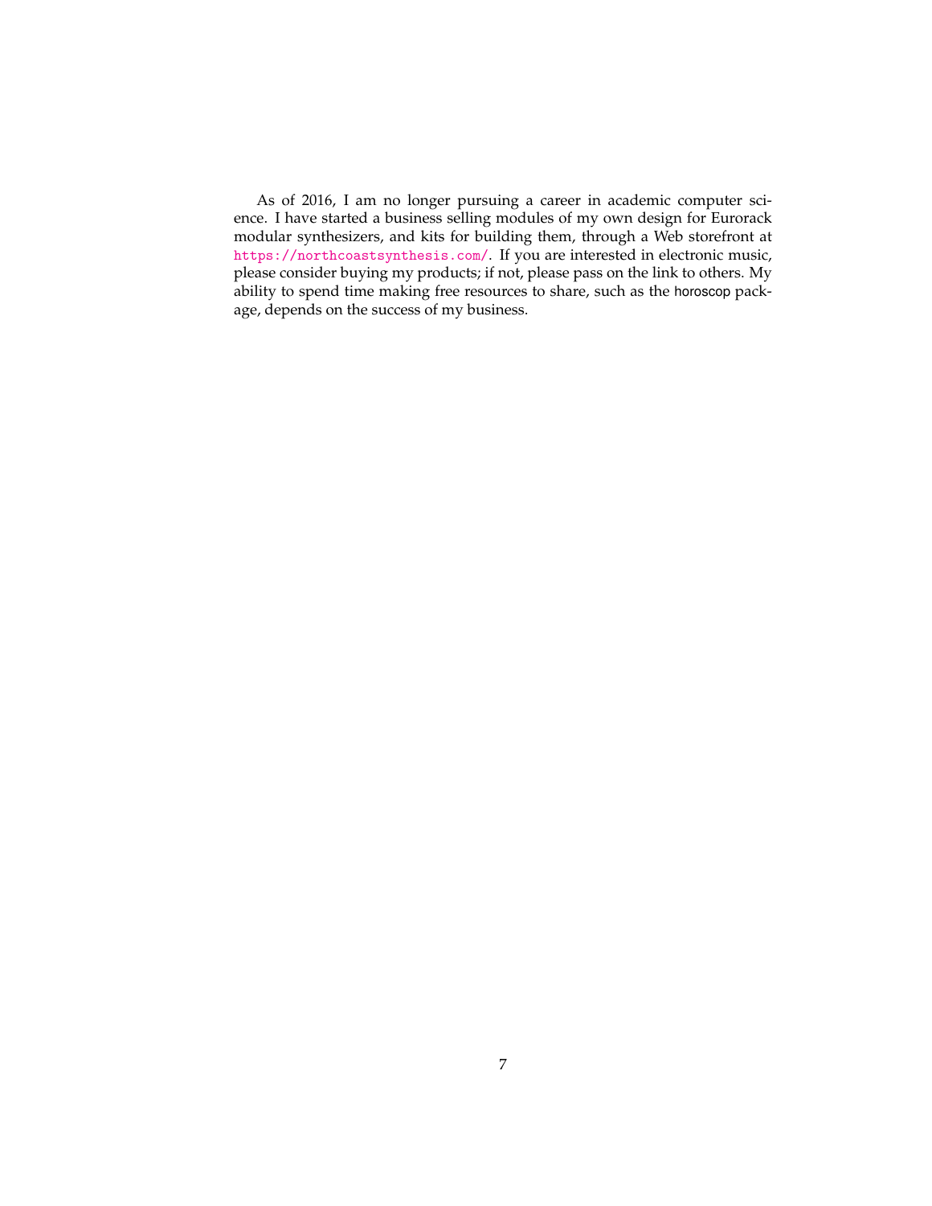As of 2016, I am no longer pursuing a career in academic computer science. I have started a business selling modules of my own design for Eurorack modular synthesizers, and kits for building them, through a Web storefront at https://northcoastsynthesis.com/. If you are interested in electronic music, please consider buying my products; if not, please pass on the link to others. My ability to spend time making free resources to share, such as the horoscop package, depends on the success of my business.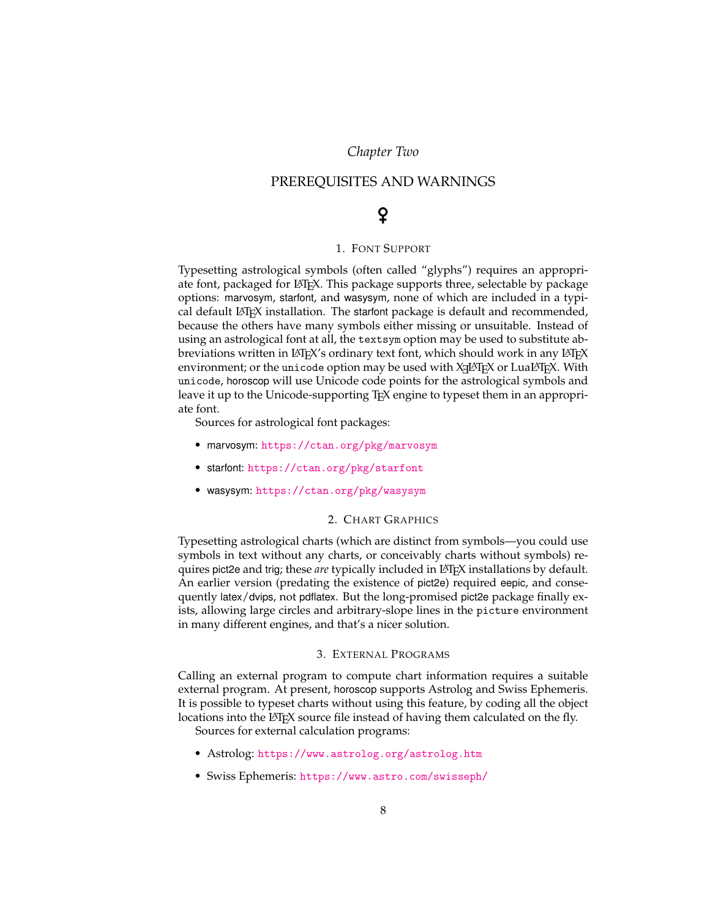*Chapter Two*

# PREREQUISITES AND WARNINGS

♀

## 1. Font Support

Typesetting astrological symbols (often called “glyphs”) requires an appropriate font, packaged for LaTeX. This package supports three, selectable by package options: marvosym, starfont, and wasysym, none of which are included in a typical default LaTeX installation. The starfont package is default and recommended, because the others have many symbols either missing or unsuitable. Instead of using an astrological font at all, the `textsym` option may be used to substitute abbreviations written in LaTeX’s ordinary text font, which should work in any LaTeX environment; or the `unicode` option may be used with XeLaTeX or LuaLaTeX. With `unicode`, horoscop will use Unicode code points for the astrological symbols and leave it up to the Unicode-supporting TeX engine to typeset them in an appropriate font.

Sources for astrological font packages:

- marvosym: `https://ctan.org/pkg/marvosym`
- starfont: `https://ctan.org/pkg/starfont`
- wasysym: `https://ctan.org/pkg/wasysym`

## 2. Chart Graphics

Typesetting astrological charts (which are distinct from symbols—you could use symbols in text without any charts, or conceivably charts without symbols) requires pict2e and trig; these *are* typically included in LaTeX installations by default. An earlier version (predating the existence of pict2e) required eepic, and consequently latex/dvips, not pdflatex. But the long-promised pict2e package finally exists, allowing large circles and arbitrary-slope lines in the `picture` environment in many different engines, and that’s a nicer solution.

## 3. External Programs

Calling an external program to compute chart information requires a suitable external program. At present, horoscop supports Astrolog and Swiss Ephemeris. It is possible to typeset charts without using this feature, by coding all the object locations into the LaTeX source file instead of having them calculated on the fly.

Sources for external calculation programs:

- Astrolog: `https://www.astrolog.org/astrolog.htm`
- Swiss Ephemeris: `https://www.astro.com/swisseph/`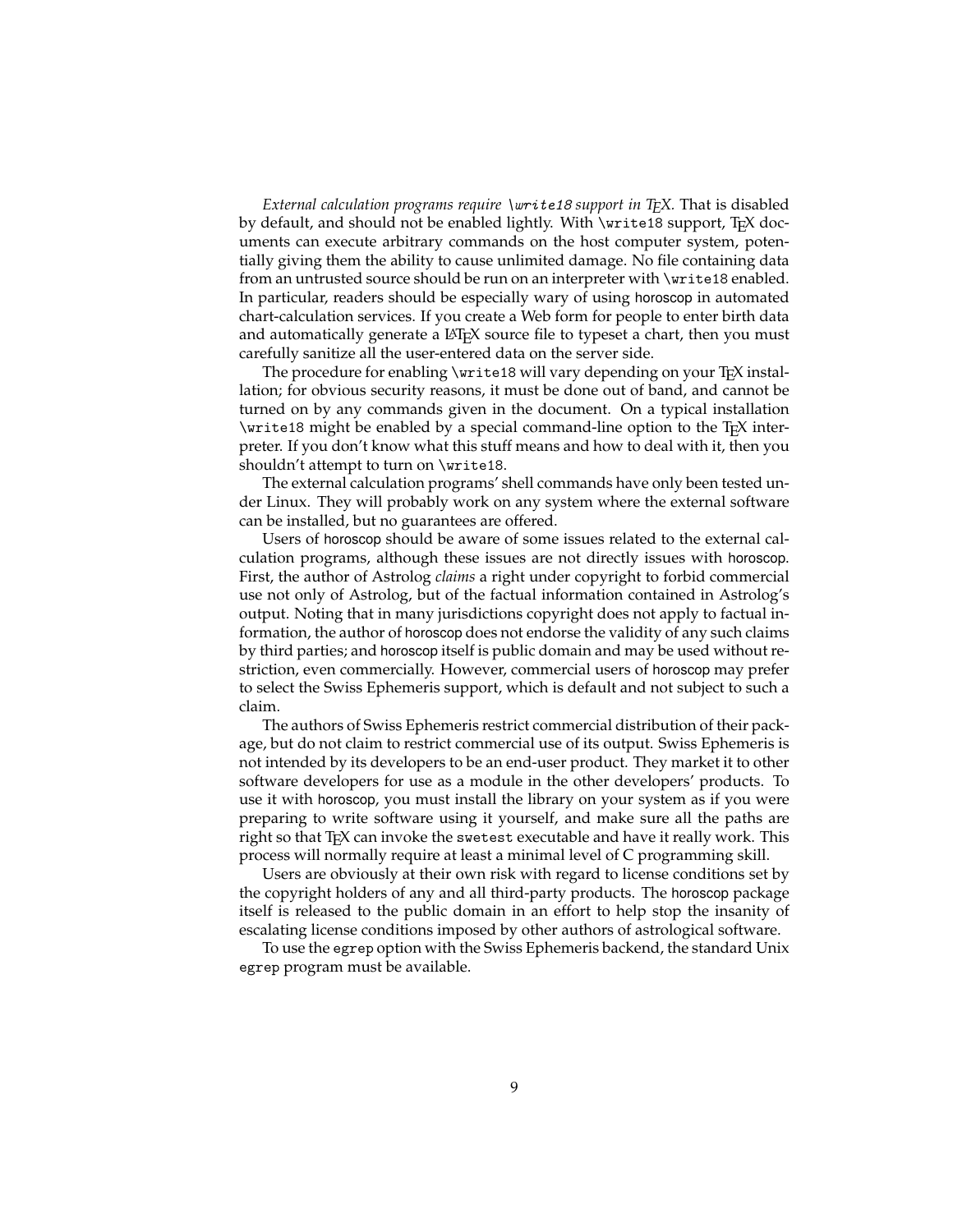*External calculation programs require `\write18` support in TEX.* That is disabled by default, and should not be enabled lightly. With `\write18` support, TEX documents can execute arbitrary commands on the host computer system, potentially giving them the ability to cause unlimited damage. No file containing data from an untrusted source should be run on an interpreter with `\write18` enabled. In particular, readers should be especially wary of using horoscop in automated chart-calculation services. If you create a Web form for people to enter birth data and automatically generate a LATEX source file to typeset a chart, then you must carefully sanitize all the user-entered data on the server side.

The procedure for enabling `\write18` will vary depending on your TEX installation; for obvious security reasons, it must be done out of band, and cannot be turned on by any commands given in the document. On a typical installation `\write18` might be enabled by a special command-line option to the TEX interpreter. If you don't know what this stuff means and how to deal with it, then you shouldn't attempt to turn on `\write18`.

The external calculation programs' shell commands have only been tested under Linux. They will probably work on any system where the external software can be installed, but no guarantees are offered.

Users of horoscop should be aware of some issues related to the external calculation programs, although these issues are not directly issues with horoscop. First, the author of Astrolog *claims* a right under copyright to forbid commercial use not only of Astrolog, but of the factual information contained in Astrolog's output. Noting that in many jurisdictions copyright does not apply to factual information, the author of horoscop does not endorse the validity of any such claims by third parties; and horoscop itself is public domain and may be used without restriction, even commercially. However, commercial users of horoscop may prefer to select the Swiss Ephemeris support, which is default and not subject to such a claim.

The authors of Swiss Ephemeris restrict commercial distribution of their package, but do not claim to restrict commercial use of its output. Swiss Ephemeris is not intended by its developers to be an end-user product. They market it to other software developers for use as a module in the other developers' products. To use it with horoscop, you must install the library on your system as if you were preparing to write software using it yourself, and make sure all the paths are right so that TEX can invoke the `swetest` executable and have it really work. This process will normally require at least a minimal level of C programming skill.

Users are obviously at their own risk with regard to license conditions set by the copyright holders of any and all third-party products. The horoscop package itself is released to the public domain in an effort to help stop the insanity of escalating license conditions imposed by other authors of astrological software.

To use the `egrep` option with the Swiss Ephemeris backend, the standard Unix `egrep` program must be available.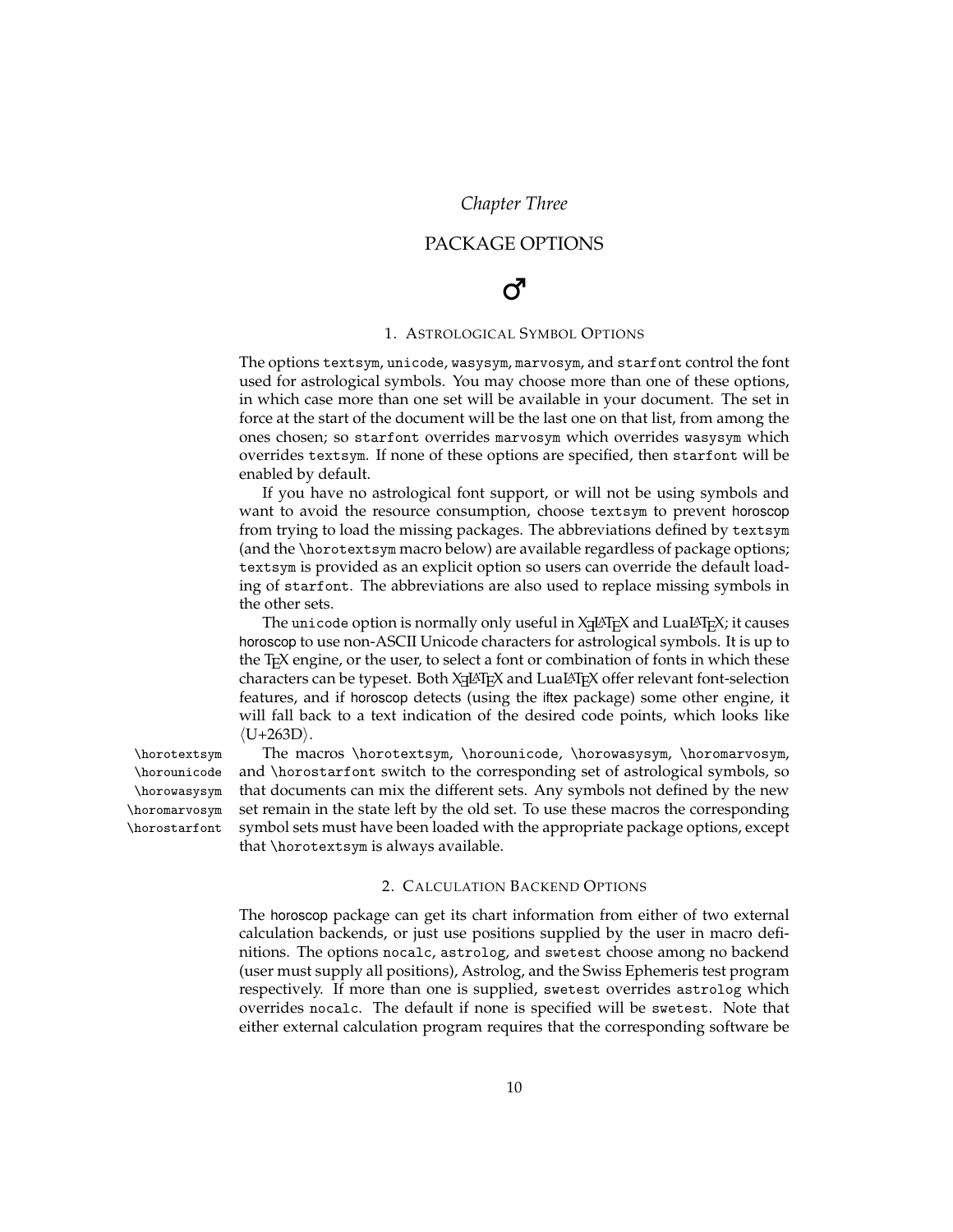*Chapter Three*

# PACKAGE OPTIONS

♂

## 1. Astrological Symbol Options

The options `textsym`, `unicode`, `wasysym`, `marvosym`, and `starfont` control the font used for astrological symbols. You may choose more than one of these options, in which case more than one set will be available in your document. The set in force at the start of the document will be the last one on that list, from among the ones chosen; so `starfont` overrides `marvosym` which overrides `wasysym` which overrides `textsym`. If none of these options are specified, then `starfont` will be enabled by default.

If you have no astrological font support, or will not be using symbols and want to avoid the resource consumption, choose `textsym` to prevent horoscop from trying to load the missing packages. The abbreviations defined by `textsym` (and the `\horotextsym` macro below) are available regardless of package options; `textsym` is provided as an explicit option so users can override the default loading of `starfont`. The abbreviations are also used to replace missing symbols in the other sets.

The `unicode` option is normally only useful in XƎLaTeX and LuaLaTeX; it causes horoscop to use non-ASCII Unicode characters for astrological symbols. It is up to the TeX engine, or the user, to select a font or combination of fonts in which these characters can be typeset. Both XƎLaTeX and LuaLaTeX offer relevant font-selection features, and if horoscop detects (using the iftex package) some other engine, it will fall back to a text indication of the desired code points, which looks like ⟨U+263D⟩.

`\horotextsym` `\horounicode` `\horowasysym` `\horomarvosym` `\horostarfont`

The macros `\horotextsym`, `\horounicode`, `\horowasysym`, `\horomarvosym`, and `\horostarfont` switch to the corresponding set of astrological symbols, so that documents can mix the different sets. Any symbols not defined by the new set remain in the state left by the old set. To use these macros the corresponding symbol sets must have been loaded with the appropriate package options, except that `\horotextsym` is always available.

## 2. Calculation Backend Options

The horoscop package can get its chart information from either of two external calculation backends, or just use positions supplied by the user in macro definitions. The options `nocalc`, `astrolog`, and `swetest` choose among no backend (user must supply all positions), Astrolog, and the Swiss Ephemeris test program respectively. If more than one is supplied, `swetest` overrides `astrolog` which overrides `nocalc`. The default if none is specified will be `swetest`. Note that either external calculation program requires that the corresponding software be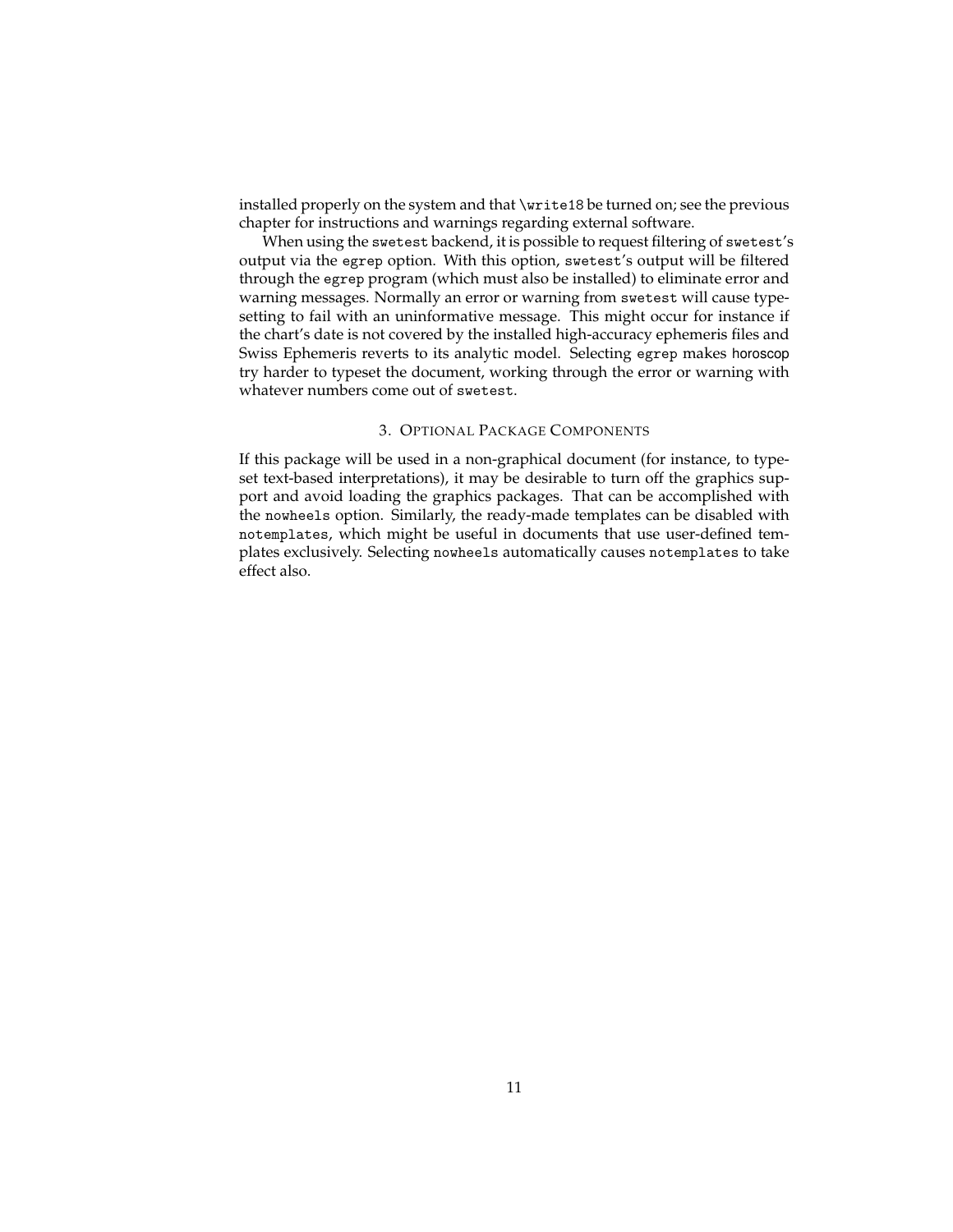installed properly on the system and that \write18 be turned on; see the previous chapter for instructions and warnings regarding external software.

When using the swetest backend, it is possible to request filtering of swetest's output via the egrep option. With this option, swetest's output will be filtered through the egrep program (which must also be installed) to eliminate error and warning messages. Normally an error or warning from swetest will cause typesetting to fail with an uninformative message. This might occur for instance if the chart's date is not covered by the installed high-accuracy ephemeris files and Swiss Ephemeris reverts to its analytic model. Selecting egrep makes horoscop try harder to typeset the document, working through the error or warning with whatever numbers come out of swetest.

## 3. Optional Package Components

If this package will be used in a non-graphical document (for instance, to typeset text-based interpretations), it may be desirable to turn off the graphics support and avoid loading the graphics packages. That can be accomplished with the nowheels option. Similarly, the ready-made templates can be disabled with notemplates, which might be useful in documents that use user-defined templates exclusively. Selecting nowheels automatically causes notemplates to take effect also.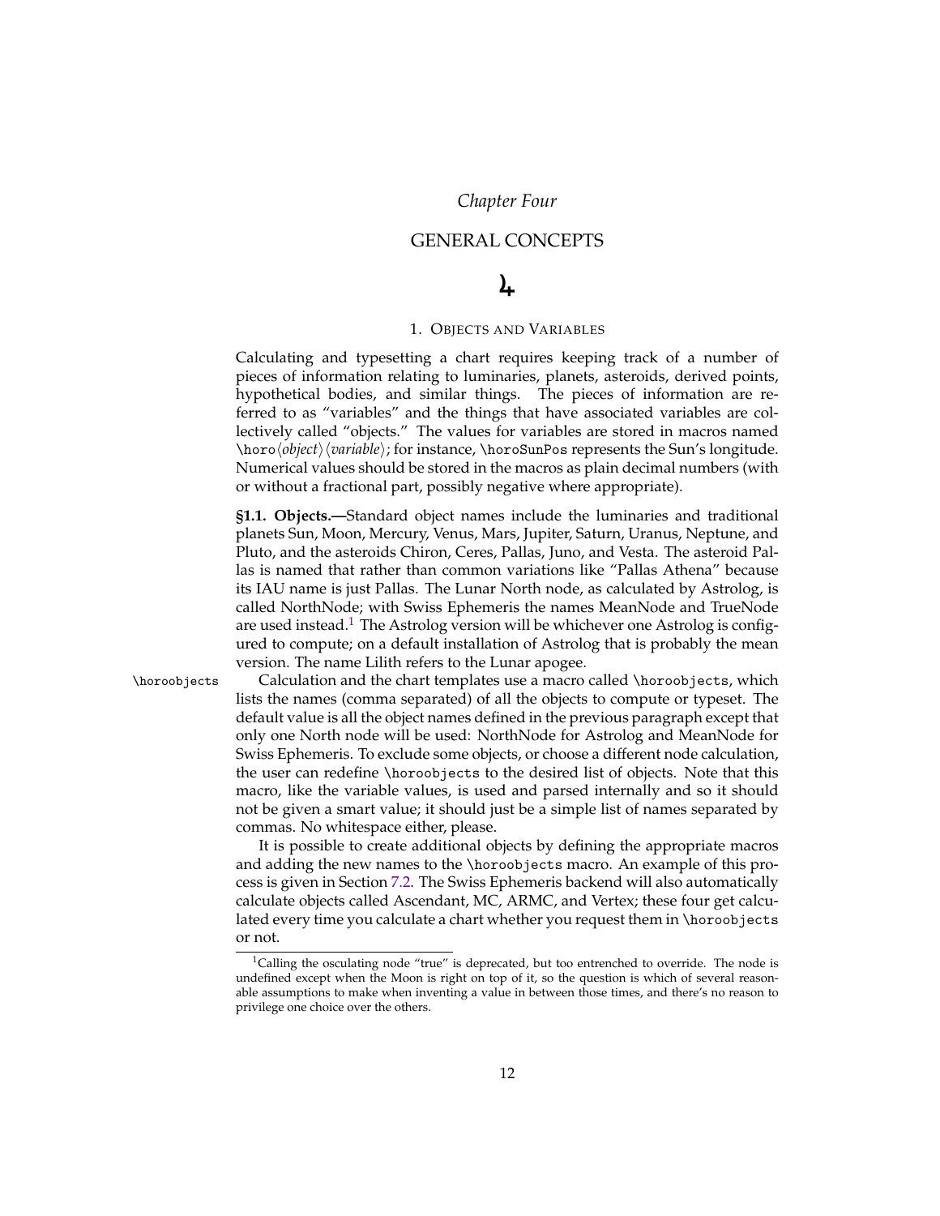*Chapter Four*

# GENERAL CONCEPTS

♃

## 1. Objects and Variables

Calculating and typesetting a chart requires keeping track of a number of pieces of information relating to luminaries, planets, asteroids, derived points, hypothetical bodies, and similar things. The pieces of information are referred to as "variables" and the things that have associated variables are collectively called "objects." The values for variables are stored in macros named `\horo`⟨*object*⟩⟨*variable*⟩; for instance, `\horoSunPos` represents the Sun's longitude. Numerical values should be stored in the macros as plain decimal numbers (with or without a fractional part, possibly negative where appropriate).

**§1.1. Objects.—**Standard object names include the luminaries and traditional planets Sun, Moon, Mercury, Venus, Mars, Jupiter, Saturn, Uranus, Neptune, and Pluto, and the asteroids Chiron, Ceres, Pallas, Juno, and Vesta. The asteroid Pallas is named that rather than common variations like "Pallas Athena" because its IAU name is just Pallas. The Lunar North node, as calculated by Astrolog, is called NorthNode; with Swiss Ephemeris the names MeanNode and TrueNode are used instead.[1] The Astrolog version will be whichever one Astrolog is configured to compute; on a default installation of Astrolog that is probably the mean version. The name Lilith refers to the Lunar apogee.

`\horoobjects` Calculation and the chart templates use a macro called `\horoobjects`, which lists the names (comma separated) of all the objects to compute or typeset. The default value is all the object names defined in the previous paragraph except that only one North node will be used: NorthNode for Astrolog and MeanNode for Swiss Ephemeris. To exclude some objects, or choose a different node calculation, the user can redefine `\horoobjects` to the desired list of objects. Note that this macro, like the variable values, is used and parsed internally and so it should not be given a smart value; it should just be a simple list of names separated by commas. No whitespace either, please.

It is possible to create additional objects by defining the appropriate macros and adding the new names to the `\horoobjects` macro. An example of this process is given in Section 7.2. The Swiss Ephemeris backend will also automatically calculate objects called Ascendant, MC, ARMC, and Vertex; these four get calculated every time you calculate a chart whether you request them in `\horoobjects` or not.

---

[1] Calling the osculating node "true" is deprecated, but too entrenched to override. The node is undefined except when the Moon is right on top of it, so the question is which of several reasonable assumptions to make when inventing a value in between those times, and there's no reason to privilege one choice over the others.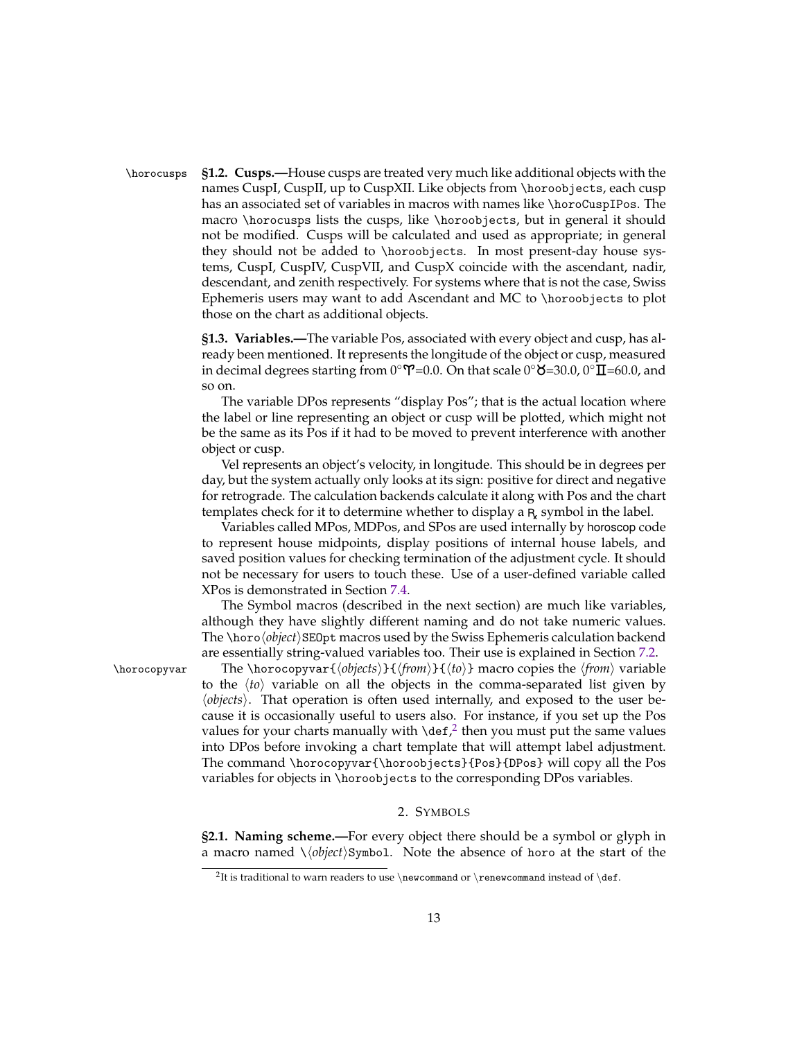\horocusps **§1.2. Cusps.—**House cusps are treated very much like additional objects with the names CuspI, CuspII, up to CuspXII. Like objects from `\horoobjects`, each cusp has an associated set of variables in macros with names like `\horoCuspIPos`. The macro `\horocusps` lists the cusps, like `\horoobjects`, but in general it should not be modified. Cusps will be calculated and used as appropriate; in general they should not be added to `\horoobjects`. In most present-day house systems, CuspI, CuspIV, CuspVII, and CuspX coincide with the ascendant, nadir, descendant, and zenith respectively. For systems where that is not the case, Swiss Ephemeris users may want to add Ascendant and MC to `\horoobjects` to plot those on the chart as additional objects.

**§1.3. Variables.—**The variable Pos, associated with every object and cusp, has already been mentioned. It represents the longitude of the object or cusp, measured in decimal degrees starting from 0°♈=0.0. On that scale 0°♉=30.0, 0°♊=60.0, and so on.

The variable DPos represents "display Pos"; that is the actual location where the label or line representing an object or cusp will be plotted, which might not be the same as its Pos if it had to be moved to prevent interference with another object or cusp.

Vel represents an object's velocity, in longitude. This should be in degrees per day, but the system actually only looks at its sign: positive for direct and negative for retrograde. The calculation backends calculate it along with Pos and the chart templates check for it to determine whether to display a ℞ symbol in the label.

Variables called MPos, MDPos, and SPos are used internally by horoscop code to represent house midpoints, display positions of internal house labels, and saved position values for checking termination of the adjustment cycle. It should not be necessary for users to touch these. Use of a user-defined variable called XPos is demonstrated in Section 7.4.

The Symbol macros (described in the next section) are much like variables, although they have slightly different naming and do not take numeric values. The `\horo`⟨*object*⟩`SEOpt` macros used by the Swiss Ephemeris calculation backend are essentially string-valued variables too. Their use is explained in Section 7.2.

\horocopyvar The `\horocopyvar{`⟨*objects*⟩`}{`⟨*from*⟩`}{`⟨*to*⟩`}` macro copies the ⟨*from*⟩ variable to the ⟨*to*⟩ variable on all the objects in the comma-separated list given by ⟨*objects*⟩. That operation is often used internally, and exposed to the user because it is occasionally useful to users also. For instance, if you set up the Pos values for your charts manually with `\def`,[2] then you must put the same values into DPos before invoking a chart template that will attempt label adjustment. The command `\horocopyvar{\horoobjects}{Pos}{DPos}` will copy all the Pos variables for objects in `\horoobjects` to the corresponding DPos variables.

## 2. Symbols

**§2.1. Naming scheme.—**For every object there should be a symbol or glyph in a macro named `\`⟨*object*⟩`Symbol`. Note the absence of `horo` at the start of the

[2] It is traditional to warn readers to use `\newcommand` or `\renewcommand` instead of `\def`.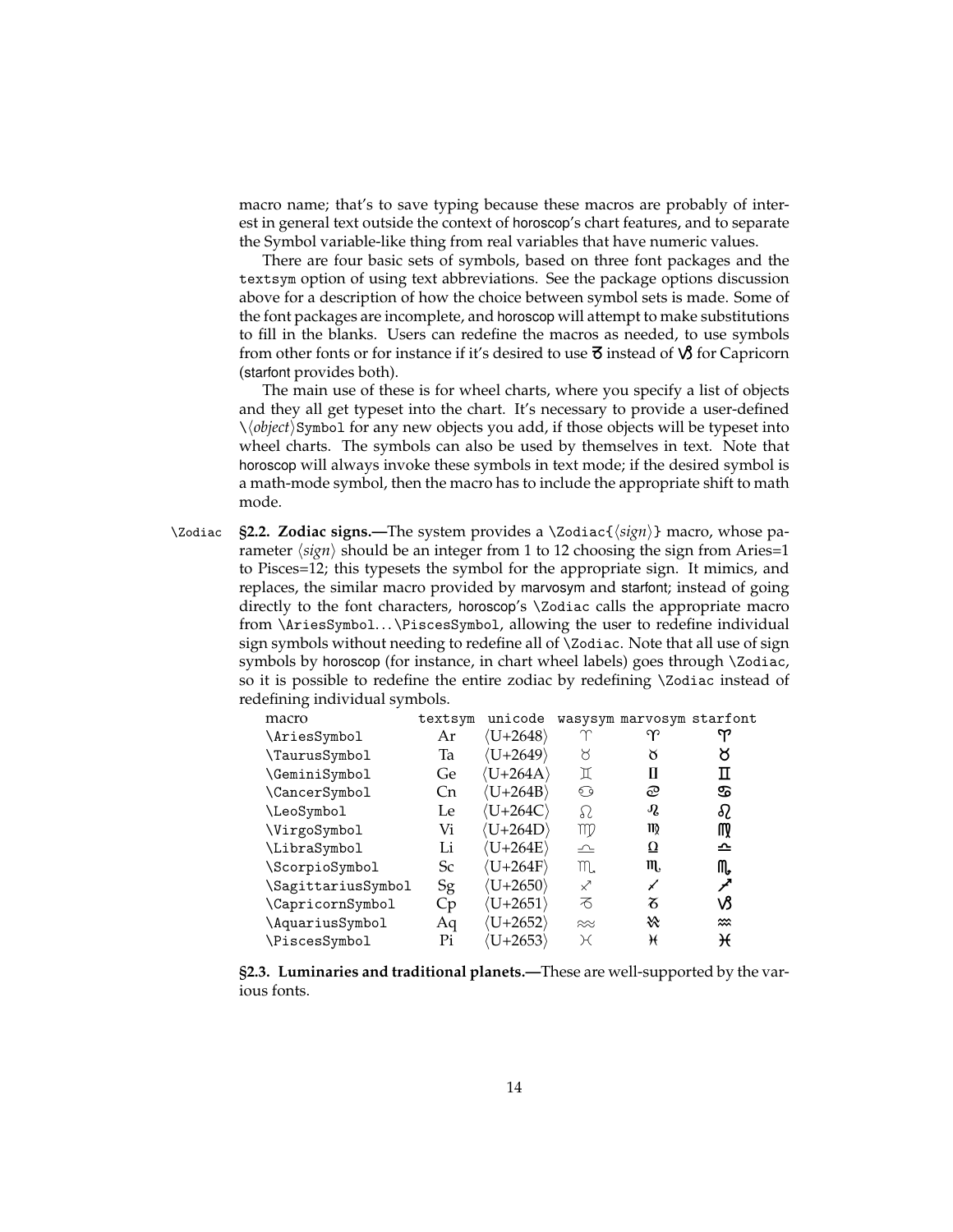macro name; that's to save typing because these macros are probably of interest in general text outside the context of horoscop's chart features, and to separate the Symbol variable-like thing from real variables that have numeric values.

There are four basic sets of symbols, based on three font packages and the `textsym` option of using text abbreviations. See the package options discussion above for a description of how the choice between symbol sets is made. Some of the font packages are incomplete, and horoscop will attempt to make substitutions to fill in the blanks. Users can redefine the macros as needed, to use symbols from other fonts or for instance if it's desired to use ♑ instead of ♑ for Capricorn (starfont provides both).

The main use of these is for wheel charts, where you specify a list of objects and they all get typeset into the chart. It's necessary to provide a user-defined `\⟨object⟩Symbol` for any new objects you add, if those objects will be typeset into wheel charts. The symbols can also be used by themselves in text. Note that horoscop will always invoke these symbols in text mode; if the desired symbol is a math-mode symbol, then the macro has to include the appropriate shift to math mode.

`\Zodiac` **§2.2. Zodiac signs.—**The system provides a `\Zodiac{⟨sign⟩}` macro, whose parameter ⟨*sign*⟩ should be an integer from 1 to 12 choosing the sign from Aries=1 to Pisces=12; this typesets the symbol for the appropriate sign. It mimics, and replaces, the similar macro provided by marvosym and starfont; instead of going directly to the font characters, horoscop's `\Zodiac` calls the appropriate macro from `\AriesSymbol...\PiscesSymbol`, allowing the user to redefine individual sign symbols without needing to redefine all of `\Zodiac`. Note that all use of sign symbols by horoscop (for instance, in chart wheel labels) goes through `\Zodiac`, so it is possible to redefine the entire zodiac by redefining `\Zodiac` instead of redefining individual symbols.

| macro | textsym | unicode | wasysym | marvosym | starfont |
|---|---|---|---|---|---|
| `\AriesSymbol` | Ar | ⟨U+2648⟩ | ♈ | ♈ | ♈ |
| `\TaurusSymbol` | Ta | ⟨U+2649⟩ | ♉ | ♉ | ♉ |
| `\GeminiSymbol` | Ge | ⟨U+264A⟩ | ♊ | ♊ | ♊ |
| `\CancerSymbol` | Cn | ⟨U+264B⟩ | ♋ | ♋ | ♋ |
| `\LeoSymbol` | Le | ⟨U+264C⟩ | ♌ | ♌ | ♌ |
| `\VirgoSymbol` | Vi | ⟨U+264D⟩ | ♍ | ♍ | ♍ |
| `\LibraSymbol` | Li | ⟨U+264E⟩ | ♎ | ♎ | ♎ |
| `\ScorpioSymbol` | Sc | ⟨U+264F⟩ | ♏ | ♏ | ♏ |
| `\SagittariusSymbol` | Sg | ⟨U+2650⟩ | ♐ | ♐ | ♐ |
| `\CapricornSymbol` | Cp | ⟨U+2651⟩ | ♑ | ♑ | ♑ |
| `\AquariusSymbol` | Aq | ⟨U+2652⟩ | ♒ | ♒ | ♒ |
| `\PiscesSymbol` | Pi | ⟨U+2653⟩ | ♓ | ♓ | ♓ |

**§2.3. Luminaries and traditional planets.—**These are well-supported by the various fonts.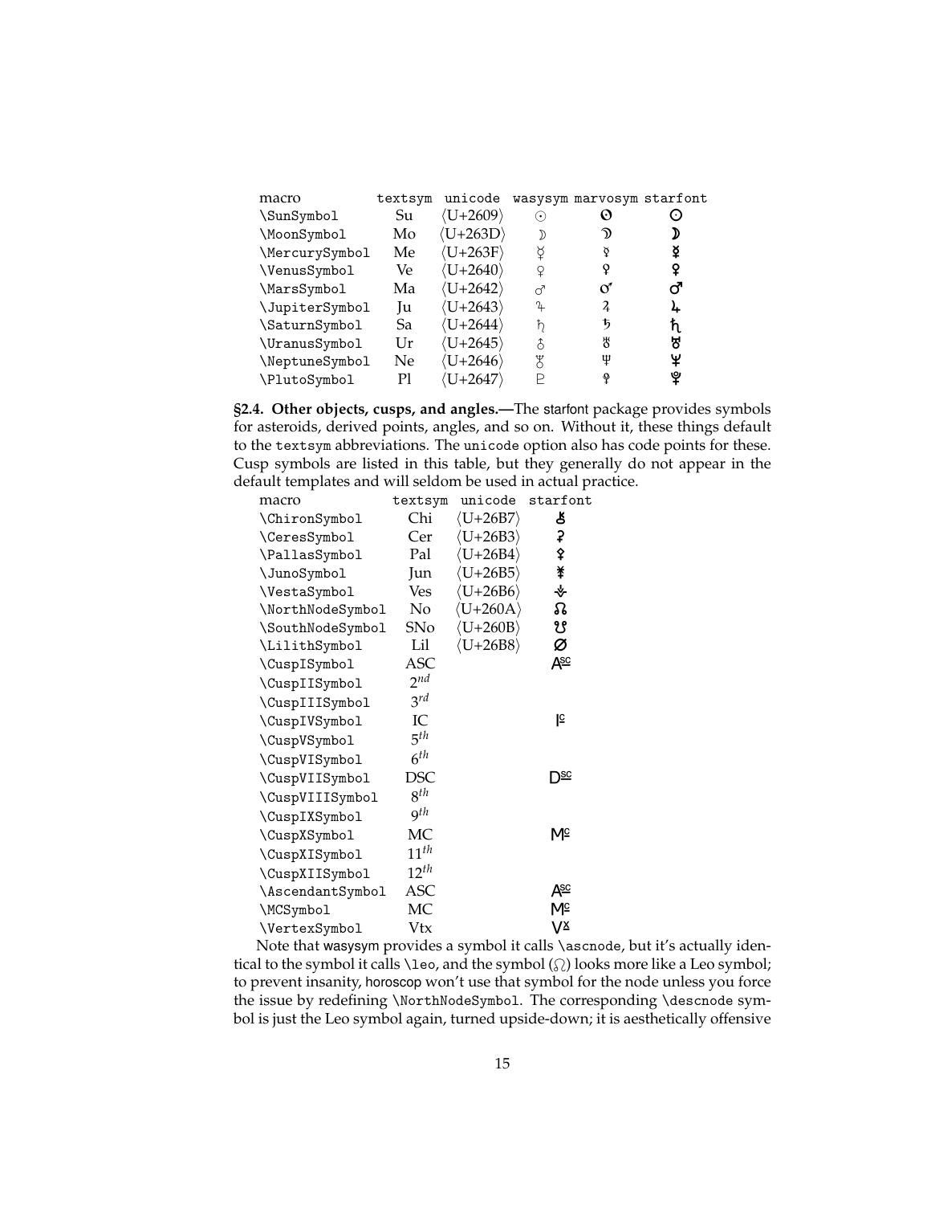| macro | textsym | unicode | wasysym | marvosym | starfont |
|---|---|---|---|---|---|
| \SunSymbol | Su | ⟨U+2609⟩ | ☉ | ☉ | ☉ |
| \MoonSymbol | Mo | ⟨U+263D⟩ | ☽ | ☽ | ☽ |
| \MercurySymbol | Me | ⟨U+263F⟩ | ☿ | ☿ | ☿ |
| \VenusSymbol | Ve | ⟨U+2640⟩ | ♀ | ♀ | ♀ |
| \MarsSymbol | Ma | ⟨U+2642⟩ | ♂ | ♂ | ♂ |
| \JupiterSymbol | Ju | ⟨U+2643⟩ | ♃ | ♃ | ♃ |
| \SaturnSymbol | Sa | ⟨U+2644⟩ | ♄ | ♄ | ♄ |
| \UranusSymbol | Ur | ⟨U+2645⟩ | ♅ | ♅ | ♅ |
| \NeptuneSymbol | Ne | ⟨U+2646⟩ | ♆ | ♆ | ♆ |
| \PlutoSymbol | Pl | ⟨U+2647⟩ | ♇ | ♇ | ♇ |

**§2.4. Other objects, cusps, and angles.—**The starfont package provides symbols for asteroids, derived points, angles, and so on. Without it, these things default to the textsym abbreviations. The unicode option also has code points for these. Cusp symbols are listed in this table, but they generally do not appear in the default templates and will seldom be used in actual practice.

| macro | textsym | unicode | starfont |
|---|---|---|---|
| \ChironSymbol | Chi | ⟨U+26B7⟩ | ⚷ |
| \CeresSymbol | Cer | ⟨U+26B3⟩ | ⚳ |
| \PallasSymbol | Pal | ⟨U+26B4⟩ | ⚴ |
| \JunoSymbol | Jun | ⟨U+26B5⟩ | ⚵ |
| \VestaSymbol | Ves | ⟨U+26B6⟩ | ⚶ |
| \NorthNodeSymbol | No | ⟨U+260A⟩ | ☊ |
| \SouthNodeSymbol | SNo | ⟨U+260B⟩ | ☋ |
| \LilithSymbol | Lil | ⟨U+26B8⟩ | ⚸ |
| \CuspISymbol | ASC | | $A^{\underline{SC}}$ |
| \CuspIISymbol | $2^{nd}$ | | |
| \CuspIIISymbol | $3^{rd}$ | | |
| \CuspIVSymbol | IC | | $I^{\underline{C}}$ |
| \CuspVSymbol | $5^{th}$ | | |
| \CuspVISymbol | $6^{th}$ | | |
| \CuspVIISymbol | DSC | | $D^{\underline{SC}}$ |
| \CuspVIIISymbol | $8^{th}$ | | |
| \CuspIXSymbol | $9^{th}$ | | |
| \CuspXSymbol | MC | | $M^{\underline{C}}$ |
| \CuspXISymbol | $11^{th}$ | | |
| \CuspXIISymbol | $12^{th}$ | | |
| \AscendantSymbol | ASC | | $A^{\underline{SC}}$ |
| \MCSymbol | MC | | $M^{\underline{C}}$ |
| \VertexSymbol | Vtx | | $V^{\underline{X}}$ |

Note that wasysym provides a symbol it calls \ascnode, but it's actually identical to the symbol it calls \leo, and the symbol (♌) looks more like a Leo symbol; to prevent insanity, horoscop won't use that symbol for the node unless you force the issue by redefining \NorthNodeSymbol. The corresponding \descnode symbol is just the Leo symbol again, turned upside-down; it is aesthetically offensive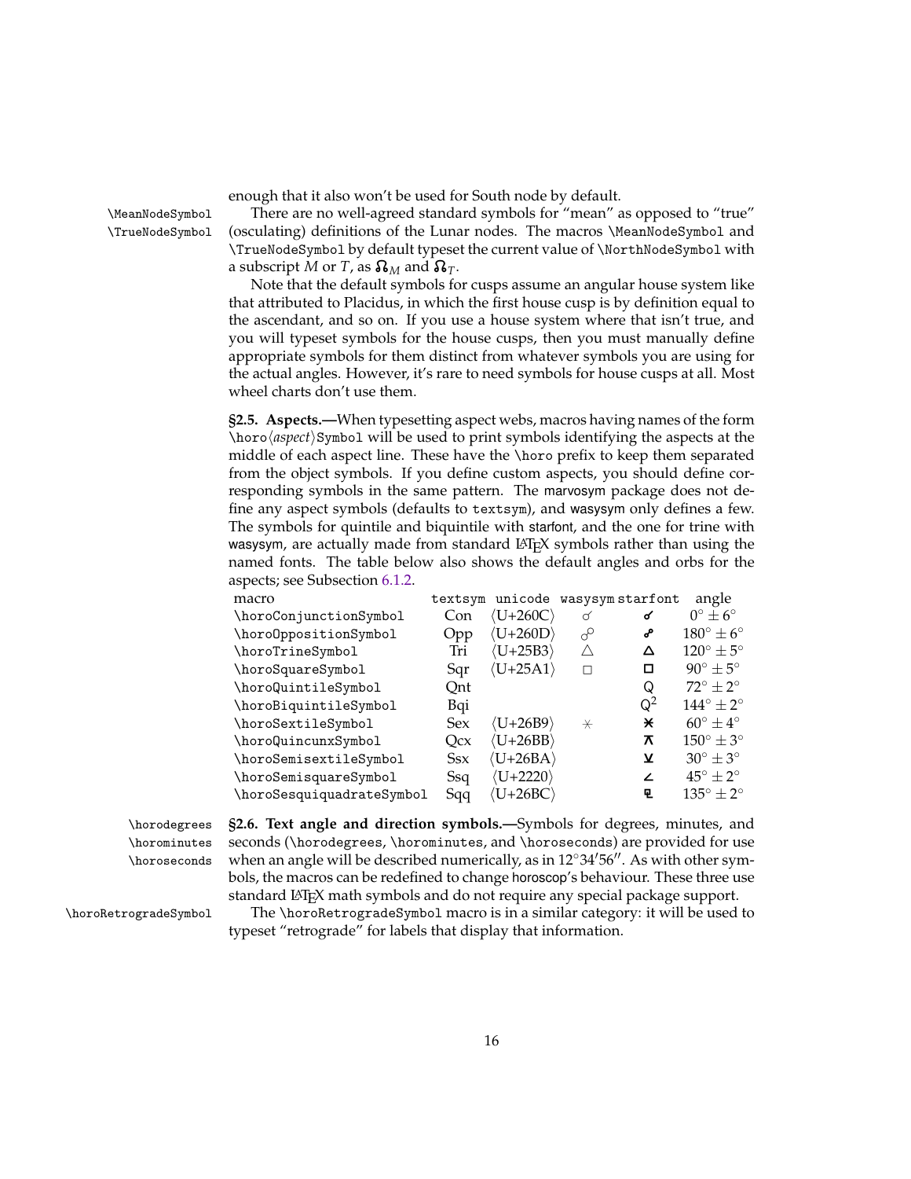enough that it also won't be used for South node by default.

\MeanNodeSymbol \TrueNodeSymbol

There are no well-agreed standard symbols for "mean" as opposed to "true" (osculating) definitions of the Lunar nodes. The macros \MeanNodeSymbol and \TrueNodeSymbol by default typeset the current value of \NorthNodeSymbol with a subscript $M$ or $T$, as ☊$_M$ and ☊$_T$.

Note that the default symbols for cusps assume an angular house system like that attributed to Placidus, in which the first house cusp is by definition equal to the ascendant, and so on. If you use a house system where that isn't true, and you will typeset symbols for the house cusps, then you must manually define appropriate symbols for them distinct from whatever symbols you are using for the actual angles. However, it's rare to need symbols for house cusps at all. Most wheel charts don't use them.

**§2.5. Aspects.—**When typesetting aspect webs, macros having names of the form \horo⟨*aspect*⟩Symbol will be used to print symbols identifying the aspects at the middle of each aspect line. These have the \horo prefix to keep them separated from the object symbols. If you define custom aspects, you should define corresponding symbols in the same pattern. The marvosym package does not define any aspect symbols (defaults to textsym), and wasysym only defines a few. The symbols for quintile and biquintile with starfont, and the one for trine with wasysym, are actually made from standard LaTeX symbols rather than using the named fonts. The table below also shows the default angles and orbs for the aspects; see Subsection 6.1.2.

| macro | textsym | unicode | wasysym | starfont | angle |
|---|---|---|---|---|---|
| \horoConjunctionSymbol | Con | ⟨U+260C⟩ | ☌ | ☌ | $0° \pm 6°$ |
| \horoOppositionSymbol | Opp | ⟨U+260D⟩ | ☍ | ☍ | $180° \pm 6°$ |
| \horoTrineSymbol | Tri | ⟨U+25B3⟩ | △ | △ | $120° \pm 5°$ |
| \horoSquareSymbol | Sqr | ⟨U+25A1⟩ | □ | □ | $90° \pm 5°$ |
| \horoQuintileSymbol | Qnt | | | Q | $72° \pm 2°$ |
| \horoBiquintileSymbol | Bqi | | | $Q^2$ | $144° \pm 2°$ |
| \horoSextileSymbol | Sex | ⟨U+26B9⟩ | ⚹ | ⚹ | $60° \pm 4°$ |
| \horoQuincunxSymbol | Qcx | ⟨U+26BB⟩ | | ⚻ | $150° \pm 3°$ |
| \horoSemisextileSymbol | Ssx | ⟨U+26BA⟩ | | ⚺ | $30° \pm 3°$ |
| \horoSemisquareSymbol | Ssq | ⟨U+2220⟩ | | ∠ | $45° \pm 2°$ |
| \horoSesquiquadrateSymbol | Sqq | ⟨U+26BC⟩ | | ⚼ | $135° \pm 2°$ |

\horodegrees \horominutes \horoseconds

**§2.6. Text angle and direction symbols.—**Symbols for degrees, minutes, and seconds (\horodegrees, \horominutes, and \horoseconds) are provided for use when an angle will be described numerically, as in $12°34'56''$. As with other symbols, the macros can be redefined to change horoscop's behaviour. These three use standard LaTeX math symbols and do not require any special package support.

\horoRetrogradeSymbol

The \horoRetrogradeSymbol macro is in a similar category: it will be used to typeset "retrograde" for labels that display that information.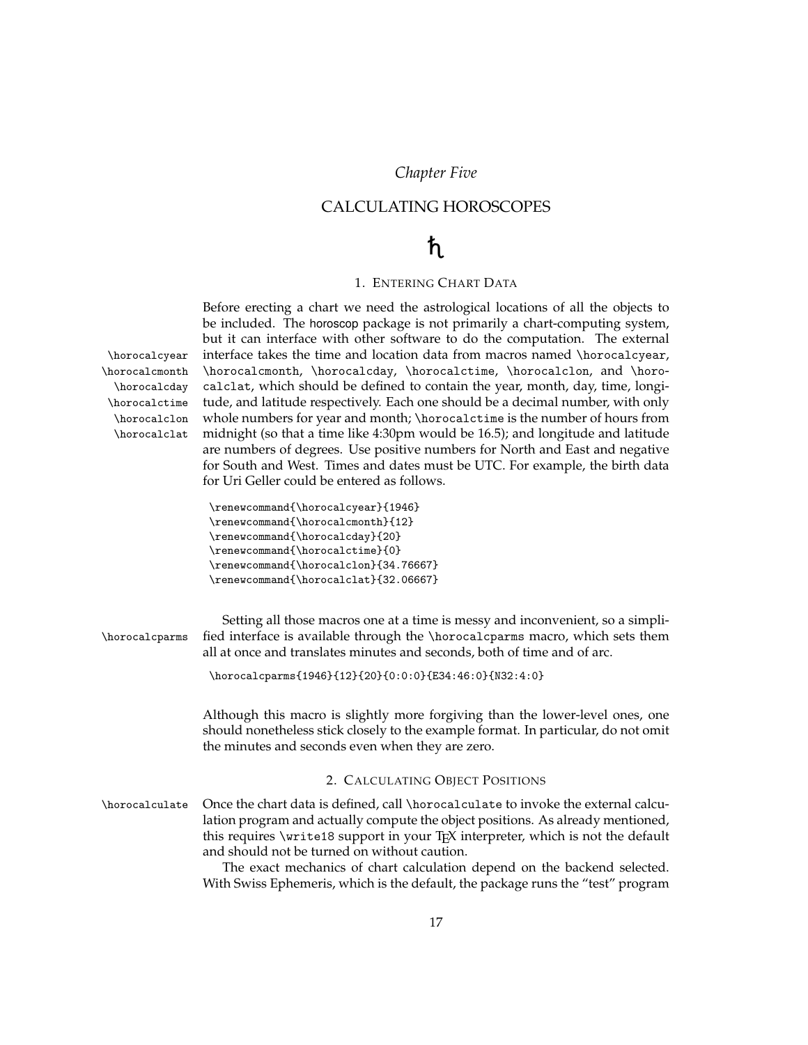*Chapter Five*

# CALCULATING HOROSCOPES

♄

## 1. Entering Chart Data

\horocalcyear
\horocalcmonth
\horocalcday
\horocalctime
\horocalclon
\horocalclat

Before erecting a chart we need the astrological locations of all the objects to be included. The horoscop package is not primarily a chart-computing system, but it can interface with other software to do the computation. The external interface takes the time and location data from macros named `\horocalcyear`, `\horocalcmonth`, `\horocalcday`, `\horocalctime`, `\horocalclon`, and `\horocalclat`, which should be defined to contain the year, month, day, time, longitude, and latitude respectively. Each one should be a decimal number, with only whole numbers for year and month; `\horocalctime` is the number of hours from midnight (so that a time like 4:30pm would be 16.5); and longitude and latitude are numbers of degrees. Use positive numbers for North and East and negative for South and West. Times and dates must be UTC. For example, the birth data for Uri Geller could be entered as follows.

```
\renewcommand{\horocalcyear}{1946}
\renewcommand{\horocalcmonth}{12}
\renewcommand{\horocalcday}{20}
\renewcommand{\horocalctime}{0}
\renewcommand{\horocalclon}{34.76667}
\renewcommand{\horocalclat}{32.06667}
```

\horocalcparms

Setting all those macros one at a time is messy and inconvenient, so a simplified interface is available through the `\horocalcparms` macro, which sets them all at once and translates minutes and seconds, both of time and of arc.

```
\horocalcparms{1946}{12}{20}{0:0:0}{E34:46:0}{N32:4:0}
```

Although this macro is slightly more forgiving than the lower-level ones, one should nonetheless stick closely to the example format. In particular, do not omit the minutes and seconds even when they are zero.

## 2. Calculating Object Positions

\horocalculate

Once the chart data is defined, call `\horocalculate` to invoke the external calculation program and actually compute the object positions. As already mentioned, this requires `\write18` support in your TeX interpreter, which is not the default and should not be turned on without caution.

The exact mechanics of chart calculation depend on the backend selected. With Swiss Ephemeris, which is the default, the package runs the "test" program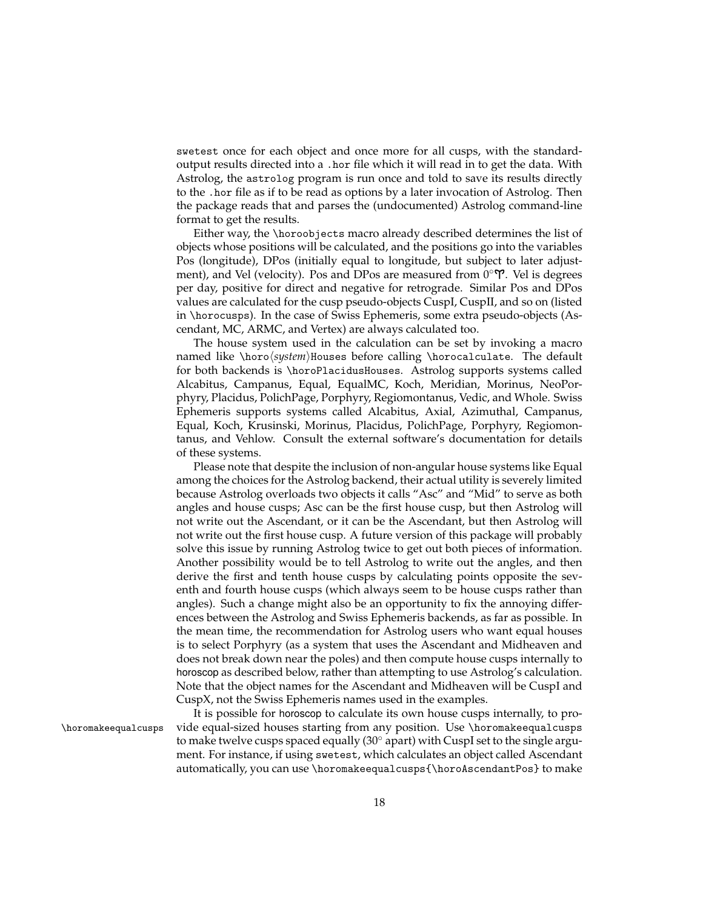swetest once for each object and once more for all cusps, with the standard-output results directed into a .hor file which it will read in to get the data. With Astrolog, the astrolog program is run once and told to save its results directly to the .hor file as if to be read as options by a later invocation of Astrolog. Then the package reads that and parses the (undocumented) Astrolog command-line format to get the results.

Either way, the \horoobjects macro already described determines the list of objects whose positions will be calculated, and the positions go into the variables Pos (longitude), DPos (initially equal to longitude, but subject to later adjustment), and Vel (velocity). Pos and DPos are measured from 0°♈. Vel is degrees per day, positive for direct and negative for retrograde. Similar Pos and DPos values are calculated for the cusp pseudo-objects CuspI, CuspII, and so on (listed in \horocusps). In the case of Swiss Ephemeris, some extra pseudo-objects (Ascendant, MC, ARMC, and Vertex) are always calculated too.

The house system used in the calculation can be set by invoking a macro named like \horo⟨*system*⟩Houses before calling \horocalculate. The default for both backends is \horoPlacidusHouses. Astrolog supports systems called Alcabitus, Campanus, Equal, EqualMC, Koch, Meridian, Morinus, NeoPorphyry, Placidus, PolichPage, Porphyry, Regiomontanus, Vedic, and Whole. Swiss Ephemeris supports systems called Alcabitus, Axial, Azimuthal, Campanus, Equal, Koch, Krusinski, Morinus, Placidus, PolichPage, Porphyry, Regiomontanus, and Vehlow. Consult the external software's documentation for details of these systems.

Please note that despite the inclusion of non-angular house systems like Equal among the choices for the Astrolog backend, their actual utility is severely limited because Astrolog overloads two objects it calls "Asc" and "Mid" to serve as both angles and house cusps; Asc can be the first house cusp, but then Astrolog will not write out the Ascendant, or it can be the Ascendant, but then Astrolog will not write out the first house cusp. A future version of this package will probably solve this issue by running Astrolog twice to get out both pieces of information. Another possibility would be to tell Astrolog to write out the angles, and then derive the first and tenth house cusps by calculating points opposite the seventh and fourth house cusps (which always seem to be house cusps rather than angles). Such a change might also be an opportunity to fix the annoying differences between the Astrolog and Swiss Ephemeris backends, as far as possible. In the mean time, the recommendation for Astrolog users who want equal houses is to select Porphyry (as a system that uses the Ascendant and Midheaven and does not break down near the poles) and then compute house cusps internally to horoscop as described below, rather than attempting to use Astrolog's calculation. Note that the object names for the Ascendant and Midheaven will be CuspI and CuspX, not the Swiss Ephemeris names used in the examples.

\horomakeequalcusps

It is possible for horoscop to calculate its own house cusps internally, to provide equal-sized houses starting from any position. Use \horomakeequalcusps to make twelve cusps spaced equally (30° apart) with CuspI set to the single argument. For instance, if using swetest, which calculates an object called Ascendant automatically, you can use \horomakeequalcusps{\horoAscendantPos} to make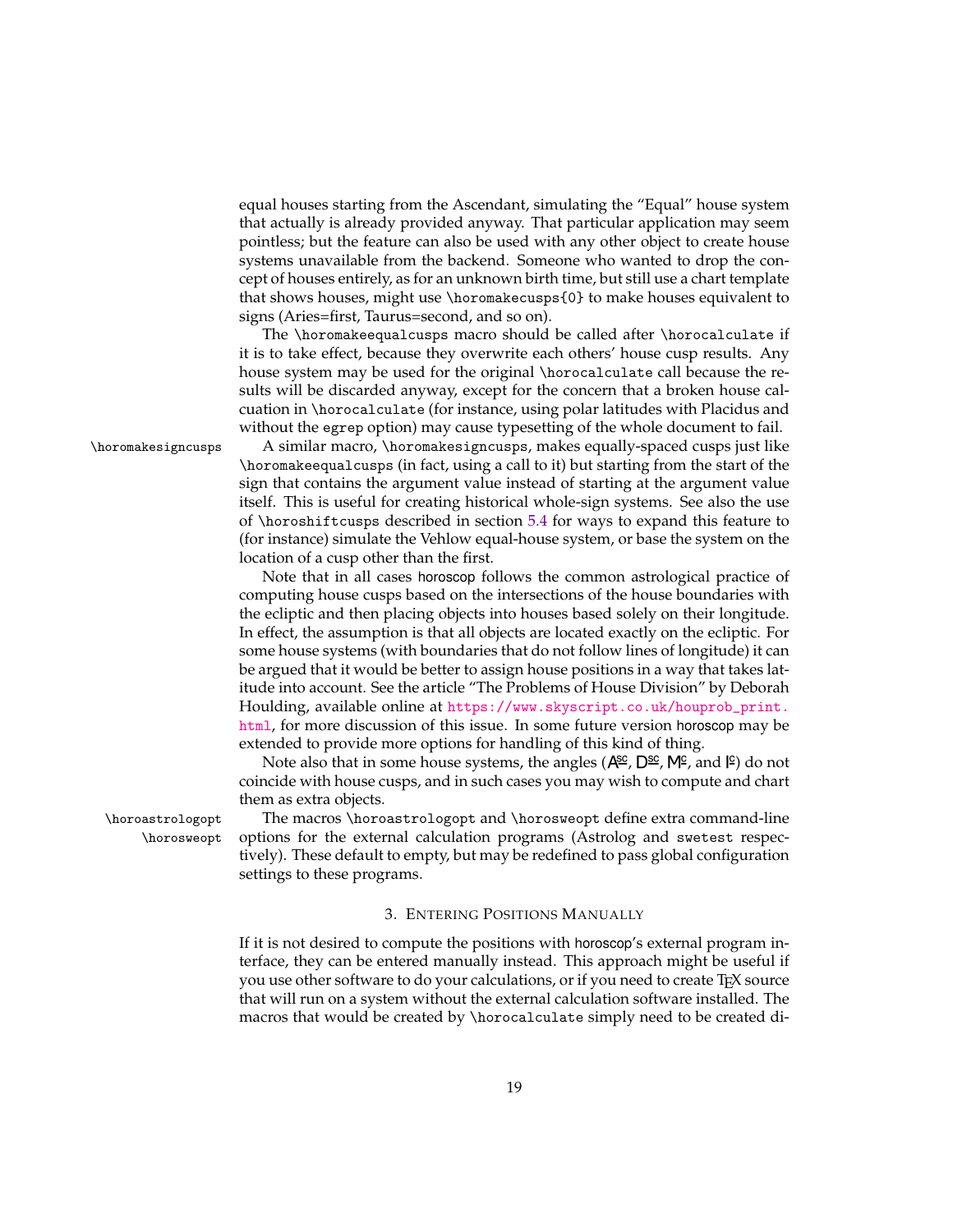equal houses starting from the Ascendant, simulating the "Equal" house system that actually is already provided anyway. That particular application may seem pointless; but the feature can also be used with any other object to create house systems unavailable from the backend. Someone who wanted to drop the concept of houses entirely, as for an unknown birth time, but still use a chart template that shows houses, might use `\horomakecusps{0}` to make houses equivalent to signs (Aries=first, Taurus=second, and so on).

The `\horomakeequalcusps` macro should be called after `\horocalculate` if it is to take effect, because they overwrite each others' house cusp results. Any house system may be used for the original `\horocalculate` call because the results will be discarded anyway, except for the concern that a broken house calcuation in `\horocalculate` (for instance, using polar latitudes with Placidus and without the `egrep` option) may cause typesetting of the whole document to fail.

`\horomakesigncusps` A similar macro, `\horomakesigncusps`, makes equally-spaced cusps just like `\horomakeequalcusps` (in fact, using a call to it) but starting from the start of the sign that contains the argument value instead of starting at the argument value itself. This is useful for creating historical whole-sign systems. See also the use of `\horoshiftcusps` described in section 5.4 for ways to expand this feature to (for instance) simulate the Vehlow equal-house system, or base the system on the location of a cusp other than the first.

Note that in all cases horoscop follows the common astrological practice of computing house cusps based on the intersections of the house boundaries with the ecliptic and then placing objects into houses based solely on their longitude. In effect, the assumption is that all objects are located exactly on the ecliptic. For some house systems (with boundaries that do not follow lines of longitude) it can be argued that it would be better to assign house positions in a way that takes latitude into account. See the article "The Problems of House Division" by Deborah Houlding, available online at https://www.skyscript.co.uk/houprob_print.html, for more discussion of this issue. In some future version horoscop may be extended to provide more options for handling of this kind of thing.

Note also that in some house systems, the angles (Asc, Dsc, Mc, and Ic) do not coincide with house cusps, and in such cases you may wish to compute and chart them as extra objects.

`\horoastrologopt` `\horosweopt` The macros `\horoastrologopt` and `\horosweopt` define extra command-line options for the external calculation programs (Astrolog and `swetest` respectively). These default to empty, but may be redefined to pass global configuration settings to these programs.

## 3. Entering Positions Manually

If it is not desired to compute the positions with horoscop's external program interface, they can be entered manually instead. This approach might be useful if you use other software to do your calculations, or if you need to create TEX source that will run on a system without the external calculation software installed. The macros that would be created by `\horocalculate` simply need to be created di-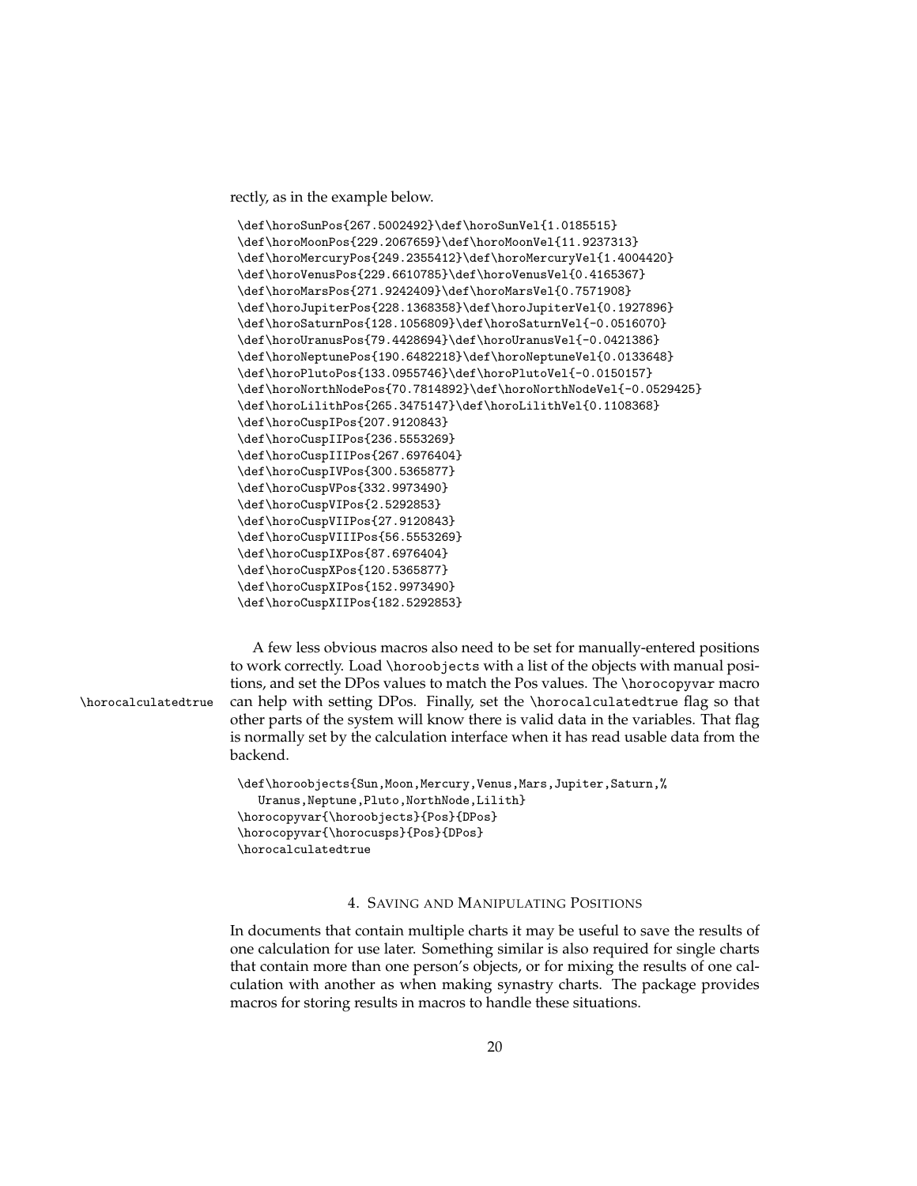rectly, as in the example below.

```
\def\horoSunPos{267.5002492}\def\horoSunVel{1.0185515}
\def\horoMoonPos{229.2067659}\def\horoMoonVel{11.9237313}
\def\horoMercuryPos{249.2355412}\def\horoMercuryVel{1.4004420}
\def\horoVenusPos{229.6610785}\def\horoVenusVel{0.4165367}
\def\horoMarsPos{271.9242409}\def\horoMarsVel{0.7571908}
\def\horoJupiterPos{228.1368358}\def\horoJupiterVel{0.1927896}
\def\horoSaturnPos{128.1056809}\def\horoSaturnVel{-0.0516070}
\def\horoUranusPos{79.4428694}\def\horoUranusVel{-0.0421386}
\def\horoNeptunePos{190.6482218}\def\horoNeptuneVel{0.0133648}
\def\horoPlutoPos{133.0955746}\def\horoPlutoVel{-0.0150157}
\def\horoNorthNodePos{70.7814892}\def\horoNorthNodeVel{-0.0529425}
\def\horoLilithPos{265.3475147}\def\horoLilithVel{0.1108368}
\def\horoCuspIPos{207.9120843}
\def\horoCuspIIPos{236.5553269}
\def\horoCuspIIIPos{267.6976404}
\def\horoCuspIVPos{300.5365877}
\def\horoCuspVPos{332.9973490}
\def\horoCuspVIPos{2.5292853}
\def\horoCuspVIIPos{27.9120843}
\def\horoCuspVIIIPos{56.5553269}
\def\horoCuspIXPos{87.6976404}
\def\horoCuspXPos{120.5365877}
\def\horoCuspXIPos{152.9973490}
\def\horoCuspXIIPos{182.5292853}
```

\horocalculatedtrue

A few less obvious macros also need to be set for manually-entered positions to work correctly. Load `\horoobjects` with a list of the objects with manual positions, and set the DPos values to match the Pos values. The `\horocopyvar` macro can help with setting DPos. Finally, set the `\horocalculatedtrue` flag so that other parts of the system will know there is valid data in the variables. That flag is normally set by the calculation interface when it has read usable data from the backend.

```
\def\horoobjects{Sun,Moon,Mercury,Venus,Mars,Jupiter,Saturn,%
   Uranus,Neptune,Pluto,NorthNode,Lilith}
\horocopyvar{\horoobjects}{Pos}{DPos}
\horocopyvar{\horocusps}{Pos}{DPos}
\horocalculatedtrue
```

## 4. Saving and Manipulating Positions

In documents that contain multiple charts it may be useful to save the results of one calculation for use later. Something similar is also required for single charts that contain more than one person's objects, or for mixing the results of one calculation with another as when making synastry charts. The package provides macros for storing results in macros to handle these situations.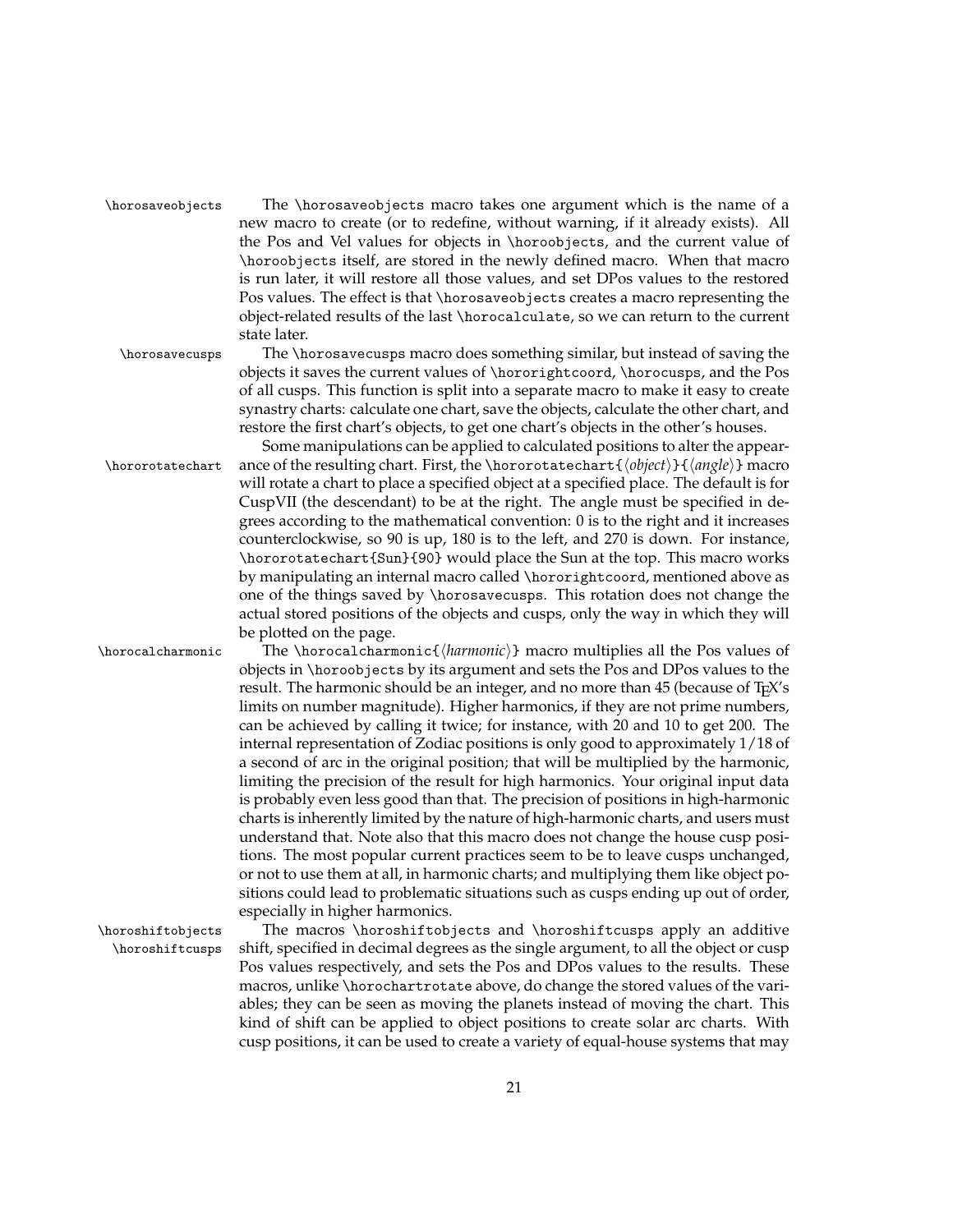`\horosaveobjects` The `\horosaveobjects` macro takes one argument which is the name of a new macro to create (or to redefine, without warning, if it already exists). All the Pos and Vel values for objects in `\horoobjects`, and the current value of `\horoobjects` itself, are stored in the newly defined macro. When that macro is run later, it will restore all those values, and set DPos values to the restored Pos values. The effect is that `\horosaveobjects` creates a macro representing the object-related results of the last `\horocalculate`, so we can return to the current state later.

`\horosavecusps` The `\horosavecusps` macro does something similar, but instead of saving the objects it saves the current values of `\hororightcoord`, `\horocusps`, and the Pos of all cusps. This function is split into a separate macro to make it easy to create synastry charts: calculate one chart, save the objects, calculate the other chart, and restore the first chart's objects, to get one chart's objects in the other's houses.

`\hororotatechart` Some manipulations can be applied to calculated positions to alter the appearance of the resulting chart. First, the `\hororotatechart{⟨object⟩}{⟨angle⟩}` macro will rotate a chart to place a specified object at a specified place. The default is for CuspVII (the descendant) to be at the right. The angle must be specified in degrees according to the mathematical convention: 0 is to the right and it increases counterclockwise, so 90 is up, 180 is to the left, and 270 is down. For instance, `\hororotatechart{Sun}{90}` would place the Sun at the top. This macro works by manipulating an internal macro called `\hororightcoord`, mentioned above as one of the things saved by `\horosavecusps`. This rotation does not change the actual stored positions of the objects and cusps, only the way in which they will be plotted on the page.

`\horocalcharmonic` The `\horocalcharmonic{⟨harmonic⟩}` macro multiplies all the Pos values of objects in `\horoobjects` by its argument and sets the Pos and DPos values to the result. The harmonic should be an integer, and no more than 45 (because of TeX's limits on number magnitude). Higher harmonics, if they are not prime numbers, can be achieved by calling it twice; for instance, with 20 and 10 to get 200. The internal representation of Zodiac positions is only good to approximately 1/18 of a second of arc in the original position; that will be multiplied by the harmonic, limiting the precision of the result for high harmonics. Your original input data is probably even less good than that. The precision of positions in high-harmonic charts is inherently limited by the nature of high-harmonic charts, and users must understand that. Note also that this macro does not change the house cusp positions. The most popular current practices seem to be to leave cusps unchanged, or not to use them at all, in harmonic charts; and multiplying them like object positions could lead to problematic situations such as cusps ending up out of order, especially in higher harmonics.

`\horoshiftobjects` `\horoshiftcusps` The macros `\horoshiftobjects` and `\horoshiftcusps` apply an additive shift, specified in decimal degrees as the single argument, to all the object or cusp Pos values respectively, and sets the Pos and DPos values to the results. These macros, unlike `\horochartrotate` above, do change the stored values of the variables; they can be seen as moving the planets instead of moving the chart. This kind of shift can be applied to object positions to create solar arc charts. With cusp positions, it can be used to create a variety of equal-house systems that may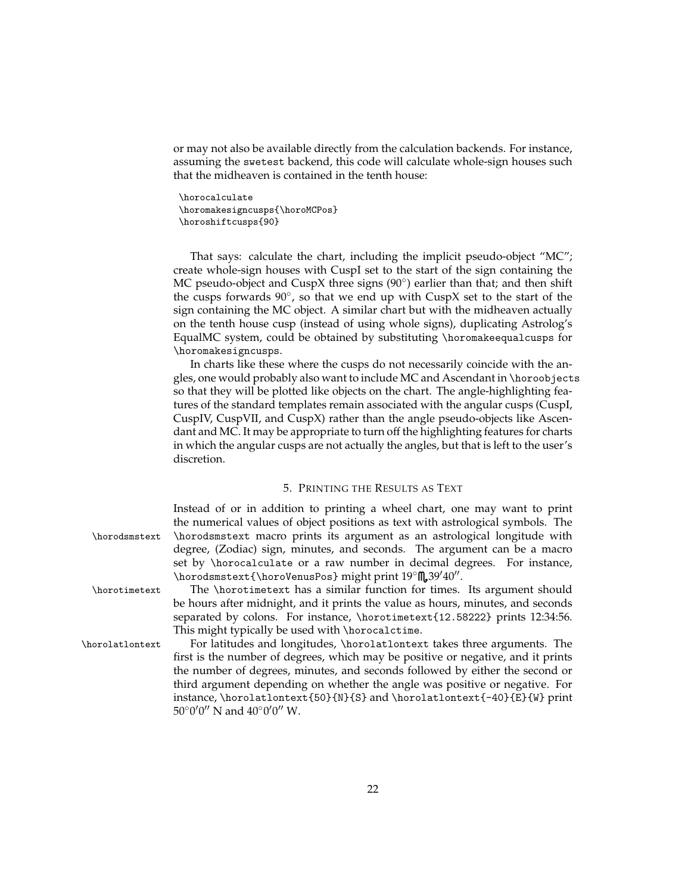or may not also be available directly from the calculation backends. For instance, assuming the `swetest` backend, this code will calculate whole-sign houses such that the midheaven is contained in the tenth house:

```
\horocalculate
\horomakesigncusps{\horoMCPos}
\horoshiftcusps{90}
```

That says: calculate the chart, including the implicit pseudo-object "MC"; create whole-sign houses with CuspI set to the start of the sign containing the MC pseudo-object and CuspX three signs (90°) earlier than that; and then shift the cusps forwards 90°, so that we end up with CuspX set to the start of the sign containing the MC object. A similar chart but with the midheaven actually on the tenth house cusp (instead of using whole signs), duplicating Astrolog's EqualMC system, could be obtained by substituting `\horomakeequalcusps` for `\horomakesigncusps`.

In charts like these where the cusps do not necessarily coincide with the angles, one would probably also want to include MC and Ascendant in `\horoobjects` so that they will be plotted like objects on the chart. The angle-highlighting features of the standard templates remain associated with the angular cusps (CuspI, CuspIV, CuspVII, and CuspX) rather than the angle pseudo-objects like Ascendant and MC. It may be appropriate to turn off the highlighting features for charts in which the angular cusps are not actually the angles, but that is left to the user's discretion.

## 5. Printing the Results as Text

Instead of or in addition to printing a wheel chart, one may want to print the numerical values of object positions as text with astrological symbols. The `\horodsmstext` macro prints its argument as an astrological longitude with degree, (Zodiac) sign, minutes, and seconds. The argument can be a macro set by `\horocalculate` or a raw number in decimal degrees. For instance, `\horodsmstext{\horoVenusPos}` might print 19°♏39′40″.

The `\horotimetext` has a similar function for times. Its argument should be hours after midnight, and it prints the value as hours, minutes, and seconds separated by colons. For instance, `\horotimetext{12.58222}` prints 12:34:56. This might typically be used with `\horocalctime`.

For latitudes and longitudes, `\horolatlontext` takes three arguments. The first is the number of degrees, which may be positive or negative, and it prints the number of degrees, minutes, and seconds followed by either the second or third argument depending on whether the angle was positive or negative. For instance, `\horolatlontext{50}{N}{S}` and `\horolatlontext{-40}{E}{W}` print 50°0′0″ N and 40°0′0″ W.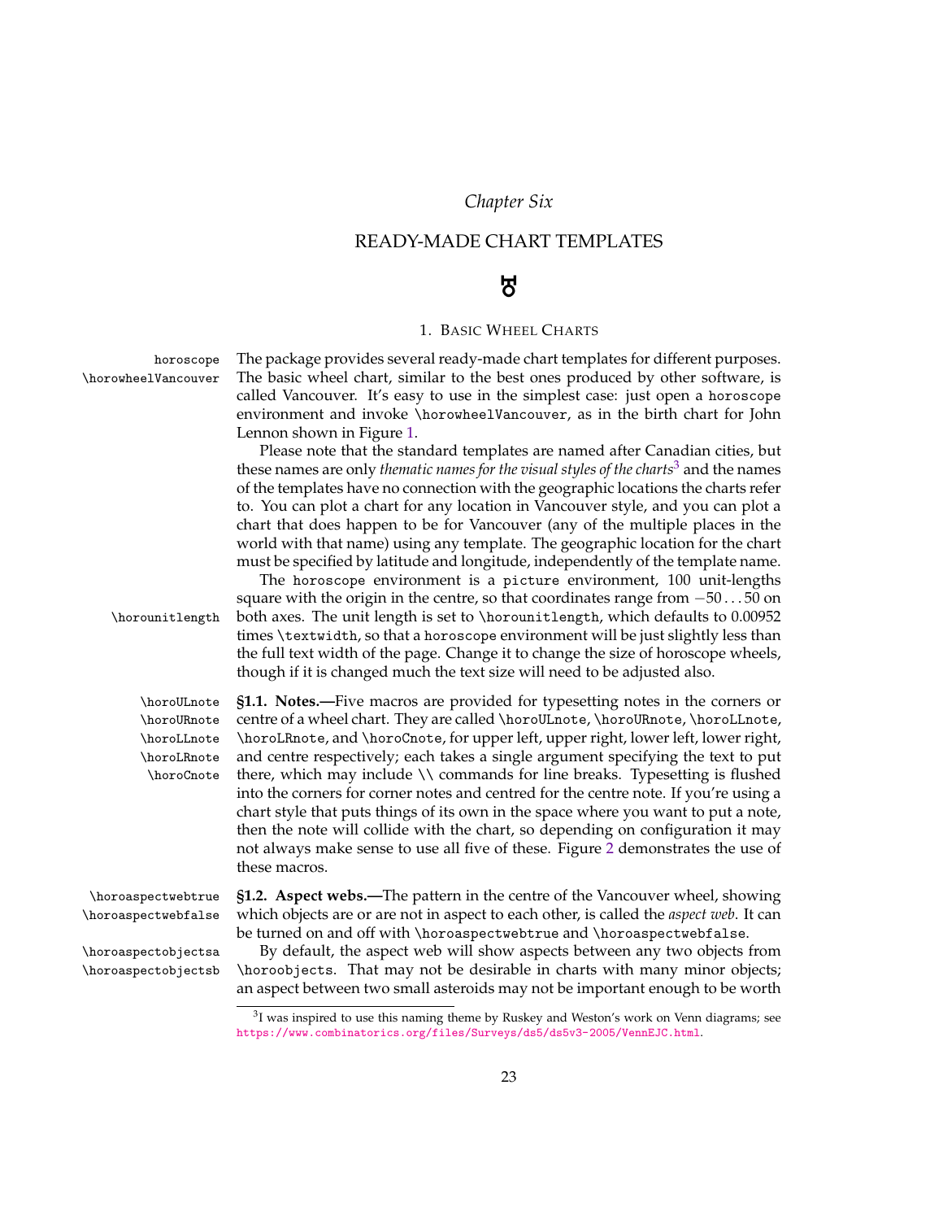*Chapter Six*

# READY-MADE CHART TEMPLATES

☿

## 1. Basic Wheel Charts

`horoscope`
`\horowheelVancouver`

The package provides several ready-made chart templates for different purposes. The basic wheel chart, similar to the best ones produced by other software, is called Vancouver. It's easy to use in the simplest case: just open a `horoscope` environment and invoke `\horowheelVancouver`, as in the birth chart for John Lennon shown in Figure 1.

Please note that the standard templates are named after Canadian cities, but these names are only *thematic names for the visual styles of the charts*[3] and the names of the templates have no connection with the geographic locations the charts refer to. You can plot a chart for any location in Vancouver style, and you can plot a chart that does happen to be for Vancouver (any of the multiple places in the world with that name) using any template. The geographic location for the chart must be specified by latitude and longitude, independently of the template name.

`\horounitlength`

The `horoscope` environment is a `picture` environment, 100 unit-lengths square with the origin in the centre, so that coordinates range from $-50 \ldots 50$ on both axes. The unit length is set to `\horounitlength`, which defaults to 0.00952 times `\textwidth`, so that a `horoscope` environment will be just slightly less than the full text width of the page. Change it to change the size of horoscope wheels, though if it is changed much the text size will need to be adjusted also.

`\horoULnote`
`\horoURnote`
`\horoLLnote`
`\horoLRnote`
`\horoCnote`

**§1.1. Notes.—**Five macros are provided for typesetting notes in the corners or centre of a wheel chart. They are called `\horoULnote`, `\horoURnote`, `\horoLLnote`, `\horoLRnote`, and `\horoCnote`, for upper left, upper right, lower left, lower right, and centre respectively; each takes a single argument specifying the text to put there, which may include `\\` commands for line breaks. Typesetting is flushed into the corners for corner notes and centred for the centre note. If you're using a chart style that puts things of its own in the space where you want to put a note, then the note will collide with the chart, so depending on configuration it may not always make sense to use all five of these. Figure 2 demonstrates the use of these macros.

`\horoaspectwebtrue`
`\horoaspectwebfalse`

**§1.2. Aspect webs.—**The pattern in the centre of the Vancouver wheel, showing which objects are or are not in aspect to each other, is called the *aspect web*. It can be turned on and off with `\horoaspectwebtrue` and `\horoaspectwebfalse`.

`\horoaspectobjectsa`
`\horoaspectobjectsb`

By default, the aspect web will show aspects between any two objects from `\horoobjects`. That may not be desirable in charts with many minor objects; an aspect between two small asteroids may not be important enough to be worth

[3] I was inspired to use this naming theme by Ruskey and Weston's work on Venn diagrams; see https://www.combinatorics.org/files/Surveys/ds5/ds5v3-2005/VennEJC.html.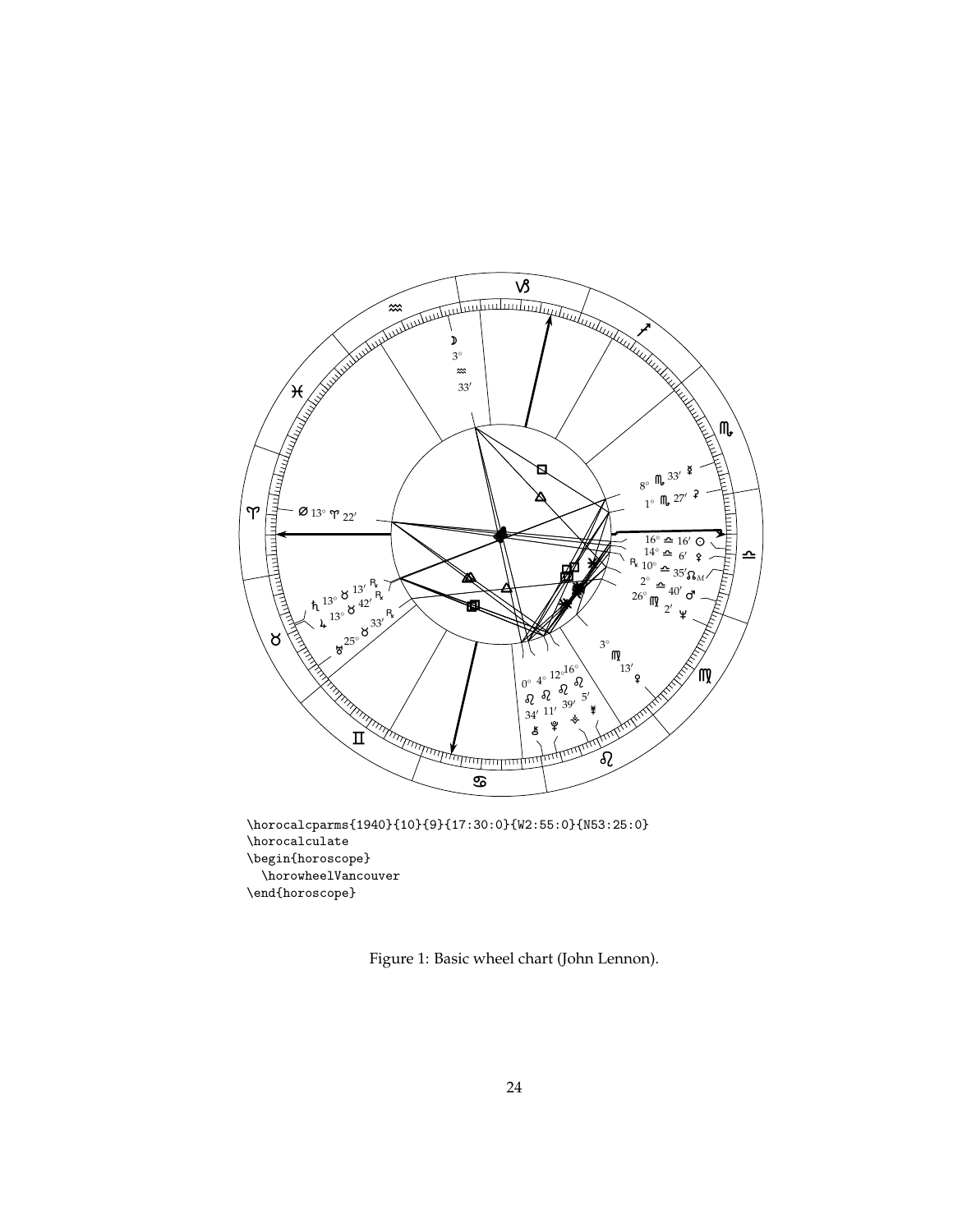```
\horocalcparms{1940}{10}{9}{17:30:0}{W2:55:0}{N53:25:0}
\horocalculate
\begin{horoscope}
  \horowheelVancouver
\end{horoscope}
```

Figure 1: Basic wheel chart (John Lennon).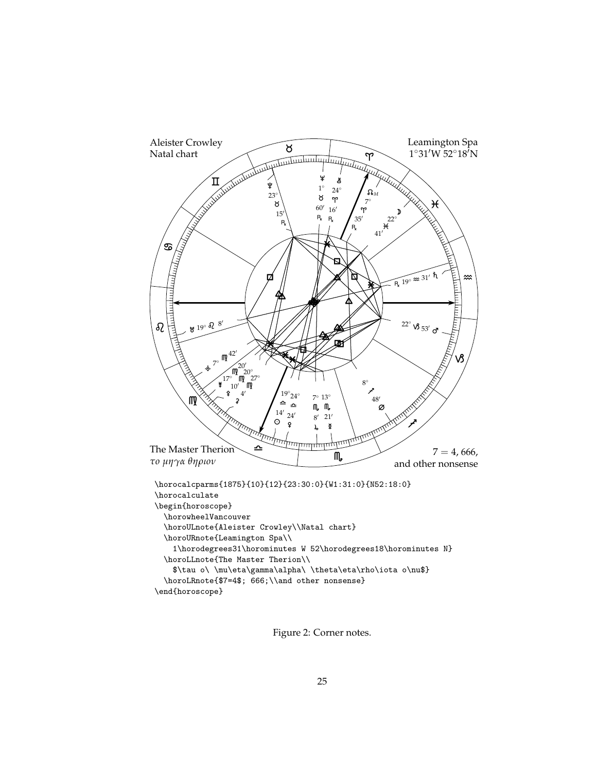Aleister Crowley
Natal chart

Leamington Spa
1°31′W 52°18′N

The Master Therion
*το μηγα θηριον*

$7 = 4$, 666,
and other nonsense

```
\horocalcparms{1875}{10}{12}{23:30:0}{W1:31:0}{N52:18:0}
\horocalculate
\begin{horoscope}
  \horowheelVancouver
  \horoULnote{Aleister Crowley\\Natal chart}
  \horoURnote{Leamington Spa\\
    1\horodegrees31\horominutes W 52\horodegrees18\horominutes N}
  \horoLLnote{The Master Therion\\
    $\tau o\ \mu\eta\gamma\alpha\ \theta\eta\rho\iota o\nu$}
  \horoLRnote{$7=4$; 666;\\and other nonsense}
\end{horoscope}
```

Figure 2: Corner notes.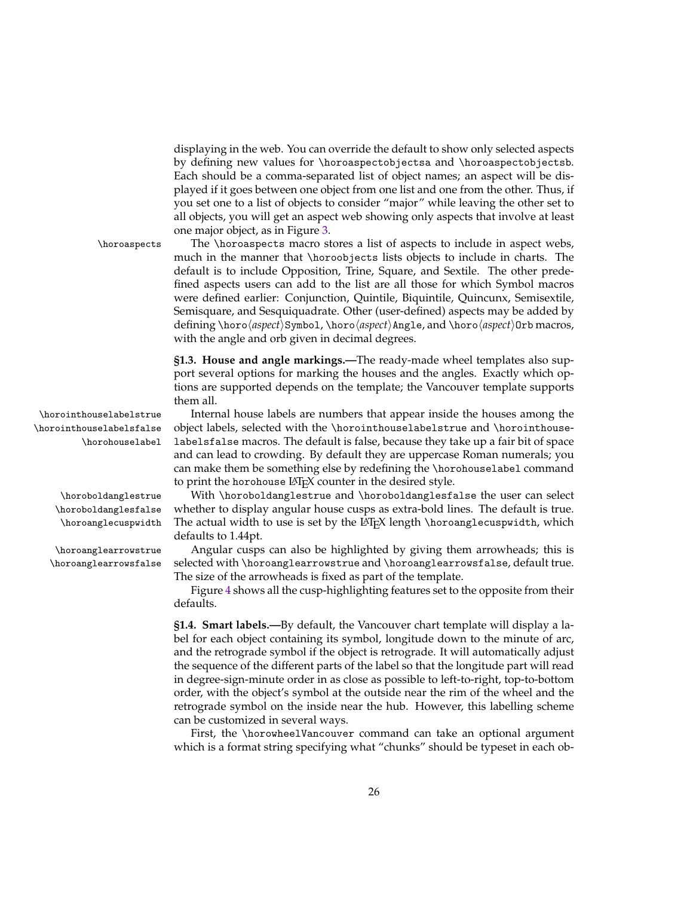displaying in the web. You can override the default to show only selected aspects by defining new values for `\horoaspectobjectsa` and `\horoaspectobjectsb`. Each should be a comma-separated list of object names; an aspect will be displayed if it goes between one object from one list and one from the other. Thus, if you set one to a list of objects to consider "major" while leaving the other set to all objects, you will get an aspect web showing only aspects that involve at least one major object, as in Figure 3.

`\horoaspects` The `\horoaspects` macro stores a list of aspects to include in aspect webs, much in the manner that `\horoobjects` lists objects to include in charts. The default is to include Opposition, Trine, Square, and Sextile. The other predefined aspects users can add to the list are all those for which Symbol macros were defined earlier: Conjunction, Quintile, Biquintile, Quincunx, Semisextile, Semisquare, and Sesquiquadrate. Other (user-defined) aspects may be added by defining `\horo`⟨*aspect*⟩`Symbol`, `\horo`⟨*aspect*⟩`Angle`, and `\horo`⟨*aspect*⟩`Orb` macros, with the angle and orb given in decimal degrees.

**§1.3. House and angle markings.—**The ready-made wheel templates also support several options for marking the houses and the angles. Exactly which options are supported depends on the template; the Vancouver template supports them all.

`\horointhouselabelstrue` `\horointhouselabelsfalse` `\horohouselabel` Internal house labels are numbers that appear inside the houses among the object labels, selected with the `\horointhouselabelstrue` and `\horointhouselabelsfalse` macros. The default is false, because they take up a fair bit of space and can lead to crowding. By default they are uppercase Roman numerals; you can make them be something else by redefining the `\horohouselabel` command to print the `horohouse` LaTeX counter in the desired style.

`\horoboldanglestrue` `\horoboldanglesfalse` `\horoanglecuspwidth` With `\horoboldanglestrue` and `\horoboldanglesfalse` the user can select whether to display angular house cusps as extra-bold lines. The default is true. The actual width to use is set by the LaTeX length `\horoanglecuspwidth`, which defaults to 1.44pt.

`\horoanglearrowstrue` `\horoanglearrowsfalse` Angular cusps can also be highlighted by giving them arrowheads; this is selected with `\horoanglearrowstrue` and `\horoanglearrowsfalse`, default true. The size of the arrowheads is fixed as part of the template.

Figure 4 shows all the cusp-highlighting features set to the opposite from their defaults.

**§1.4. Smart labels.—**By default, the Vancouver chart template will display a label for each object containing its symbol, longitude down to the minute of arc, and the retrograde symbol if the object is retrograde. It will automatically adjust the sequence of the different parts of the label so that the longitude part will read in degree-sign-minute order in as close as possible to left-to-right, top-to-bottom order, with the object's symbol at the outside near the rim of the wheel and the retrograde symbol on the inside near the hub. However, this labelling scheme can be customized in several ways.

First, the `\horowheelVancouver` command can take an optional argument which is a format string specifying what "chunks" should be typeset in each ob-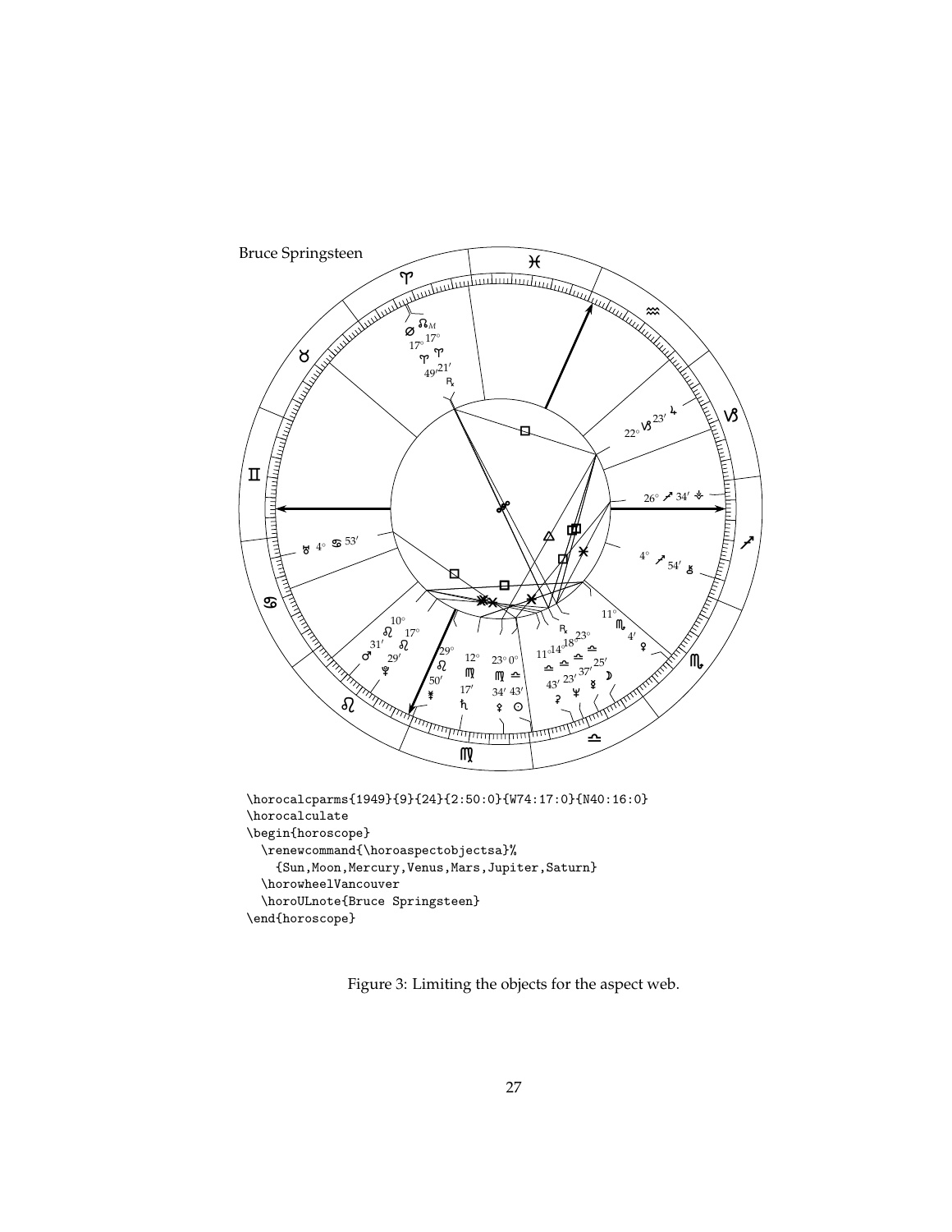Bruce Springsteen

```
\horocalcparms{1949}{9}{24}{2:50:0}{W74:17:0}{N40:16:0}
\horocalculate
\begin{horoscope}
  \renewcommand{\horoaspectobjectsa}%
    {Sun,Moon,Mercury,Venus,Mars,Jupiter,Saturn}
  \horowheelVancouver
  \horoULnote{Bruce Springsteen}
\end{horoscope}
```

Figure 3: Limiting the objects for the aspect web.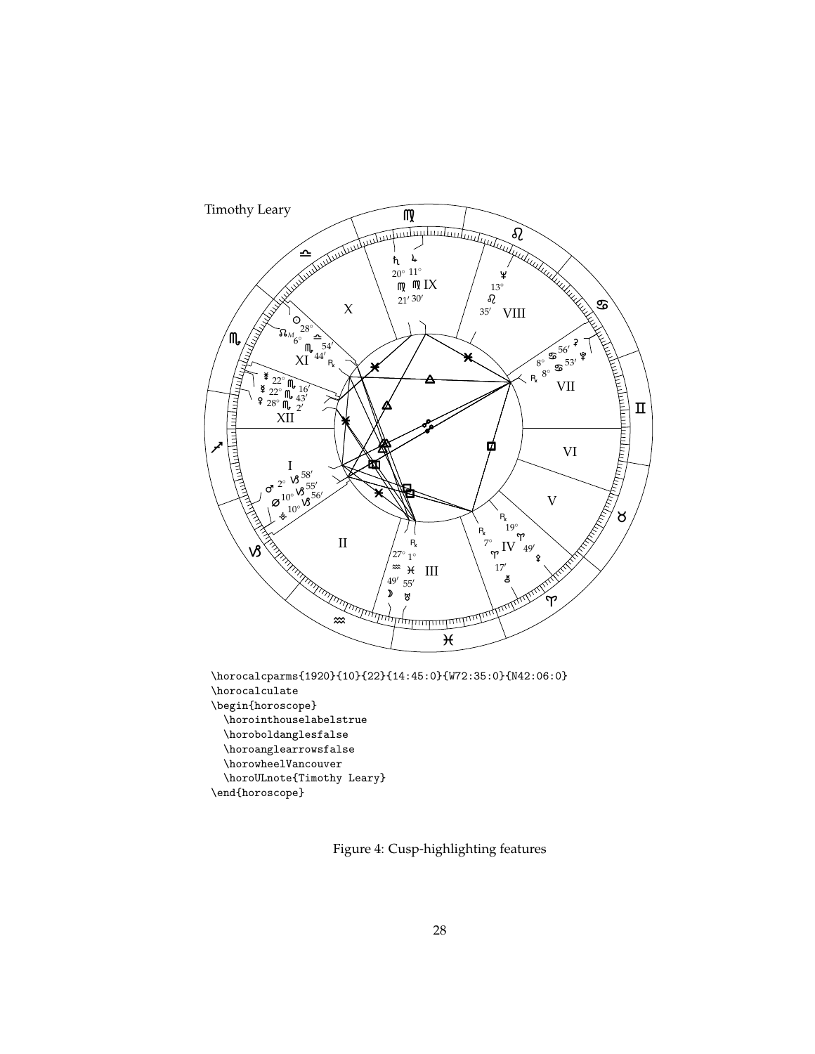```
\horocalcparms{1920}{10}{22}{14:45:0}{W72:35:0}{N42:06:0}
\horocalculate
\begin{horoscope}
  \horointhouselabelstrue
  \horoboldanglesfalse
  \horoanglearrowsfalse
  \horowheelVancouver
  \horoULnote{Timothy Leary}
\end{horoscope}
```

Figure 4: Cusp-highlighting features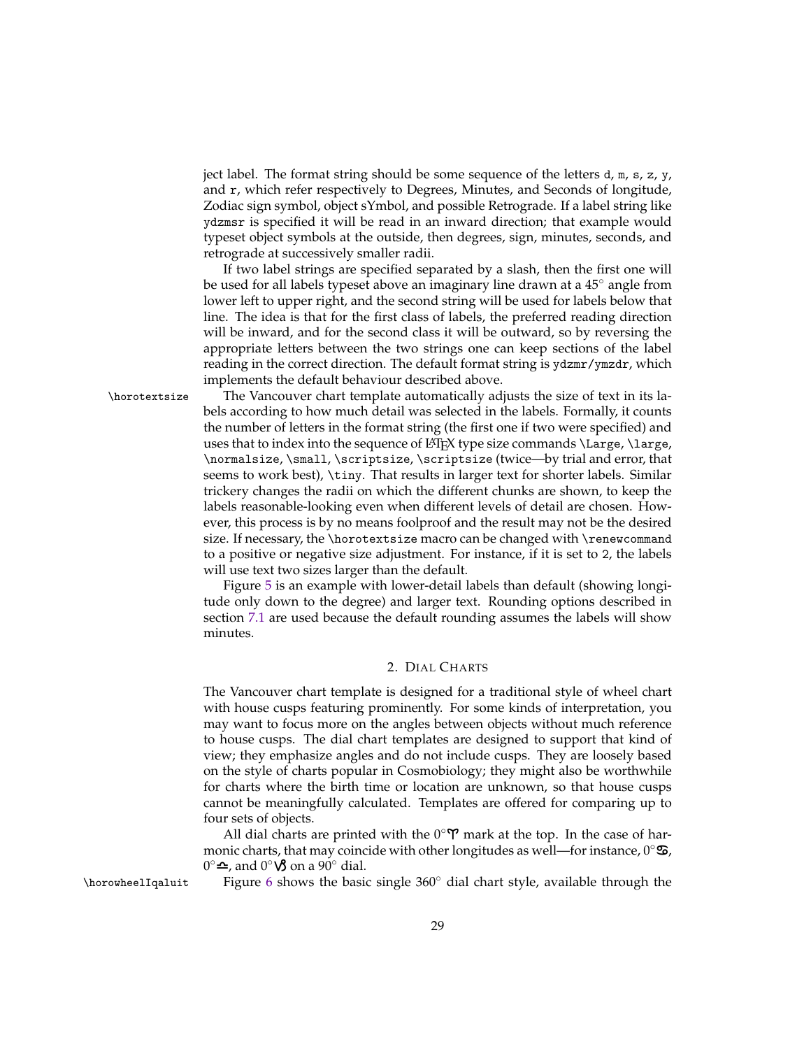ject label. The format string should be some sequence of the letters `d`, `m`, `s`, `z`, `y`, and `r`, which refer respectively to Degrees, Minutes, and Seconds of longitude, Zodiac sign symbol, object sYmbol, and possible Retrograde. If a label string like `ydzmsr` is specified it will be read in an inward direction; that example would typeset object symbols at the outside, then degrees, sign, minutes, seconds, and retrograde at successively smaller radii.

If two label strings are specified separated by a slash, then the first one will be used for all labels typeset above an imaginary line drawn at a 45° angle from lower left to upper right, and the second string will be used for labels below that line. The idea is that for the first class of labels, the preferred reading direction will be inward, and for the second class it will be outward, so by reversing the appropriate letters between the two strings one can keep sections of the label reading in the correct direction. The default format string is `ydzmr/ymzdr`, which implements the default behaviour described above.

`\horotextsize` The Vancouver chart template automatically adjusts the size of text in its labels according to how much detail was selected in the labels. Formally, it counts the number of letters in the format string (the first one if two were specified) and uses that to index into the sequence of LaTeX type size commands `\Large`, `\large`, `\normalsize`, `\small`, `\scriptsize`, `\scriptsize` (twice—by trial and error, that seems to work best), `\tiny`. That results in larger text for shorter labels. Similar trickery changes the radii on which the different chunks are shown, to keep the labels reasonable-looking even when different levels of detail are chosen. However, this process is by no means foolproof and the result may not be the desired size. If necessary, the `\horotextsize` macro can be changed with `\renewcommand` to a positive or negative size adjustment. For instance, if it is set to `2`, the labels will use text two sizes larger than the default.

Figure 5 is an example with lower-detail labels than default (showing longitude only down to the degree) and larger text. Rounding options described in section 7.1 are used because the default rounding assumes the labels will show minutes.

## 2. Dial Charts

The Vancouver chart template is designed for a traditional style of wheel chart with house cusps featuring prominently. For some kinds of interpretation, you may want to focus more on the angles between objects without much reference to house cusps. The dial chart templates are designed to support that kind of view; they emphasize angles and do not include cusps. They are loosely based on the style of charts popular in Cosmobiology; they might also be worthwhile for charts where the birth time or location are unknown, so that house cusps cannot be meaningfully calculated. Templates are offered for comparing up to four sets of objects.

All dial charts are printed with the 0°♈ mark at the top. In the case of harmonic charts, that may coincide with other longitudes as well—for instance, 0°♋, 0°♎, and 0°♑ on a 90° dial.

`\horowheelIqaluit` Figure 6 shows the basic single 360° dial chart style, available through the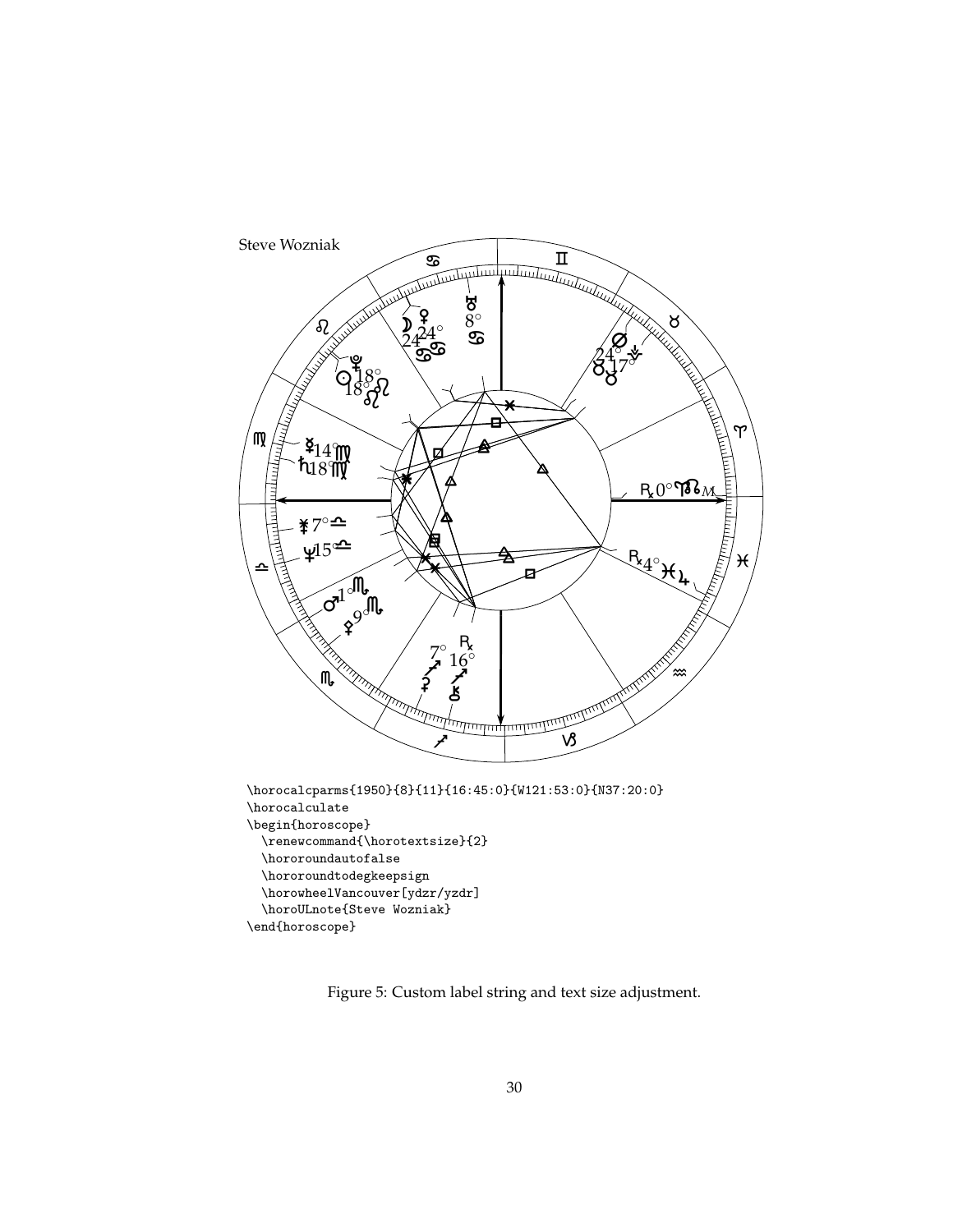```
\horocalcparms{1950}{8}{11}{16:45:0}{W121:53:0}{N37:20:0}
\horocalculate
\begin{horoscope}
  \renewcommand{\horotextsize}{2}
  \hororoundautofalse
  \hororoundtodegkeepsign
  \horowheelVancouver[ydzr/yzdr]
  \horoULnote{Steve Wozniak}
\end{horoscope}
```

Figure 5: Custom label string and text size adjustment.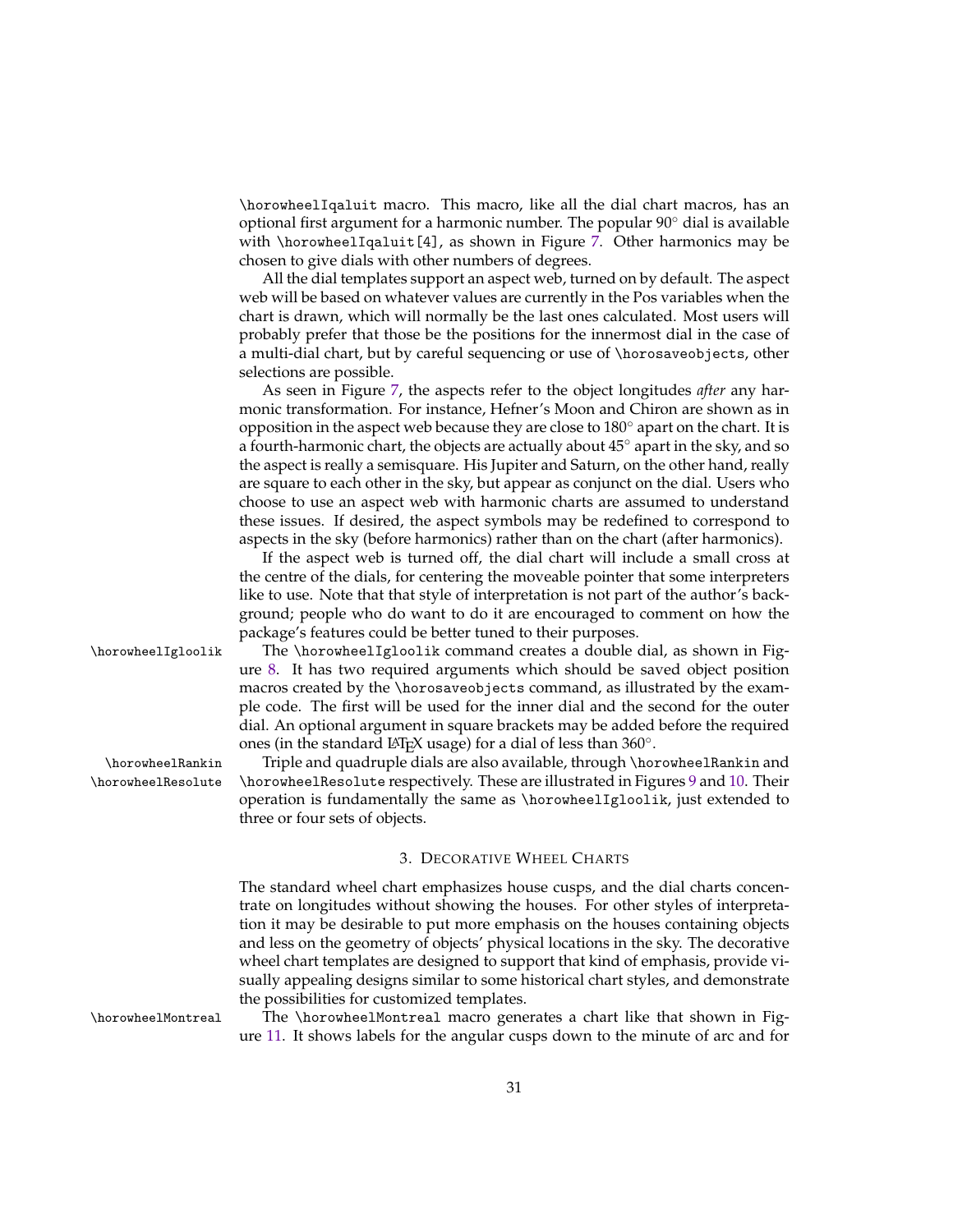\horowheelIqaluit macro. This macro, like all the dial chart macros, has an optional first argument for a harmonic number. The popular 90° dial is available with \horowheelIqaluit[4], as shown in Figure 7. Other harmonics may be chosen to give dials with other numbers of degrees.

All the dial templates support an aspect web, turned on by default. The aspect web will be based on whatever values are currently in the Pos variables when the chart is drawn, which will normally be the last ones calculated. Most users will probably prefer that those be the positions for the innermost dial in the case of a multi-dial chart, but by careful sequencing or use of \horosaveobjects, other selections are possible.

As seen in Figure 7, the aspects refer to the object longitudes *after* any harmonic transformation. For instance, Hefner's Moon and Chiron are shown as in opposition in the aspect web because they are close to 180° apart on the chart. It is a fourth-harmonic chart, the objects are actually about 45° apart in the sky, and so the aspect is really a semisquare. His Jupiter and Saturn, on the other hand, really are square to each other in the sky, but appear as conjunct on the dial. Users who choose to use an aspect web with harmonic charts are assumed to understand these issues. If desired, the aspect symbols may be redefined to correspond to aspects in the sky (before harmonics) rather than on the chart (after harmonics).

If the aspect web is turned off, the dial chart will include a small cross at the centre of the dials, for centering the moveable pointer that some interpreters like to use. Note that that style of interpretation is not part of the author's background; people who do want to do it are encouraged to comment on how the package's features could be better tuned to their purposes.

\horowheelIgloolik — The \horowheelIgloolik command creates a double dial, as shown in Figure 8. It has two required arguments which should be saved object position macros created by the \horosaveobjects command, as illustrated by the example code. The first will be used for the inner dial and the second for the outer dial. An optional argument in square brackets may be added before the required ones (in the standard LaTeX usage) for a dial of less than 360°.

\horowheelRankin \horowheelResolute — Triple and quadruple dials are also available, through \horowheelRankin and \horowheelResolute respectively. These are illustrated in Figures 9 and 10. Their operation is fundamentally the same as \horowheelIgloolik, just extended to three or four sets of objects.

## 3. Decorative Wheel Charts

The standard wheel chart emphasizes house cusps, and the dial charts concentrate on longitudes without showing the houses. For other styles of interpretation it may be desirable to put more emphasis on the houses containing objects and less on the geometry of objects' physical locations in the sky. The decorative wheel chart templates are designed to support that kind of emphasis, provide visually appealing designs similar to some historical chart styles, and demonstrate the possibilities for customized templates.

\horowheelMontreal — The \horowheelMontreal macro generates a chart like that shown in Figure 11. It shows labels for the angular cusps down to the minute of arc and for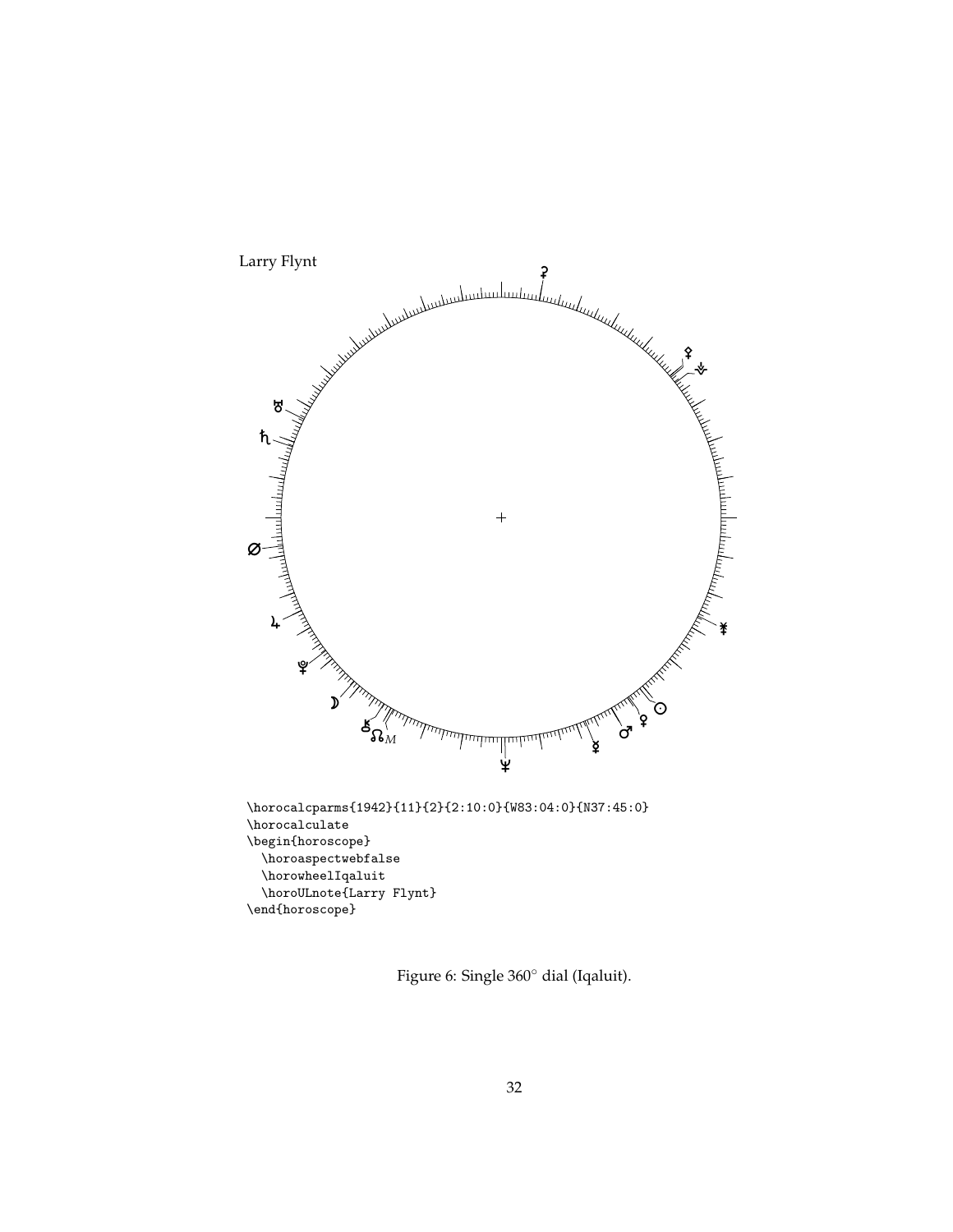Larry Flynt

```
\horocalcparms{1942}{11}{2}{2:10:0}{W83:04:0}{N37:45:0}
\horocalculate
\begin{horoscope}
  \horoaspectwebfalse
  \horowheelIqaluit
  \horoULnote{Larry Flynt}
\end{horoscope}
```

Figure 6: Single 360° dial (Iqaluit).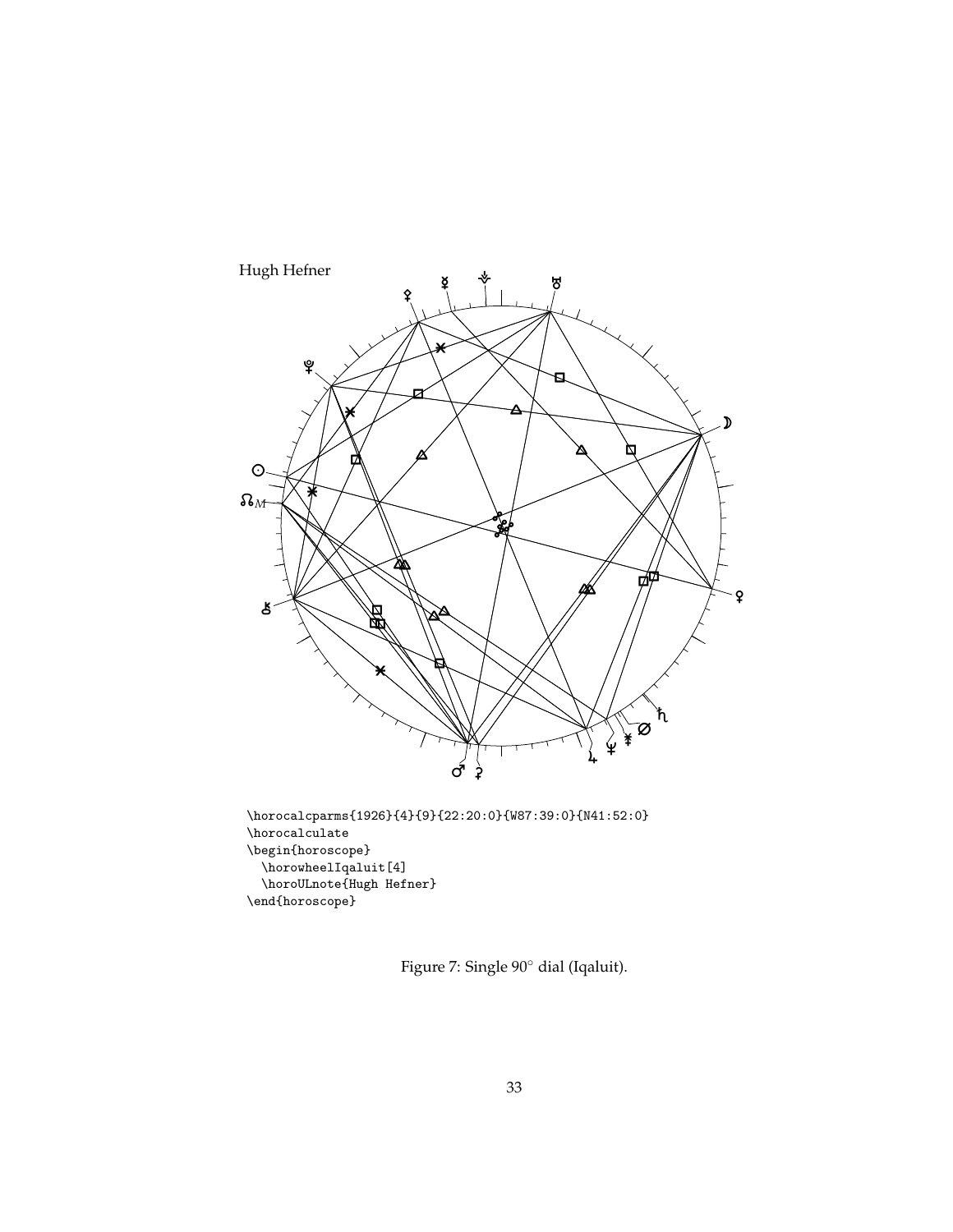```
\horocalcparms{1926}{4}{9}{22:20:0}{W87:39:0}{N41:52:0}
\horocalculate
\begin{horoscope}
  \horowheelIqaluit[4]
  \horoULnote{Hugh Hefner}
\end{horoscope}
```

Figure 7: Single 90° dial (Iqaluit).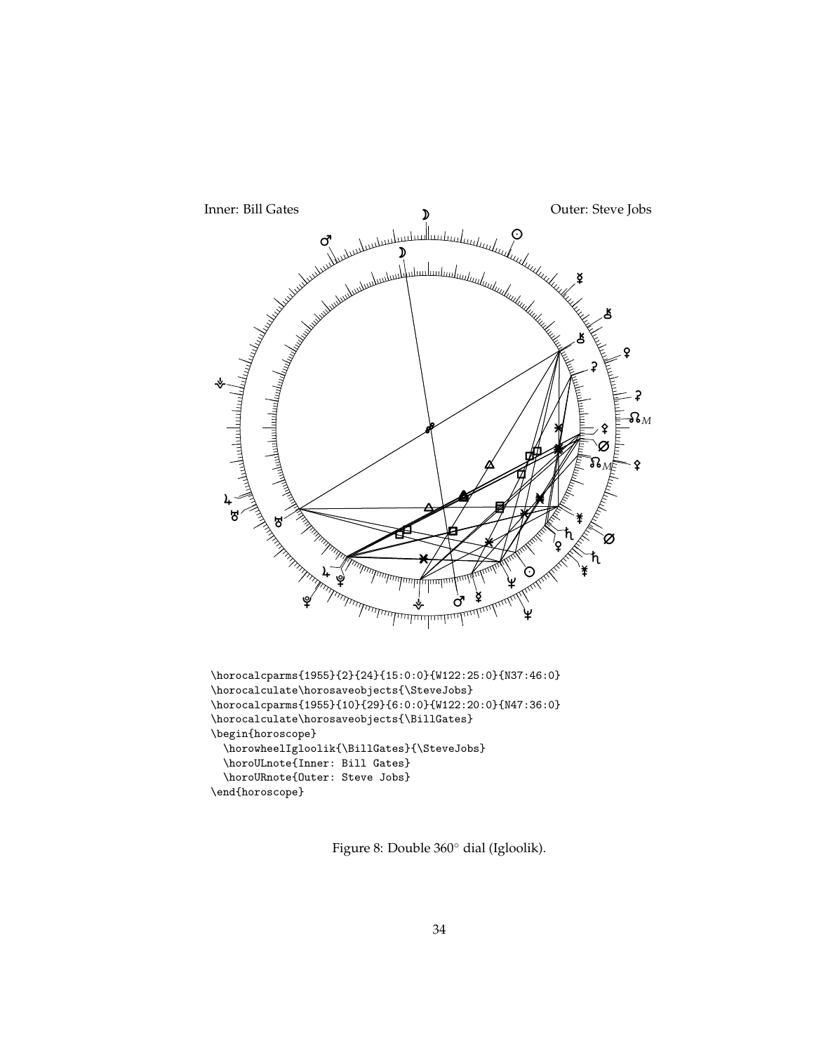Inner: Bill Gates

Outer: Steve Jobs

```
\horocalcparms{1955}{2}{24}{15:0:0}{W122:25:0}{N37:46:0}
\horocalculate\horosaveobjects{\SteveJobs}
\horocalcparms{1955}{10}{29}{6:0:0}{W122:20:0}{N47:36:0}
\horocalculate\horosaveobjects{\BillGates}
\begin{horoscope}
  \horowheelIgloolik{\BillGates}{\SteveJobs}
  \horoULnote{Inner: Bill Gates}
  \horoURnote{Outer: Steve Jobs}
\end{horoscope}
```

Figure 8: Double 360° dial (Igloolik).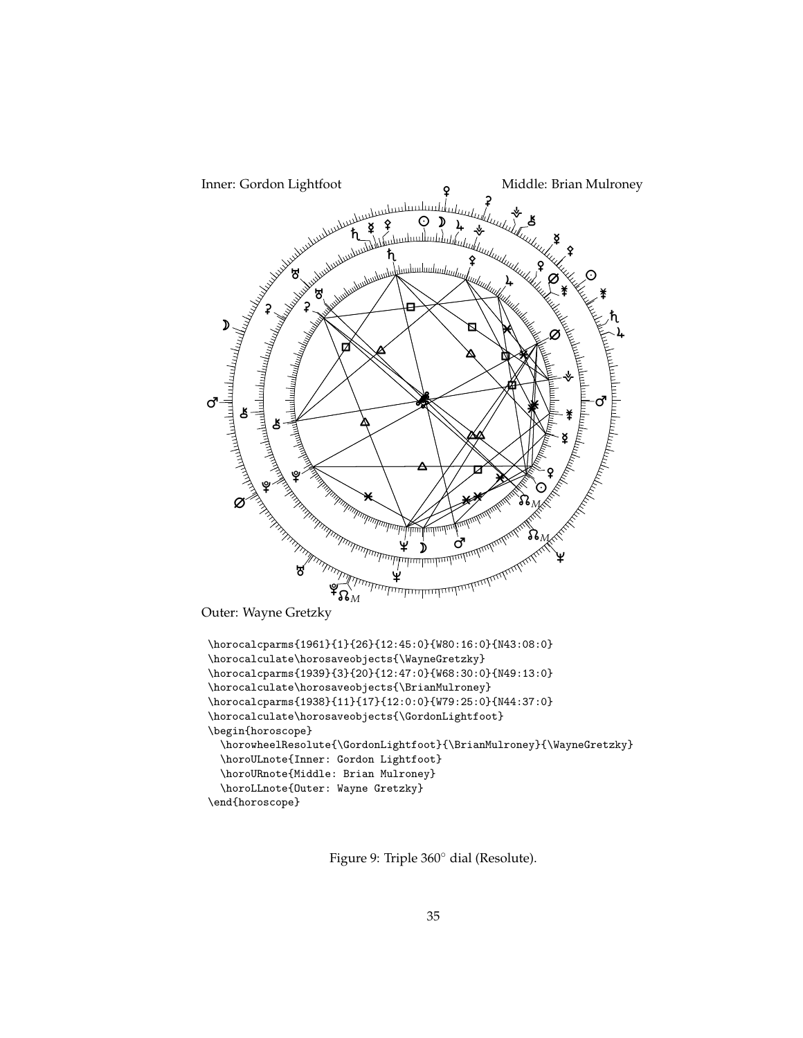Inner: Gordon Lightfoot

Middle: Brian Mulroney

Outer: Wayne Gretzky

```
\horocalcparms{1961}{1}{26}{12:45:0}{W80:16:0}{N43:08:0}
\horocalculate\horosaveobjects{\WayneGretzky}
\horocalcparms{1939}{3}{20}{12:47:0}{W68:30:0}{N49:13:0}
\horocalculate\horosaveobjects{\BrianMulroney}
\horocalcparms{1938}{11}{17}{12:0:0}{W79:25:0}{N44:37:0}
\horocalculate\horosaveobjects{\GordonLightfoot}
\begin{horoscope}
  \horowheelResolute{\GordonLightfoot}{\BrianMulroney}{\WayneGretzky}
  \horoULnote{Inner: Gordon Lightfoot}
  \horoURnote{Middle: Brian Mulroney}
  \horoLLnote{Outer: Wayne Gretzky}
\end{horoscope}
```

Figure 9: Triple 360° dial (Resolute).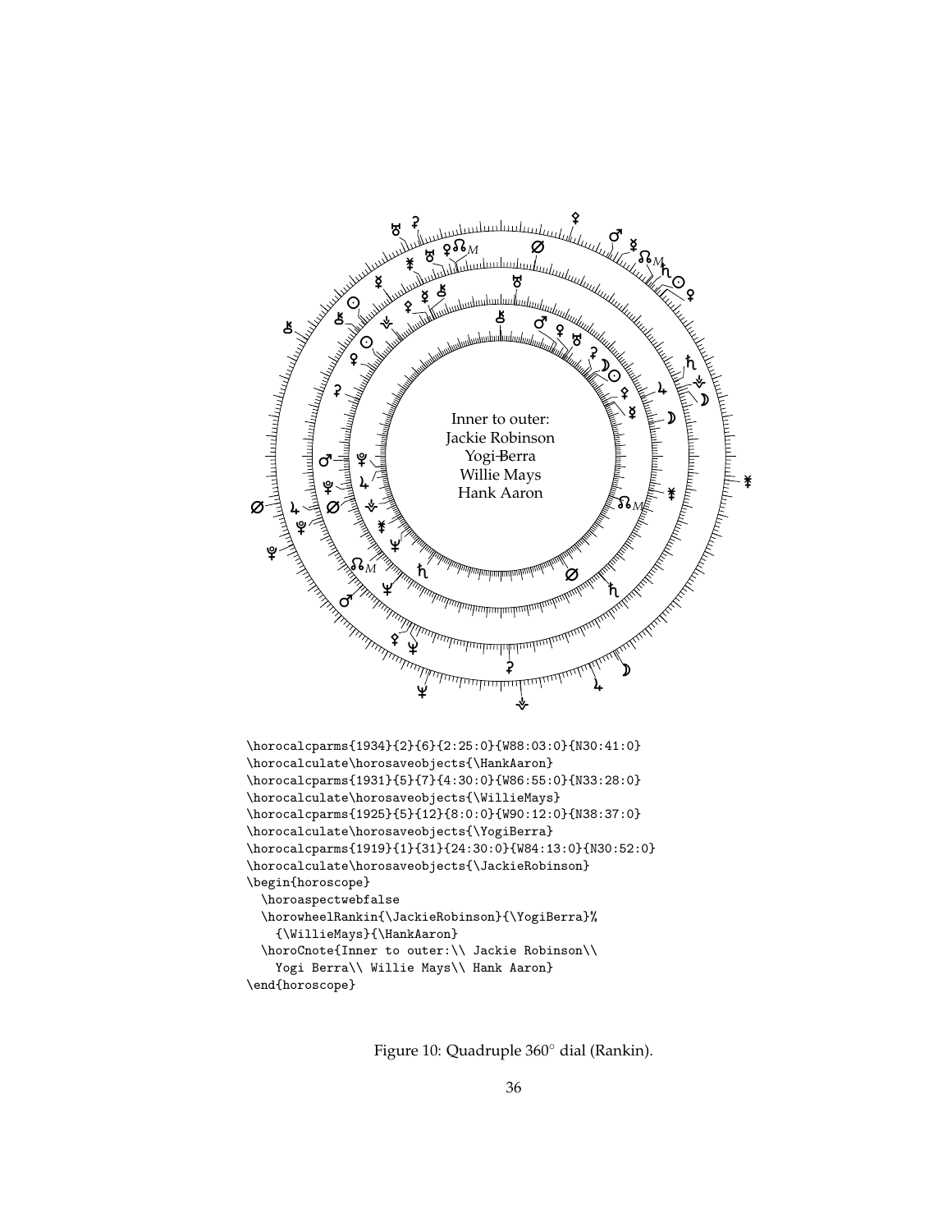Inner to outer:
Jackie Robinson
Yogi Berra
Willie Mays
Hank Aaron

```
\horocalcparms{1934}{2}{6}{2:25:0}{W88:03:0}{N30:41:0}
\horocalculate\horosaveobjects{\HankAaron}
\horocalcparms{1931}{5}{7}{4:30:0}{W86:55:0}{N33:28:0}
\horocalculate\horosaveobjects{\WillieMays}
\horocalcparms{1925}{5}{12}{8:0:0}{W90:12:0}{N38:37:0}
\horocalculate\horosaveobjects{\YogiBerra}
\horocalcparms{1919}{1}{31}{24:30:0}{W84:13:0}{N30:52:0}
\horocalculate\horosaveobjects{\JackieRobinson}
\begin{horoscope}
  \horoaspectwebfalse
  \horowheelRankin{\JackieRobinson}{\YogiBerra}%
    {\WillieMays}{\HankAaron}
  \horoCnote{Inner to outer:\\ Jackie Robinson\\
    Yogi Berra\\ Willie Mays\\ Hank Aaron}
\end{horoscope}
```

Figure 10: Quadruple 360° dial (Rankin).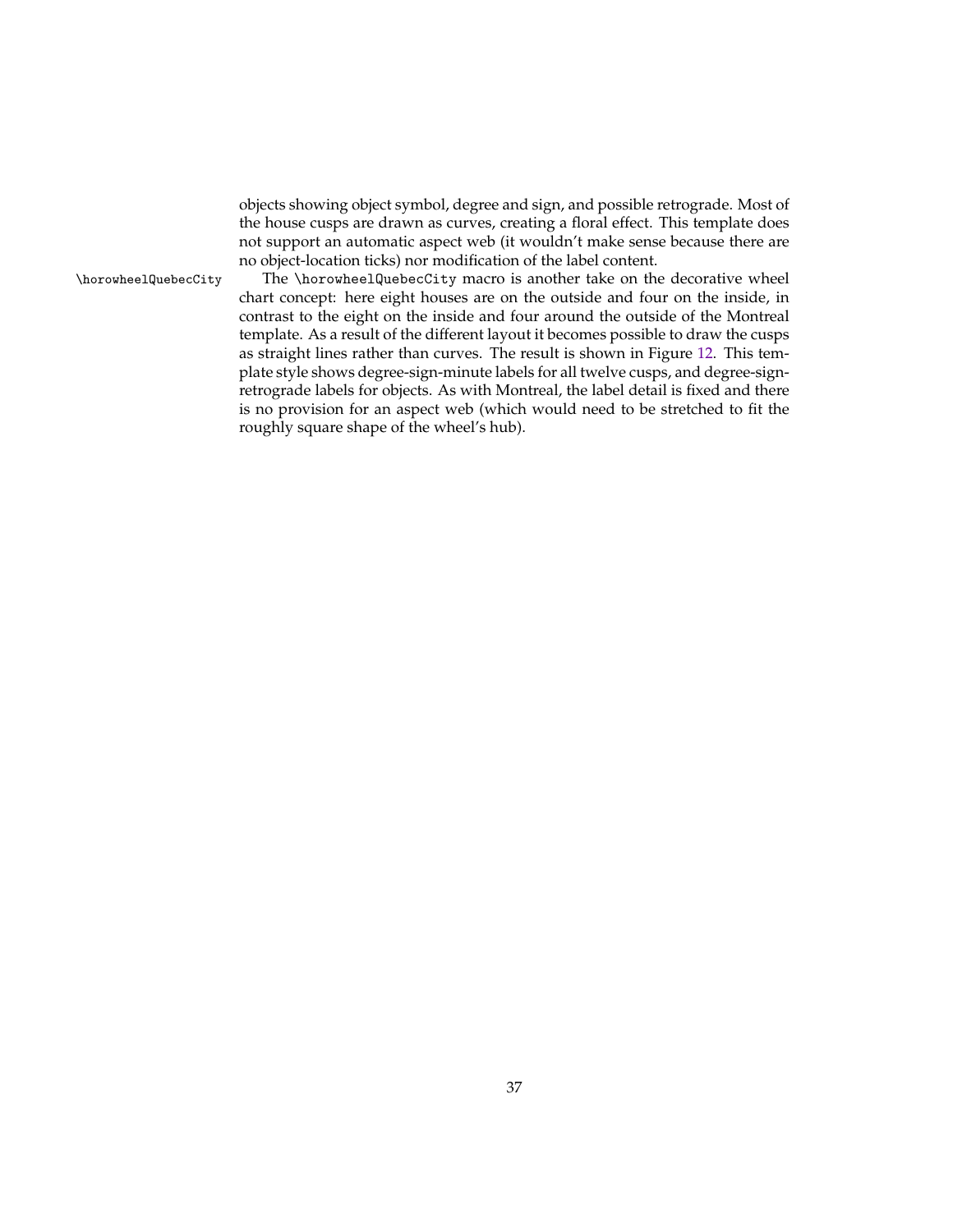objects showing object symbol, degree and sign, and possible retrograde. Most of the house cusps are drawn as curves, creating a floral effect. This template does not support an automatic aspect web (it wouldn't make sense because there are no object-location ticks) nor modification of the label content.

`\horowheelQuebecCity` The `\horowheelQuebecCity` macro is another take on the decorative wheel chart concept: here eight houses are on the outside and four on the inside, in contrast to the eight on the inside and four around the outside of the Montreal template. As a result of the different layout it becomes possible to draw the cusps as straight lines rather than curves. The result is shown in Figure 12. This template style shows degree-sign-minute labels for all twelve cusps, and degree-sign-retrograde labels for objects. As with Montreal, the label detail is fixed and there is no provision for an aspect web (which would need to be stretched to fit the roughly square shape of the wheel's hub).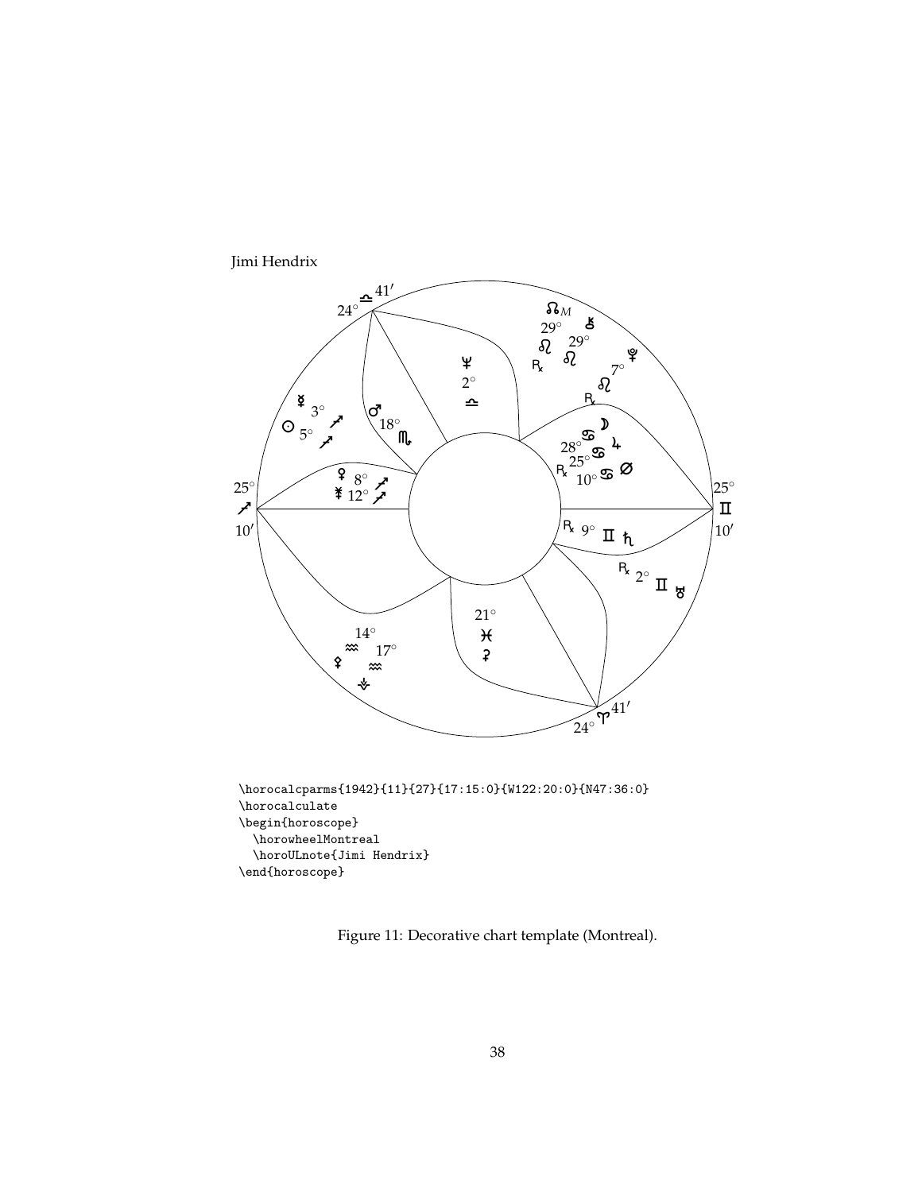Jimi Hendrix

```
\horocalcparms{1942}{11}{27}{17:15:0}{W122:20:0}{N47:36:0}
\horocalculate
\begin{horoscope}
  \horowheelMontreal
  \horoULnote{Jimi Hendrix}
\end{horoscope}
```

Figure 11: Decorative chart template (Montreal).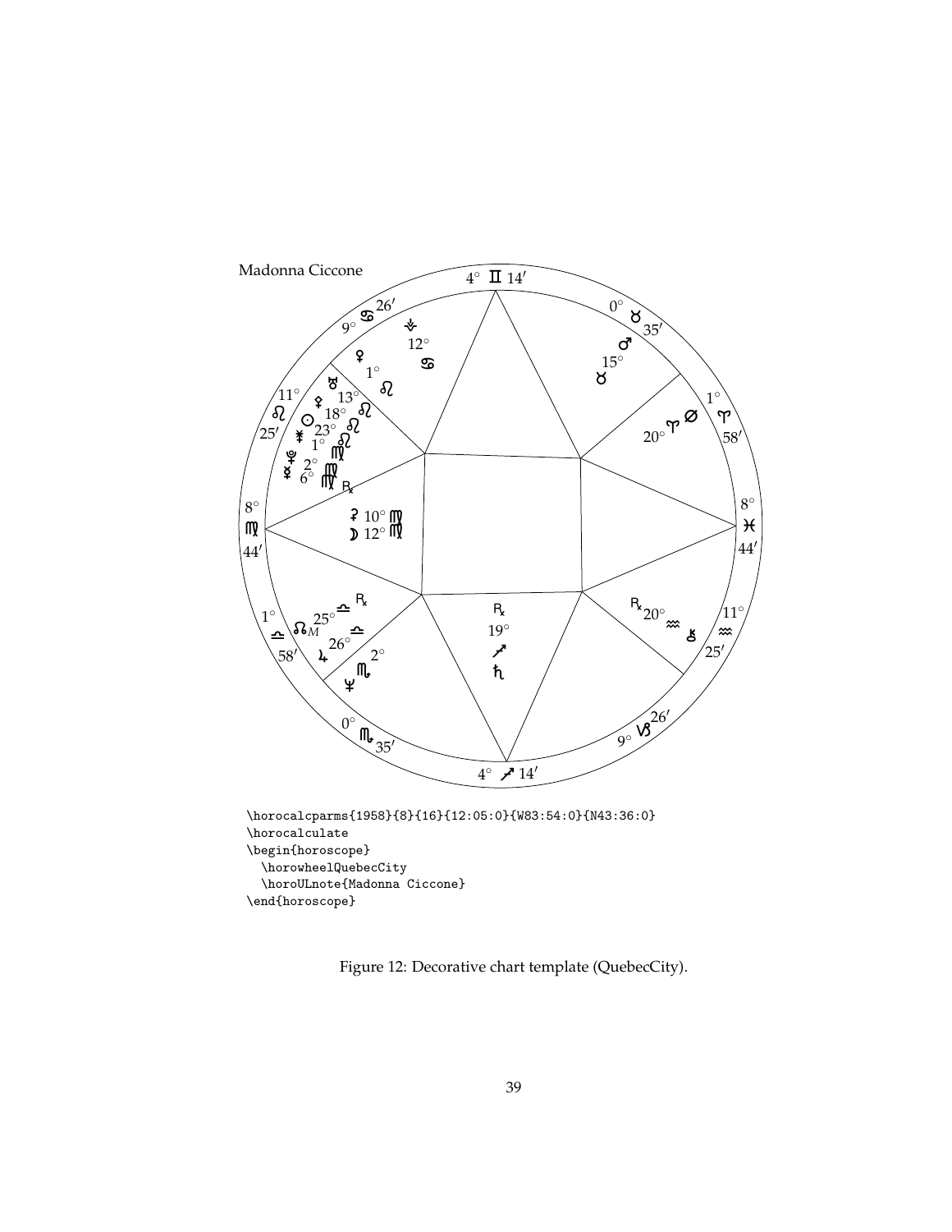```
\horocalcparms{1958}{8}{16}{12:05:0}{W83:54:0}{N43:36:0}
\horocalculate
\begin{horoscope}
  \horowheelQuebecCity
  \horoULnote{Madonna Ciccone}
\end{horoscope}
```

Figure 12: Decorative chart template (QuebecCity).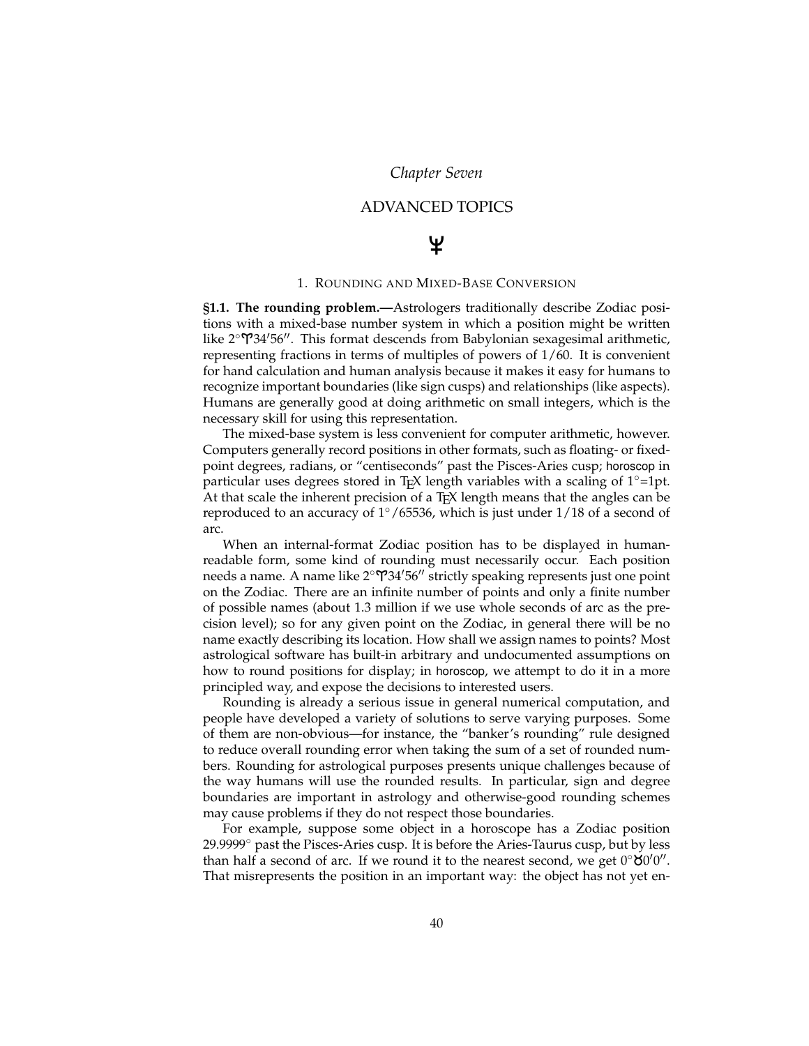*Chapter Seven*

# ADVANCED TOPICS

♆

## 1. Rounding and Mixed-Base Conversion

**§1.1. The rounding problem.—**Astrologers traditionally describe Zodiac positions with a mixed-base number system in which a position might be written like 2°♈34′56″. This format descends from Babylonian sexagesimal arithmetic, representing fractions in terms of multiples of powers of 1/60. It is convenient for hand calculation and human analysis because it makes it easy for humans to recognize important boundaries (like sign cusps) and relationships (like aspects). Humans are generally good at doing arithmetic on small integers, which is the necessary skill for using this representation.

The mixed-base system is less convenient for computer arithmetic, however. Computers generally record positions in other formats, such as floating- or fixed-point degrees, radians, or "centiseconds" past the Pisces-Aries cusp; horoscop in particular uses degrees stored in TEX length variables with a scaling of 1°=1pt. At that scale the inherent precision of a TEX length means that the angles can be reproduced to an accuracy of 1°/65536, which is just under 1/18 of a second of arc.

When an internal-format Zodiac position has to be displayed in human-readable form, some kind of rounding must necessarily occur. Each position needs a name. A name like 2°♈34′56″ strictly speaking represents just one point on the Zodiac. There are an infinite number of points and only a finite number of possible names (about 1.3 million if we use whole seconds of arc as the precision level); so for any given point on the Zodiac, in general there will be no name exactly describing its location. How shall we assign names to points? Most astrological software has built-in arbitrary and undocumented assumptions on how to round positions for display; in horoscop, we attempt to do it in a more principled way, and expose the decisions to interested users.

Rounding is already a serious issue in general numerical computation, and people have developed a variety of solutions to serve varying purposes. Some of them are non-obvious—for instance, the "banker's rounding" rule designed to reduce overall rounding error when taking the sum of a set of rounded numbers. Rounding for astrological purposes presents unique challenges because of the way humans will use the rounded results. In particular, sign and degree boundaries are important in astrology and otherwise-good rounding schemes may cause problems if they do not respect those boundaries.

For example, suppose some object in a horoscope has a Zodiac position 29.9999° past the Pisces-Aries cusp. It is before the Aries-Taurus cusp, but by less than half a second of arc. If we round it to the nearest second, we get 0°♉0′0″. That misrepresents the position in an important way: the object has not yet en-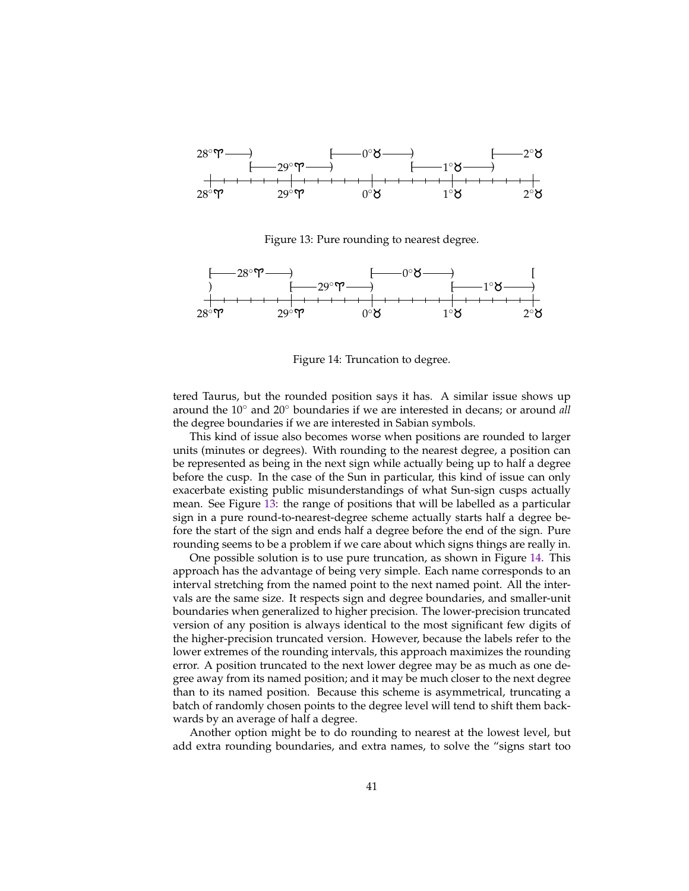Figure 13: Pure rounding to nearest degree.

Figure 14: Truncation to degree.

tered Taurus, but the rounded position says it has. A similar issue shows up around the 10° and 20° boundaries if we are interested in decans; or around *all* the degree boundaries if we are interested in Sabian symbols.

This kind of issue also becomes worse when positions are rounded to larger units (minutes or degrees). With rounding to the nearest degree, a position can be represented as being in the next sign while actually being up to half a degree before the cusp. In the case of the Sun in particular, this kind of issue can only exacerbate existing public misunderstandings of what Sun-sign cusps actually mean. See Figure 13: the range of positions that will be labelled as a particular sign in a pure round-to-nearest-degree scheme actually starts half a degree before the start of the sign and ends half a degree before the end of the sign. Pure rounding seems to be a problem if we care about which signs things are really in.

One possible solution is to use pure truncation, as shown in Figure 14. This approach has the advantage of being very simple. Each name corresponds to an interval stretching from the named point to the next named point. All the intervals are the same size. It respects sign and degree boundaries, and smaller-unit boundaries when generalized to higher precision. The lower-precision truncated version of any position is always identical to the most significant few digits of the higher-precision truncated version. However, because the labels refer to the lower extremes of the rounding intervals, this approach maximizes the rounding error. A position truncated to the next lower degree may be as much as one degree away from its named position; and it may be much closer to the next degree than to its named position. Because this scheme is asymmetrical, truncating a batch of randomly chosen points to the degree level will tend to shift them backwards by an average of half a degree.

Another option might be to do rounding to nearest at the lowest level, but add extra rounding boundaries, and extra names, to solve the "signs start too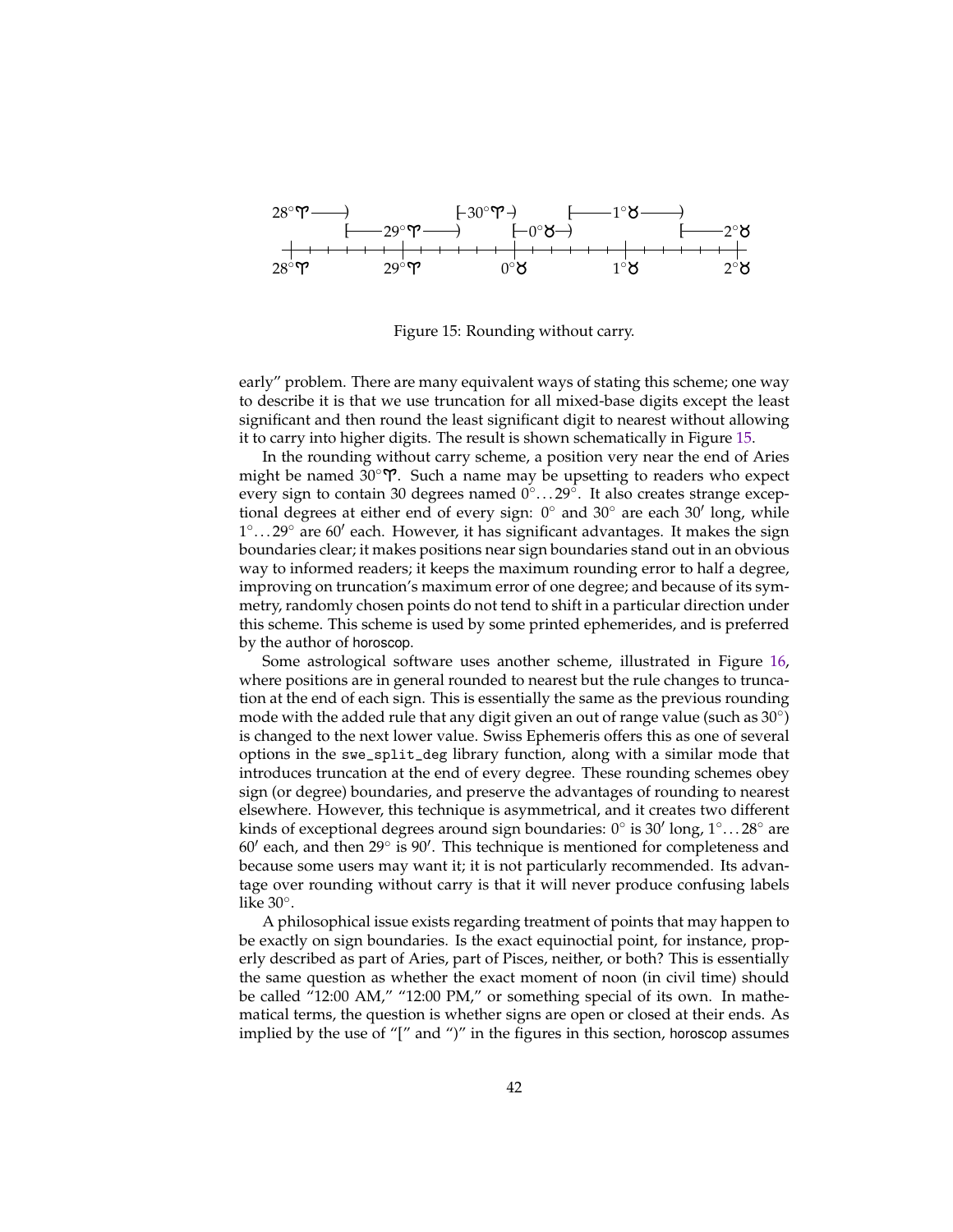Figure 15: Rounding without carry.

early" problem. There are many equivalent ways of stating this scheme; one way to describe it is that we use truncation for all mixed-base digits except the least significant and then round the least significant digit to nearest without allowing it to carry into higher digits. The result is shown schematically in Figure 15.

In the rounding without carry scheme, a position very near the end of Aries might be named 30°♈. Such a name may be upsetting to readers who expect every sign to contain 30 degrees named 0°...29°. It also creates strange exceptional degrees at either end of every sign: 0° and 30° are each 30′ long, while 1°...29° are 60′ each. However, it has significant advantages. It makes the sign boundaries clear; it makes positions near sign boundaries stand out in an obvious way to informed readers; it keeps the maximum rounding error to half a degree, improving on truncation's maximum error of one degree; and because of its symmetry, randomly chosen points do not tend to shift in a particular direction under this scheme. This scheme is used by some printed ephemerides, and is preferred by the author of horoscop.

Some astrological software uses another scheme, illustrated in Figure 16, where positions are in general rounded to nearest but the rule changes to truncation at the end of each sign. This is essentially the same as the previous rounding mode with the added rule that any digit given an out of range value (such as 30°) is changed to the next lower value. Swiss Ephemeris offers this as one of several options in the `swe_split_deg` library function, along with a similar mode that introduces truncation at the end of every degree. These rounding schemes obey sign (or degree) boundaries, and preserve the advantages of rounding to nearest elsewhere. However, this technique is asymmetrical, and it creates two different kinds of exceptional degrees around sign boundaries: 0° is 30′ long, 1°...28° are 60′ each, and then 29° is 90′. This technique is mentioned for completeness and because some users may want it; it is not particularly recommended. Its advantage over rounding without carry is that it will never produce confusing labels like 30°.

A philosophical issue exists regarding treatment of points that may happen to be exactly on sign boundaries. Is the exact equinoctial point, for instance, properly described as part of Aries, part of Pisces, neither, or both? This is essentially the same question as whether the exact moment of noon (in civil time) should be called "12:00 AM," "12:00 PM," or something special of its own. In mathematical terms, the question is whether signs are open or closed at their ends. As implied by the use of "[" and ")" in the figures in this section, horoscop assumes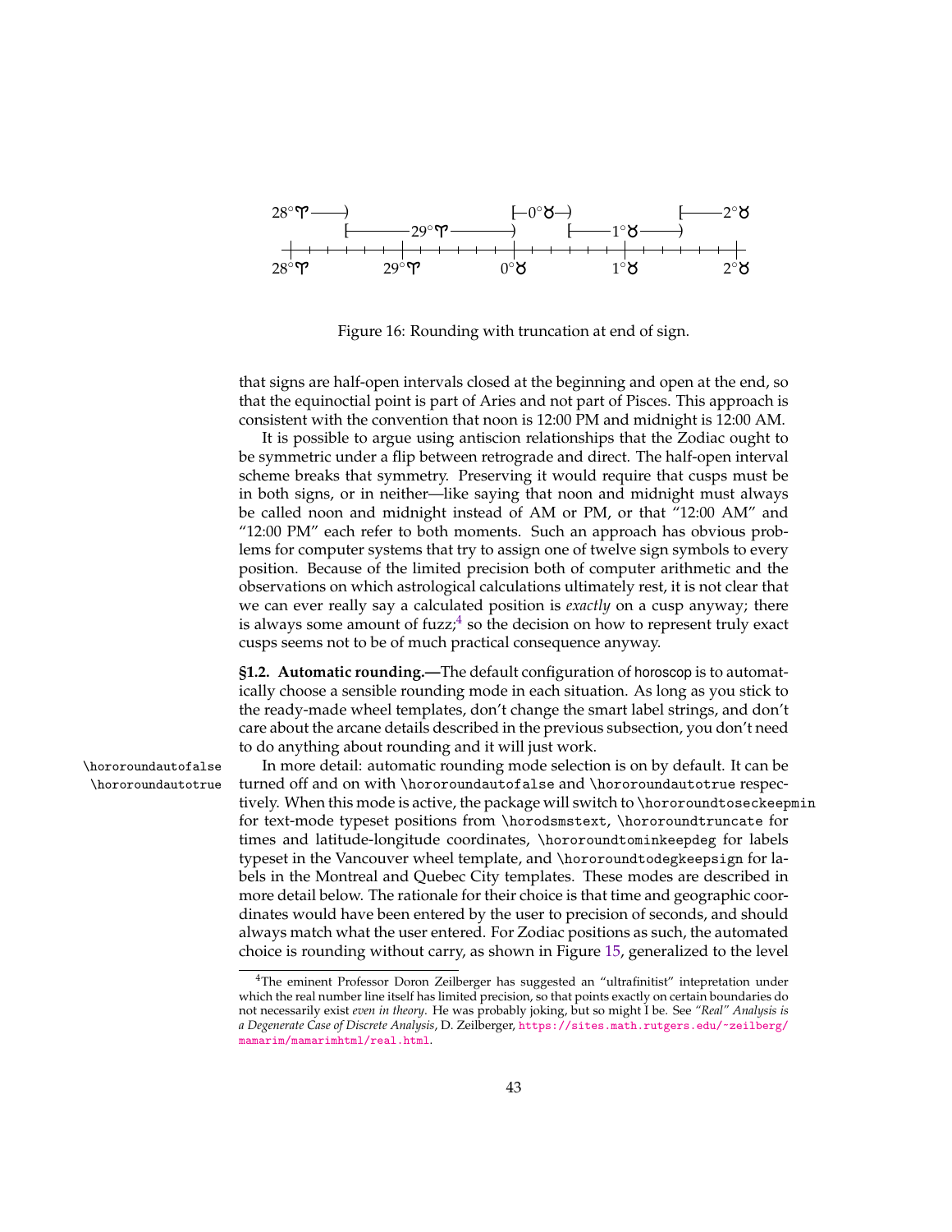28°♈ ——)  [—0°♉—)  [——2°♉
[———— 29°♈ ————)  [——1°♉——)
28°♈  29°♈  0°♉  1°♉  2°♉

Figure 16: Rounding with truncation at end of sign.

that signs are half-open intervals closed at the beginning and open at the end, so that the equinoctial point is part of Aries and not part of Pisces. This approach is consistent with the convention that noon is 12:00 PM and midnight is 12:00 AM.

It is possible to argue using antiscion relationships that the Zodiac ought to be symmetric under a flip between retrograde and direct. The half-open interval scheme breaks that symmetry. Preserving it would require that cusps must be in both signs, or in neither—like saying that noon and midnight must always be called noon and midnight instead of AM or PM, or that "12:00 AM" and "12:00 PM" each refer to both moments. Such an approach has obvious problems for computer systems that try to assign one of twelve sign symbols to every position. Because of the limited precision both of computer arithmetic and the observations on which astrological calculations ultimately rest, it is not clear that we can ever really say a calculated position is *exactly* on a cusp anyway; there is always some amount of fuzz;[4] so the decision on how to represent truly exact cusps seems not to be of much practical consequence anyway.

**§1.2. Automatic rounding.—**The default configuration of horoscop is to automatically choose a sensible rounding mode in each situation. As long as you stick to the ready-made wheel templates, don't change the smart label strings, and don't care about the arcane details described in the previous subsection, you don't need to do anything about rounding and it will just work.

`\hororoundautofalse`
`\hororoundautotrue`

In more detail: automatic rounding mode selection is on by default. It can be turned off and on with `\hororoundautofalse` and `\hororoundautotrue` respectively. When this mode is active, the package will switch to `\hororoundtoseckeepmin` for text-mode typeset positions from `\horodsmstext`, `\hororoundtruncate` for times and latitude-longitude coordinates, `\hororoundtominkeepdeg` for labels typeset in the Vancouver wheel template, and `\hororoundtodegkeepsign` for labels in the Montreal and Quebec City templates. These modes are described in more detail below. The rationale for their choice is that time and geographic coordinates would have been entered by the user to precision of seconds, and should always match what the user entered. For Zodiac positions as such, the automated choice is rounding without carry, as shown in Figure 15, generalized to the level

[4]The eminent Professor Doron Zeilberger has suggested an "ultrafinitist" intepretation under which the real number line itself has limited precision, so that points exactly on certain boundaries do not necessarily exist *even in theory*. He was probably joking, but so might I be. See *"Real" Analysis is a Degenerate Case of Discrete Analysis*, D. Zeilberger, https://sites.math.rutgers.edu/~zeilberg/mamarim/mamarimhtml/real.html.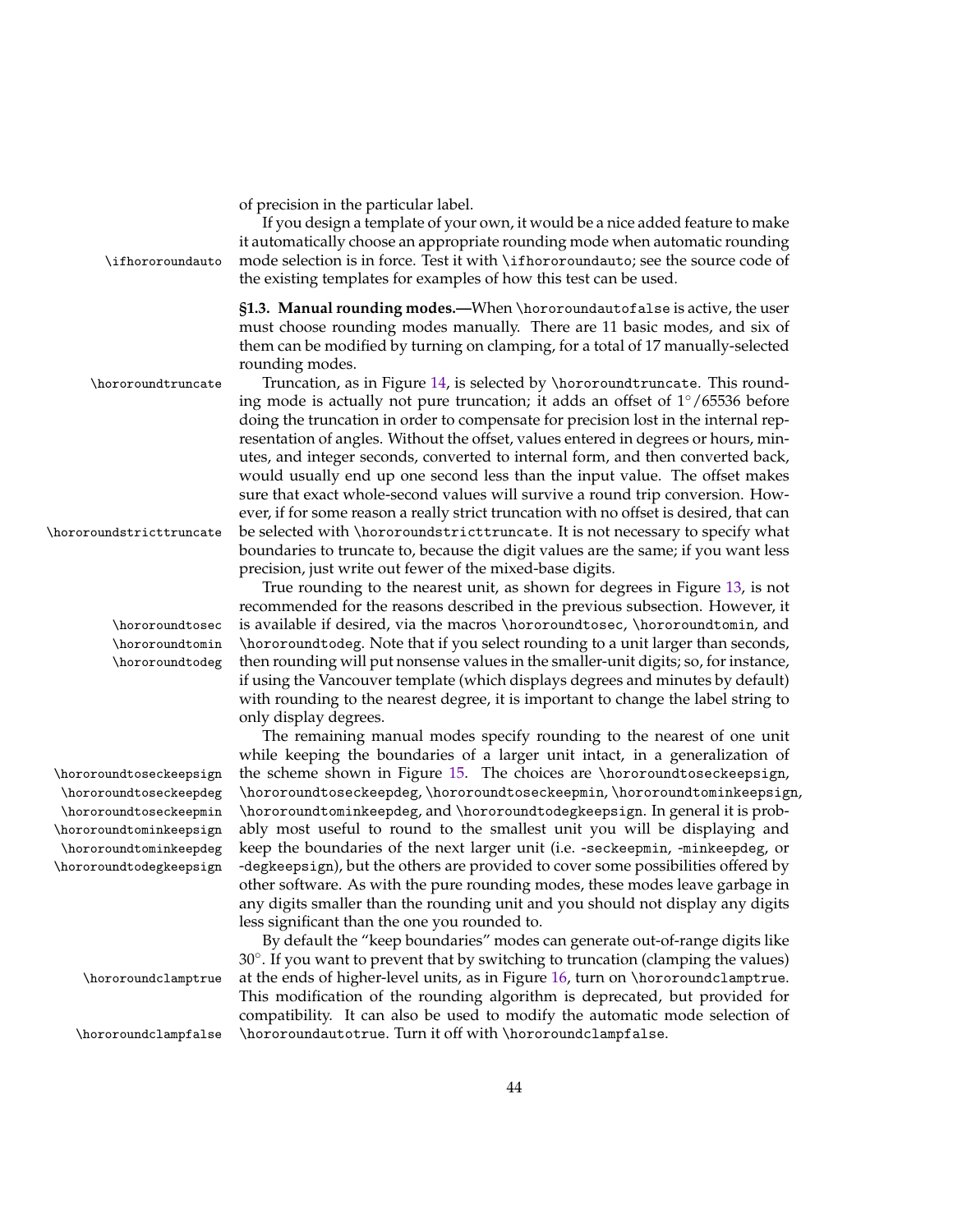of precision in the particular label.

If you design a template of your own, it would be a nice added feature to make it automatically choose an appropriate rounding mode when automatic rounding mode selection is in force. Test it with `\ifhororoundauto`; see the source code of the existing templates for examples of how this test can be used.

**§1.3. Manual rounding modes.—**When `\hororoundautofalse` is active, the user must choose rounding modes manually. There are 11 basic modes, and six of them can be modified by turning on clamping, for a total of 17 manually-selected rounding modes.

Truncation, as in Figure 14, is selected by `\hororoundtruncate`. This rounding mode is actually not pure truncation; it adds an offset of $1^\circ/65536$ before doing the truncation in order to compensate for precision lost in the internal representation of angles. Without the offset, values entered in degrees or hours, minutes, and integer seconds, converted to internal form, and then converted back, would usually end up one second less than the input value. The offset makes sure that exact whole-second values will survive a round trip conversion. However, if for some reason a really strict truncation with no offset is desired, that can be selected with `\hororoundstricttruncate`. It is not necessary to specify what boundaries to truncate to, because the digit values are the same; if you want less precision, just write out fewer of the mixed-base digits.

True rounding to the nearest unit, as shown for degrees in Figure 13, is not recommended for the reasons described in the previous subsection. However, it is available if desired, via the macros `\hororoundtosec`, `\hororoundtomin`, and `\hororoundtodeg`. Note that if you select rounding to a unit larger than seconds, then rounding will put nonsense values in the smaller-unit digits; so, for instance, if using the Vancouver template (which displays degrees and minutes by default) with rounding to the nearest degree, it is important to change the label string to only display degrees.

The remaining manual modes specify rounding to the nearest of one unit while keeping the boundaries of a larger unit intact, in a generalization of the scheme shown in Figure 15. The choices are `\hororoundtoseckeepsign`, `\hororoundtoseckeepdeg`, `\hororoundtoseckeepmin`, `\hororoundtominkeepsign`, `\hororoundtominkeepdeg`, and `\hororoundtodegkeepsign`. In general it is probably most useful to round to the smallest unit you will be displaying and keep the boundaries of the next larger unit (i.e. `-seckeepmin`, `-minkeepdeg`, or `-degkeepsign`), but the others are provided to cover some possibilities offered by other software. As with the pure rounding modes, these modes leave garbage in any digits smaller than the rounding unit and you should not display any digits less significant than the one you rounded to.

By default the "keep boundaries" modes can generate out-of-range digits like $30^\circ$. If you want to prevent that by switching to truncation (clamping the values) at the ends of higher-level units, as in Figure 16, turn on `\hororoundclamptrue`. This modification of the rounding algorithm is deprecated, but provided for compatibility. It can also be used to modify the automatic mode selection of `\hororoundautotrue`. Turn it off with `\hororoundclampfalse`.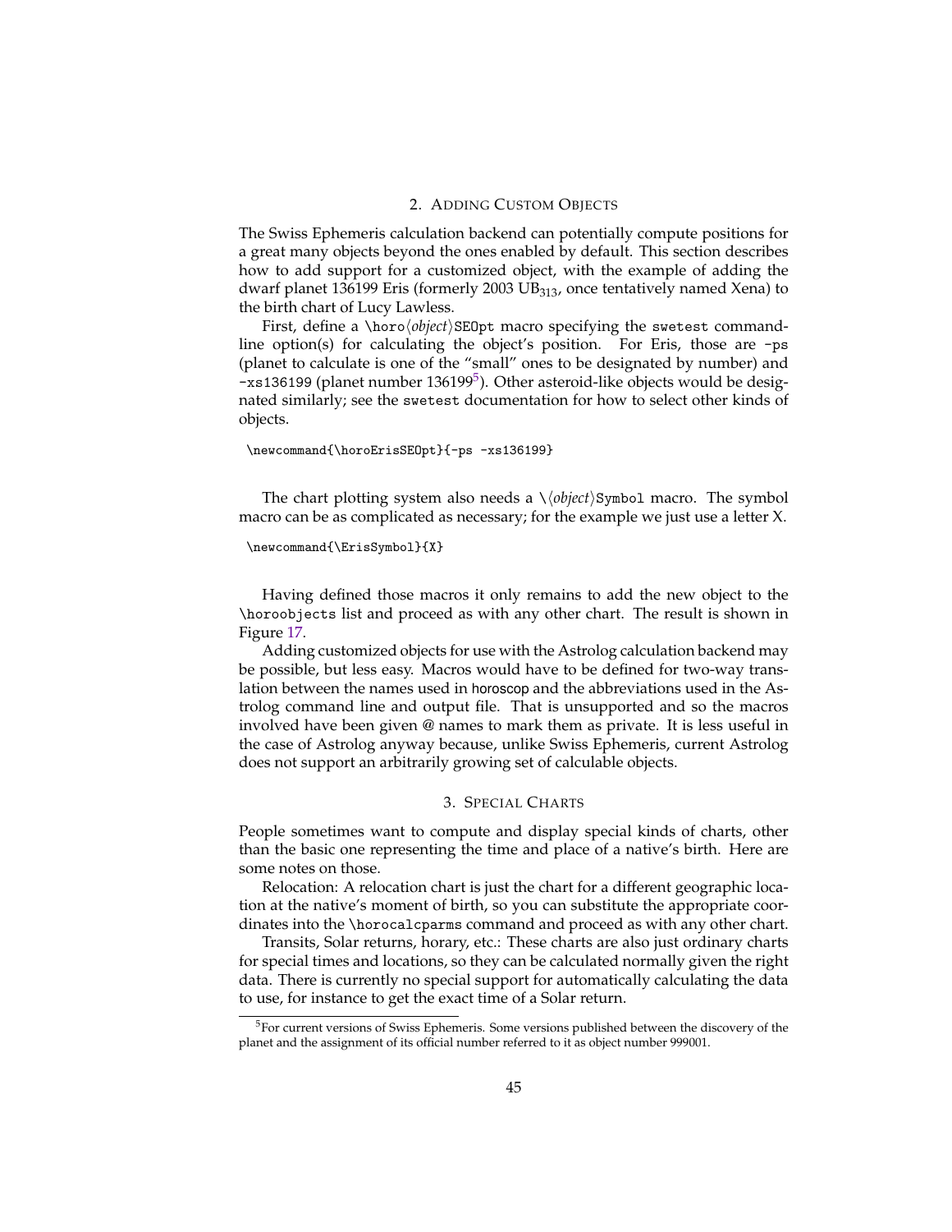## 2. Adding Custom Objects

The Swiss Ephemeris calculation backend can potentially compute positions for a great many objects beyond the ones enabled by default. This section describes how to add support for a customized object, with the example of adding the dwarf planet 136199 Eris (formerly 2003 $UB_{313}$, once tentatively named Xena) to the birth chart of Lucy Lawless.

First, define a `\horo`⟨*object*⟩`SEOpt` macro specifying the `swetest` command-line option(s) for calculating the object's position. For Eris, those are `-ps` (planet to calculate is one of the "small" ones to be designated by number) and `-xs136199` (planet number 136199[5]). Other asteroid-like objects would be designated similarly; see the `swetest` documentation for how to select other kinds of objects.

```
\newcommand{\horoErisSEOpt}{-ps -xs136199}
```

The chart plotting system also needs a `\`⟨*object*⟩`Symbol` macro. The symbol macro can be as complicated as necessary; for the example we just use a letter X.

```
\newcommand{\ErisSymbol}{X}
```

Having defined those macros it only remains to add the new object to the `\horoobjects` list and proceed as with any other chart. The result is shown in Figure 17.

Adding customized objects for use with the Astrolog calculation backend may be possible, but less easy. Macros would have to be defined for two-way translation between the names used in horoscop and the abbreviations used in the Astrolog command line and output file. That is unsupported and so the macros involved have been given @ names to mark them as private. It is less useful in the case of Astrolog anyway because, unlike Swiss Ephemeris, current Astrolog does not support an arbitrarily growing set of calculable objects.

## 3. Special Charts

People sometimes want to compute and display special kinds of charts, other than the basic one representing the time and place of a native's birth. Here are some notes on those.

Relocation: A relocation chart is just the chart for a different geographic location at the native's moment of birth, so you can substitute the appropriate coordinates into the `\horocalcparms` command and proceed as with any other chart.

Transits, Solar returns, horary, etc.: These charts are also just ordinary charts for special times and locations, so they can be calculated normally given the right data. There is currently no special support for automatically calculating the data to use, for instance to get the exact time of a Solar return.

[5] For current versions of Swiss Ephemeris. Some versions published between the discovery of the planet and the assignment of its official number referred to it as object number 999001.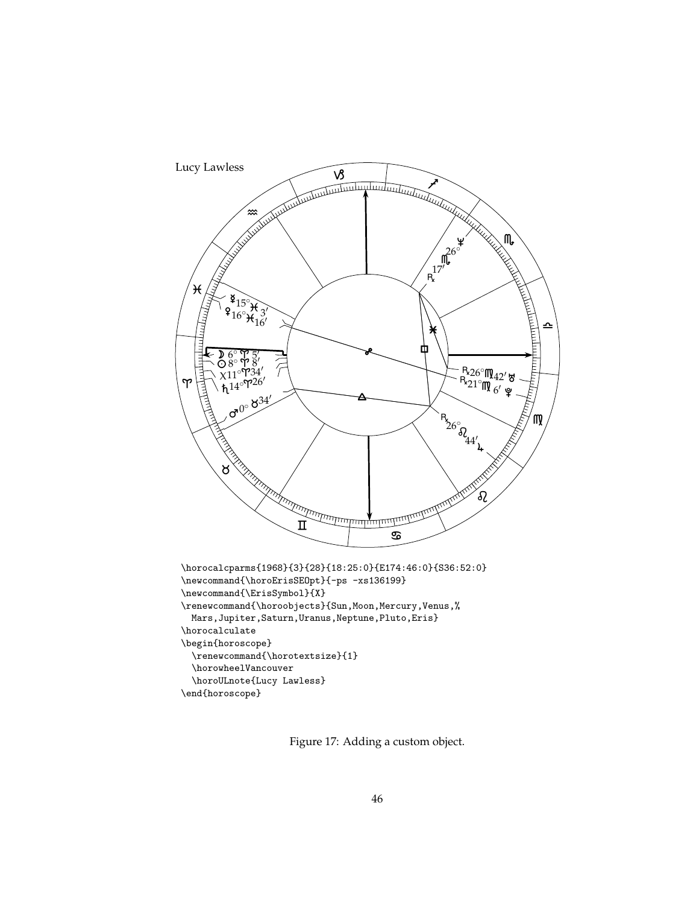```
\horocalcparms{1968}{3}{28}{18:25:0}{E174:46:0}{S36:52:0}
\newcommand{\horoErisSEOpt}{-ps -xs136199}
\newcommand{\ErisSymbol}{X}
\renewcommand{\horoobjects}{Sun,Moon,Mercury,Venus,%
  Mars,Jupiter,Saturn,Uranus,Neptune,Pluto,Eris}
\horocalculate
\begin{horoscope}
  \renewcommand{\horotextsize}{1}
  \horowheelVancouver
  \horoULnote{Lucy Lawless}
\end{horoscope}
```

Figure 17: Adding a custom object.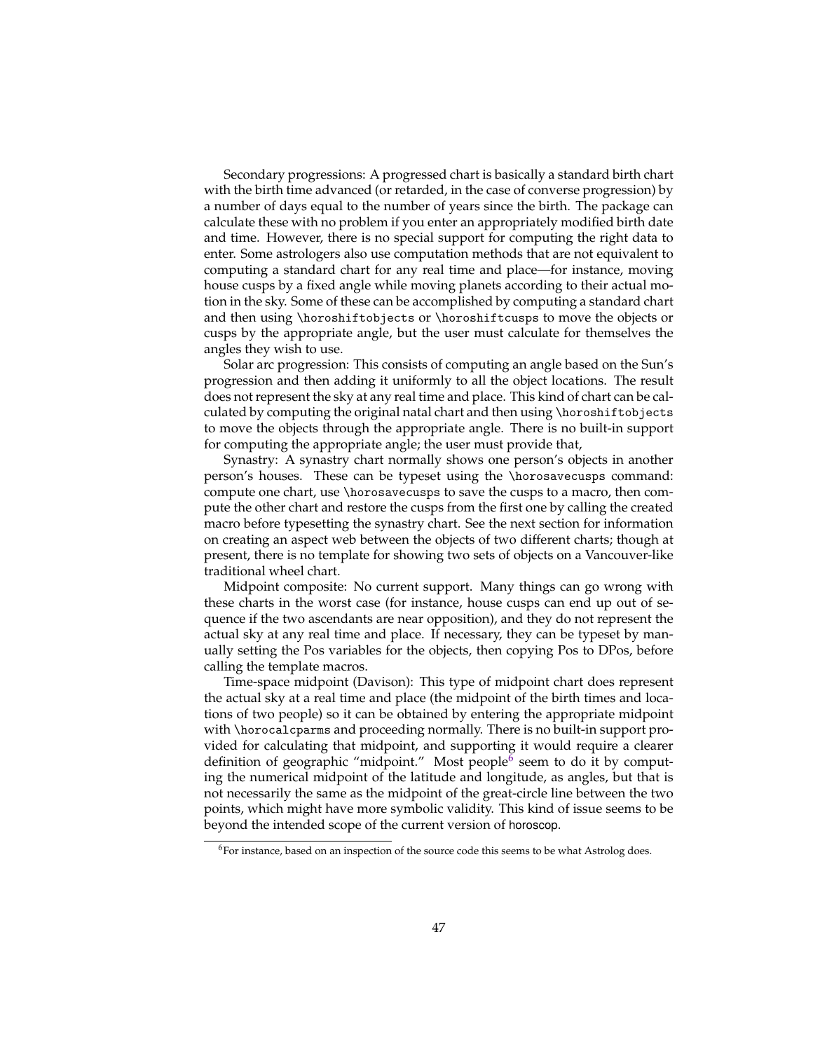Secondary progressions: A progressed chart is basically a standard birth chart with the birth time advanced (or retarded, in the case of converse progression) by a number of days equal to the number of years since the birth. The package can calculate these with no problem if you enter an appropriately modified birth date and time. However, there is no special support for computing the right data to enter. Some astrologers also use computation methods that are not equivalent to computing a standard chart for any real time and place—for instance, moving house cusps by a fixed angle while moving planets according to their actual motion in the sky. Some of these can be accomplished by computing a standard chart and then using `\horoshiftobjects` or `\horoshiftcusps` to move the objects or cusps by the appropriate angle, but the user must calculate for themselves the angles they wish to use.

Solar arc progression: This consists of computing an angle based on the Sun's progression and then adding it uniformly to all the object locations. The result does not represent the sky at any real time and place. This kind of chart can be calculated by computing the original natal chart and then using `\horoshiftobjects` to move the objects through the appropriate angle. There is no built-in support for computing the appropriate angle; the user must provide that,

Synastry: A synastry chart normally shows one person's objects in another person's houses. These can be typeset using the `\horosavecusps` command: compute one chart, use `\horosavecusps` to save the cusps to a macro, then compute the other chart and restore the cusps from the first one by calling the created macro before typesetting the synastry chart. See the next section for information on creating an aspect web between the objects of two different charts; though at present, there is no template for showing two sets of objects on a Vancouver-like traditional wheel chart.

Midpoint composite: No current support. Many things can go wrong with these charts in the worst case (for instance, house cusps can end up out of sequence if the two ascendants are near opposition), and they do not represent the actual sky at any real time and place. If necessary, they can be typeset by manually setting the Pos variables for the objects, then copying Pos to DPos, before calling the template macros.

Time-space midpoint (Davison): This type of midpoint chart does represent the actual sky at a real time and place (the midpoint of the birth times and locations of two people) so it can be obtained by entering the appropriate midpoint with `\horocalcparms` and proceeding normally. There is no built-in support provided for calculating that midpoint, and supporting it would require a clearer definition of geographic "midpoint." Most people[6] seem to do it by computing the numerical midpoint of the latitude and longitude, as angles, but that is not necessarily the same as the midpoint of the great-circle line between the two points, which might have more symbolic validity. This kind of issue seems to be beyond the intended scope of the current version of horoscop.

[6] For instance, based on an inspection of the source code this seems to be what Astrolog does.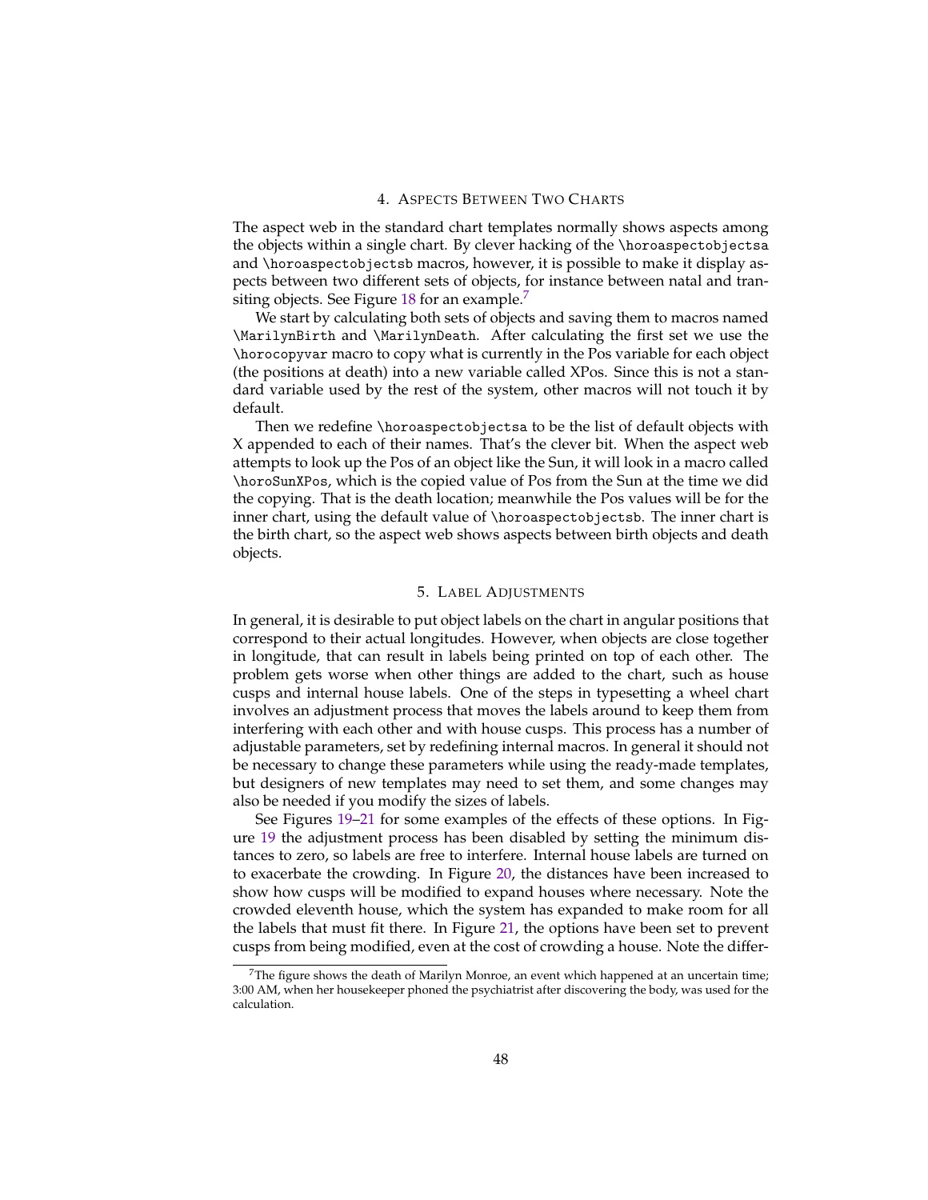## 4. Aspects Between Two Charts

The aspect web in the standard chart templates normally shows aspects among the objects within a single chart. By clever hacking of the `\horoaspectobjectsa` and `\horoaspectobjectsb` macros, however, it is possible to make it display aspects between two different sets of objects, for instance between natal and transiting objects. See Figure 18 for an example.[7]

We start by calculating both sets of objects and saving them to macros named `\MarilynBirth` and `\MarilynDeath`. After calculating the first set we use the `\horocopyvar` macro to copy what is currently in the Pos variable for each object (the positions at death) into a new variable called XPos. Since this is not a standard variable used by the rest of the system, other macros will not touch it by default.

Then we redefine `\horoaspectobjectsa` to be the list of default objects with X appended to each of their names. That's the clever bit. When the aspect web attempts to look up the Pos of an object like the Sun, it will look in a macro called `\horoSunXPos`, which is the copied value of Pos from the Sun at the time we did the copying. That is the death location; meanwhile the Pos values will be for the inner chart, using the default value of `\horoaspectobjectsb`. The inner chart is the birth chart, so the aspect web shows aspects between birth objects and death objects.

## 5. Label Adjustments

In general, it is desirable to put object labels on the chart in angular positions that correspond to their actual longitudes. However, when objects are close together in longitude, that can result in labels being printed on top of each other. The problem gets worse when other things are added to the chart, such as house cusps and internal house labels. One of the steps in typesetting a wheel chart involves an adjustment process that moves the labels around to keep them from interfering with each other and with house cusps. This process has a number of adjustable parameters, set by redefining internal macros. In general it should not be necessary to change these parameters while using the ready-made templates, but designers of new templates may need to set them, and some changes may also be needed if you modify the sizes of labels.

See Figures 19–21 for some examples of the effects of these options. In Figure 19 the adjustment process has been disabled by setting the minimum distances to zero, so labels are free to interfere. Internal house labels are turned on to exacerbate the crowding. In Figure 20, the distances have been increased to show how cusps will be modified to expand houses where necessary. Note the crowded eleventh house, which the system has expanded to make room for all the labels that must fit there. In Figure 21, the options have been set to prevent cusps from being modified, even at the cost of crowding a house. Note the differ-

[7] The figure shows the death of Marilyn Monroe, an event which happened at an uncertain time; 3:00 AM, when her housekeeper phoned the psychiatrist after discovering the body, was used for the calculation.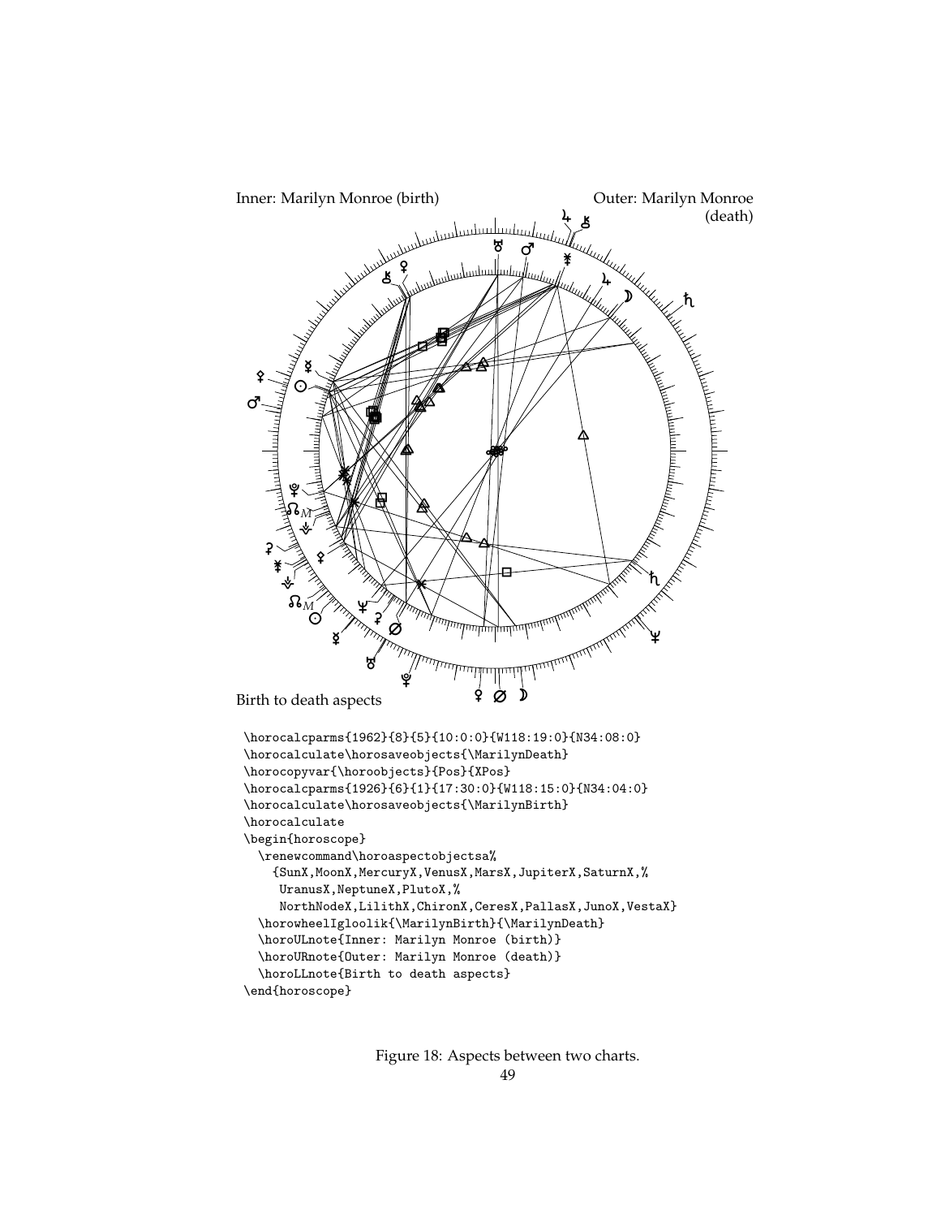Inner: Marilyn Monroe (birth)

Outer: Marilyn Monroe (death)

Birth to death aspects

```
\horocalcparms{1962}{8}{5}{10:0:0}{W118:19:0}{N34:08:0}
\horocalculate\horosaveobjects{\MarilynDeath}
\horocopyvar{\horoobjects}{Pos}{XPos}
\horocalcparms{1926}{6}{1}{17:30:0}{W118:15:0}{N34:04:0}
\horocalculate\horosaveobjects{\MarilynBirth}
\horocalculate
\begin{horoscope}
  \renewcommand\horoaspectobjectsa%
    {SunX,MoonX,MercuryX,VenusX,MarsX,JupiterX,SaturnX,%
     UranusX,NeptuneX,PlutoX,%
     NorthNodeX,LilithX,ChironX,CeresX,PallasX,JunoX,VestaX}
  \horowheelIgloolik{\MarilynBirth}{\MarilynDeath}
  \horoULnote{Inner: Marilyn Monroe (birth)}
  \horoURnote{Outer: Marilyn Monroe (death)}
  \horoLLnote{Birth to death aspects}
\end{horoscope}
```

Figure 18: Aspects between two charts.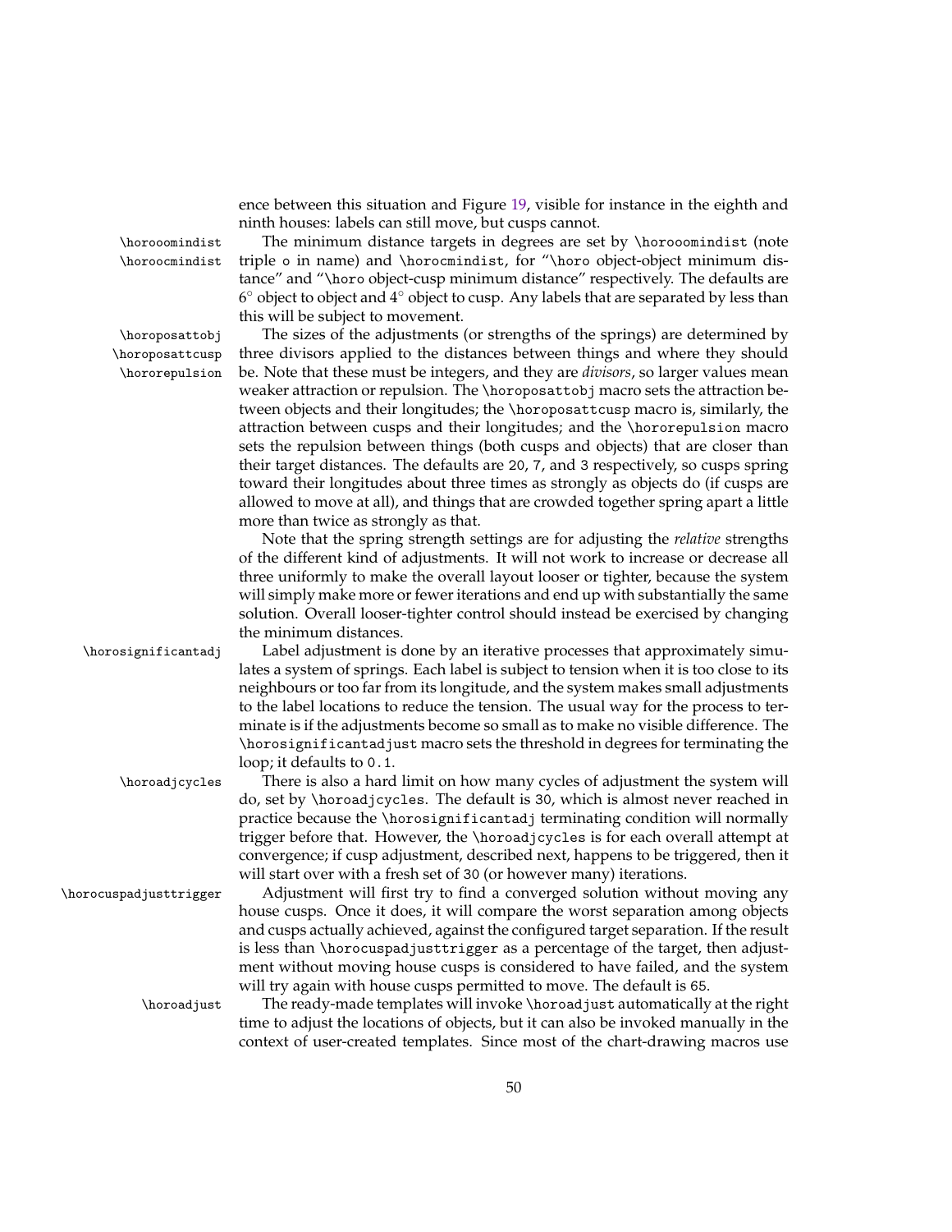ence between this situation and Figure 19, visible for instance in the eighth and ninth houses: labels can still move, but cusps cannot.

`\horooomindist` `\horoocmindist` The minimum distance targets in degrees are set by `\horooomindist` (note triple `o` in name) and `\horocmindist`, for "`\horo` object-object minimum distance" and "`\horo` object-cusp minimum distance" respectively. The defaults are $6^\circ$ object to object and $4^\circ$ object to cusp. Any labels that are separated by less than this will be subject to movement.

`\horoposattobj` `\horoposattcusp` `\hororepulsion` The sizes of the adjustments (or strengths of the springs) are determined by three divisors applied to the distances between things and where they should be. Note that these must be integers, and they are *divisors*, so larger values mean weaker attraction or repulsion. The `\horoposattobj` macro sets the attraction between objects and their longitudes; the `\horoposattcusp` macro is, similarly, the attraction between cusps and their longitudes; and the `\hororepulsion` macro sets the repulsion between things (both cusps and objects) that are closer than their target distances. The defaults are `20`, `7`, and `3` respectively, so cusps spring toward their longitudes about three times as strongly as objects do (if cusps are allowed to move at all), and things that are crowded together spring apart a little more than twice as strongly as that.

Note that the spring strength settings are for adjusting the *relative* strengths of the different kind of adjustments. It will not work to increase or decrease all three uniformly to make the overall layout looser or tighter, because the system will simply make more or fewer iterations and end up with substantially the same solution. Overall looser-tighter control should instead be exercised by changing the minimum distances.

`\horosignificantadj` Label adjustment is done by an iterative processes that approximately simulates a system of springs. Each label is subject to tension when it is too close to its neighbours or too far from its longitude, and the system makes small adjustments to the label locations to reduce the tension. The usual way for the process to terminate is if the adjustments become so small as to make no visible difference. The `\horosignificantadjust` macro sets the threshold in degrees for terminating the loop; it defaults to `0.1`.

`\horoadjcycles` There is also a hard limit on how many cycles of adjustment the system will do, set by `\horoadjcycles`. The default is `30`, which is almost never reached in practice because the `\horosignificantadj` terminating condition will normally trigger before that. However, the `\horoadjcycles` is for each overall attempt at convergence; if cusp adjustment, described next, happens to be triggered, then it will start over with a fresh set of `30` (or however many) iterations.

`\horocuspadjusttrigger` Adjustment will first try to find a converged solution without moving any house cusps. Once it does, it will compare the worst separation among objects and cusps actually achieved, against the configured target separation. If the result is less than `\horocuspadjusttrigger` as a percentage of the target, then adjustment without moving house cusps is considered to have failed, and the system will try again with house cusps permitted to move. The default is `65`.

`\horoadjust` The ready-made templates will invoke `\horoadjust` automatically at the right time to adjust the locations of objects, but it can also be invoked manually in the context of user-created templates. Since most of the chart-drawing macros use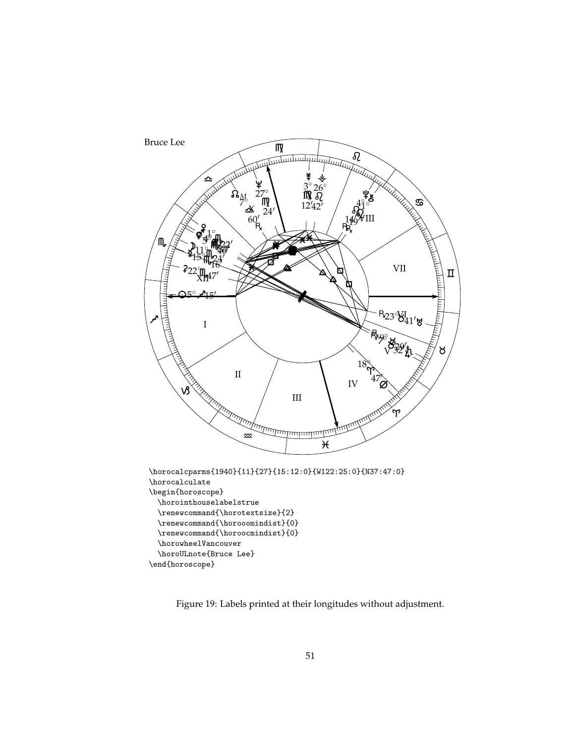Bruce Lee

```
\horocalcparms{1940}{11}{27}{15:12:0}{W122:25:0}{N37:47:0}
\horocalculate
\begin{horoscope}
  \horointhouselabelstrue
  \renewcommand{\horotextsize}{2}
  \renewcommand{\horooomindist}{0}
  \renewcommand{\horoocmindist}{0}
  \horowheelVancouver
  \horoULnote{Bruce Lee}
\end{horoscope}
```

Figure 19: Labels printed at their longitudes without adjustment.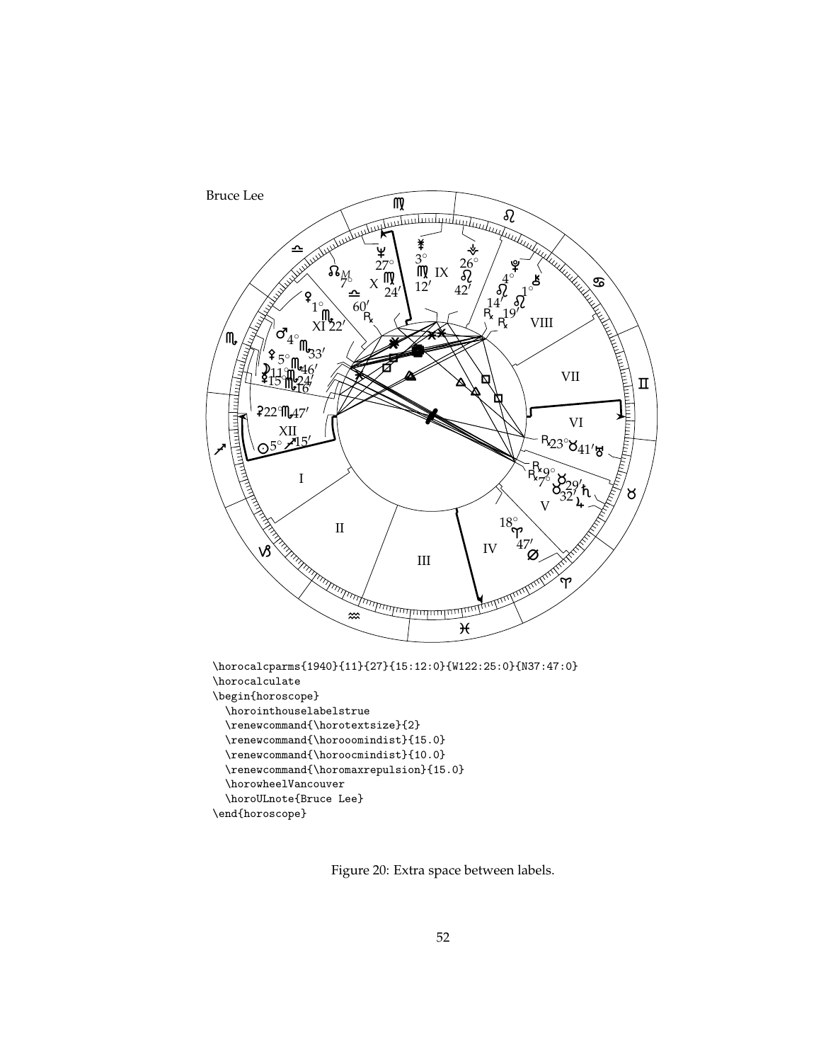```
\horocalcparms{1940}{11}{27}{15:12:0}{W122:25:0}{N37:47:0}
\horocalculate
\begin{horoscope}
  \horointhouselabelstrue
  \renewcommand{\horotextsize}{2}
  \renewcommand{\horooomindist}{15.0}
  \renewcommand{\horoocmindist}{10.0}
  \renewcommand{\horomaxrepulsion}{15.0}
  \horowheelVancouver
  \horoULnote{Bruce Lee}
\end{horoscope}
```

Figure 20: Extra space between labels.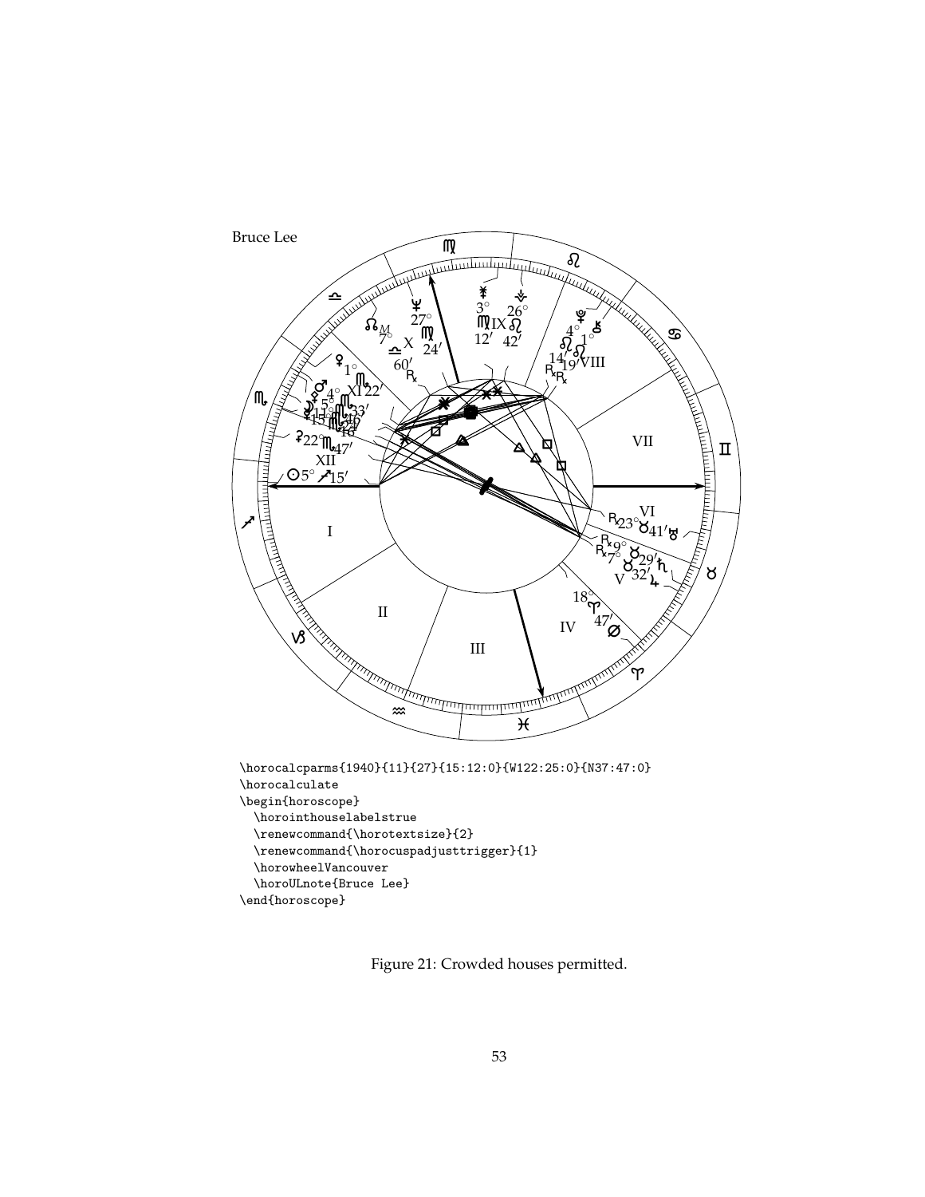Bruce Lee

```
\horocalcparms{1940}{11}{27}{15:12:0}{W122:25:0}{N37:47:0}
\horocalculate
\begin{horoscope}
  \horointhouselabelstrue
  \renewcommand{\horotextsize}{2}
  \renewcommand{\horocuspadjusttrigger}{1}
  \horowheelVancouver
  \horoULnote{Bruce Lee}
\end{horoscope}
```

Figure 21: Crowded houses permitted.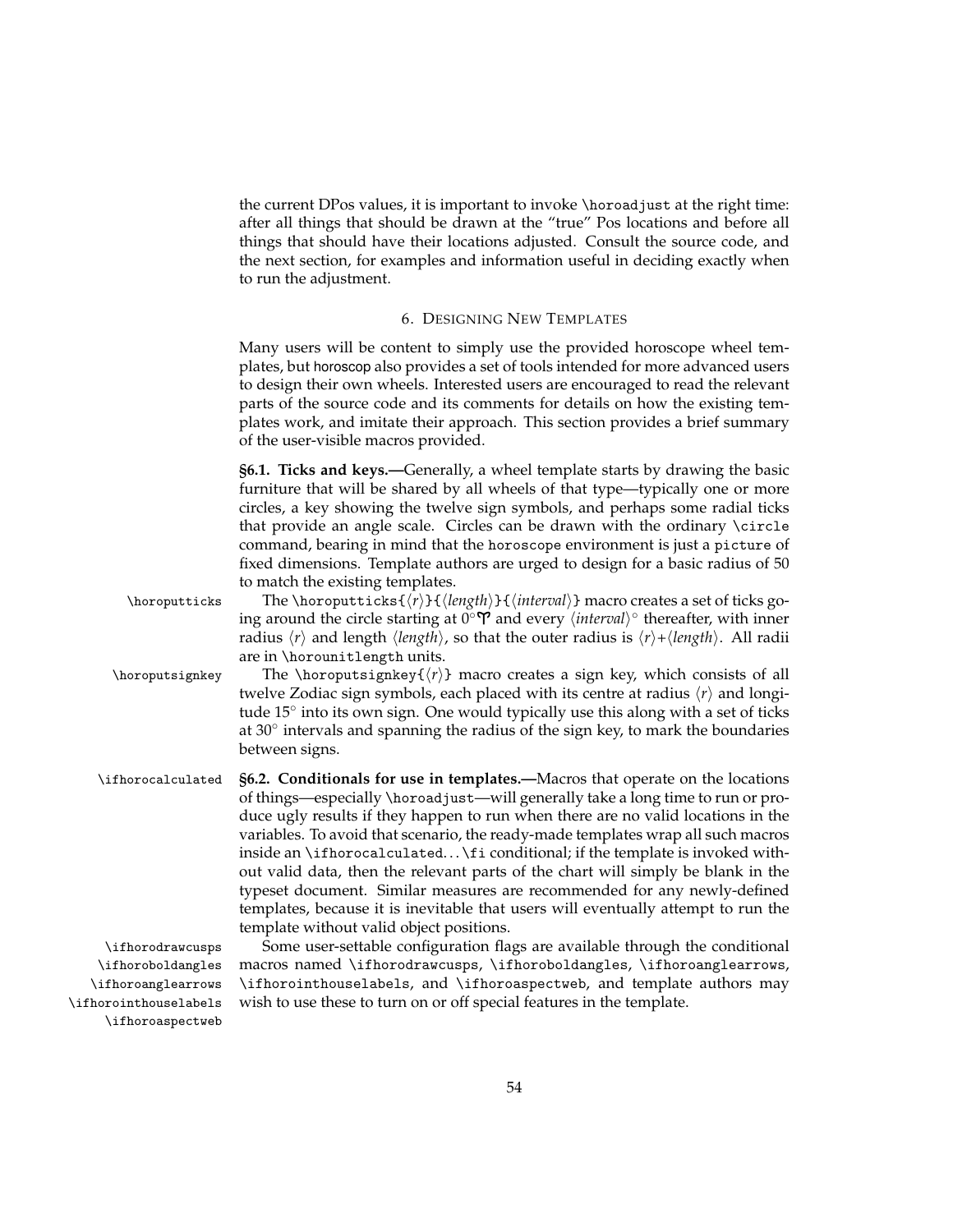the current DPos values, it is important to invoke `\horoadjust` at the right time: after all things that should be drawn at the "true" Pos locations and before all things that should have their locations adjusted. Consult the source code, and the next section, for examples and information useful in deciding exactly when to run the adjustment.

## 6. Designing New Templates

Many users will be content to simply use the provided horoscope wheel templates, but horoscop also provides a set of tools intended for more advanced users to design their own wheels. Interested users are encouraged to read the relevant parts of the source code and its comments for details on how the existing templates work, and imitate their approach. This section provides a brief summary of the user-visible macros provided.

**§6.1. Ticks and keys.—**Generally, a wheel template starts by drawing the basic furniture that will be shared by all wheels of that type—typically one or more circles, a key showing the twelve sign symbols, and perhaps some radial ticks that provide an angle scale. Circles can be drawn with the ordinary `\circle` command, bearing in mind that the `horoscope` environment is just a `picture` of fixed dimensions. Template authors are urged to design for a basic radius of 50 to match the existing templates.

`\horoputticks` The `\horoputticks{`⟨*r*⟩`}{`⟨*length*⟩`}{`⟨*interval*⟩`}` macro creates a set of ticks going around the circle starting at 0°♈ and every ⟨*interval*⟩° thereafter, with inner radius ⟨*r*⟩ and length ⟨*length*⟩, so that the outer radius is ⟨*r*⟩+⟨*length*⟩. All radii are in `\horounitlength` units.

`\horoputsignkey` The `\horoputsignkey{`⟨*r*⟩`}` macro creates a sign key, which consists of all twelve Zodiac sign symbols, each placed with its centre at radius ⟨*r*⟩ and longitude 15° into its own sign. One would typically use this along with a set of ticks at 30° intervals and spanning the radius of the sign key, to mark the boundaries between signs.

`\ifhorocalculated` **§6.2. Conditionals for use in templates.—**Macros that operate on the locations of things—especially `\horoadjust`—will generally take a long time to run or produce ugly results if they happen to run when there are no valid locations in the variables. To avoid that scenario, the ready-made templates wrap all such macros inside an `\ifhorocalculated`...`\fi` conditional; if the template is invoked without valid data, then the relevant parts of the chart will simply be blank in the typeset document. Similar measures are recommended for any newly-defined templates, because it is inevitable that users will eventually attempt to run the template without valid object positions.

`\ifhorodrawcusps` `\ifhoroboldangles` `\ifhoroanglearrows` `\ifhorointhouselabels` `\ifhoroaspectweb` Some user-settable configuration flags are available through the conditional macros named `\ifhorodrawcusps`, `\ifhoroboldangles`, `\ifhoroanglearrows`, `\ifhorointhouselabels`, and `\ifhoroaspectweb`, and template authors may wish to use these to turn on or off special features in the template.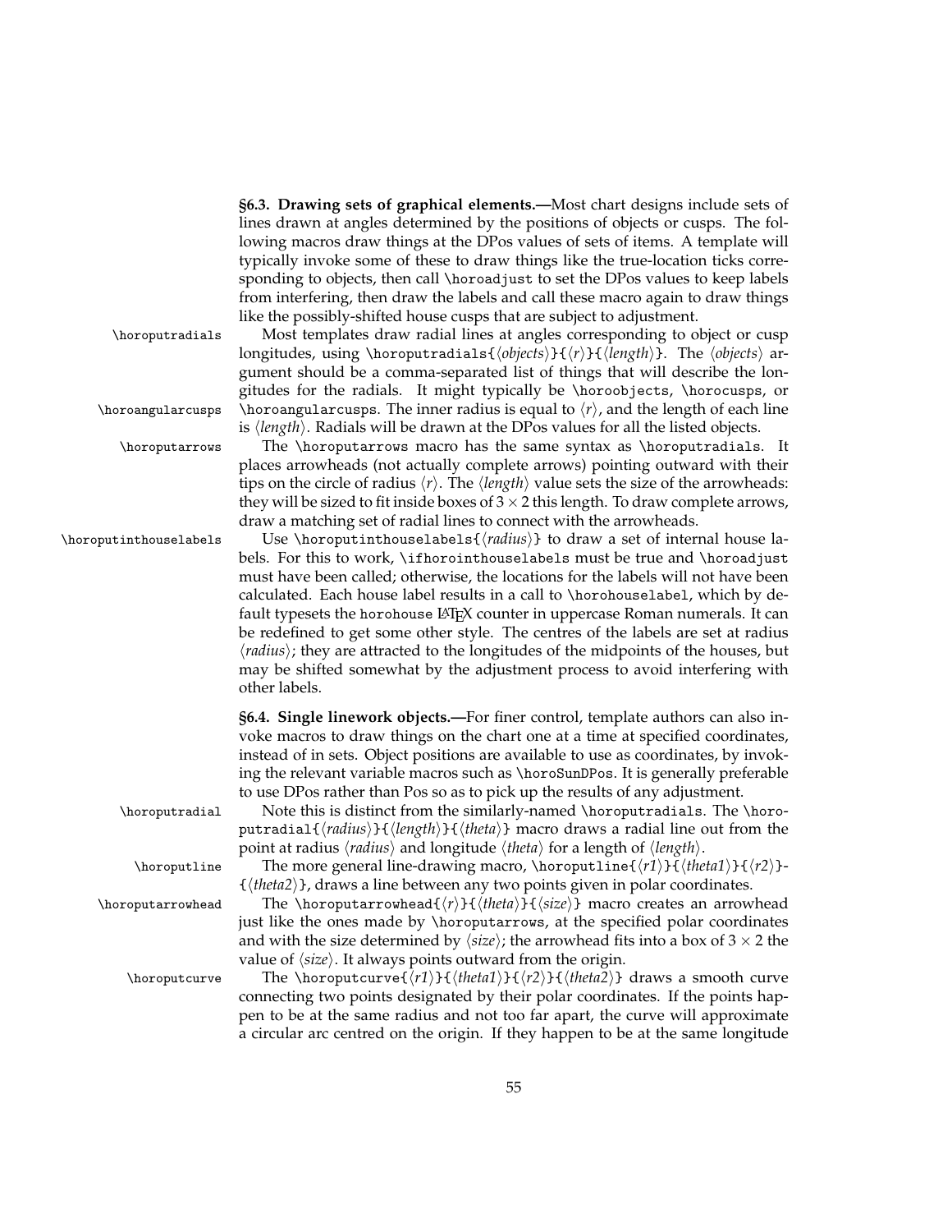**§6.3. Drawing sets of graphical elements.—**Most chart designs include sets of lines drawn at angles determined by the positions of objects or cusps. The following macros draw things at the DPos values of sets of items. A template will typically invoke some of these to draw things like the true-location ticks corresponding to objects, then call `\horoadjust` to set the DPos values to keep labels from interfering, then draw the labels and call these macro again to draw things like the possibly-shifted house cusps that are subject to adjustment.

`\horoputradials` Most templates draw radial lines at angles corresponding to object or cusp longitudes, using `\horoputradials{`⟨*objects*⟩`}{`⟨*r*⟩`}{`⟨*length*⟩`}`. The ⟨*objects*⟩ argument should be a comma-separated list of things that will describe the longitudes for the radials. It might typically be `\horoobjects`, `\horocusps`, or `\horoangularcusps`. The inner radius is equal to ⟨*r*⟩, and the length of each line is ⟨*length*⟩. Radials will be drawn at the DPos values for all the listed objects.

`\horoputarrows` The `\horoputarrows` macro has the same syntax as `\horoputradials`. It places arrowheads (not actually complete arrows) pointing outward with their tips on the circle of radius ⟨*r*⟩. The ⟨*length*⟩ value sets the size of the arrowheads: they will be sized to fit inside boxes of $3 \times 2$ this length. To draw complete arrows, draw a matching set of radial lines to connect with the arrowheads.

`\horoputinhouselabels` Use `\horoputinhouselabels{`⟨*radius*⟩`}` to draw a set of internal house labels. For this to work, `\ifhorointhouselabels` must be true and `\horoadjust` must have been called; otherwise, the locations for the labels will not have been calculated. Each house label results in a call to `\horohouselabel`, which by default typesets the `horohouse` LaTeX counter in uppercase Roman numerals. It can be redefined to get some other style. The centres of the labels are set at radius ⟨*radius*⟩; they are attracted to the longitudes of the midpoints of the houses, but may be shifted somewhat by the adjustment process to avoid interfering with other labels.

**§6.4. Single linework objects.—**For finer control, template authors can also invoke macros to draw things on the chart one at a time at specified coordinates, instead of in sets. Object positions are available to use as coordinates, by invoking the relevant variable macros such as `\horoSunDPos`. It is generally preferable to use DPos rather than Pos so as to pick up the results of any adjustment.

`\horoputradial` Note this is distinct from the similarly-named `\horoputradials`. The `\horoputradial{`⟨*radius*⟩`}{`⟨*length*⟩`}{`⟨*theta*⟩`}` macro draws a radial line out from the point at radius ⟨*radius*⟩ and longitude ⟨*theta*⟩ for a length of ⟨*length*⟩.

`\horoputline` The more general line-drawing macro, `\horoputline{`⟨*r1*⟩`}{`⟨*theta1*⟩`}{`⟨*r2*⟩`}{`⟨*theta2*⟩`}`, draws a line between any two points given in polar coordinates.

`\horoputarrowhead` The `\horoputarrowhead{`⟨*r*⟩`}{`⟨*theta*⟩`}{`⟨*size*⟩`}` macro creates an arrowhead just like the ones made by `\horoputarrows`, at the specified polar coordinates and with the size determined by ⟨*size*⟩; the arrowhead fits into a box of $3 \times 2$ the value of ⟨*size*⟩. It always points outward from the origin.

`\horoputcurve` The `\horoputcurve{`⟨*r1*⟩`}{`⟨*theta1*⟩`}{`⟨*r2*⟩`}{`⟨*theta2*⟩`}` draws a smooth curve connecting two points designated by their polar coordinates. If the points happen to be at the same radius and not too far apart, the curve will approximate a circular arc centred on the origin. If they happen to be at the same longitude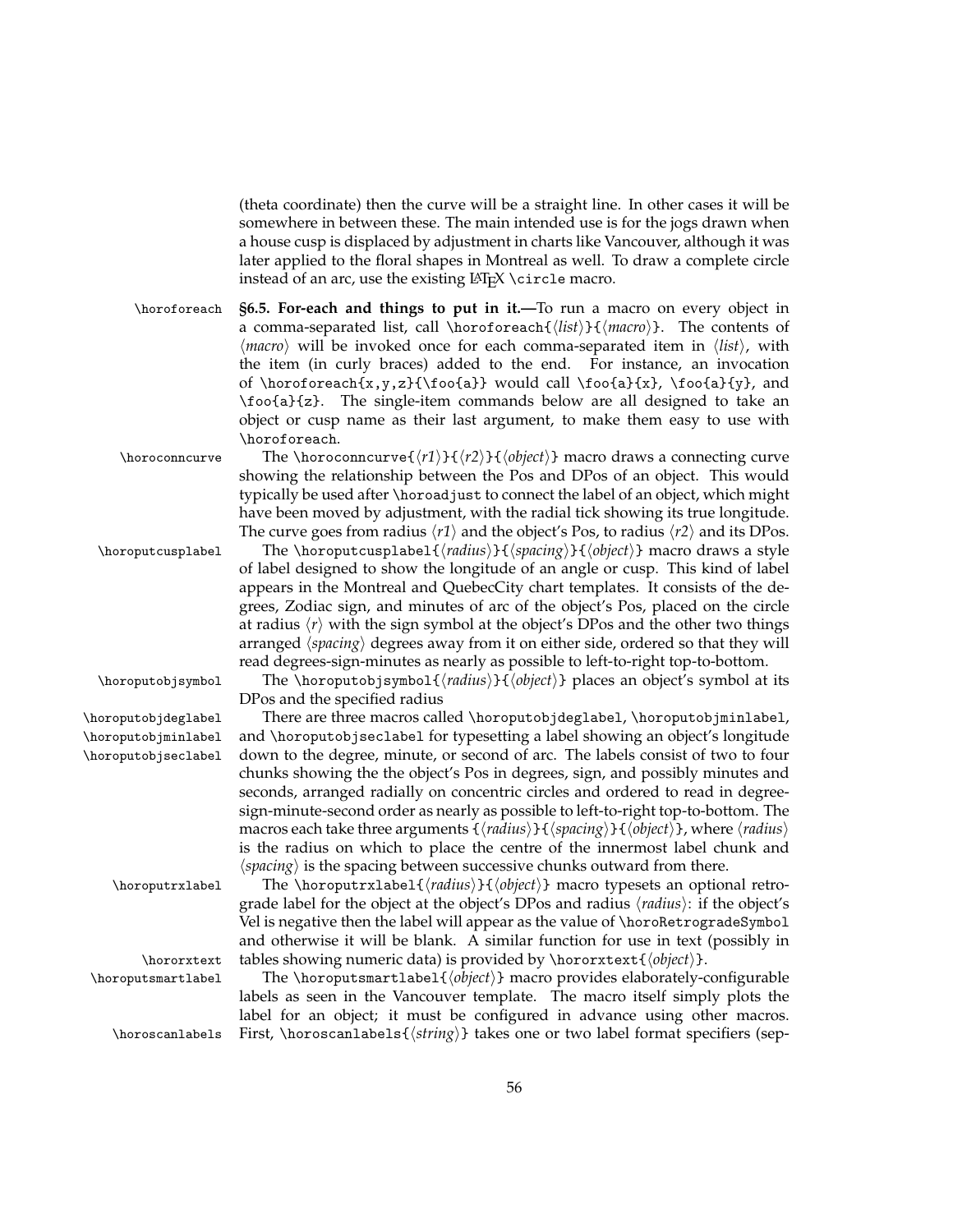(theta coordinate) then the curve will be a straight line. In other cases it will be somewhere in between these. The main intended use is for the jogs drawn when a house cusp is displaced by adjustment in charts like Vancouver, although it was later applied to the floral shapes in Montreal as well. To draw a complete circle instead of an arc, use the existing LaTeX `\circle` macro.

`\horoforeach`

**§6.5. For-each and things to put in it.—**To run a macro on every object in a comma-separated list, call `\horoforeach{`⟨*list*⟩`}{`⟨*macro*⟩`}`. The contents of ⟨*macro*⟩ will be invoked once for each comma-separated item in ⟨*list*⟩, with the item (in curly braces) added to the end. For instance, an invocation of `\horoforeach{x,y,z}{\foo{a}}` would call `\foo{a}{x}`, `\foo{a}{y}`, and `\foo{a}{z}`. The single-item commands below are all designed to take an object or cusp name as their last argument, to make them easy to use with `\horoforeach`.

`\horoconncurve`

The `\horoconncurve{`⟨*r1*⟩`}{`⟨*r2*⟩`}{`⟨*object*⟩`}` macro draws a connecting curve showing the relationship between the Pos and DPos of an object. This would typically be used after `\horoadjust` to connect the label of an object, which might have been moved by adjustment, with the radial tick showing its true longitude. The curve goes from radius ⟨*r1*⟩ and the object's Pos, to radius ⟨*r2*⟩ and its DPos.

`\horoputcusplabel`

The `\horoputcusplabel{`⟨*radius*⟩`}{`⟨*spacing*⟩`}{`⟨*object*⟩`}` macro draws a style of label designed to show the longitude of an angle or cusp. This kind of label appears in the Montreal and QuebecCity chart templates. It consists of the degrees, Zodiac sign, and minutes of arc of the object's Pos, placed on the circle at radius ⟨*r*⟩ with the sign symbol at the object's DPos and the other two things arranged ⟨*spacing*⟩ degrees away from it on either side, ordered so that they will read degrees-sign-minutes as nearly as possible to left-to-right top-to-bottom.

`\horoputobjsymbol`

The `\horoputobjsymbol{`⟨*radius*⟩`}{`⟨*object*⟩`}` places an object's symbol at its DPos and the specified radius

`\horoputobjdeglabel`
`\horoputobjminlabel`
`\horoputobjseclabel`

There are three macros called `\horoputobjdeglabel`, `\horoputobjminlabel`, and `\horoputobjseclabel` for typesetting a label showing an object's longitude down to the degree, minute, or second of arc. The labels consist of two to four chunks showing the the object's Pos in degrees, sign, and possibly minutes and seconds, arranged radially on concentric circles and ordered to read in degree-sign-minute-second order as nearly as possible to left-to-right top-to-bottom. The macros each take three arguments `{`⟨*radius*⟩`}{`⟨*spacing*⟩`}{`⟨*object*⟩`}`, where ⟨*radius*⟩ is the radius on which to place the centre of the innermost label chunk and ⟨*spacing*⟩ is the spacing between successive chunks outward from there.

`\horoputrxlabel`

The `\horoputrxlabel{`⟨*radius*⟩`}{`⟨*object*⟩`}` macro typesets an optional retrograde label for the object at the object's DPos and radius ⟨*radius*⟩: if the object's Vel is negative then the label will appear as the value of `\horoRetrogradeSymbol` and otherwise it will be blank. A similar function for use in text (possibly in tables showing numeric data) is provided by `\hororxtext{`⟨*object*⟩`}`.

`\hororxtext`

`\horoputsmartlabel`

The `\horoputsmartlabel{`⟨*object*⟩`}` macro provides elaborately-configurable labels as seen in the Vancouver template. The macro itself simply plots the label for an object; it must be configured in advance using other macros.

`\horoscanlabels`

First, `\horoscanlabels{`⟨*string*⟩`}` takes one or two label format specifiers (sep-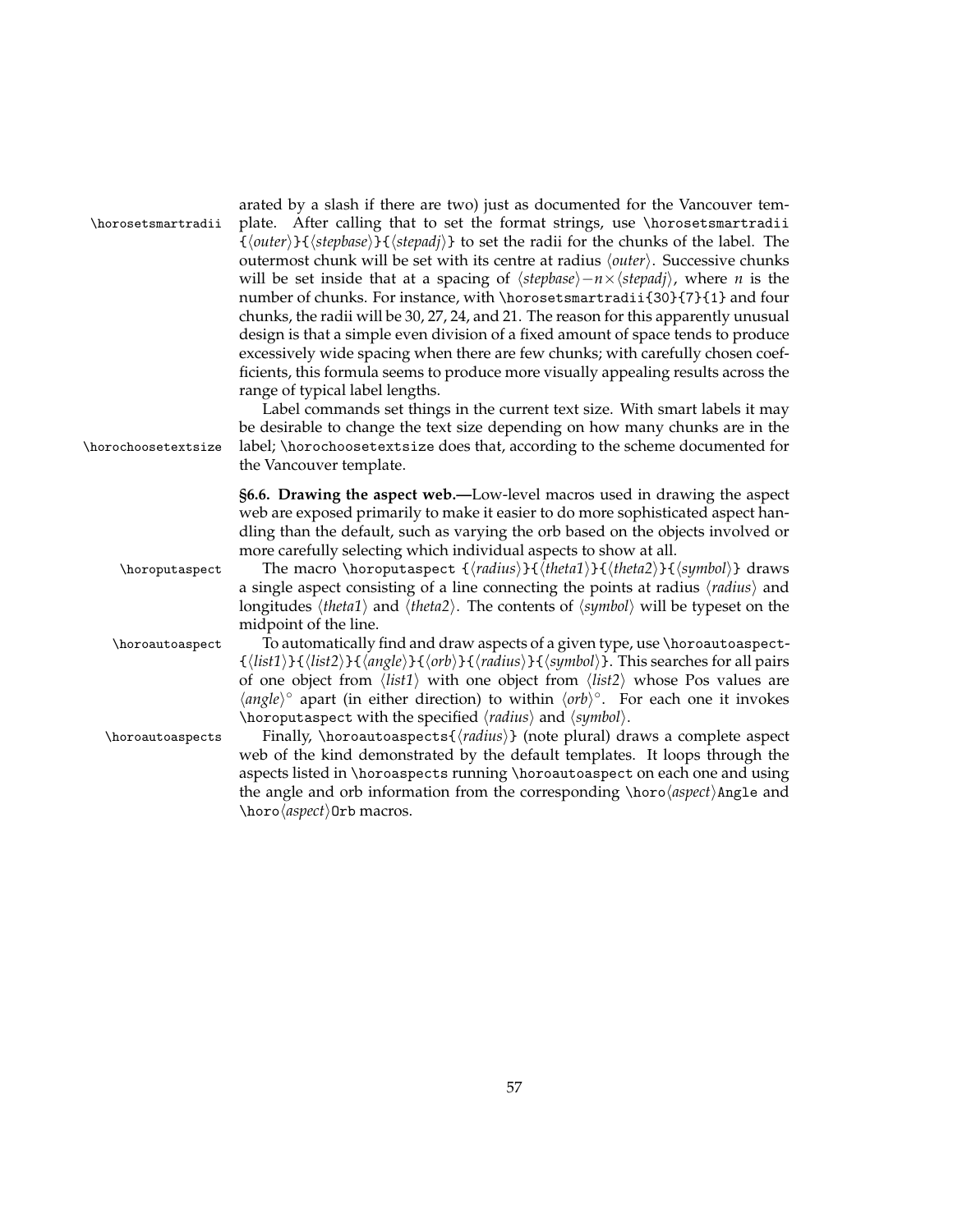arated by a slash if there are two) just as documented for the Vancouver template. After calling that to set the format strings, use `\horosetsmartradii` `{⟨outer⟩}{⟨stepbase⟩}{⟨stepadj⟩}` to set the radii for the chunks of the label. The outermost chunk will be set with its centre at radius ⟨*outer*⟩. Successive chunks will be set inside that at a spacing of ⟨*stepbase*⟩ $-n\times$ ⟨*stepadj*⟩, where $n$ is the number of chunks. For instance, with `\horosetsmartradii{30}{7}{1}` and four chunks, the radii will be 30, 27, 24, and 21. The reason for this apparently unusual design is that a simple even division of a fixed amount of space tends to produce excessively wide spacing when there are few chunks; with carefully chosen coefficients, this formula seems to produce more visually appealing results across the range of typical label lengths.

Label commands set things in the current text size. With smart labels it may be desirable to change the text size depending on how many chunks are in the label; `\horochoosetextsize` does that, according to the scheme documented for the Vancouver template.

**§6.6. Drawing the aspect web.—**Low-level macros used in drawing the aspect web are exposed primarily to make it easier to do more sophisticated aspect handling than the default, such as varying the orb based on the objects involved or more carefully selecting which individual aspects to show at all.

The macro `\horoputaspect {⟨radius⟩}{⟨theta1⟩}{⟨theta2⟩}{⟨symbol⟩}` draws a single aspect consisting of a line connecting the points at radius ⟨*radius*⟩ and longitudes ⟨*theta1*⟩ and ⟨*theta2*⟩. The contents of ⟨*symbol*⟩ will be typeset on the midpoint of the line.

To automatically find and draw aspects of a given type, use `\horoautoaspect{⟨list1⟩}{⟨list2⟩}{⟨angle⟩}{⟨orb⟩}{⟨radius⟩}{⟨symbol⟩}`. This searches for all pairs of one object from ⟨*list1*⟩ with one object from ⟨*list2*⟩ whose Pos values are ⟨*angle*⟩° apart (in either direction) to within ⟨*orb*⟩°. For each one it invokes `\horoputaspect` with the specified ⟨*radius*⟩ and ⟨*symbol*⟩.

Finally, `\horoautoaspects{⟨radius⟩}` (note plural) draws a complete aspect web of the kind demonstrated by the default templates. It loops through the aspects listed in `\horoaspects` running `\horoautoaspect` on each one and using the angle and orb information from the corresponding `\horo⟨aspect⟩Angle` and `\horo⟨aspect⟩Orb` macros.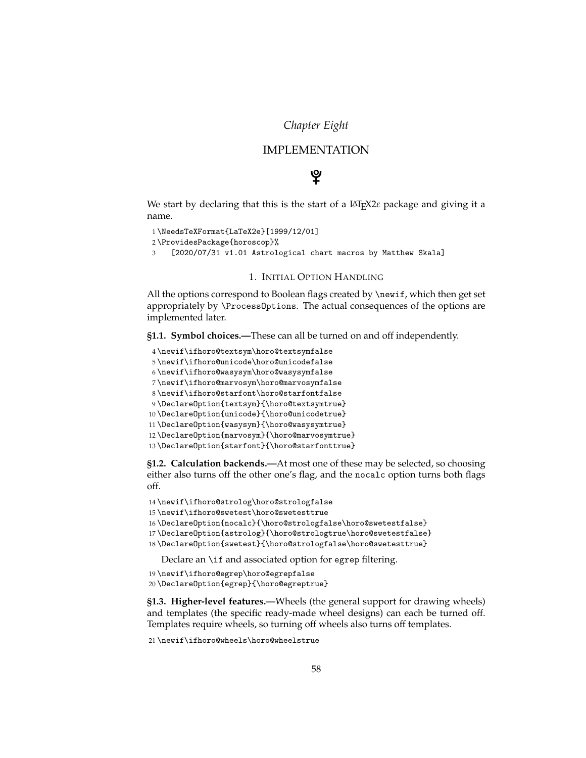*Chapter Eight*

# IMPLEMENTATION

♇

We start by declaring that this is the start of a LaTeX2ε package and giving it a name.

```
1 \NeedsTeXFormat{LaTeX2e}[1999/12/01]
2 \ProvidesPackage{horoscop}%
3    [2020/07/31 v1.01 Astrological chart macros by Matthew Skala]
```

## 1. Initial Option Handling

All the options correspond to Boolean flags created by `\newif`, which then get set appropriately by `\ProcessOptions`. The actual consequences of the options are implemented later.

**§1.1. Symbol choices.—**These can all be turned on and off independently.

```
4 \newif\ifhoro@textsym\horo@textsymfalse
5 \newif\ifhoro@unicode\horo@unicodefalse
6 \newif\ifhoro@wasysym\horo@wasysymfalse
7 \newif\ifhoro@marvosym\horo@marvosymfalse
8 \newif\ifhoro@starfont\horo@starfontfalse
9 \DeclareOption{textsym}{\horo@textsymtrue}
10 \DeclareOption{unicode}{\horo@unicodetrue}
11 \DeclareOption{wasysym}{\horo@wasysymtrue}
12 \DeclareOption{marvosym}{\horo@marvosymtrue}
13 \DeclareOption{starfont}{\horo@starfonttrue}
```

**§1.2. Calculation backends.—**At most one of these may be selected, so choosing either also turns off the other one's flag, and the `nocalc` option turns both flags off.

```
14 \newif\ifhoro@strolog\horo@strologfalse
15 \newif\ifhoro@swetest\horo@swetesttrue
16 \DeclareOption{nocalc}{\horo@strologfalse\horo@swetestfalse}
17 \DeclareOption{astrolog}{\horo@strologtrue\horo@swetestfalse}
18 \DeclareOption{swetest}{\horo@strologfalse\horo@swetesttrue}
```

Declare an `\if` and associated option for `egrep` filtering.

```
19 \newif\ifhoro@egrep\horo@egrepfalse
20 \DeclareOption{egrep}{\horo@egreptrue}
```

**§1.3. Higher-level features.—**Wheels (the general support for drawing wheels) and templates (the specific ready-made wheel designs) can each be turned off. Templates require wheels, so turning off wheels also turns off templates.

```
21 \newif\ifhoro@wheels\horo@wheelstrue
```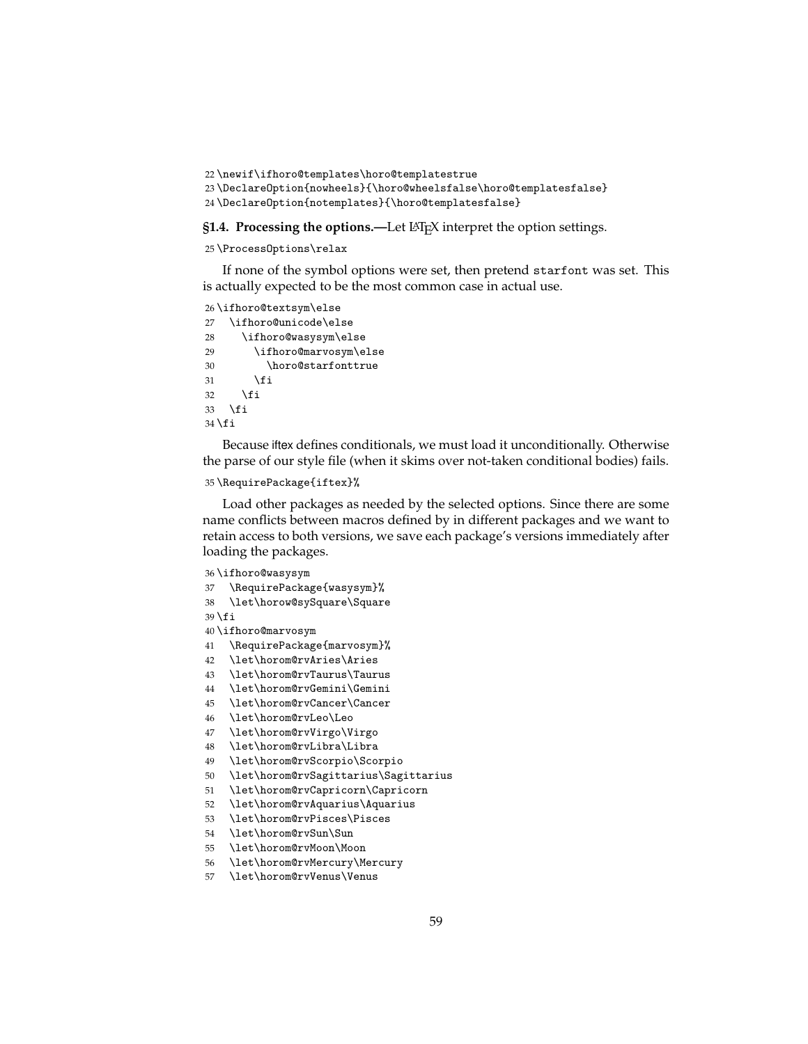```
22 \newif\ifhoro@templates\horo@templatestrue
23 \DeclareOption{nowheels}{\horo@wheelsfalse\horo@templatesfalse}
24 \DeclareOption{notemplates}{\horo@templatesfalse}
```

**§1.4. Processing the options.—**Let LaTeX interpret the option settings.

```
25 \ProcessOptions\relax
```

If none of the symbol options were set, then pretend starfont was set. This is actually expected to be the most common case in actual use.

```
26 \ifhoro@textsym\else
27   \ifhoro@unicode\else
28     \ifhoro@wasysym\else
29       \ifhoro@marvosym\else
30         \horo@starfonttrue
31       \fi
32     \fi
33   \fi
34 \fi
```

Because iftex defines conditionals, we must load it unconditionally. Otherwise the parse of our style file (when it skims over not-taken conditional bodies) fails.

```
35 \RequirePackage{iftex}%
```

Load other packages as needed by the selected options. Since there are some name conflicts between macros defined by in different packages and we want to retain access to both versions, we save each package's versions immediately after loading the packages.

```
36 \ifhoro@wasysym
37   \RequirePackage{wasysym}%
38   \let\horow@sySquare\Square
39 \fi
40 \ifhoro@marvosym
41   \RequirePackage{marvosym}%
42   \let\horom@rvAries\Aries
43   \let\horom@rvTaurus\Taurus
44   \let\horom@rvGemini\Gemini
45   \let\horom@rvCancer\Cancer
46   \let\horom@rvLeo\Leo
47   \let\horom@rvVirgo\Virgo
48   \let\horom@rvLibra\Libra
49   \let\horom@rvScorpio\Scorpio
50   \let\horom@rvSagittarius\Sagittarius
51   \let\horom@rvCapricorn\Capricorn
52   \let\horom@rvAquarius\Aquarius
53   \let\horom@rvPisces\Pisces
54   \let\horom@rvSun\Sun
55   \let\horom@rvMoon\Moon
56   \let\horom@rvMercury\Mercury
57   \let\horom@rvVenus\Venus
```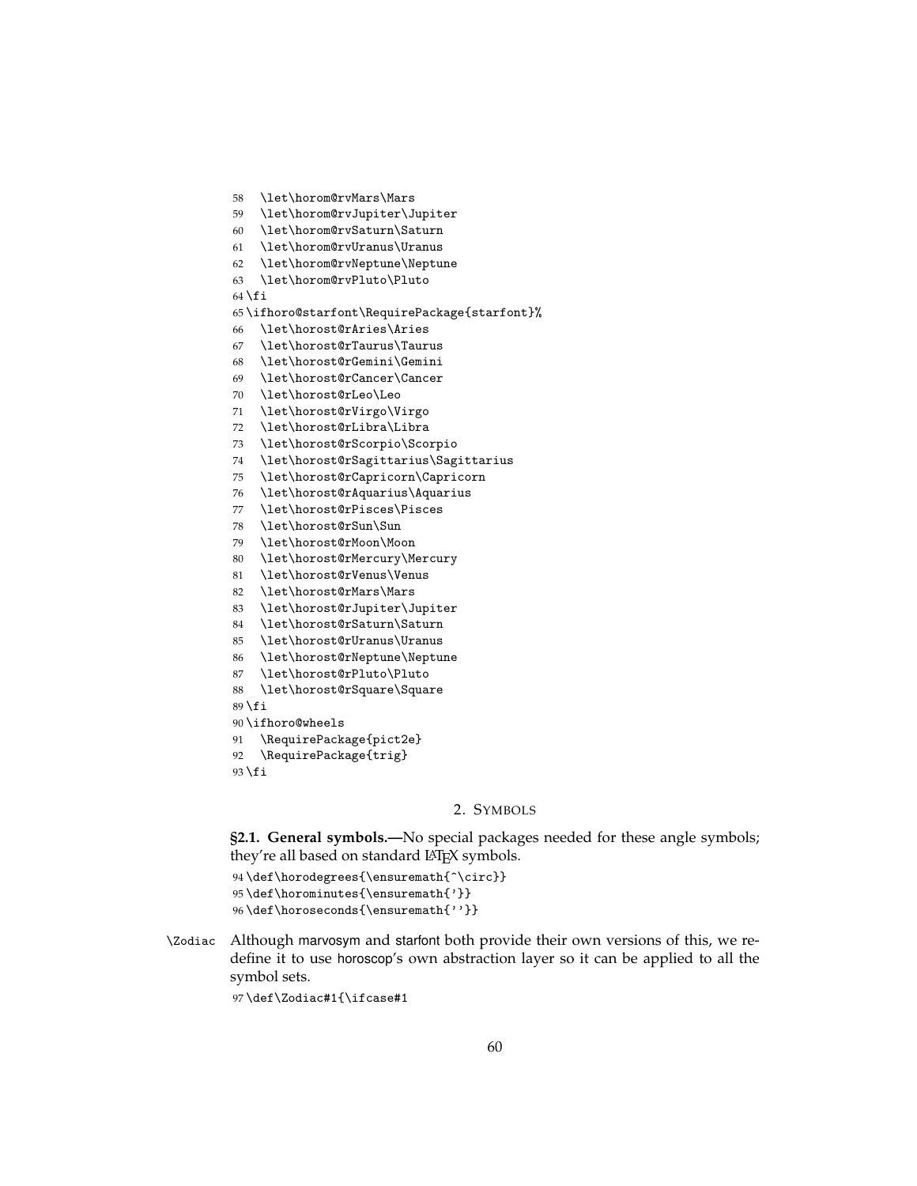```
58   \let\horom@rvMars\Mars
59   \let\horom@rvJupiter\Jupiter
60   \let\horom@rvSaturn\Saturn
61   \let\horom@rvUranus\Uranus
62   \let\horom@rvNeptune\Neptune
63   \let\horom@rvPluto\Pluto
64 \fi
65 \ifhoro@starfont\RequirePackage{starfont}%
66   \let\horost@rAries\Aries
67   \let\horost@rTaurus\Taurus
68   \let\horost@rGemini\Gemini
69   \let\horost@rCancer\Cancer
70   \let\horost@rLeo\Leo
71   \let\horost@rVirgo\Virgo
72   \let\horost@rLibra\Libra
73   \let\horost@rScorpio\Scorpio
74   \let\horost@rSagittarius\Sagittarius
75   \let\horost@rCapricorn\Capricorn
76   \let\horost@rAquarius\Aquarius
77   \let\horost@rPisces\Pisces
78   \let\horost@rSun\Sun
79   \let\horost@rMoon\Moon
80   \let\horost@rMercury\Mercury
81   \let\horost@rVenus\Venus
82   \let\horost@rMars\Mars
83   \let\horost@rJupiter\Jupiter
84   \let\horost@rSaturn\Saturn
85   \let\horost@rUranus\Uranus
86   \let\horost@rNeptune\Neptune
87   \let\horost@rPluto\Pluto
88   \let\horost@rSquare\Square
89 \fi
90 \ifhoro@wheels
91   \RequirePackage{pict2e}
92   \RequirePackage{trig}
93 \fi
```

## 2. Symbols

**§2.1. General symbols.—**No special packages needed for these angle symbols; they're all based on standard LaTeX symbols.

```
94 \def\horodegrees{\ensuremath{^\circ}}
95 \def\horominutes{\ensuremath{'}}
96 \def\horoseconds{\ensuremath{''}}
```

`\Zodiac` Although marvosym and starfont both provide their own versions of this, we redefine it to use horoscop's own abstraction layer so it can be applied to all the symbol sets.

```
97 \def\Zodiac#1{\ifcase#1
```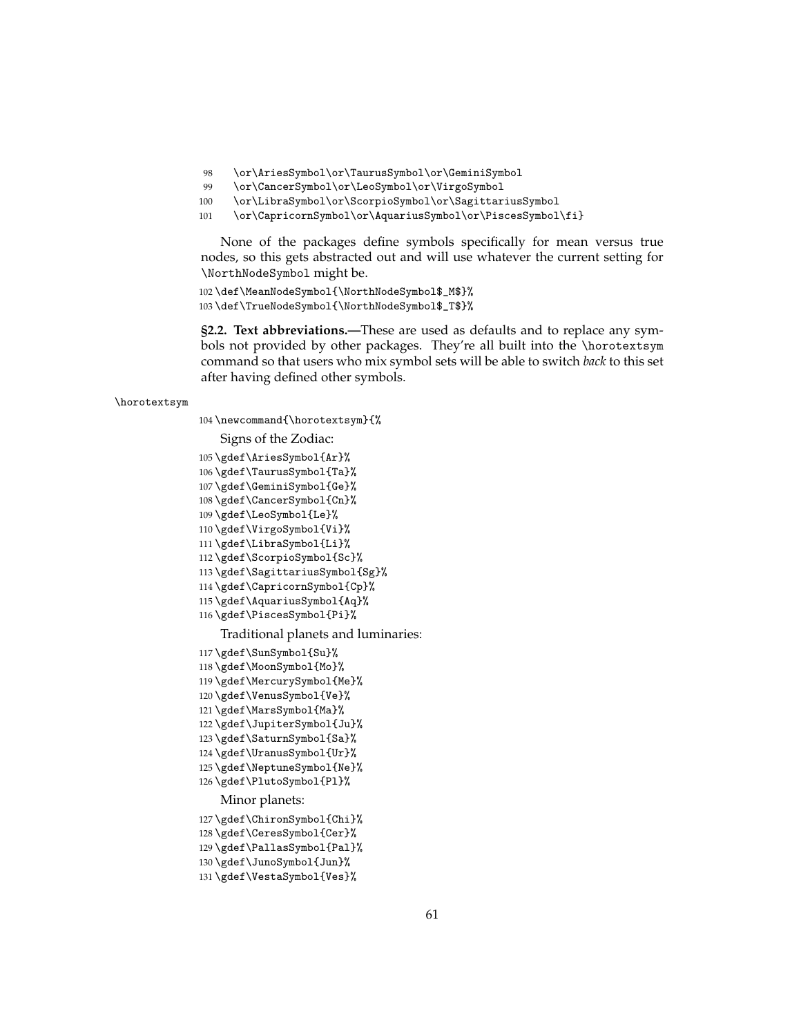```
98    \or\AriesSymbol\or\TaurusSymbol\or\GeminiSymbol
99    \or\CancerSymbol\or\LeoSymbol\or\VirgoSymbol
100   \or\LibraSymbol\or\ScorpioSymbol\or\SagittariusSymbol
101   \or\CapricornSymbol\or\AquariusSymbol\or\PiscesSymbol\fi}
```

None of the packages define symbols specifically for mean versus true nodes, so this gets abstracted out and will use whatever the current setting for `\NorthNodeSymbol` might be.

```
102 \def\MeanNodeSymbol{\NorthNodeSymbol$_M$}%
103 \def\TrueNodeSymbol{\NorthNodeSymbol$_T$}%
```

**§2.2. Text abbreviations.—**These are used as defaults and to replace any symbols not provided by other packages. They're all built into the `\horotextsym` command so that users who mix symbol sets will be able to switch *back* to this set after having defined other symbols.

`\horotextsym`

```
104 \newcommand{\horotextsym}{%
```

Signs of the Zodiac:

```
105 \gdef\AriesSymbol{Ar}%
106 \gdef\TaurusSymbol{Ta}%
107 \gdef\GeminiSymbol{Ge}%
108 \gdef\CancerSymbol{Cn}%
109 \gdef\LeoSymbol{Le}%
110 \gdef\VirgoSymbol{Vi}%
111 \gdef\LibraSymbol{Li}%
112 \gdef\ScorpioSymbol{Sc}%
113 \gdef\SagittariusSymbol{Sg}%
114 \gdef\CapricornSymbol{Cp}%
115 \gdef\AquariusSymbol{Aq}%
116 \gdef\PiscesSymbol{Pi}%
```

Traditional planets and luminaries:

```
117 \gdef\SunSymbol{Su}%
118 \gdef\MoonSymbol{Mo}%
119 \gdef\MercurySymbol{Me}%
120 \gdef\VenusSymbol{Ve}%
121 \gdef\MarsSymbol{Ma}%
122 \gdef\JupiterSymbol{Ju}%
123 \gdef\SaturnSymbol{Sa}%
124 \gdef\UranusSymbol{Ur}%
125 \gdef\NeptuneSymbol{Ne}%
126 \gdef\PlutoSymbol{Pl}%
```

Minor planets:

```
127 \gdef\ChironSymbol{Chi}%
128 \gdef\CeresSymbol{Cer}%
129 \gdef\PallasSymbol{Pal}%
130 \gdef\JunoSymbol{Jun}%
131 \gdef\VestaSymbol{Ves}%
```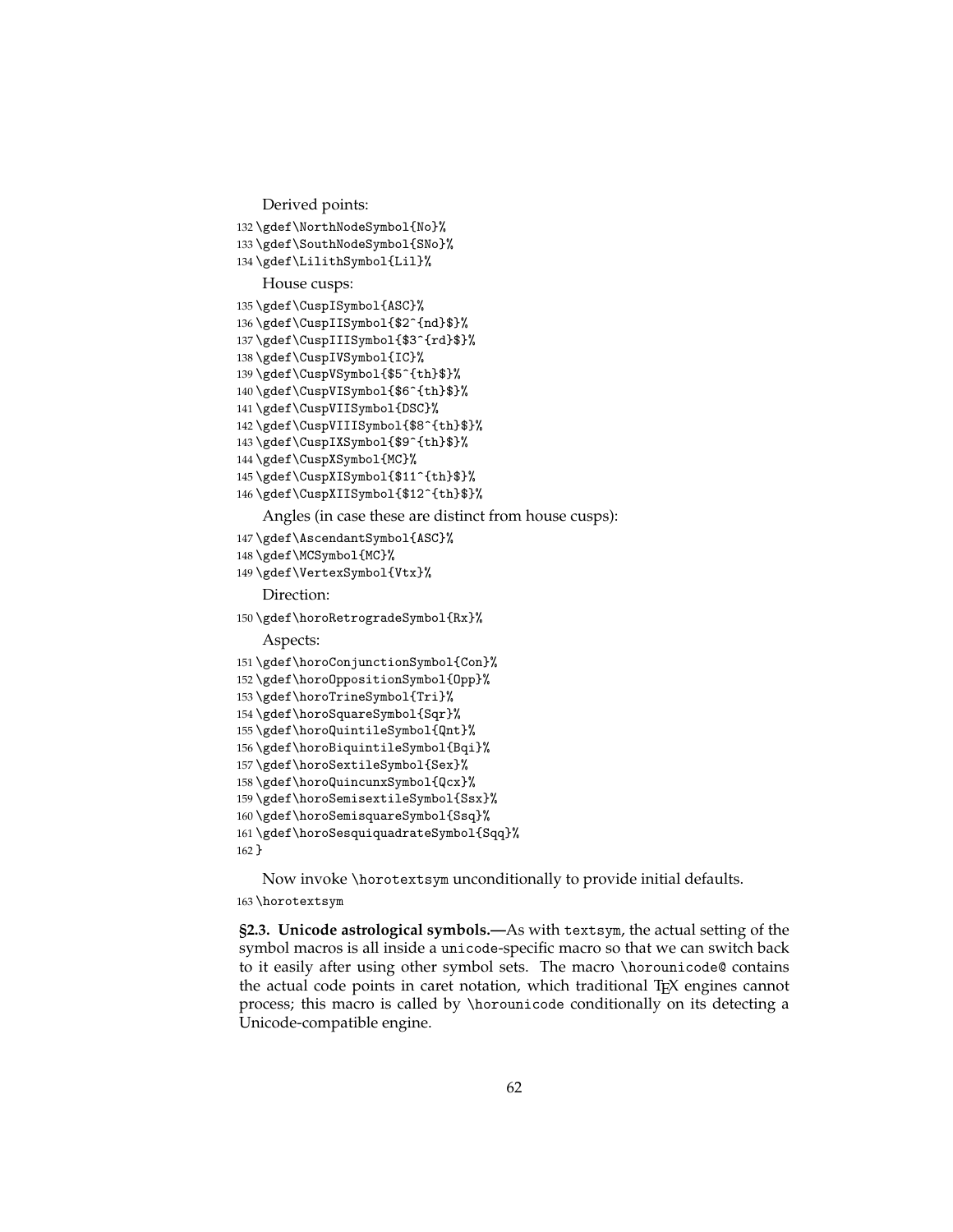Derived points:

```
132 \gdef\NorthNodeSymbol{No}%
133 \gdef\SouthNodeSymbol{SNo}%
134 \gdef\LilithSymbol{Lil}%
```

House cusps:

```
135 \gdef\CuspISymbol{ASC}%
136 \gdef\CuspIISymbol{$2^{nd}$}%
137 \gdef\CuspIIISymbol{$3^{rd}$}%
138 \gdef\CuspIVSymbol{IC}%
139 \gdef\CuspVSymbol{$5^{th}$}%
140 \gdef\CuspVISymbol{$6^{th}$}%
141 \gdef\CuspVIISymbol{DSC}%
142 \gdef\CuspVIIISymbol{$8^{th}$}%
143 \gdef\CuspIXSymbol{$9^{th}$}%
144 \gdef\CuspXSymbol{MC}%
145 \gdef\CuspXISymbol{$11^{th}$}%
146 \gdef\CuspXIISymbol{$12^{th}$}%
```

Angles (in case these are distinct from house cusps):

```
147 \gdef\AscendantSymbol{ASC}%
148 \gdef\MCSymbol{MC}%
149 \gdef\VertexSymbol{Vtx}%
```

Direction:

```
150 \gdef\horoRetrogradeSymbol{Rx}%
```

Aspects:

```
151 \gdef\horoConjunctionSymbol{Con}%
152 \gdef\horoOppositionSymbol{Opp}%
153 \gdef\horoTrineSymbol{Tri}%
154 \gdef\horoSquareSymbol{Sqr}%
155 \gdef\horoQuintileSymbol{Qnt}%
156 \gdef\horoBiquintileSymbol{Bqi}%
157 \gdef\horoSextileSymbol{Sex}%
158 \gdef\horoQuincunxSymbol{Qcx}%
159 \gdef\horoSemisextileSymbol{Ssx}%
160 \gdef\horoSemisquareSymbol{Ssq}%
161 \gdef\horoSesquiquadrateSymbol{Sqq}%
162 }
```

Now invoke `\horotextsym` unconditionally to provide initial defaults.

```
163 \horotextsym
```

**§2.3. Unicode astrological symbols.—**As with `textsym`, the actual setting of the symbol macros is all inside a `unicode`-specific macro so that we can switch back to it easily after using other symbol sets. The macro `\horounicode@` contains the actual code points in caret notation, which traditional TeX engines cannot process; this macro is called by `\horounicode` conditionally on its detecting a Unicode-compatible engine.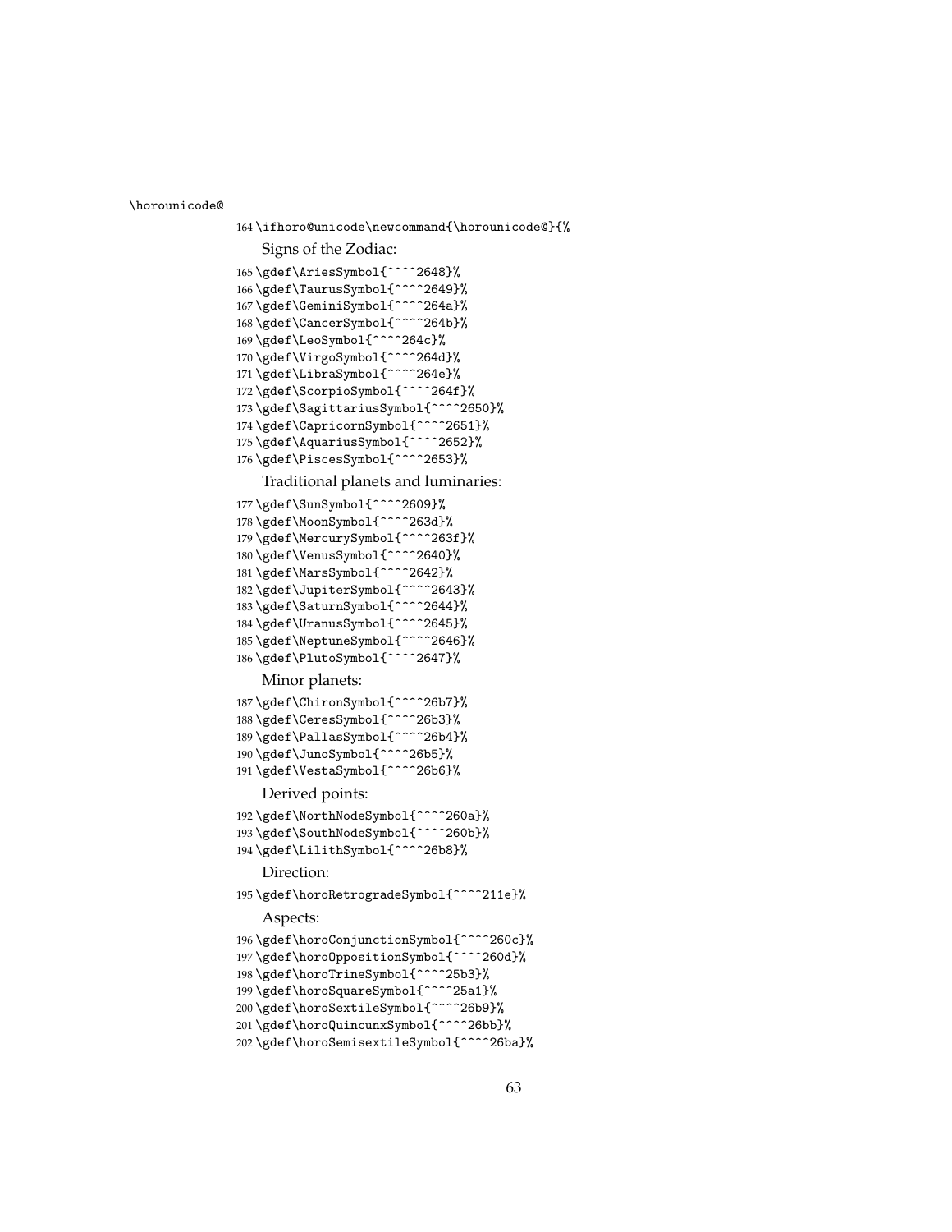\horounicode@

```
164 \ifhoro@unicode\newcommand{\horounicode@}{%
```

Signs of the Zodiac:

```
165 \gdef\AriesSymbol{^^^^2648}%
166 \gdef\TaurusSymbol{^^^^2649}%
167 \gdef\GeminiSymbol{^^^^264a}%
168 \gdef\CancerSymbol{^^^^264b}%
169 \gdef\LeoSymbol{^^^^264c}%
170 \gdef\VirgoSymbol{^^^^264d}%
171 \gdef\LibraSymbol{^^^^264e}%
172 \gdef\ScorpioSymbol{^^^^264f}%
173 \gdef\SagittariusSymbol{^^^^2650}%
174 \gdef\CapricornSymbol{^^^^2651}%
175 \gdef\AquariusSymbol{^^^^2652}%
176 \gdef\PiscesSymbol{^^^^2653}%
```

Traditional planets and luminaries:

```
177 \gdef\SunSymbol{^^^^2609}%
178 \gdef\MoonSymbol{^^^^263d}%
179 \gdef\MercurySymbol{^^^^263f}%
180 \gdef\VenusSymbol{^^^^2640}%
181 \gdef\MarsSymbol{^^^^2642}%
182 \gdef\JupiterSymbol{^^^^2643}%
183 \gdef\SaturnSymbol{^^^^2644}%
184 \gdef\UranusSymbol{^^^^2645}%
185 \gdef\NeptuneSymbol{^^^^2646}%
186 \gdef\PlutoSymbol{^^^^2647}%
```

Minor planets:

```
187 \gdef\ChironSymbol{^^^^26b7}%
188 \gdef\CeresSymbol{^^^^26b3}%
189 \gdef\PallasSymbol{^^^^26b4}%
190 \gdef\JunoSymbol{^^^^26b5}%
191 \gdef\VestaSymbol{^^^^26b6}%
```

Derived points:

```
192 \gdef\NorthNodeSymbol{^^^^260a}%
193 \gdef\SouthNodeSymbol{^^^^260b}%
194 \gdef\LilithSymbol{^^^^26b8}%
```

Direction:

```
195 \gdef\horoRetrogradeSymbol{^^^^211e}%
```

Aspects:

```
196 \gdef\horoConjunctionSymbol{^^^^260c}%
197 \gdef\horoOppositionSymbol{^^^^260d}%
198 \gdef\horoTrineSymbol{^^^^25b3}%
199 \gdef\horoSquareSymbol{^^^^25a1}%
200 \gdef\horoSextileSymbol{^^^^26b9}%
201 \gdef\horoQuincunxSymbol{^^^^26bb}%
202 \gdef\horoSemisextileSymbol{^^^^26ba}%
```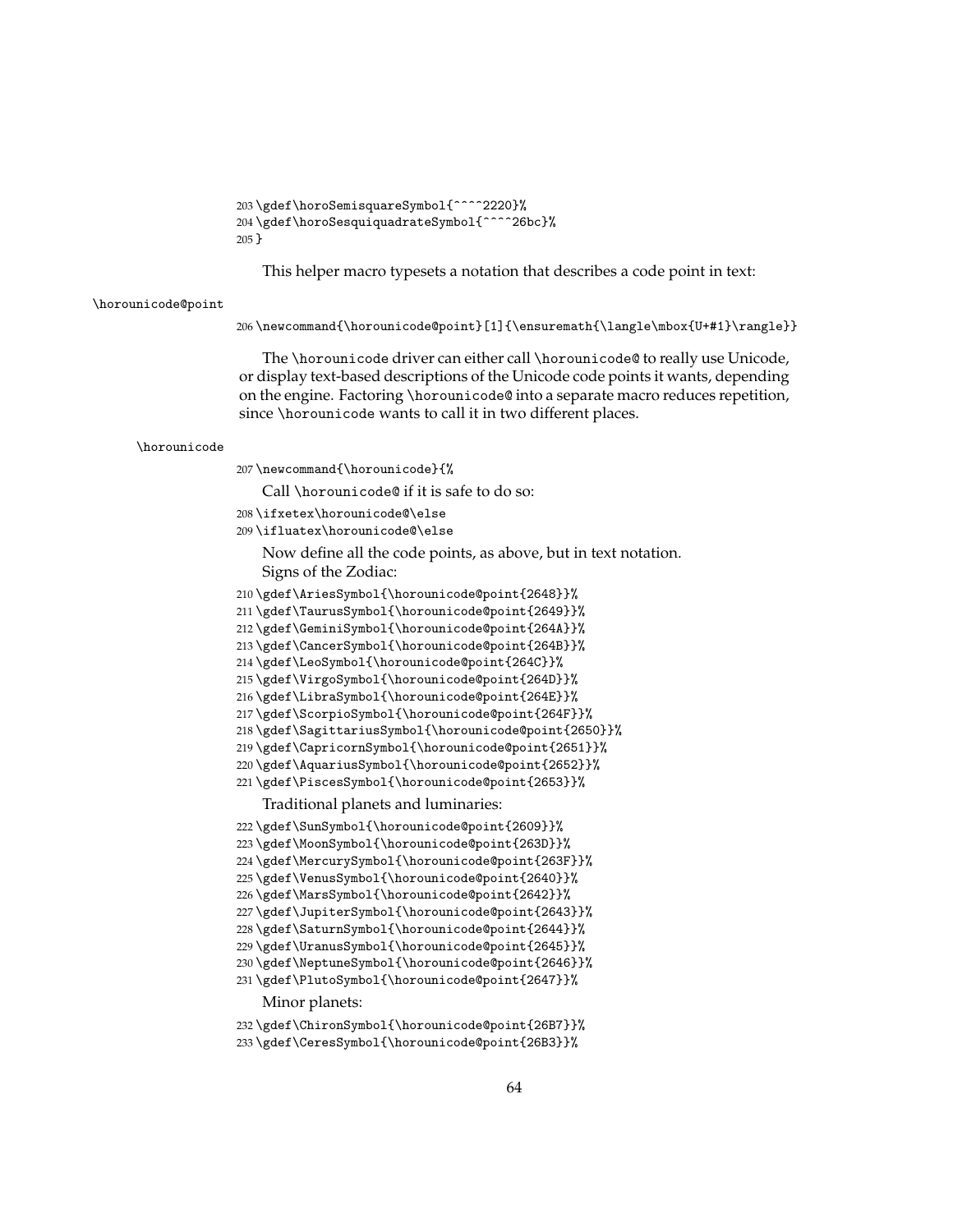```
203 \gdef\horoSemisquareSymbol{^^^^2220}%
204 \gdef\horoSesquiquadrateSymbol{^^^^26bc}%
205 }
```

This helper macro typesets a notation that describes a code point in text:

\horounicode@point

```
206 \newcommand{\horounicode@point}[1]{\ensuremath{\langle\mbox{U+#1}\rangle}}
```

The \horounicode driver can either call \horounicode@ to really use Unicode, or display text-based descriptions of the Unicode code points it wants, depending on the engine. Factoring \horounicode@ into a separate macro reduces repetition, since \horounicode wants to call it in two different places.

\horounicode

```
207 \newcommand{\horounicode}{%
```

Call \horounicode@ if it is safe to do so:

```
208 \ifxetex\horounicode@\else
209 \ifluatex\horounicode@\else
```

Now define all the code points, as above, but in text notation.

Signs of the Zodiac:

```
210 \gdef\AriesSymbol{\horounicode@point{2648}}%
211 \gdef\TaurusSymbol{\horounicode@point{2649}}%
212 \gdef\GeminiSymbol{\horounicode@point{264A}}%
213 \gdef\CancerSymbol{\horounicode@point{264B}}%
214 \gdef\LeoSymbol{\horounicode@point{264C}}%
215 \gdef\VirgoSymbol{\horounicode@point{264D}}%
216 \gdef\LibraSymbol{\horounicode@point{264E}}%
217 \gdef\ScorpioSymbol{\horounicode@point{264F}}%
218 \gdef\SagittariusSymbol{\horounicode@point{2650}}%
219 \gdef\CapricornSymbol{\horounicode@point{2651}}%
220 \gdef\AquariusSymbol{\horounicode@point{2652}}%
221 \gdef\PiscesSymbol{\horounicode@point{2653}}%
```

Traditional planets and luminaries:

```
222 \gdef\SunSymbol{\horounicode@point{2609}}%
223 \gdef\MoonSymbol{\horounicode@point{263D}}%
224 \gdef\MercurySymbol{\horounicode@point{263F}}%
225 \gdef\VenusSymbol{\horounicode@point{2640}}%
226 \gdef\MarsSymbol{\horounicode@point{2642}}%
227 \gdef\JupiterSymbol{\horounicode@point{2643}}%
228 \gdef\SaturnSymbol{\horounicode@point{2644}}%
229 \gdef\UranusSymbol{\horounicode@point{2645}}%
230 \gdef\NeptuneSymbol{\horounicode@point{2646}}%
231 \gdef\PlutoSymbol{\horounicode@point{2647}}%
```

Minor planets:

```
232 \gdef\ChironSymbol{\horounicode@point{26B7}}%
233 \gdef\CeresSymbol{\horounicode@point{26B3}}%
```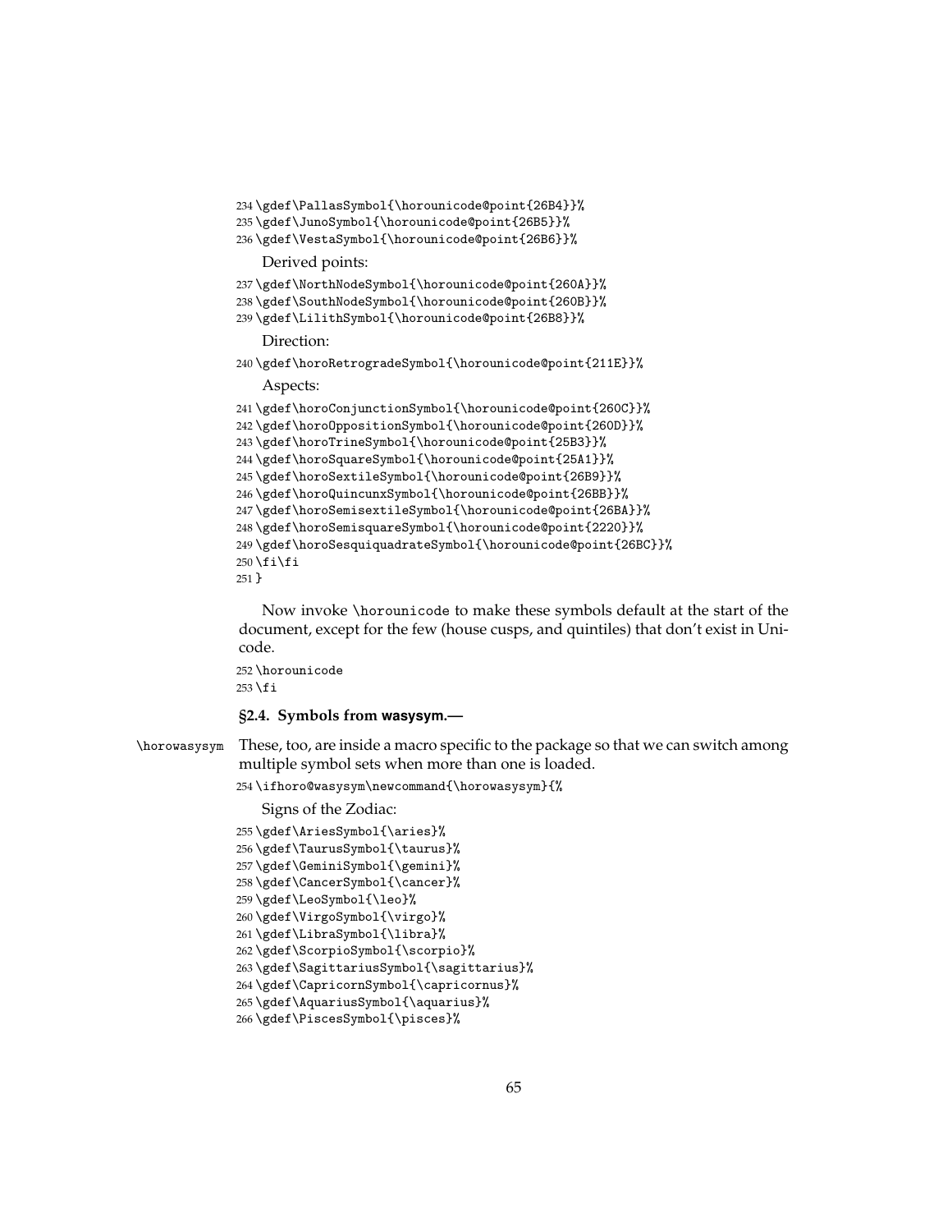```
234 \gdef\PallasSymbol{\horounicode@point{26B4}}%
235 \gdef\JunoSymbol{\horounicode@point{26B5}}%
236 \gdef\VestaSymbol{\horounicode@point{26B6}}%
```

Derived points:

```
237 \gdef\NorthNodeSymbol{\horounicode@point{260A}}%
238 \gdef\SouthNodeSymbol{\horounicode@point{260B}}%
239 \gdef\LilithSymbol{\horounicode@point{26B8}}%
```

Direction:

```
240 \gdef\horoRetrogradeSymbol{\horounicode@point{211E}}%
```

Aspects:

```
241 \gdef\horoConjunctionSymbol{\horounicode@point{260C}}%
242 \gdef\horoOppositionSymbol{\horounicode@point{260D}}%
243 \gdef\horoTrineSymbol{\horounicode@point{25B3}}%
244 \gdef\horoSquareSymbol{\horounicode@point{25A1}}%
245 \gdef\horoSextileSymbol{\horounicode@point{26B9}}%
246 \gdef\horoQuincunxSymbol{\horounicode@point{26BB}}%
247 \gdef\horoSemisextileSymbol{\horounicode@point{26BA}}%
248 \gdef\horoSemisquareSymbol{\horounicode@point{2220}}%
249 \gdef\horoSesquiquadrateSymbol{\horounicode@point{26BC}}%
250 \fi\fi
251 }
```

Now invoke \horounicode to make these symbols default at the start of the document, except for the few (house cusps, and quintiles) that don't exist in Unicode.

```
252 \horounicode
253 \fi
```

### §2.4. Symbols from wasysym.—

\horowasysym These, too, are inside a macro specific to the package so that we can switch among multiple symbol sets when more than one is loaded.

```
254 \ifhoro@wasysym\newcommand{\horowasysym}{%
```

Signs of the Zodiac:

```
255 \gdef\AriesSymbol{\aries}%
256 \gdef\TaurusSymbol{\taurus}%
257 \gdef\GeminiSymbol{\gemini}%
258 \gdef\CancerSymbol{\cancer}%
259 \gdef\LeoSymbol{\leo}%
260 \gdef\VirgoSymbol{\virgo}%
261 \gdef\LibraSymbol{\libra}%
262 \gdef\ScorpioSymbol{\scorpio}%
263 \gdef\SagittariusSymbol{\sagittarius}%
264 \gdef\CapricornSymbol{\capricornus}%
265 \gdef\AquariusSymbol{\aquarius}%
266 \gdef\PiscesSymbol{\pisces}%
```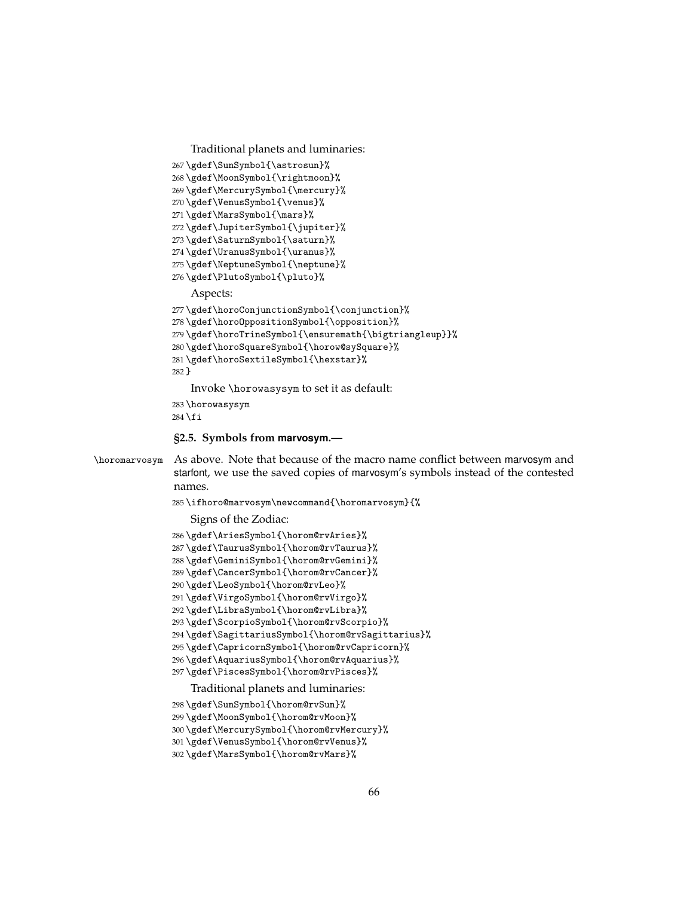Traditional planets and luminaries:

```
267 \gdef\SunSymbol{\astrosun}%
268 \gdef\MoonSymbol{\rightmoon}%
269 \gdef\MercurySymbol{\mercury}%
270 \gdef\VenusSymbol{\venus}%
271 \gdef\MarsSymbol{\mars}%
272 \gdef\JupiterSymbol{\jupiter}%
273 \gdef\SaturnSymbol{\saturn}%
274 \gdef\UranusSymbol{\uranus}%
275 \gdef\NeptuneSymbol{\neptune}%
276 \gdef\PlutoSymbol{\pluto}%
```

Aspects:

```
277 \gdef\horoConjunctionSymbol{\conjunction}%
278 \gdef\horoOppositionSymbol{\opposition}%
279 \gdef\horoTrineSymbol{\ensuremath{\bigtriangleup}}%
280 \gdef\horoSquareSymbol{\horow@sySquare}%
281 \gdef\horoSextileSymbol{\hexstar}%
282 }
```

Invoke `\horowasysym` to set it as default:

```
283 \horowasysym
284 \fi
```

### §2.5. Symbols from marvosym.—

`\horomarvosym` As above. Note that because of the macro name conflict between marvosym and starfont, we use the saved copies of marvosym's symbols instead of the contested names.

```
285 \ifhoro@marvosym\newcommand{\horomarvosym}{%
```

Signs of the Zodiac:

```
286 \gdef\AriesSymbol{\horom@rvAries}%
287 \gdef\TaurusSymbol{\horom@rvTaurus}%
288 \gdef\GeminiSymbol{\horom@rvGemini}%
289 \gdef\CancerSymbol{\horom@rvCancer}%
290 \gdef\LeoSymbol{\horom@rvLeo}%
291 \gdef\VirgoSymbol{\horom@rvVirgo}%
292 \gdef\LibraSymbol{\horom@rvLibra}%
293 \gdef\ScorpioSymbol{\horom@rvScorpio}%
294 \gdef\SagittariusSymbol{\horom@rvSagittarius}%
295 \gdef\CapricornSymbol{\horom@rvCapricorn}%
296 \gdef\AquariusSymbol{\horom@rvAquarius}%
297 \gdef\PiscesSymbol{\horom@rvPisces}%
```

Traditional planets and luminaries:

```
298 \gdef\SunSymbol{\horom@rvSun}%
299 \gdef\MoonSymbol{\horom@rvMoon}%
300 \gdef\MercurySymbol{\horom@rvMercury}%
301 \gdef\VenusSymbol{\horom@rvVenus}%
302 \gdef\MarsSymbol{\horom@rvMars}%
```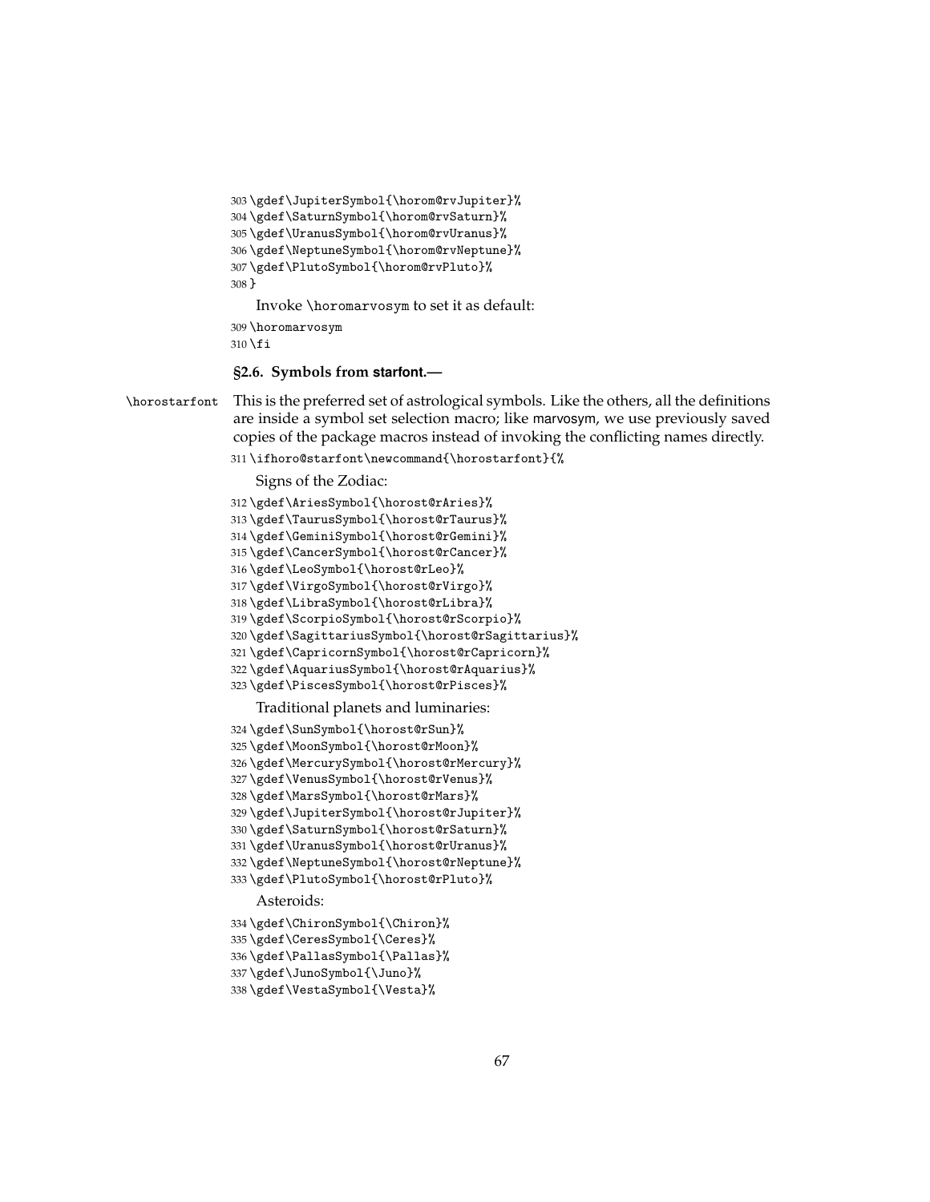```
303 \gdef\JupiterSymbol{\horom@rvJupiter}%
304 \gdef\SaturnSymbol{\horom@rvSaturn}%
305 \gdef\UranusSymbol{\horom@rvUranus}%
306 \gdef\NeptuneSymbol{\horom@rvNeptune}%
307 \gdef\PlutoSymbol{\horom@rvPluto}%
308 }
```

Invoke `\horomarvosym` to set it as default:

```
309 \horomarvosym
310 \fi
```

### §2.6. Symbols from starfont.—

`\horostarfont` This is the preferred set of astrological symbols. Like the others, all the definitions are inside a symbol set selection macro; like marvosym, we use previously saved copies of the package macros instead of invoking the conflicting names directly.

```
311 \ifhoro@starfont\newcommand{\horostarfont}{%
```

Signs of the Zodiac:

```
312 \gdef\AriesSymbol{\horost@rAries}%
313 \gdef\TaurusSymbol{\horost@rTaurus}%
314 \gdef\GeminiSymbol{\horost@rGemini}%
315 \gdef\CancerSymbol{\horost@rCancer}%
316 \gdef\LeoSymbol{\horost@rLeo}%
317 \gdef\VirgoSymbol{\horost@rVirgo}%
318 \gdef\LibraSymbol{\horost@rLibra}%
319 \gdef\ScorpioSymbol{\horost@rScorpio}%
320 \gdef\SagittariusSymbol{\horost@rSagittarius}%
321 \gdef\CapricornSymbol{\horost@rCapricorn}%
322 \gdef\AquariusSymbol{\horost@rAquarius}%
323 \gdef\PiscesSymbol{\horost@rPisces}%
```

Traditional planets and luminaries:

```
324 \gdef\SunSymbol{\horost@rSun}%
325 \gdef\MoonSymbol{\horost@rMoon}%
326 \gdef\MercurySymbol{\horost@rMercury}%
327 \gdef\VenusSymbol{\horost@rVenus}%
328 \gdef\MarsSymbol{\horost@rMars}%
329 \gdef\JupiterSymbol{\horost@rJupiter}%
330 \gdef\SaturnSymbol{\horost@rSaturn}%
331 \gdef\UranusSymbol{\horost@rUranus}%
332 \gdef\NeptuneSymbol{\horost@rNeptune}%
333 \gdef\PlutoSymbol{\horost@rPluto}%
```

Asteroids:

```
334 \gdef\ChironSymbol{\Chiron}%
335 \gdef\CeresSymbol{\Ceres}%
336 \gdef\PallasSymbol{\Pallas}%
337 \gdef\JunoSymbol{\Juno}%
338 \gdef\VestaSymbol{\Vesta}%
```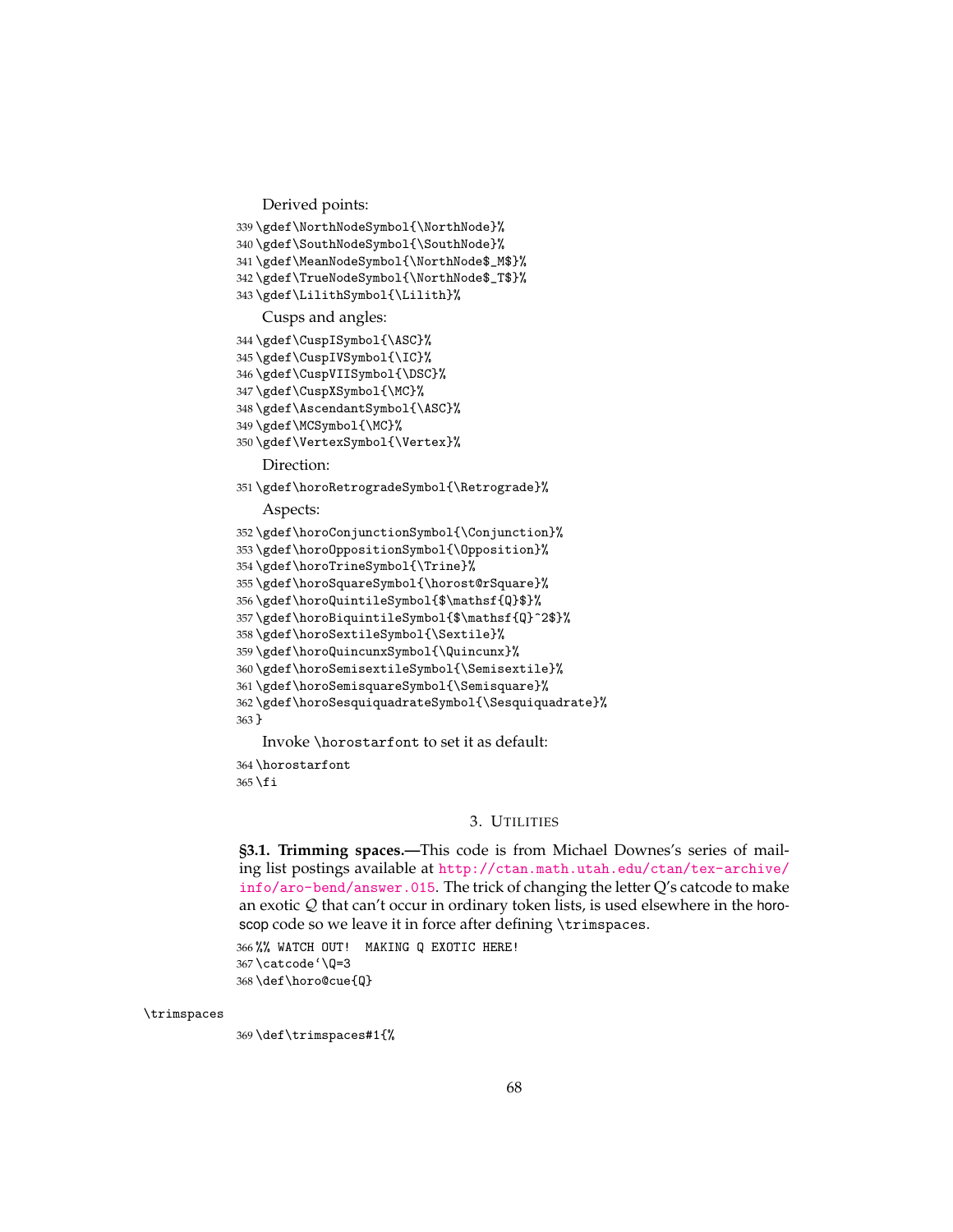Derived points:

```
339 \gdef\NorthNodeSymbol{\NorthNode}%
340 \gdef\SouthNodeSymbol{\SouthNode}%
341 \gdef\MeanNodeSymbol{\NorthNode$_M$}%
342 \gdef\TrueNodeSymbol{\NorthNode$_T$}%
343 \gdef\LilithSymbol{\Lilith}%
```

Cusps and angles:

```
344 \gdef\CuspISymbol{\ASC}%
345 \gdef\CuspIVSymbol{\IC}%
346 \gdef\CuspVIISymbol{\DSC}%
347 \gdef\CuspXSymbol{\MC}%
348 \gdef\AscendantSymbol{\ASC}%
349 \gdef\MCSymbol{\MC}%
350 \gdef\VertexSymbol{\Vertex}%
```

Direction:

```
351 \gdef\horoRetrogradeSymbol{\Retrograde}%
```

Aspects:

```
352 \gdef\horoConjunctionSymbol{\Conjunction}%
353 \gdef\horoOppositionSymbol{\Opposition}%
354 \gdef\horoTrineSymbol{\Trine}%
355 \gdef\horoSquareSymbol{\horost@rSquare}%
356 \gdef\horoQuintileSymbol{$\mathsf{Q}$}%
357 \gdef\horoBiquintileSymbol{$\mathsf{Q}^2$}%
358 \gdef\horoSextileSymbol{\Sextile}%
359 \gdef\horoQuincunxSymbol{\Quincunx}%
360 \gdef\horoSemisextileSymbol{\Semisextile}%
361 \gdef\horoSemisquareSymbol{\Semisquare}%
362 \gdef\horoSesquiquadrateSymbol{\Sesquiquadrate}%
363 }
```

Invoke \horostarfont to set it as default:

```
364 \horostarfont
365 \fi
```

## 3. Utilities

**§3.1. Trimming spaces.—**This code is from Michael Downes's series of mailing list postings available at http://ctan.math.utah.edu/ctan/tex-archive/info/aro-bend/answer.015. The trick of changing the letter Q's catcode to make an exotic *Q* that can't occur in ordinary token lists, is used elsewhere in the horoscop code so we leave it in force after defining \trimspaces.

```
366 %% WATCH OUT!  MAKING Q EXOTIC HERE!
367 \catcode`\Q=3
368 \def\horo@cue{Q}
```

\trimspaces

```
369 \def\trimspaces#1{%
```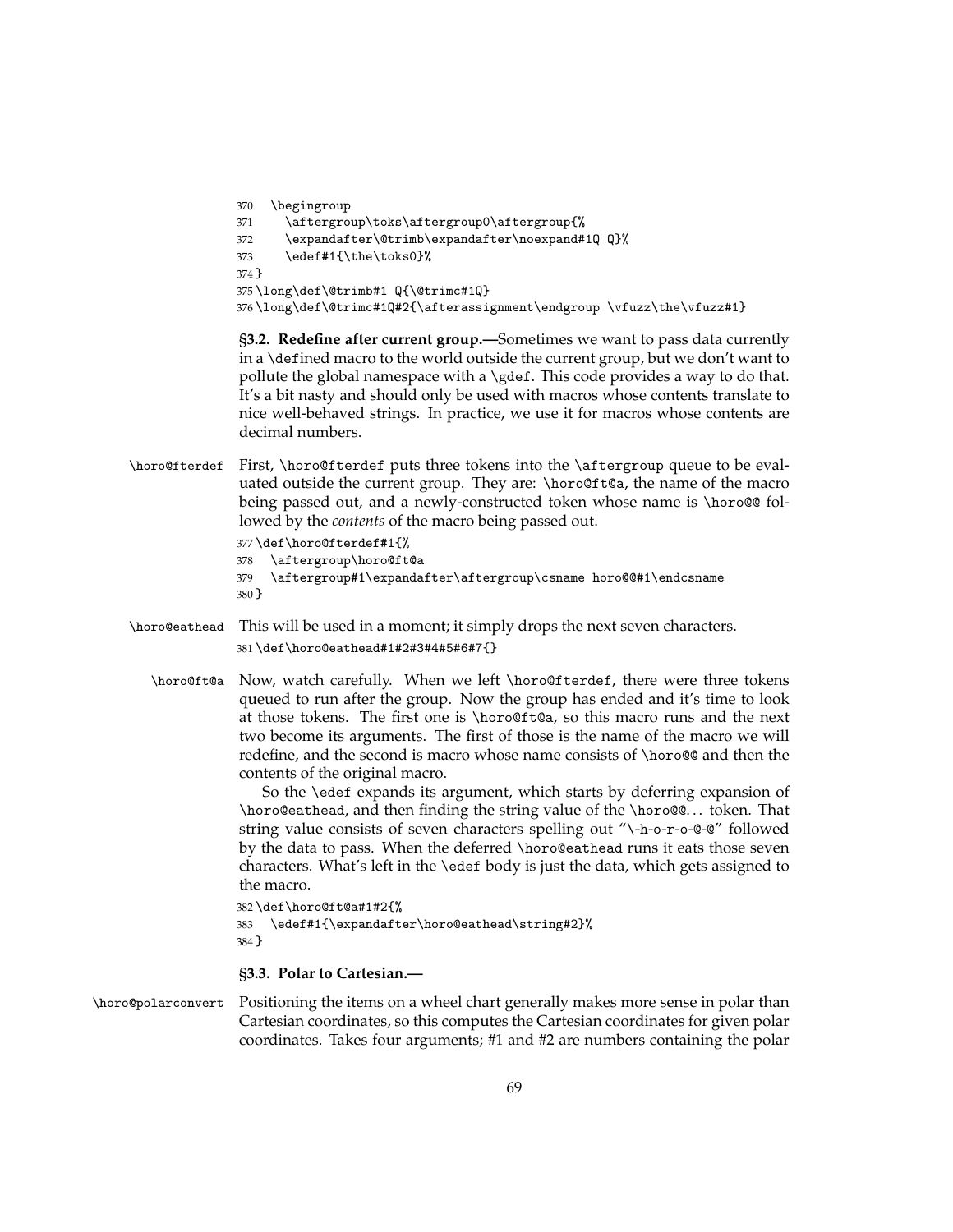```
370   \begingroup
371     \aftergroup\toks\aftergroup0\aftergroup{%
372     \expandafter\@trimb\expandafter\noexpand#1Q Q}%
373     \edef#1{\the\toks0}%
374 }
375 \long\def\@trimb#1 Q{\@trimc#1Q}
376 \long\def\@trimc#1Q#2{\afterassignment\endgroup \vfuzz\the\vfuzz#1}
```

**§3.2. Redefine after current group.—**Sometimes we want to pass data currently in a \defined macro to the world outside the current group, but we don't want to pollute the global namespace with a \gdef. This code provides a way to do that. It's a bit nasty and should only be used with macros whose contents translate to nice well-behaved strings. In practice, we use it for macros whose contents are decimal numbers.

\horo@fterdef First, \horo@fterdef puts three tokens into the \aftergroup queue to be evaluated outside the current group. They are: \horo@ft@a, the name of the macro being passed out, and a newly-constructed token whose name is \horo@@ followed by the *contents* of the macro being passed out.

```
377 \def\horo@fterdef#1{%
378   \aftergroup\horo@ft@a
379   \aftergroup#1\expandafter\aftergroup\csname horo@@#1\endcsname
380 }
```

\horo@eathead This will be used in a moment; it simply drops the next seven characters.

```
381 \def\horo@eathead#1#2#3#4#5#6#7{}
```

\horo@ft@a Now, watch carefully. When we left \horo@fterdef, there were three tokens queued to run after the group. Now the group has ended and it's time to look at those tokens. The first one is \horo@ft@a, so this macro runs and the next two become its arguments. The first of those is the name of the macro we will redefine, and the second is macro whose name consists of \horo@@ and then the contents of the original macro.

So the \edef expands its argument, which starts by deferring expansion of \horo@eathead, and then finding the string value of the \horo@@... token. That string value consists of seven characters spelling out "\-h-o-r-o-@-@" followed by the data to pass. When the deferred \horo@eathead runs it eats those seven characters. What's left in the \edef body is just the data, which gets assigned to the macro.

```
382 \def\horo@ft@a#1#2{%
383   \edef#1{\expandafter\horo@eathead\string#2}%
384 }
```

**§3.3. Polar to Cartesian.—**

\horo@polarconvert Positioning the items on a wheel chart generally makes more sense in polar than Cartesian coordinates, so this computes the Cartesian coordinates for given polar coordinates. Takes four arguments; #1 and #2 are numbers containing the polar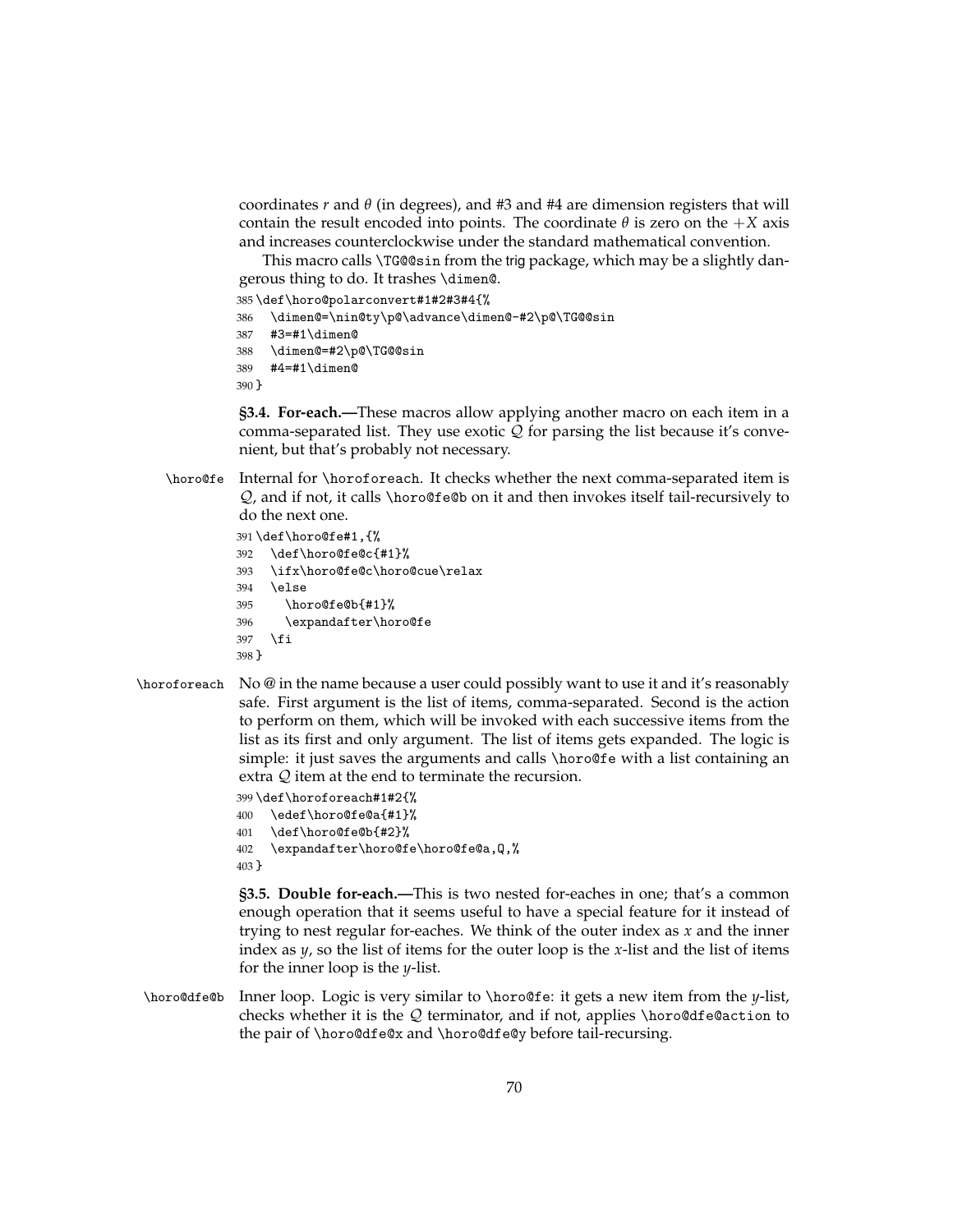coordinates $r$ and $\theta$ (in degrees), and #3 and #4 are dimension registers that will contain the result encoded into points. The coordinate $\theta$ is zero on the $+X$ axis and increases counterclockwise under the standard mathematical convention.

This macro calls `\TG@@sin` from the trig package, which may be a slightly dangerous thing to do. It trashes `\dimen@`.

```
385 \def\horo@polarconvert#1#2#3#4{%
386   \dimen@=\nin@ty\p@\advance\dimen@-#2\p@\TG@@sin
387   #3=#1\dimen@
388   \dimen@=#2\p@\TG@@sin
389   #4=#1\dimen@
390 }
```

**§3.4. For-each.—**These macros allow applying another macro on each item in a comma-separated list. They use exotic $\mathcal{Q}$ for parsing the list because it's convenient, but that's probably not necessary.

`\horo@fe` Internal for `\horoforeach`. It checks whether the next comma-separated item is $\mathcal{Q}$, and if not, it calls `\horo@fe@b` on it and then invokes itself tail-recursively to do the next one.

```
391 \def\horo@fe#1,{%
392   \def\horo@fe@c{#1}%
393   \ifx\horo@fe@c\horo@cue\relax
394   \else
395     \horo@fe@b{#1}%
396     \expandafter\horo@fe
397   \fi
398 }
```

`\horoforeach` No @ in the name because a user could possibly want to use it and it's reasonably safe. First argument is the list of items, comma-separated. Second is the action to perform on them, which will be invoked with each successive items from the list as its first and only argument. The list of items gets expanded. The logic is simple: it just saves the arguments and calls `\horo@fe` with a list containing an extra $\mathcal{Q}$ item at the end to terminate the recursion.

```
399 \def\horoforeach#1#2{%
400   \edef\horo@fe@a{#1}%
401   \def\horo@fe@b{#2}%
402   \expandafter\horo@fe\horo@fe@a,Q,%
403 }
```

**§3.5. Double for-each.—**This is two nested for-eaches in one; that's a common enough operation that it seems useful to have a special feature for it instead of trying to nest regular for-eaches. We think of the outer index as $x$ and the inner index as $y$, so the list of items for the outer loop is the $x$-list and the list of items for the inner loop is the $y$-list.

`\horo@dfe@b` Inner loop. Logic is very similar to `\horo@fe`: it gets a new item from the $y$-list, checks whether it is the $\mathcal{Q}$ terminator, and if not, applies `\horo@dfe@action` to the pair of `\horo@dfe@x` and `\horo@dfe@y` before tail-recursing.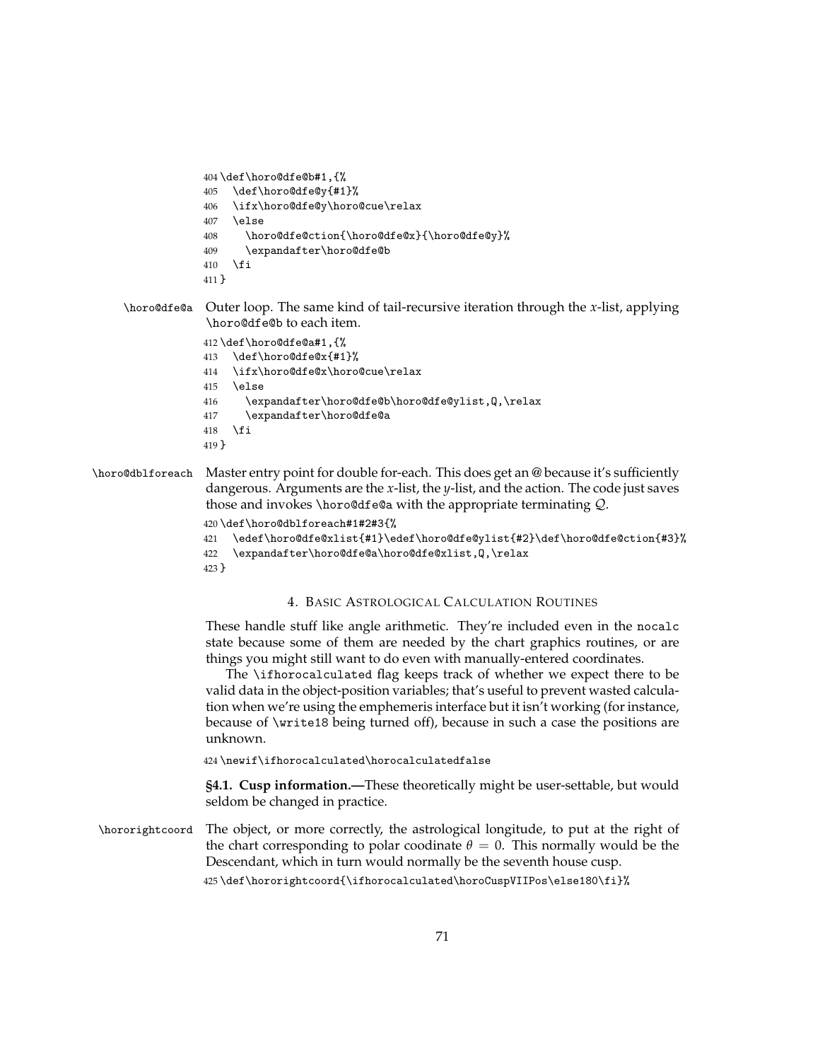```
404 \def\horo@dfe@b#1,{%
405   \def\horo@dfe@y{#1}%
406   \ifx\horo@dfe@y\horo@cue\relax
407   \else
408     \horo@dfe@ction{\horo@dfe@x}{\horo@dfe@y}%
409     \expandafter\horo@dfe@b
410   \fi
411 }
```

`\horo@dfe@a` Outer loop. The same kind of tail-recursive iteration through the *x*-list, applying `\horo@dfe@b` to each item.

```
412 \def\horo@dfe@a#1,{%
413   \def\horo@dfe@x{#1}%
414   \ifx\horo@dfe@x\horo@cue\relax
415   \else
416     \expandafter\horo@dfe@b\horo@dfe@ylist,Q,\relax
417     \expandafter\horo@dfe@a
418   \fi
419 }
```

`\horo@dblforeach` Master entry point for double for-each. This does get an @ because it's sufficiently dangerous. Arguments are the *x*-list, the *y*-list, and the action. The code just saves those and invokes `\horo@dfe@a` with the appropriate terminating $\mathcal{Q}$.

```
420 \def\horo@dblforeach#1#2#3{%
421   \edef\horo@dfe@xlist{#1}\edef\horo@dfe@ylist{#2}\def\horo@dfe@ction{#3}%
422   \expandafter\horo@dfe@a\horo@dfe@xlist,Q,\relax
423 }
```

## 4. Basic Astrological Calculation Routines

These handle stuff like angle arithmetic. They're included even in the `nocalc` state because some of them are needed by the chart graphics routines, or are things you might still want to do even with manually-entered coordinates.

The `\ifhorocalculated` flag keeps track of whether we expect there to be valid data in the object-position variables; that's useful to prevent wasted calculation when we're using the emphemeris interface but it isn't working (for instance, because of `\write18` being turned off), because in such a case the positions are unknown.

```
424 \newif\ifhorocalculated\horocalculatedfalse
```

**§4.1. Cusp information.—**These theoretically might be user-settable, but would seldom be changed in practice.

`\hororightcoord` The object, or more correctly, the astrological longitude, to put at the right of the chart corresponding to polar coodinate $\theta = 0$. This normally would be the Descendant, which in turn would normally be the seventh house cusp.

```
425 \def\hororightcoord{\ifhorocalculated\horoCuspVIIPos\else180\fi}%
```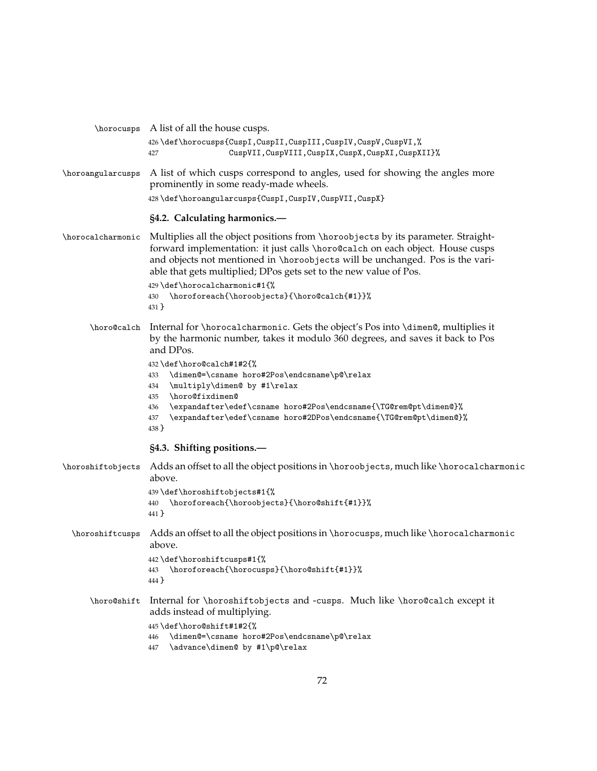\horocusps A list of all the house cusps.

```
426 \def\horocusps{CuspI,CuspII,CuspIII,CuspIV,CuspV,CuspVI,%
427                 CuspVII,CuspVIII,CuspIX,CuspX,CuspXI,CuspXII}%
```

\horoangularcusps A list of which cusps correspond to angles, used for showing the angles more prominently in some ready-made wheels.

```
428 \def\horoangularcusps{CuspI,CuspIV,CuspVII,CuspX}
```

### §4.2. Calculating harmonics.—

\horocalcharmonic Multiplies all the object positions from `\horoobjects` by its parameter. Straightforward implementation: it just calls `\horo@calch` on each object. House cusps and objects not mentioned in `\horoobjects` will be unchanged. Pos is the variable that gets multiplied; DPos gets set to the new value of Pos.

```
429 \def\horocalcharmonic#1{%
430   \horoforeach{\horoobjects}{\horo@calch{#1}}%
431 }
```

\horo@calch Internal for `\horocalcharmonic`. Gets the object's Pos into `\dimen@`, multiplies it by the harmonic number, takes it modulo 360 degrees, and saves it back to Pos and DPos.

```
432 \def\horo@calch#1#2{%
433   \dimen@=\csname horo#2Pos\endcsname\p@\relax
434   \multiply\dimen@ by #1\relax
435   \horo@fixdimen@
436   \expandafter\edef\csname horo#2Pos\endcsname{\TG@rem@pt\dimen@}%
437   \expandafter\edef\csname horo#2DPos\endcsname{\TG@rem@pt\dimen@}%
438 }
```

### §4.3. Shifting positions.—

\horoshiftobjects Adds an offset to all the object positions in `\horoobjects`, much like `\horocalcharmonic` above.

```
439 \def\horoshiftobjects#1{%
440   \horoforeach{\horoobjects}{\horo@shift{#1}}%
441 }
```

\horoshiftcusps Adds an offset to all the object positions in `\horocusps`, much like `\horocalcharmonic` above.

```
442 \def\horoshiftcusps#1{%
443   \horoforeach{\horocusps}{\horo@shift{#1}}%
444 }
```

\horo@shift Internal for `\horoshiftobjects` and -cusps. Much like `\horo@calch` except it adds instead of multiplying.

```
445 \def\horo@shift#1#2{%
446   \dimen@=\csname horo#2Pos\endcsname\p@\relax
447   \advance\dimen@ by #1\p@\relax
```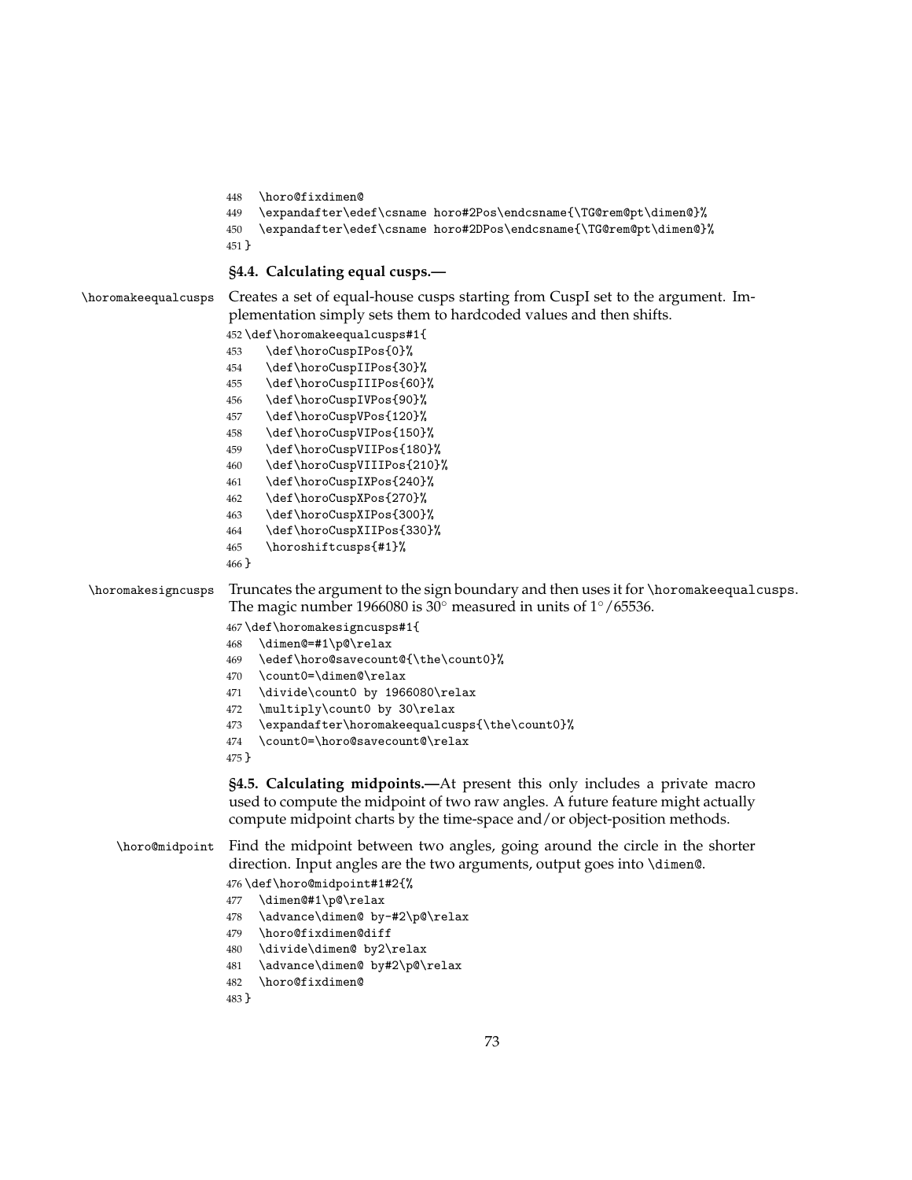```
448   \horo@fixdimen@
449   \expandafter\edef\csname horo#2Pos\endcsname{\TG@rem@pt\dimen@}%
450   \expandafter\edef\csname horo#2DPos\endcsname{\TG@rem@pt\dimen@}%
451 }
```

**§4.4. Calculating equal cusps.—**

\horomakeequalcusps Creates a set of equal-house cusps starting from CuspI set to the argument. Implementation simply sets them to hardcoded values and then shifts.

```
452 \def\horomakeequalcusps#1{
453   \def\horoCuspIPos{0}%
454   \def\horoCuspIIPos{30}%
455   \def\horoCuspIIIPos{60}%
456   \def\horoCuspIVPos{90}%
457   \def\horoCuspVPos{120}%
458   \def\horoCuspVIPos{150}%
459   \def\horoCuspVIIPos{180}%
460   \def\horoCuspVIIIPos{210}%
461   \def\horoCuspIXPos{240}%
462   \def\horoCuspXPos{270}%
463   \def\horoCuspXIPos{300}%
464   \def\horoCuspXIIPos{330}%
465   \horoshiftcusps{#1}%
466 }
```

\horomakesigncusps Truncates the argument to the sign boundary and then uses it for \horomakeequalcusps. The magic number 1966080 is $30^\circ$ measured in units of $1^\circ/65536$.

```
467 \def\horomakesigncusps#1{
468   \dimen@=#1\p@\relax
469   \edef\horo@savecount@{\the\count0}%
470   \count0=\dimen@\relax
471   \divide\count0 by 1966080\relax
472   \multiply\count0 by 30\relax
473   \expandafter\horomakeequalcusps{\the\count0}%
474   \count0=\horo@savecount@\relax
475 }
```

**§4.5. Calculating midpoints.—**At present this only includes a private macro used to compute the midpoint of two raw angles. A future feature might actually compute midpoint charts by the time-space and/or object-position methods.

\horo@midpoint Find the midpoint between two angles, going around the circle in the shorter direction. Input angles are the two arguments, output goes into \dimen@.

```
476 \def\horo@midpoint#1#2{%
477   \dimen@#1\p@\relax
478   \advance\dimen@ by-#2\p@\relax
479   \horo@fixdimen@diff
480   \divide\dimen@ by2\relax
481   \advance\dimen@ by#2\p@\relax
482   \horo@fixdimen@
483 }
```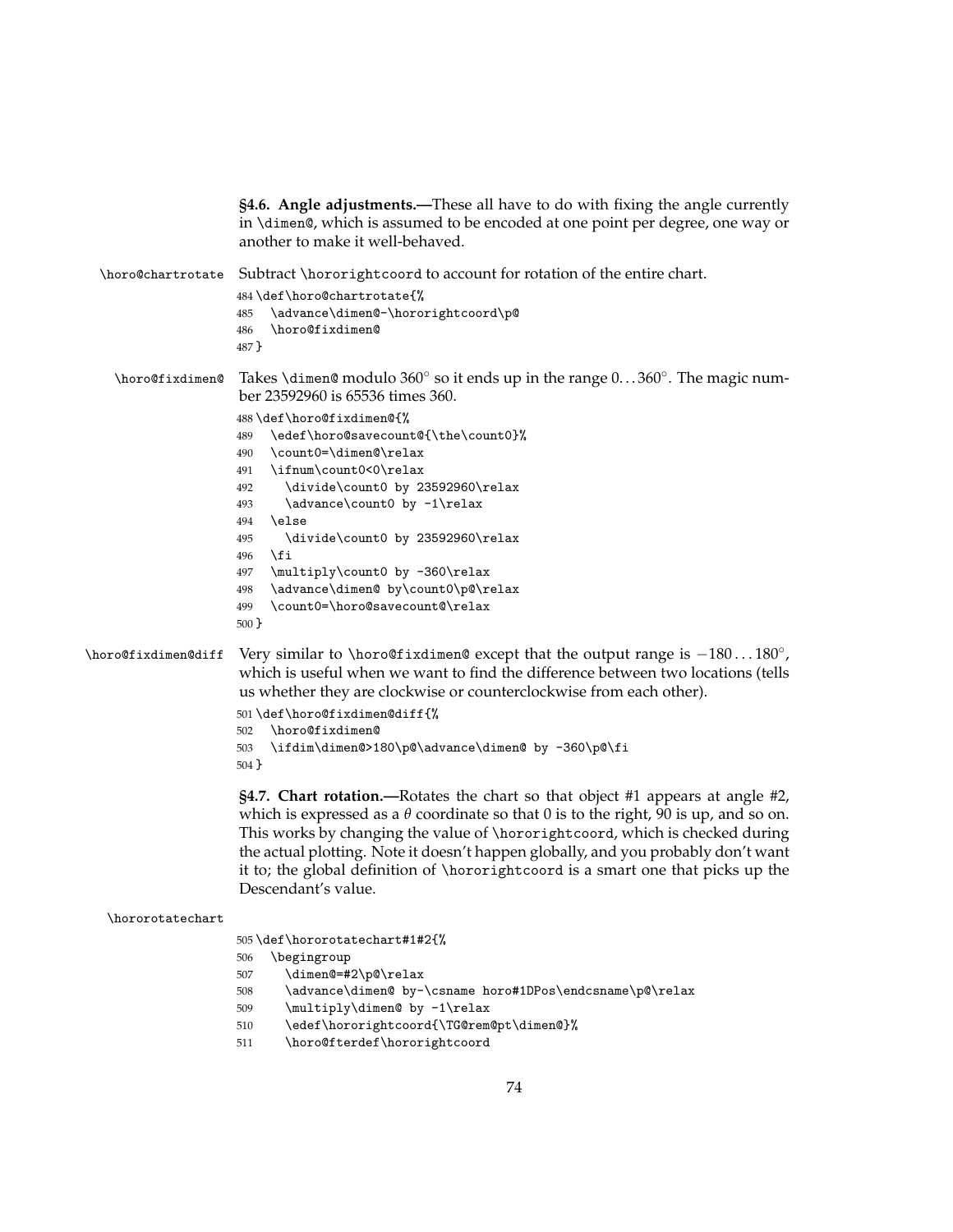**§4.6. Angle adjustments.—**These all have to do with fixing the angle currently in `\dimen@`, which is assumed to be encoded at one point per degree, one way or another to make it well-behaved.

`\horo@chartrotate` Subtract `\hororightcoord` to account for rotation of the entire chart.

```
484 \def\horo@chartrotate{%
485   \advance\dimen@-\hororightcoord\p@
486   \horo@fixdimen@
487 }
```

`\horo@fixdimen@` Takes `\dimen@` modulo 360° so it ends up in the range 0. . . 360°. The magic number 23592960 is 65536 times 360.

```
488 \def\horo@fixdimen@{%
489   \edef\horo@savecount@{\the\count0}%
490   \count0=\dimen@\relax
491   \ifnum\count0<0\relax
492     \divide\count0 by 23592960\relax
493     \advance\count0 by -1\relax
494   \else
495     \divide\count0 by 23592960\relax
496   \fi
497   \multiply\count0 by -360\relax
498   \advance\dimen@ by\count0\p@\relax
499   \count0=\horo@savecount@\relax
500 }
```

`\horo@fixdimen@diff` Very similar to `\horo@fixdimen@` except that the output range is −180 . . . 180°, which is useful when we want to find the difference between two locations (tells us whether they are clockwise or counterclockwise from each other).

```
501 \def\horo@fixdimen@diff{%
502   \horo@fixdimen@
503   \ifdim\dimen@>180\p@\advance\dimen@ by -360\p@\fi
504 }
```

**§4.7. Chart rotation.—**Rotates the chart so that object #1 appears at angle #2, which is expressed as a $\theta$ coordinate so that 0 is to the right, 90 is up, and so on. This works by changing the value of `\hororightcoord`, which is checked during the actual plotting. Note it doesn't happen globally, and you probably don't want it to; the global definition of `\hororightcoord` is a smart one that picks up the Descendant's value.

`\hororotatechart`

```
505 \def\hororotatechart#1#2{%
506   \begingroup
507     \dimen@=#2\p@\relax
508     \advance\dimen@ by-\csname horo#1DPos\endcsname\p@\relax
509     \multiply\dimen@ by -1\relax
510     \edef\hororightcoord{\TG@rem@pt\dimen@}%
511     \horo@fterdef\hororightcoord
```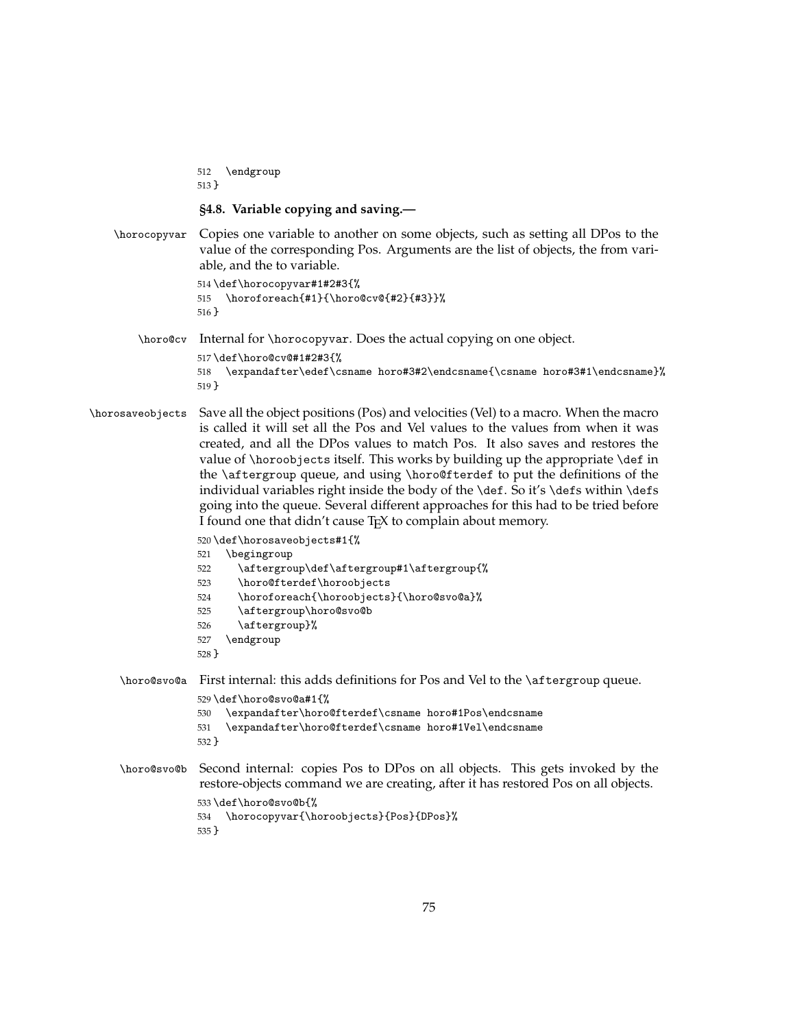```
512   \endgroup
513 }
```

**§4.8. Variable copying and saving.—**

`\horocopyvar` Copies one variable to another on some objects, such as setting all DPos to the value of the corresponding Pos. Arguments are the list of objects, the from variable, and the to variable.

```
514 \def\horocopyvar#1#2#3{%
515   \horoforeach{#1}{\horo@cv@{#2}{#3}}%
516 }
```

`\horo@cv` Internal for `\horocopyvar`. Does the actual copying on one object.

```
517 \def\horo@cv@#1#2#3{%
518   \expandafter\edef\csname horo#3#2\endcsname{\csname horo#3#1\endcsname}%
519 }
```

`\horosaveobjects` Save all the object positions (Pos) and velocities (Vel) to a macro. When the macro is called it will set all the Pos and Vel values to the values from when it was created, and all the DPos values to match Pos. It also saves and restores the value of `\horoobjects` itself. This works by building up the appropriate `\def` in the `\aftergroup` queue, and using `\horo@fterdef` to put the definitions of the individual variables right inside the body of the `\def`. So it's `\def`s within `\def`s going into the queue. Several different approaches for this had to be tried before I found one that didn't cause TeX to complain about memory.

```
520 \def\horosaveobjects#1{%
521   \begingroup
522     \aftergroup\def\aftergroup#1\aftergroup{%
523     \horo@fterdef\horoobjects
524     \horoforeach{\horoobjects}{\horo@svo@a}%
525     \aftergroup\horo@svo@b
526     \aftergroup}%
527   \endgroup
528 }
```

`\horo@svo@a` First internal: this adds definitions for Pos and Vel to the `\aftergroup` queue.

```
529 \def\horo@svo@a#1{%
530   \expandafter\horo@fterdef\csname horo#1Pos\endcsname
531   \expandafter\horo@fterdef\csname horo#1Vel\endcsname
532 }
```

`\horo@svo@b` Second internal: copies Pos to DPos on all objects. This gets invoked by the restore-objects command we are creating, after it has restored Pos on all objects.

```
533 \def\horo@svo@b{%
534   \horocopyvar{\horoobjects}{Pos}{DPos}%
535 }
```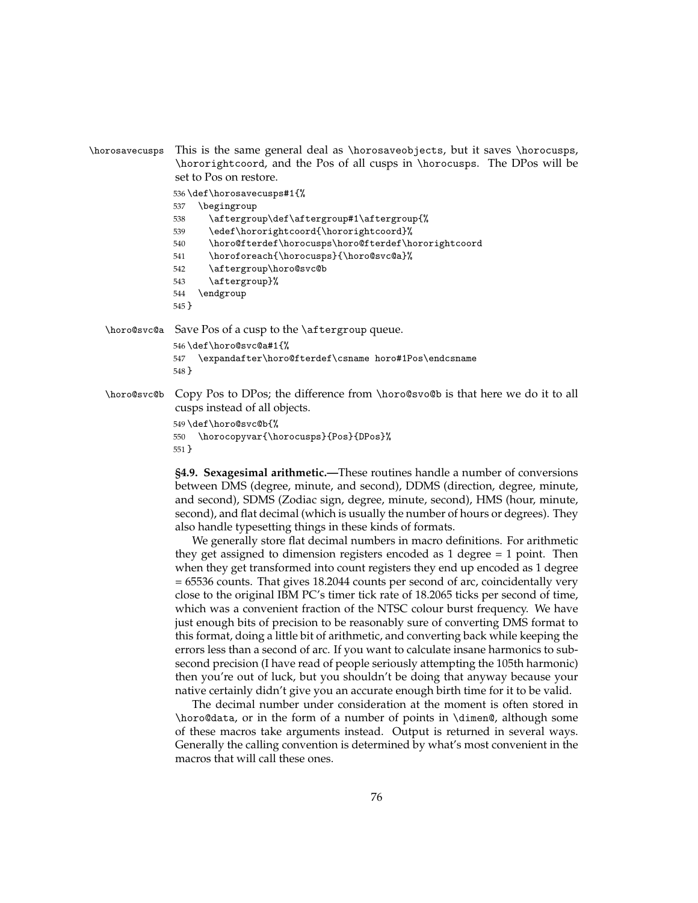`\horosavecusps` This is the same general deal as `\horosaveobjects`, but it saves `\horocusps`, `\hororightcoord`, and the Pos of all cusps in `\horocusps`. The DPos will be set to Pos on restore.

```
536 \def\horosavecusps#1{%
537   \begingroup
538     \aftergroup\def\aftergroup#1\aftergroup{%
539     \edef\hororightcoord{\hororightcoord}%
540     \horo@fterdef\horocusps\horo@fterdef\hororightcoord
541     \horoforeach{\horocusps}{\horo@svc@a}%
542     \aftergroup\horo@svc@b
543     \aftergroup}%
544   \endgroup
545 }
```

`\horo@svc@a` Save Pos of a cusp to the `\aftergroup` queue.

```
546 \def\horo@svc@a#1{%
547   \expandafter\horo@fterdef\csname horo#1Pos\endcsname
548 }
```

`\horo@svc@b` Copy Pos to DPos; the difference from `\horo@svo@b` is that here we do it to all cusps instead of all objects.

```
549 \def\horo@svc@b{%
550   \horocopyvar{\horocusps}{Pos}{DPos}%
551 }
```

**§4.9. Sexagesimal arithmetic.—**These routines handle a number of conversions between DMS (degree, minute, and second), DDMS (direction, degree, minute, and second), SDMS (Zodiac sign, degree, minute, second), HMS (hour, minute, second), and flat decimal (which is usually the number of hours or degrees). They also handle typesetting things in these kinds of formats.

We generally store flat decimal numbers in macro definitions. For arithmetic they get assigned to dimension registers encoded as 1 degree = 1 point. Then when they get transformed into count registers they end up encoded as 1 degree = 65536 counts. That gives 18.2044 counts per second of arc, coincidentally very close to the original IBM PC's timer tick rate of 18.2065 ticks per second of time, which was a convenient fraction of the NTSC colour burst frequency. We have just enough bits of precision to be reasonably sure of converting DMS format to this format, doing a little bit of arithmetic, and converting back while keeping the errors less than a second of arc. If you want to calculate insane harmonics to sub-second precision (I have read of people seriously attempting the 105th harmonic) then you're out of luck, but you shouldn't be doing that anyway because your native certainly didn't give you an accurate enough birth time for it to be valid.

The decimal number under consideration at the moment is often stored in `\horo@data`, or in the form of a number of points in `\dimen@`, although some of these macros take arguments instead. Output is returned in several ways. Generally the calling convention is determined by what's most convenient in the macros that will call these ones.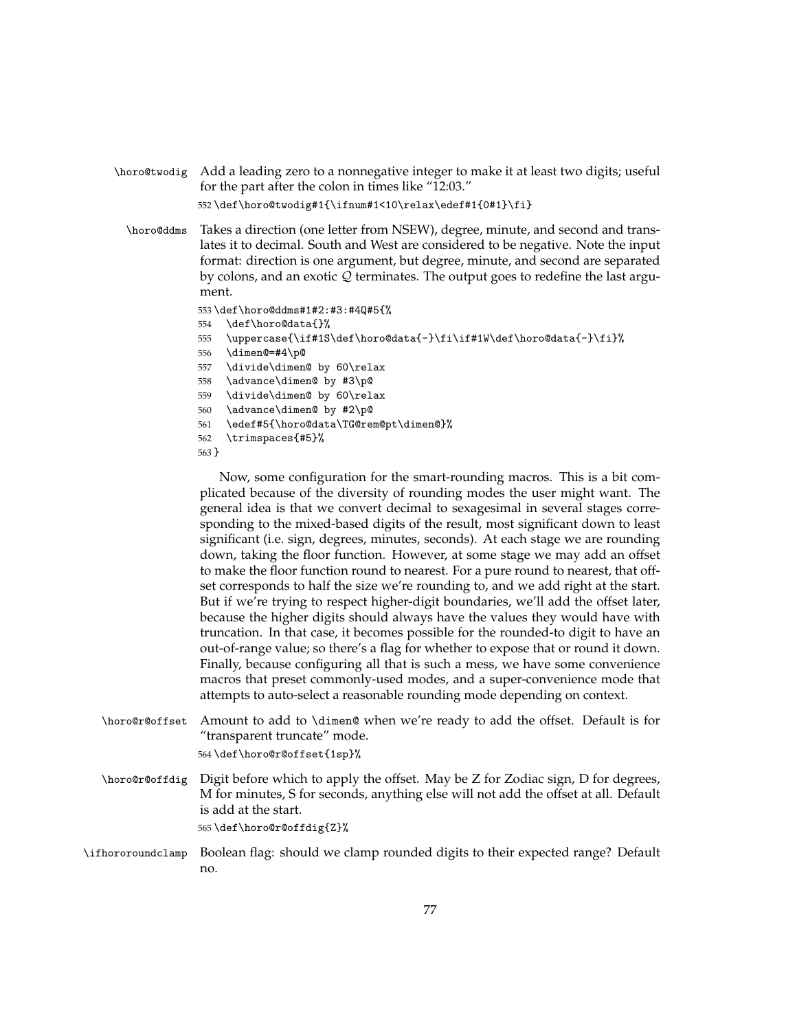`\horo@twodig` Add a leading zero to a nonnegative integer to make it at least two digits; useful for the part after the colon in times like "12:03."

```
552 \def\horo@twodig#1{\ifnum#1<10\relax\edef#1{0#1}\fi}
```

`\horo@ddms` Takes a direction (one letter from NSEW), degree, minute, and second and translates it to decimal. South and West are considered to be negative. Note the input format: direction is one argument, but degree, minute, and second are separated by colons, and an exotic $\mathcal{Q}$ terminates. The output goes to redefine the last argument.

```
553 \def\horo@ddms#1#2:#3:#4Q#5{%
554   \def\horo@data{}%
555   \uppercase{\if#1S\def\horo@data{-}\fi\if#1W\def\horo@data{-}\fi}%
556   \dimen@=#4\p@
557   \divide\dimen@ by 60\relax
558   \advance\dimen@ by #3\p@
559   \divide\dimen@ by 60\relax
560   \advance\dimen@ by #2\p@
561   \edef#5{\horo@data\TG@rem@pt\dimen@}%
562   \trimspaces{#5}%
563 }
```

Now, some configuration for the smart-rounding macros. This is a bit complicated because of the diversity of rounding modes the user might want. The general idea is that we convert decimal to sexagesimal in several stages corresponding to the mixed-based digits of the result, most significant down to least significant (i.e. sign, degrees, minutes, seconds). At each stage we are rounding down, taking the floor function. However, at some stage we may add an offset to make the floor function round to nearest. For a pure round to nearest, that offset corresponds to half the size we're rounding to, and we add right at the start. But if we're trying to respect higher-digit boundaries, we'll add the offset later, because the higher digits should always have the values they would have with truncation. In that case, it becomes possible for the rounded-to digit to have an out-of-range value; so there's a flag for whether to expose that or round it down. Finally, because configuring all that is such a mess, we have some convenience macros that preset commonly-used modes, and a super-convenience mode that attempts to auto-select a reasonable rounding mode depending on context.

`\horo@r@offset` Amount to add to `\dimen@` when we're ready to add the offset. Default is for "transparent truncate" mode.

```
564 \def\horo@r@offset{1sp}%
```

`\horo@r@offdig` Digit before which to apply the offset. May be Z for Zodiac sign, D for degrees, M for minutes, S for seconds, anything else will not add the offset at all. Default is add at the start.

```
565 \def\horo@r@offdig{Z}%
```

`\ifhororoundclamp` Boolean flag: should we clamp rounded digits to their expected range? Default no.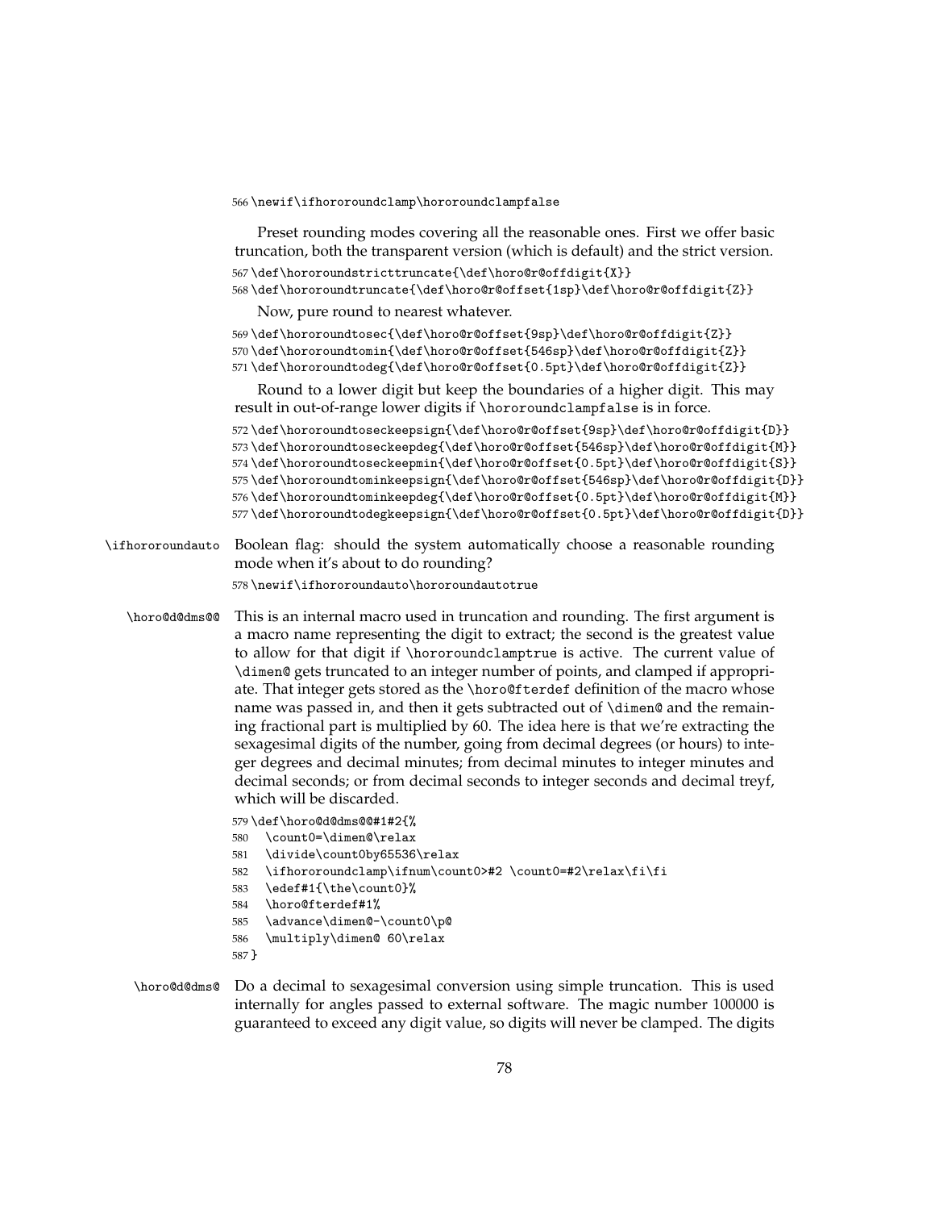```
566 \newif\ifhororoundclamp\hororoundclampfalse
```

Preset rounding modes covering all the reasonable ones. First we offer basic truncation, both the transparent version (which is default) and the strict version.

```
567 \def\hororoundstricttruncate{\def\horo@r@offdigit{X}}
568 \def\hororoundtruncate{\def\horo@r@offset{1sp}\def\horo@r@offdigit{Z}}
```

Now, pure round to nearest whatever.

```
569 \def\hororoundtosec{\def\horo@r@offset{9sp}\def\horo@r@offdigit{Z}}
570 \def\hororoundtomin{\def\horo@r@offset{546sp}\def\horo@r@offdigit{Z}}
571 \def\hororoundtodeg{\def\horo@r@offset{0.5pt}\def\horo@r@offdigit{Z}}
```

Round to a lower digit but keep the boundaries of a higher digit. This may result in out-of-range lower digits if `\hororoundclampfalse` is in force.

```
572 \def\hororoundtoseckeepsign{\def\horo@r@offset{9sp}\def\horo@r@offdigit{D}}
573 \def\hororoundtoseckeepdeg{\def\horo@r@offset{546sp}\def\horo@r@offdigit{M}}
574 \def\hororoundtoseckeepmin{\def\horo@r@offset{0.5pt}\def\horo@r@offdigit{S}}
575 \def\hororoundtominkeepsign{\def\horo@r@offset{546sp}\def\horo@r@offdigit{D}}
576 \def\hororoundtominkeepdeg{\def\horo@r@offset{0.5pt}\def\horo@r@offdigit{M}}
577 \def\hororoundtodegkeepsign{\def\horo@r@offset{0.5pt}\def\horo@r@offdigit{D}}
```

`\ifhororoundauto` Boolean flag: should the system automatically choose a reasonable rounding mode when it's about to do rounding?

```
578 \newif\ifhororoundauto\hororoundautotrue
```

`\horo@d@dms@@` This is an internal macro used in truncation and rounding. The first argument is a macro name representing the digit to extract; the second is the greatest value to allow for that digit if `\hororoundclamptrue` is active. The current value of `\dimen@` gets truncated to an integer number of points, and clamped if appropriate. That integer gets stored as the `\horo@fterdef` definition of the macro whose name was passed in, and then it gets subtracted out of `\dimen@` and the remaining fractional part is multiplied by 60. The idea here is that we're extracting the sexagesimal digits of the number, going from decimal degrees (or hours) to integer degrees and decimal minutes; from decimal minutes to integer minutes and decimal seconds; or from decimal seconds to integer seconds and decimal treyf, which will be discarded.

```
579 \def\horo@d@dms@@#1#2{%
580   \count0=\dimen@\relax
581   \divide\count0by65536\relax
582   \ifhororoundclamp\ifnum\count0>#2 \count0=#2\relax\fi\fi
583   \edef#1{\the\count0}%
584   \horo@fterdef#1%
585   \advance\dimen@-\count0\p@
586   \multiply\dimen@ 60\relax
587 }
```

`\horo@d@dms@` Do a decimal to sexagesimal conversion using simple truncation. This is used internally for angles passed to external software. The magic number 100000 is guaranteed to exceed any digit value, so digits will never be clamped. The digits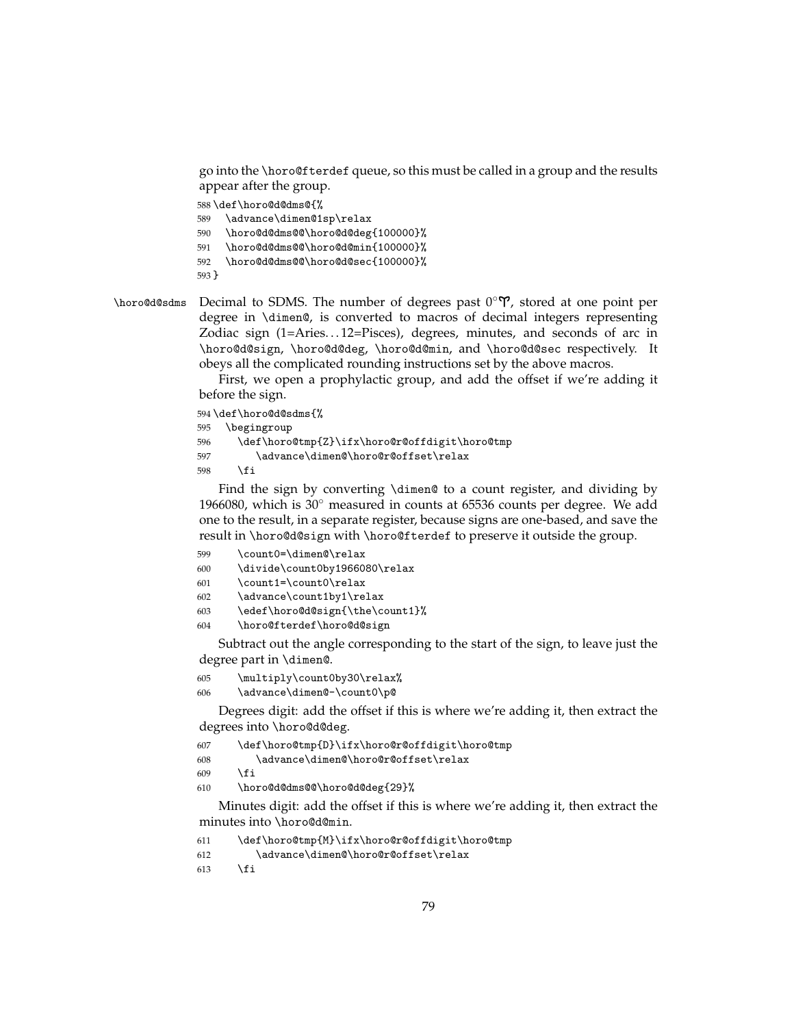go into the \horo@fterdef queue, so this must be called in a group and the results appear after the group.

```
588 \def\horo@d@dms@{%
589   \advance\dimen@1sp\relax
590   \horo@d@dms@@\horo@d@deg{100000}%
591   \horo@d@dms@@\horo@d@min{100000}%
592   \horo@d@dms@@\horo@d@sec{100000}%
593 }
```

\horo@d@sdms Decimal to SDMS. The number of degrees past 0°♈, stored at one point per degree in \dimen@, is converted to macros of decimal integers representing Zodiac sign (1=Aries…12=Pisces), degrees, minutes, and seconds of arc in \horo@d@sign, \horo@d@deg, \horo@d@min, and \horo@d@sec respectively. It obeys all the complicated rounding instructions set by the above macros.

First, we open a prophylactic group, and add the offset if we're adding it before the sign.

```
594 \def\horo@d@sdms{%
595   \begingroup
596     \def\horo@tmp{Z}\ifx\horo@r@offdigit\horo@tmp
597       \advance\dimen@\horo@r@offset\relax
598     \fi
```

Find the sign by converting \dimen@ to a count register, and dividing by 1966080, which is 30° measured in counts at 65536 counts per degree. We add one to the result, in a separate register, because signs are one-based, and save the result in \horo@d@sign with \horo@fterdef to preserve it outside the group.

```
599     \count0=\dimen@\relax
600     \divide\count0by1966080\relax
601     \count1=\count0\relax
602     \advance\count1by1\relax
603     \edef\horo@d@sign{\the\count1}%
604     \horo@fterdef\horo@d@sign
```

Subtract out the angle corresponding to the start of the sign, to leave just the degree part in \dimen@.

```
605     \multiply\count0by30\relax%
606     \advance\dimen@-\count0\p@
```

Degrees digit: add the offset if this is where we're adding it, then extract the degrees into \horo@d@deg.

```
607     \def\horo@tmp{D}\ifx\horo@r@offdigit\horo@tmp
608       \advance\dimen@\horo@r@offset\relax
609     \fi
610     \horo@d@dms@@\horo@d@deg{29}%
```

Minutes digit: add the offset if this is where we're adding it, then extract the minutes into \horo@d@min.

```
611     \def\horo@tmp{M}\ifx\horo@r@offdigit\horo@tmp
612       \advance\dimen@\horo@r@offset\relax
613     \fi
```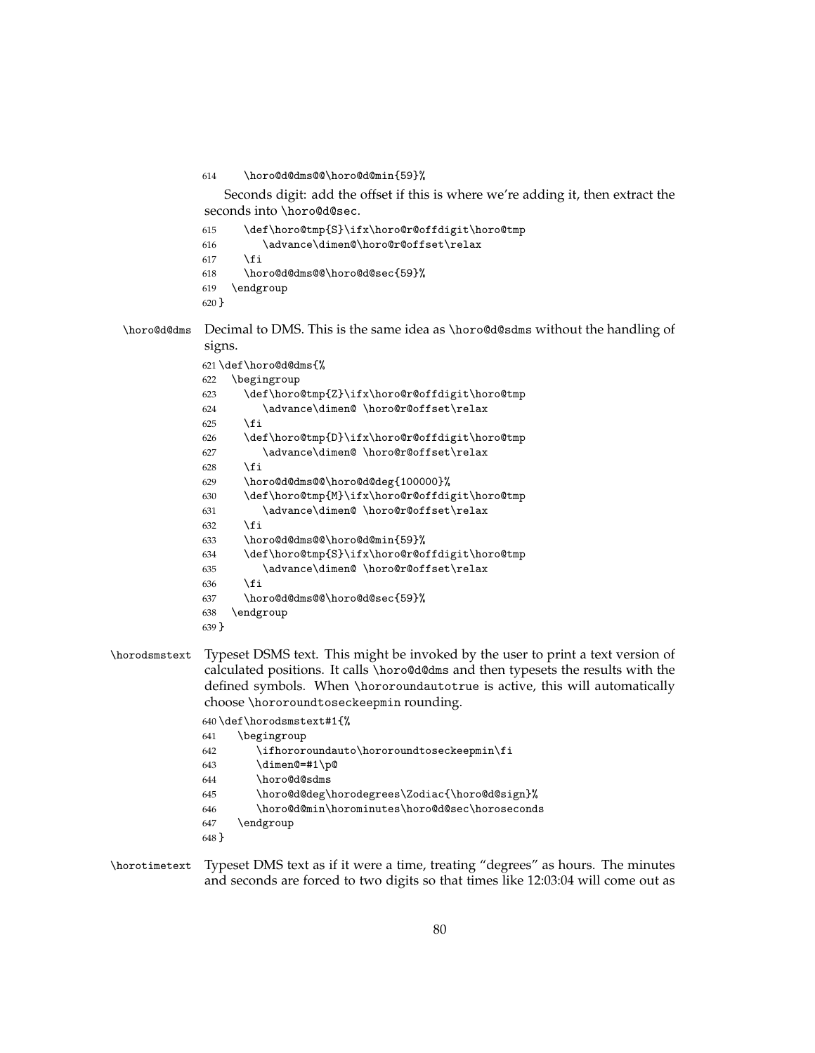```
614     \horo@d@dms@@\horo@d@min{59}%
```

Seconds digit: add the offset if this is where we're adding it, then extract the seconds into `\horo@d@sec`.

```
615     \def\horo@tmp{S}\ifx\horo@r@offdigit\horo@tmp
616        \advance\dimen@\horo@r@offset\relax
617     \fi
618     \horo@d@dms@@\horo@d@sec{59}%
619   \endgroup
620 }
```

`\horo@d@dms` Decimal to DMS. This is the same idea as `\horo@d@sdms` without the handling of signs.

```
621 \def\horo@d@dms{%
622   \begingroup
623     \def\horo@tmp{Z}\ifx\horo@r@offdigit\horo@tmp
624        \advance\dimen@ \horo@r@offset\relax
625     \fi
626     \def\horo@tmp{D}\ifx\horo@r@offdigit\horo@tmp
627        \advance\dimen@ \horo@r@offset\relax
628     \fi
629     \horo@d@dms@@\horo@d@deg{100000}%
630     \def\horo@tmp{M}\ifx\horo@r@offdigit\horo@tmp
631        \advance\dimen@ \horo@r@offset\relax
632     \fi
633     \horo@d@dms@@\horo@d@min{59}%
634     \def\horo@tmp{S}\ifx\horo@r@offdigit\horo@tmp
635        \advance\dimen@ \horo@r@offset\relax
636     \fi
637     \horo@d@dms@@\horo@d@sec{59}%
638   \endgroup
639 }
```

`\horodsmstext` Typeset DSMS text. This might be invoked by the user to print a text version of calculated positions. It calls `\horo@d@dms` and then typesets the results with the defined symbols. When `\hororoundautotrue` is active, this will automatically choose `\hororoundtoseckeepmin` rounding.

```
640 \def\horodsmstext#1{%
641    \begingroup
642       \ifhororoundauto\hororoundtoseckeepmin\fi
643       \dimen@=#1\p@
644       \horo@d@sdms
645       \horo@d@deg\horodegrees\Zodiac{\horo@d@sign}%
646       \horo@d@min\horominutes\horo@d@sec\horoseconds
647    \endgroup
648 }
```

`\horotimetext` Typeset DMS text as if it were a time, treating "degrees" as hours. The minutes and seconds are forced to two digits so that times like 12:03:04 will come out as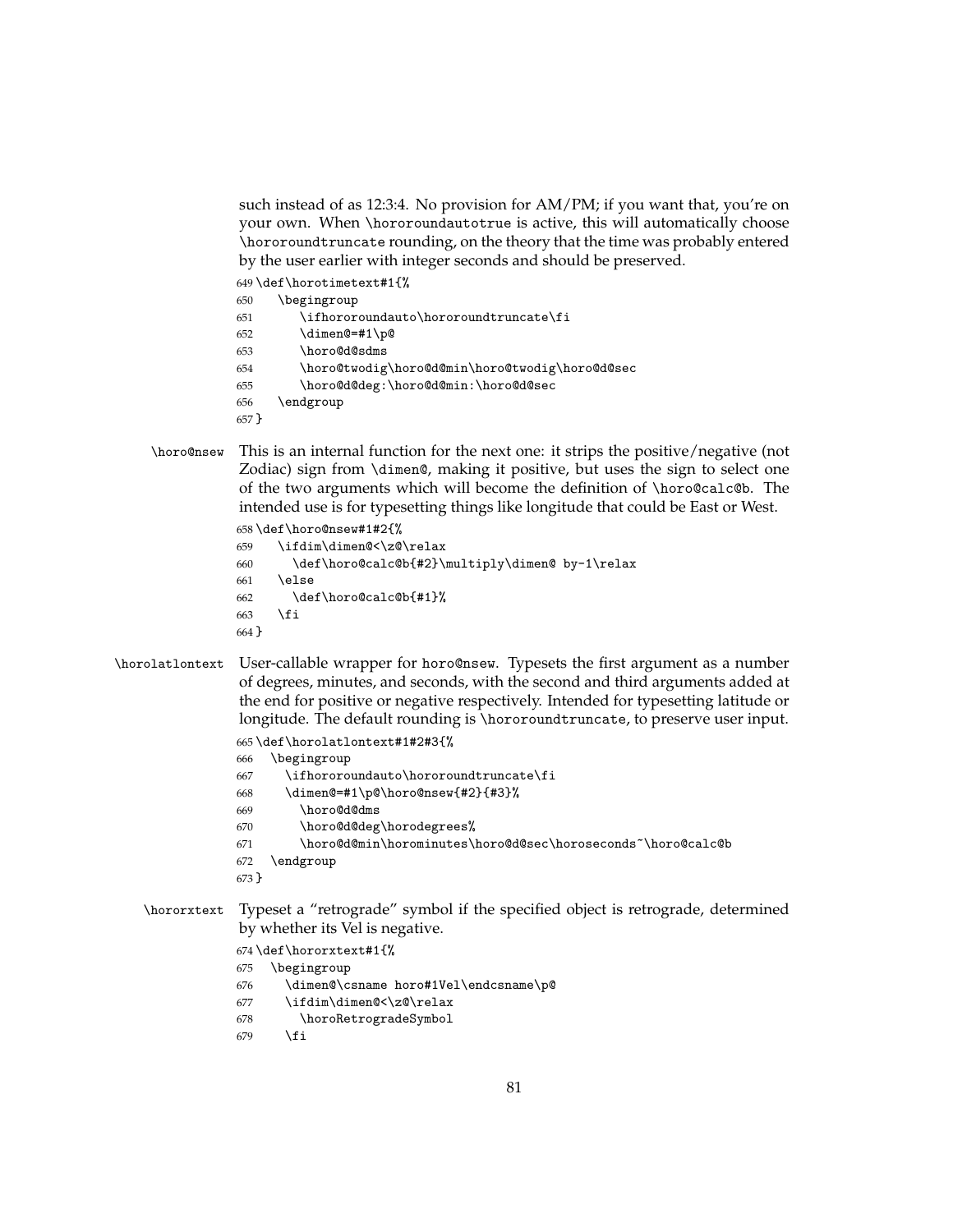such instead of as 12:3:4. No provision for AM/PM; if you want that, you're on your own. When `\hororoundautotrue` is active, this will automatically choose `\hororoundtruncate` rounding, on the theory that the time was probably entered by the user earlier with integer seconds and should be preserved.

```
649 \def\horotimetext#1{%
650    \begingroup
651       \ifhororoundauto\hororoundtruncate\fi
652       \dimen@=#1\p@
653       \horo@d@sdms
654       \horo@twodig\horo@d@min\horo@twodig\horo@d@sec
655       \horo@d@deg:\horo@d@min:\horo@d@sec
656    \endgroup
657 }
```

`\horo@nsew` This is an internal function for the next one: it strips the positive/negative (not Zodiac) sign from `\dimen@`, making it positive, but uses the sign to select one of the two arguments which will become the definition of `\horo@calc@b`. The intended use is for typesetting things like longitude that could be East or West.

```
658 \def\horo@nsew#1#2{%
659    \ifdim\dimen@<\z@\relax
660      \def\horo@calc@b{#2}\multiply\dimen@ by-1\relax
661    \else
662      \def\horo@calc@b{#1}%
663    \fi
664 }
```

`\horolatlontext` User-callable wrapper for `horo@nsew`. Typesets the first argument as a number of degrees, minutes, and seconds, with the second and third arguments added at the end for positive or negative respectively. Intended for typesetting latitude or longitude. The default rounding is `\hororoundtruncate`, to preserve user input.

```
665 \def\horolatlontext#1#2#3{%
666   \begingroup
667     \ifhororoundauto\hororoundtruncate\fi
668     \dimen@=#1\p@\horo@nsew{#2}{#3}%
669       \horo@d@dms
670       \horo@d@deg\horodegrees%
671       \horo@d@min\horominutes\horo@d@sec\horoseconds~\horo@calc@b
672   \endgroup
673 }
```

`\hororxtext` Typeset a "retrograde" symbol if the specified object is retrograde, determined by whether its Vel is negative.

```
674 \def\hororxtext#1{%
675   \begingroup
676     \dimen@\csname horo#1Vel\endcsname\p@
677     \ifdim\dimen@<\z@\relax
678       \horoRetrogradeSymbol
679     \fi
```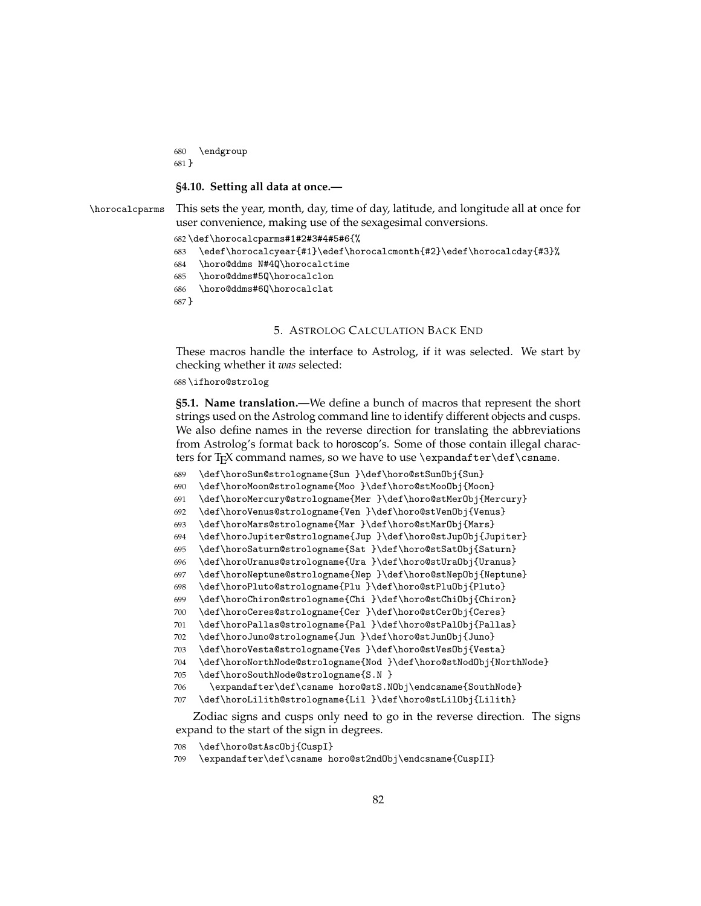```
680   \endgroup
681 }
```

**§4.10. Setting all data at once.—**

\horocalcparms This sets the year, month, day, time of day, latitude, and longitude all at once for user convenience, making use of the sexagesimal conversions.

```
682 \def\horocalcparms#1#2#3#4#5#6{%
683   \edef\horocalcyear{#1}\edef\horocalcmonth{#2}\edef\horocalcday{#3}%
684   \horo@ddms N#4Q\horocalctime
685   \horo@ddms#5Q\horocalclon
686   \horo@ddms#6Q\horocalclat
687 }
```

## 5. Astrolog Calculation Back End

These macros handle the interface to Astrolog, if it was selected. We start by checking whether it *was* selected:

```
688 \ifhoro@strolog
```

**§5.1. Name translation.—**We define a bunch of macros that represent the short strings used on the Astrolog command line to identify different objects and cusps. We also define names in the reverse direction for translating the abbreviations from Astrolog's format back to horoscop's. Some of those contain illegal characters for TeX command names, so we have to use \expandafter\def\csname.

```
689   \def\horoSun@strologname{Sun }\def\horo@stSunObj{Sun}
690   \def\horoMoon@strologname{Moo }\def\horo@stMooObj{Moon}
691   \def\horoMercury@strologname{Mer }\def\horo@stMerObj{Mercury}
692   \def\horoVenus@strologname{Ven }\def\horo@stVenObj{Venus}
693   \def\horoMars@strologname{Mar }\def\horo@stMarObj{Mars}
694   \def\horoJupiter@strologname{Jup }\def\horo@stJupObj{Jupiter}
695   \def\horoSaturn@strologname{Sat }\def\horo@stSatObj{Saturn}
696   \def\horoUranus@strologname{Ura }\def\horo@stUraObj{Uranus}
697   \def\horoNeptune@strologname{Nep }\def\horo@stNepObj{Neptune}
698   \def\horoPluto@strologname{Plu }\def\horo@stPluObj{Pluto}
699   \def\horoChiron@strologname{Chi }\def\horo@stChiObj{Chiron}
700   \def\horoCeres@strologname{Cer }\def\horo@stCerObj{Ceres}
701   \def\horoPallas@strologname{Pal }\def\horo@stPalObj{Pallas}
702   \def\horoJuno@strologname{Jun }\def\horo@stJunObj{Juno}
703   \def\horoVesta@strologname{Ves }\def\horo@stVesObj{Vesta}
704   \def\horoNorthNode@strologname{Nod }\def\horo@stNodObj{NorthNode}
705   \def\horoSouthNode@strologname{S.N }
706     \expandafter\def\csname horo@stS.NObj\endcsname{SouthNode}
707   \def\horoLilith@strologname{Lil }\def\horo@stLilObj{Lilith}
```

Zodiac signs and cusps only need to go in the reverse direction. The signs expand to the start of the sign in degrees.

```
708   \def\horo@stAscObj{CuspI}
709   \expandafter\def\csname horo@st2ndObj\endcsname{CuspII}
```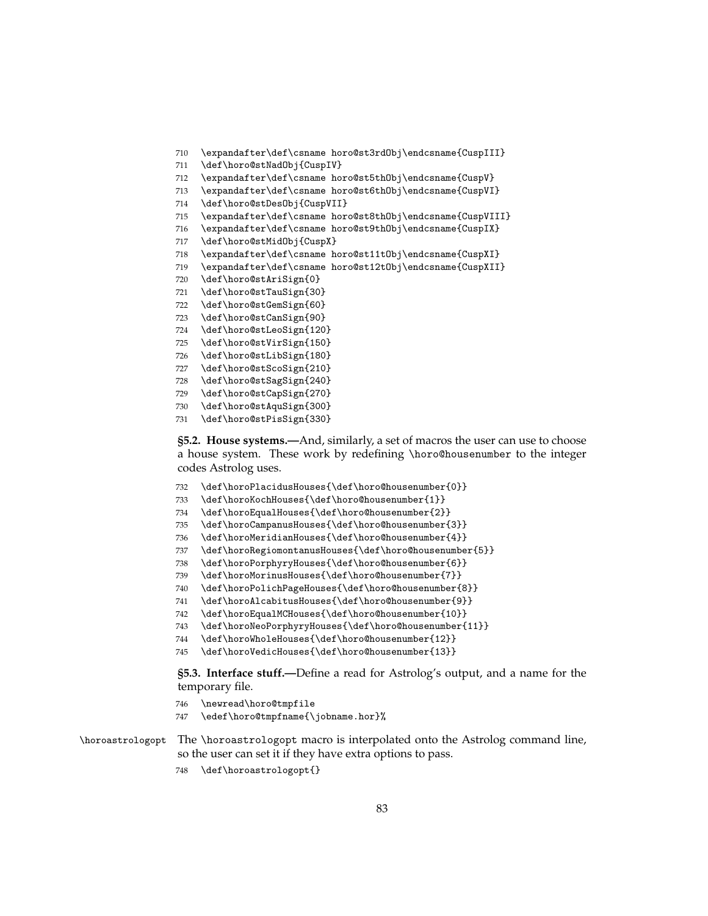```
710 \expandafter\def\csname horo@st3rdObj\endcsname{CuspIII}
711 \def\horo@stNadObj{CuspIV}
712 \expandafter\def\csname horo@st5thObj\endcsname{CuspV}
713 \expandafter\def\csname horo@st6thObj\endcsname{CuspVI}
714 \def\horo@stDesObj{CuspVII}
715 \expandafter\def\csname horo@st8thObj\endcsname{CuspVIII}
716 \expandafter\def\csname horo@st9thObj\endcsname{CuspIX}
717 \def\horo@stMidObj{CuspX}
718 \expandafter\def\csname horo@st11tObj\endcsname{CuspXI}
719 \expandafter\def\csname horo@st12tObj\endcsname{CuspXII}
720 \def\horo@stAriSign{0}
721 \def\horo@stTauSign{30}
722 \def\horo@stGemSign{60}
723 \def\horo@stCanSign{90}
724 \def\horo@stLeoSign{120}
725 \def\horo@stVirSign{150}
726 \def\horo@stLibSign{180}
727 \def\horo@stScoSign{210}
728 \def\horo@stSagSign{240}
729 \def\horo@stCapSign{270}
730 \def\horo@stAquSign{300}
731 \def\horo@stPisSign{330}
```

**§5.2. House systems.—**And, similarly, a set of macros the user can use to choose a house system. These work by redefining `\horo@housenumber` to the integer codes Astrolog uses.

```
732 \def\horoPlacidusHouses{\def\horo@housenumber{0}}
733 \def\horoKochHouses{\def\horo@housenumber{1}}
734 \def\horoEqualHouses{\def\horo@housenumber{2}}
735 \def\horoCampanusHouses{\def\horo@housenumber{3}}
736 \def\horoMeridianHouses{\def\horo@housenumber{4}}
737 \def\horoRegiomontanusHouses{\def\horo@housenumber{5}}
738 \def\horoPorphyryHouses{\def\horo@housenumber{6}}
739 \def\horoMorinusHouses{\def\horo@housenumber{7}}
740 \def\horoPolichPageHouses{\def\horo@housenumber{8}}
741 \def\horoAlcabitusHouses{\def\horo@housenumber{9}}
742 \def\horoEqualMCHouses{\def\horo@housenumber{10}}
743 \def\horoNeoPorphyryHouses{\def\horo@housenumber{11}}
744 \def\horoWholeHouses{\def\horo@housenumber{12}}
745 \def\horoVedicHouses{\def\horo@housenumber{13}}
```

**§5.3. Interface stuff.—**Define a read for Astrolog's output, and a name for the temporary file.

```
746 \newread\horo@tmpfile
747 \edef\horo@tmpfname{\jobname.hor}%
```

`\horoastrologopt` The `\horoastrologopt` macro is interpolated onto the Astrolog command line, so the user can set it if they have extra options to pass.

```
748 \def\horoastrologopt{}
```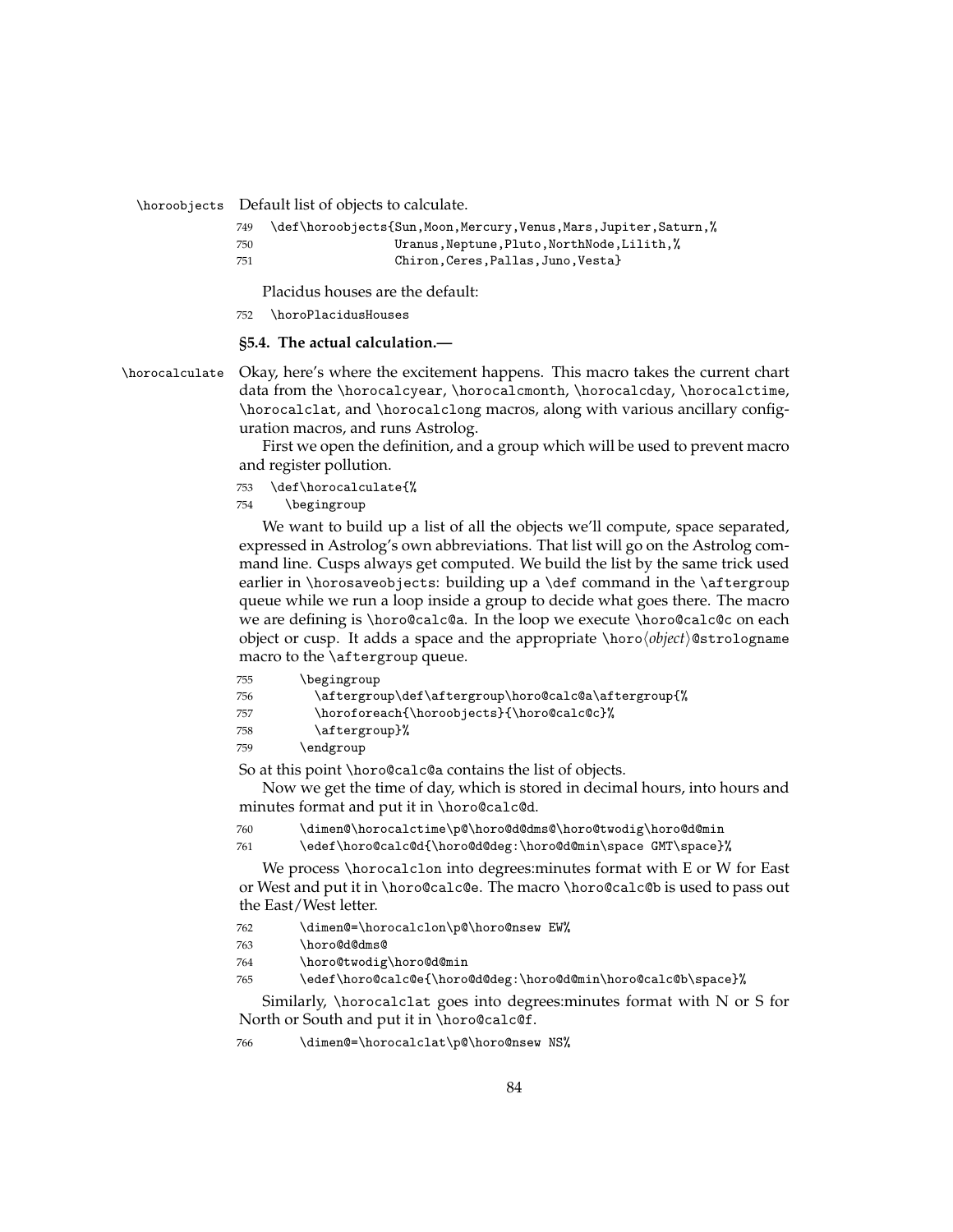`\horoobjects` Default list of objects to calculate.

```
749 \def\horoobjects{Sun,Moon,Mercury,Venus,Mars,Jupiter,Saturn,%
750                 Uranus,Neptune,Pluto,NorthNode,Lilith,%
751                 Chiron,Ceres,Pallas,Juno,Vesta}
```

Placidus houses are the default:

```
752 \horoPlacidusHouses
```

**§5.4. The actual calculation.—**

`\horocalculate` Okay, here's where the excitement happens. This macro takes the current chart data from the `\horocalcyear`, `\horocalcmonth`, `\horocalcday`, `\horocalctime`, `\horocalclat`, and `\horocalclong` macros, along with various ancillary configuration macros, and runs Astrolog.

First we open the definition, and a group which will be used to prevent macro and register pollution.

```
753 \def\horocalculate{%
754   \begingroup
```

We want to build up a list of all the objects we'll compute, space separated, expressed in Astrolog's own abbreviations. That list will go on the Astrolog command line. Cusps always get computed. We build the list by the same trick used earlier in `\horosaveobjects`: building up a `\def` command in the `\aftergroup` queue while we run a loop inside a group to decide what goes there. The macro we are defining is `\horo@calc@a`. In the loop we execute `\horo@calc@c` on each object or cusp. It adds a space and the appropriate `\horo`⟨*object*⟩`@strologname` macro to the `\aftergroup` queue.

```
755     \begingroup
756       \aftergroup\def\aftergroup\horo@calc@a\aftergroup{%
757       \horoforeach{\horoobjects}{\horo@calc@c}%
758       \aftergroup}%
759     \endgroup
```

So at this point `\horo@calc@a` contains the list of objects.

Now we get the time of day, which is stored in decimal hours, into hours and minutes format and put it in `\horo@calc@d`.

```
760     \dimen@\horocalctime\p@\horo@d@dms@\horo@twodig\horo@d@min
761     \edef\horo@calc@d{\horo@d@deg:\horo@d@min\space GMT\space}%
```

We process `\horocalclon` into degrees:minutes format with E or W for East or West and put it in `\horo@calc@e`. The macro `\horo@calc@b` is used to pass out the East/West letter.

```
762     \dimen@=\horocalclon\p@\horo@nsew EW%
763     \horo@d@dms@
764     \horo@twodig\horo@d@min
765     \edef\horo@calc@e{\horo@d@deg:\horo@d@min\horo@calc@b\space}%
```

Similarly, `\horocalclat` goes into degrees:minutes format with N or S for North or South and put it in `\horo@calc@f`.

```
766     \dimen@=\horocalclat\p@\horo@nsew NS%
```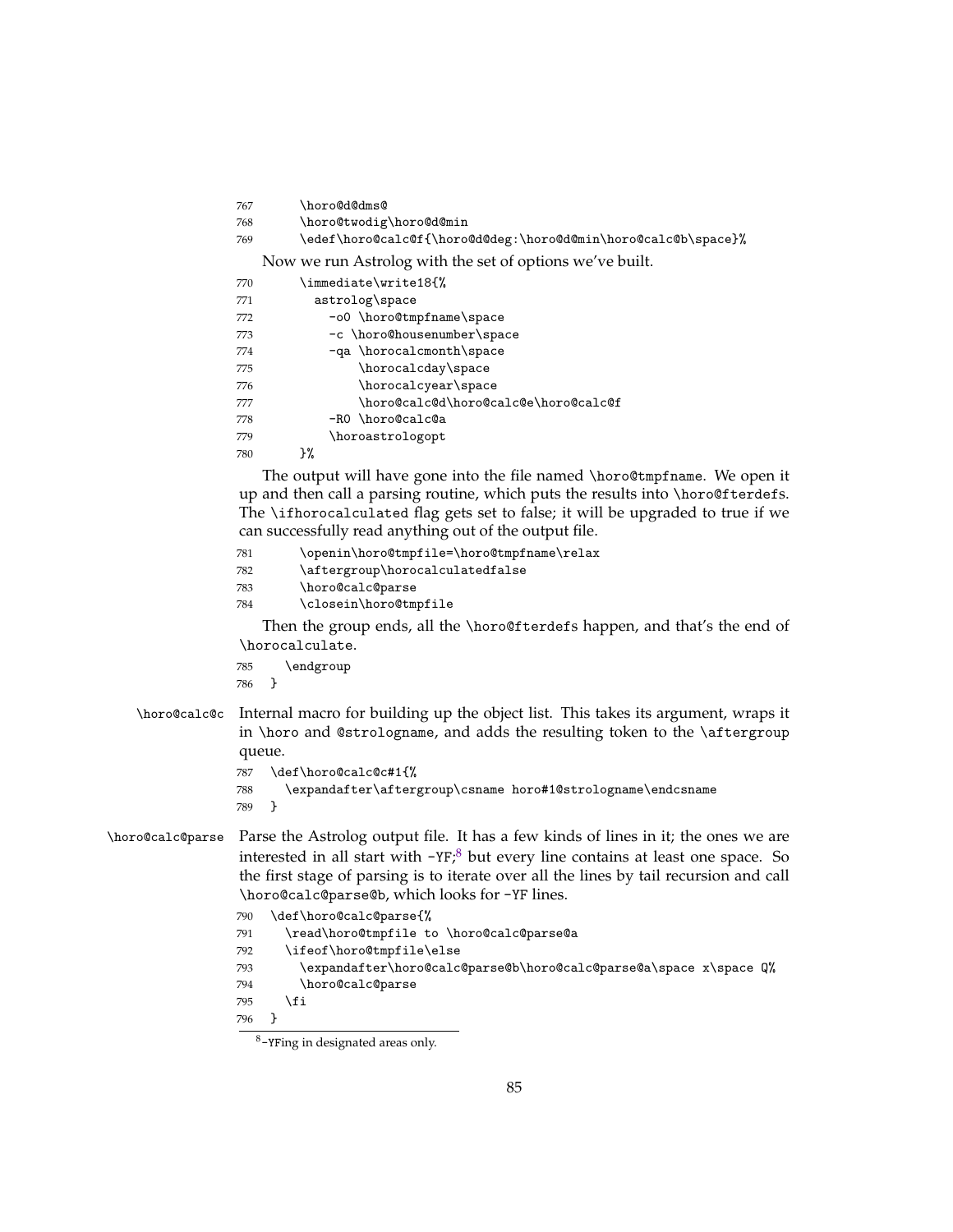```
767       \horo@d@dms@
768       \horo@twodig\horo@d@min
769       \edef\horo@calc@f{\horo@d@deg:\horo@d@min\horo@calc@b\space}%
```

Now we run Astrolog with the set of options we've built.

```
770       \immediate\write18{%
771         astrolog\space
772           -o0 \horo@tmpfname\space
773           -c \horo@housenumber\space
774           -qa \horocalcmonth\space
775               \horocalcday\space
776               \horocalcyear\space
777               \horo@calc@d\horo@calc@e\horo@calc@f
778           -R0 \horo@calc@a
779           \horoastrologopt
780       }%
```

The output will have gone into the file named `\horo@tmpfname`. We open it up and then call a parsing routine, which puts the results into `\horo@fterdefs`. The `\ifhorocalculated` flag gets set to false; it will be upgraded to true if we can successfully read anything out of the output file.

```
781       \openin\horo@tmpfile=\horo@tmpfname\relax
782       \aftergroup\horocalculatedfalse
783       \horo@calc@parse
784       \closein\horo@tmpfile
```

Then the group ends, all the `\horo@fterdefs` happen, and that's the end of `\horocalculate`.

```
785     \endgroup
786   }
```

`\horo@calc@c` Internal macro for building up the object list. This takes its argument, wraps it in `\horo` and `@strologname`, and adds the resulting token to the `\aftergroup` queue.

```
787   \def\horo@calc@c#1{%
788     \expandafter\aftergroup\csname horo#1@strologname\endcsname
789   }
```

`\horo@calc@parse` Parse the Astrolog output file. It has a few kinds of lines in it; the ones we are interested in all start with `-YF`;[8] but every line contains at least one space. So the first stage of parsing is to iterate over all the lines by tail recursion and call `\horo@calc@parse@b`, which looks for `-YF` lines.

```
790   \def\horo@calc@parse{%
791     \read\horo@tmpfile to \horo@calc@parse@a
792     \ifeof\horo@tmpfile\else
793       \expandafter\horo@calc@parse@b\horo@calc@parse@a\space x\space Q%
794       \horo@calc@parse
795     \fi
796   }
```

[8] `-YF`ing in designated areas only.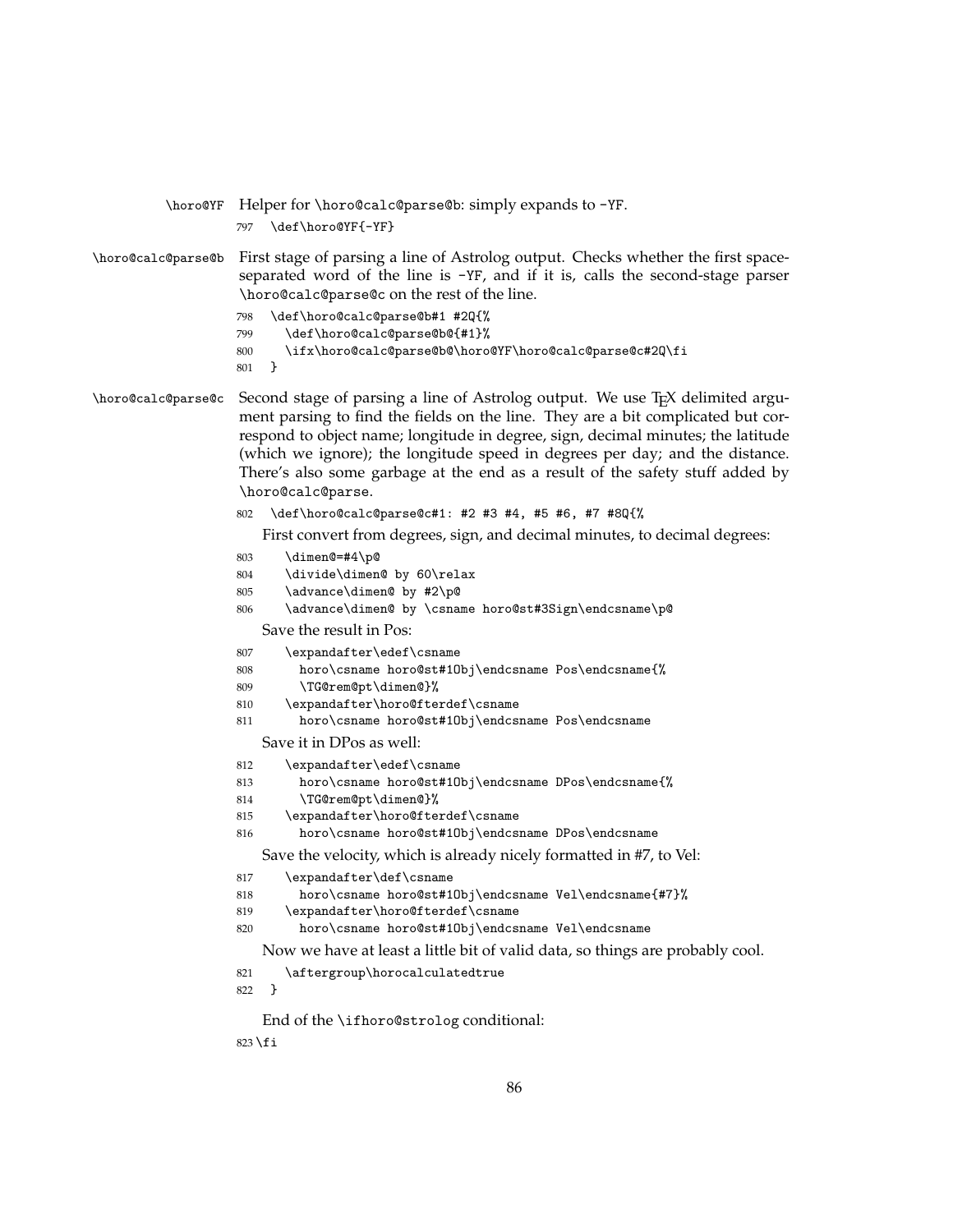`\horo@YF` Helper for `\horo@calc@parse@b`: simply expands to `-YF`.

```
797 \def\horo@YF{-YF}
```

`\horo@calc@parse@b` First stage of parsing a line of Astrolog output. Checks whether the first space-separated word of the line is `-YF`, and if it is, calls the second-stage parser `\horo@calc@parse@c` on the rest of the line.

```
798 \def\horo@calc@parse@b#1 #2Q{%
799   \def\horo@calc@parse@b@{#1}%
800   \ifx\horo@calc@parse@b@\horo@YF\horo@calc@parse@c#2Q\fi
801 }
```

`\horo@calc@parse@c` Second stage of parsing a line of Astrolog output. We use TeX delimited argument parsing to find the fields on the line. They are a bit complicated but correspond to object name; longitude in degree, sign, decimal minutes; the latitude (which we ignore); the longitude speed in degrees per day; and the distance. There's also some garbage at the end as a result of the safety stuff added by `\horo@calc@parse`.

```
802 \def\horo@calc@parse@c#1: #2 #3 #4, #5 #6, #7 #8Q{%
```

First convert from degrees, sign, and decimal minutes, to decimal degrees:

```
803   \dimen@=#4\p@
804   \divide\dimen@ by 60\relax
805   \advance\dimen@ by #2\p@
806   \advance\dimen@ by \csname horo@st#3Sign\endcsname\p@
```

Save the result in Pos:

```
807   \expandafter\edef\csname
808     horo\csname horo@st#1Obj\endcsname Pos\endcsname{%
809     \TG@rem@pt\dimen@}%
810   \expandafter\horo@fterdef\csname
811     horo\csname horo@st#1Obj\endcsname Pos\endcsname
```

Save it in DPos as well:

```
812   \expandafter\edef\csname
813     horo\csname horo@st#1Obj\endcsname DPos\endcsname{%
814     \TG@rem@pt\dimen@}%
815   \expandafter\horo@fterdef\csname
816     horo\csname horo@st#1Obj\endcsname DPos\endcsname
```

Save the velocity, which is already nicely formatted in #7, to Vel:

```
817   \expandafter\def\csname
818     horo\csname horo@st#1Obj\endcsname Vel\endcsname{#7}%
819   \expandafter\horo@fterdef\csname
820     horo\csname horo@st#1Obj\endcsname Vel\endcsname
```

Now we have at least a little bit of valid data, so things are probably cool.

```
821   \aftergroup\horocalculatedtrue
822 }
```

End of the `\ifhoro@strolog` conditional:

```
823 \fi
```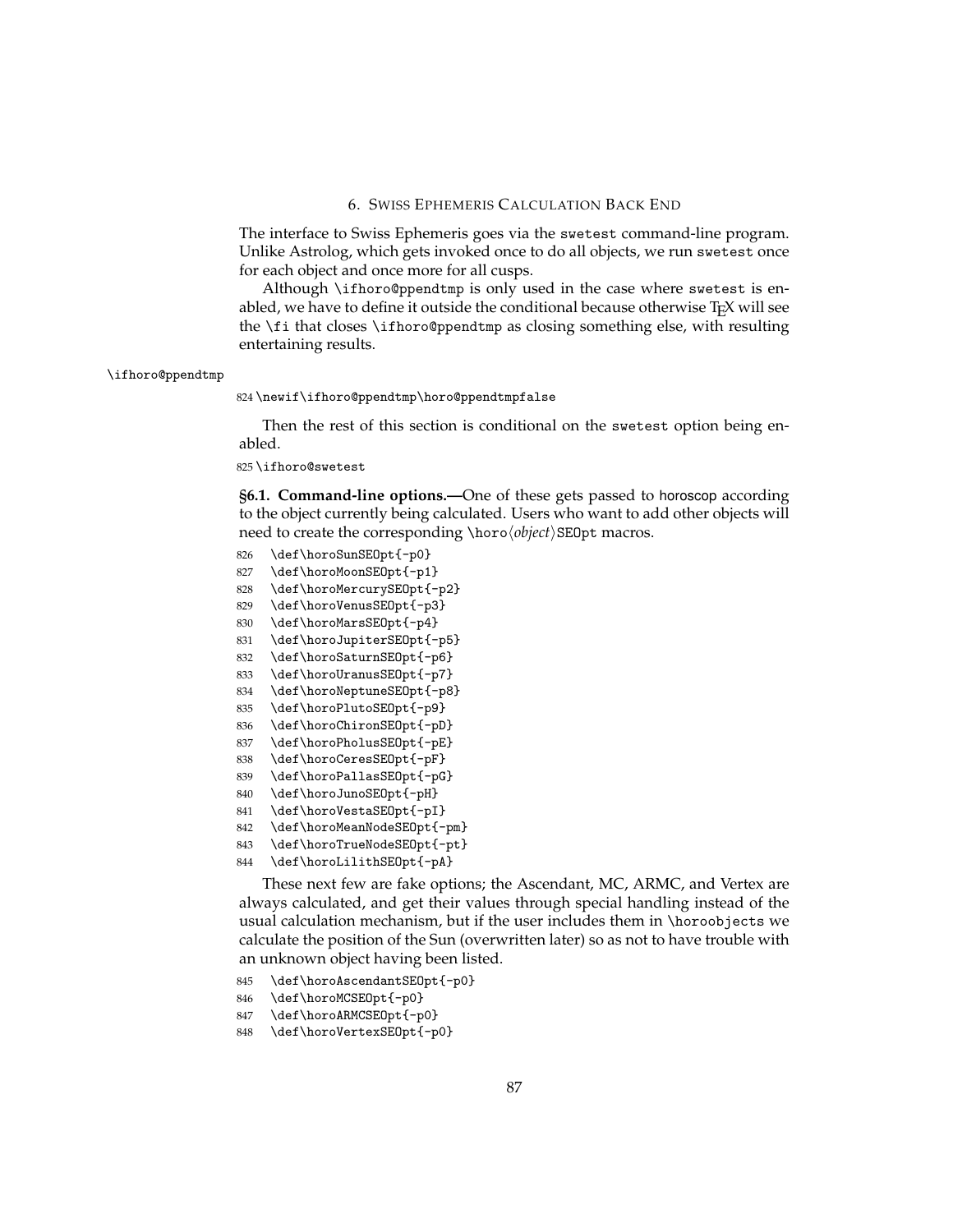# 6. Swiss Ephemeris Calculation Back End

The interface to Swiss Ephemeris goes via the `swetest` command-line program. Unlike Astrolog, which gets invoked once to do all objects, we run `swetest` once for each object and once more for all cusps.

Although `\ifhoro@ppendtmp` is only used in the case where `swetest` is enabled, we have to define it outside the conditional because otherwise TeX will see the `\fi` that closes `\ifhoro@ppendtmp` as closing something else, with resulting entertaining results.

`\ifhoro@ppendtmp`

```
824 \newif\ifhoro@ppendtmp\horo@ppendtmpfalse
```

Then the rest of this section is conditional on the `swetest` option being enabled.

```
825 \ifhoro@swetest
```

**§6.1. Command-line options.—**One of these gets passed to horoscop according to the object currently being calculated. Users who want to add other objects will need to create the corresponding `\horo`⟨*object*⟩`SEOpt` macros.

```
826   \def\horoSunSEOpt{-p0}
827   \def\horoMoonSEOpt{-p1}
828   \def\horoMercurySEOpt{-p2}
829   \def\horoVenusSEOpt{-p3}
830   \def\horoMarsSEOpt{-p4}
831   \def\horoJupiterSEOpt{-p5}
832   \def\horoSaturnSEOpt{-p6}
833   \def\horoUranusSEOpt{-p7}
834   \def\horoNeptuneSEOpt{-p8}
835   \def\horoPlutoSEOpt{-p9}
836   \def\horoChironSEOpt{-pD}
837   \def\horoPholusSEOpt{-pE}
838   \def\horoCeresSEOpt{-pF}
839   \def\horoPallasSEOpt{-pG}
840   \def\horoJunoSEOpt{-pH}
841   \def\horoVestaSEOpt{-pI}
842   \def\horoMeanNodeSEOpt{-pm}
843   \def\horoTrueNodeSEOpt{-pt}
844   \def\horoLilithSEOpt{-pA}
```

These next few are fake options; the Ascendant, MC, ARMC, and Vertex are always calculated, and get their values through special handling instead of the usual calculation mechanism, but if the user includes them in `\horoobjects` we calculate the position of the Sun (overwritten later) so as not to have trouble with an unknown object having been listed.

```
845   \def\horoAscendantSEOpt{-p0}
846   \def\horoMCSEOpt{-p0}
847   \def\horoARMCSEOpt{-p0}
848   \def\horoVertexSEOpt{-p0}
```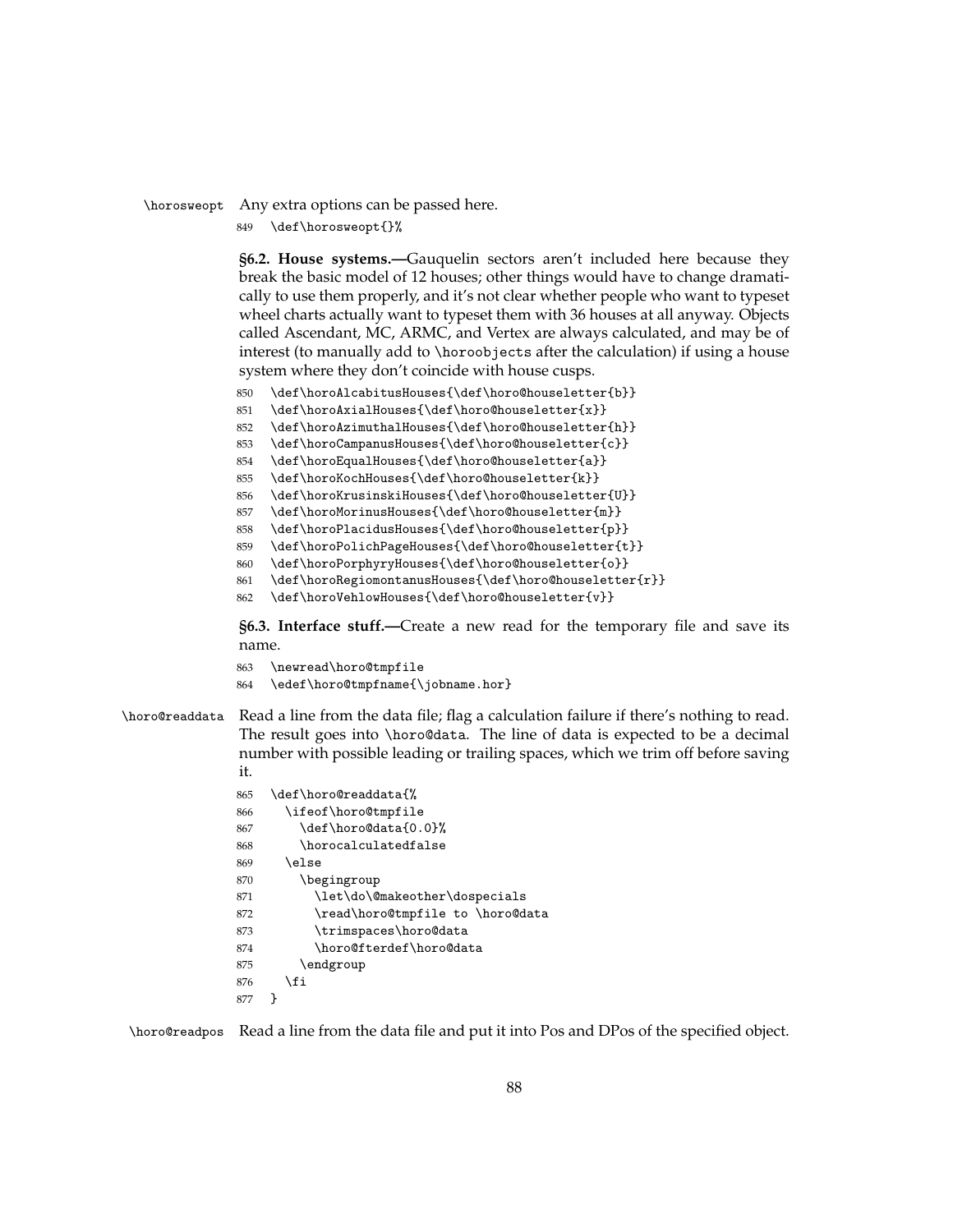`\horosweopt` Any extra options can be passed here.

```
849 \def\horosweopt{}%
```

**§6.2. House systems.—**Gauquelin sectors aren't included here because they break the basic model of 12 houses; other things would have to change dramatically to use them properly, and it's not clear whether people who want to typeset wheel charts actually want to typeset them with 36 houses at all anyway. Objects called Ascendant, MC, ARMC, and Vertex are always calculated, and may be of interest (to manually add to `\horoobjects` after the calculation) if using a house system where they don't coincide with house cusps.

```
850 \def\horoAlcabitusHouses{\def\horo@houseletter{b}}
851 \def\horoAxialHouses{\def\horo@houseletter{x}}
852 \def\horoAzimuthalHouses{\def\horo@houseletter{h}}
853 \def\horoCampanusHouses{\def\horo@houseletter{c}}
854 \def\horoEqualHouses{\def\horo@houseletter{a}}
855 \def\horoKochHouses{\def\horo@houseletter{k}}
856 \def\horoKrusinskiHouses{\def\horo@houseletter{U}}
857 \def\horoMorinusHouses{\def\horo@houseletter{m}}
858 \def\horoPlacidusHouses{\def\horo@houseletter{p}}
859 \def\horoPolichPageHouses{\def\horo@houseletter{t}}
860 \def\horoPorphyryHouses{\def\horo@houseletter{o}}
861 \def\horoRegiomontanusHouses{\def\horo@houseletter{r}}
862 \def\horoVehlowHouses{\def\horo@houseletter{v}}
```

**§6.3. Interface stuff.—**Create a new read for the temporary file and save its name.

```
863 \newread\horo@tmpfile
864 \edef\horo@tmpfname{\jobname.hor}
```

`\horo@readdata` Read a line from the data file; flag a calculation failure if there's nothing to read. The result goes into `\horo@data`. The line of data is expected to be a decimal number with possible leading or trailing spaces, which we trim off before saving it.

```
865 \def\horo@readdata{%
866   \ifeof\horo@tmpfile
867     \def\horo@data{0.0}%
868     \horocalculatedfalse
869   \else
870     \begingroup
871       \let\do\@makeother\dospecials
872       \read\horo@tmpfile to \horo@data
873       \trimspaces\horo@data
874       \horo@fterdef\horo@data
875     \endgroup
876   \fi
877 }
```

`\horo@readpos` Read a line from the data file and put it into Pos and DPos of the specified object.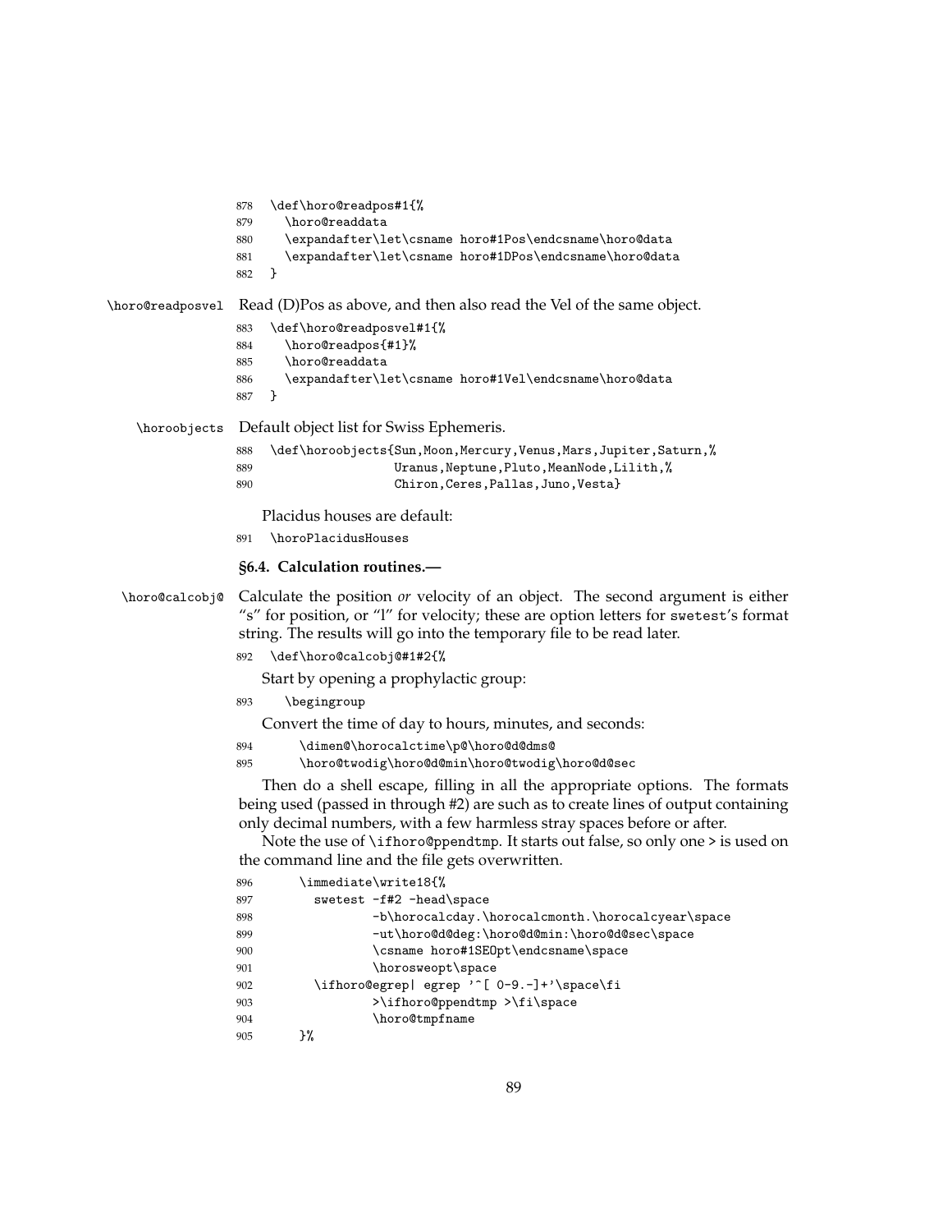```
878 \def\horo@readpos#1{%
879   \horo@readdata
880   \expandafter\let\csname horo#1Pos\endcsname\horo@data
881   \expandafter\let\csname horo#1DPos\endcsname\horo@data
882 }
```

`\horo@readposvel` Read (D)Pos as above, and then also read the Vel of the same object.

```
883 \def\horo@readposvel#1{%
884   \horo@readpos{#1}%
885   \horo@readdata
886   \expandafter\let\csname horo#1Vel\endcsname\horo@data
887 }
```

`\horoobjects` Default object list for Swiss Ephemeris.

```
888 \def\horoobjects{Sun,Moon,Mercury,Venus,Mars,Jupiter,Saturn,%
889                  Uranus,Neptune,Pluto,MeanNode,Lilith,%
890                  Chiron,Ceres,Pallas,Juno,Vesta}
```

Placidus houses are default:

```
891 \horoPlacidusHouses
```

### §6.4. Calculation routines.—

`\horo@calcobj@` Calculate the position *or* velocity of an object. The second argument is either "s" for position, or "l" for velocity; these are option letters for `swetest`'s format string. The results will go into the temporary file to be read later.

```
892 \def\horo@calcobj@#1#2{%
```

Start by opening a prophylactic group:

```
893   \begingroup
```

Convert the time of day to hours, minutes, and seconds:

```
894     \dimen@\horocalctime\p@\horo@d@dms@
895     \horo@twodig\horo@d@min\horo@twodig\horo@d@sec
```

Then do a shell escape, filling in all the appropriate options. The formats being used (passed in through #2) are such as to create lines of output containing only decimal numbers, with a few harmless stray spaces before or after.

Note the use of `\ifhoro@ppendtmp`. It starts out false, so only one `>` is used on the command line and the file gets overwritten.

```
896     \immediate\write18{%
897       swetest -f#2 -head\space
898             -b\horocalcday.\horocalcmonth.\horocalcyear\space
899             -ut\horo@d@deg:\horo@d@min:\horo@d@sec\space
900             \csname horo#1SEOpt\endcsname\space
901             \horosweopt\space
902       \ifhoro@egrep| egrep '^[ 0-9.-]+'\space\fi
903             >\ifhoro@ppendtmp >\fi\space
904             \horo@tmpfname
905     }%
```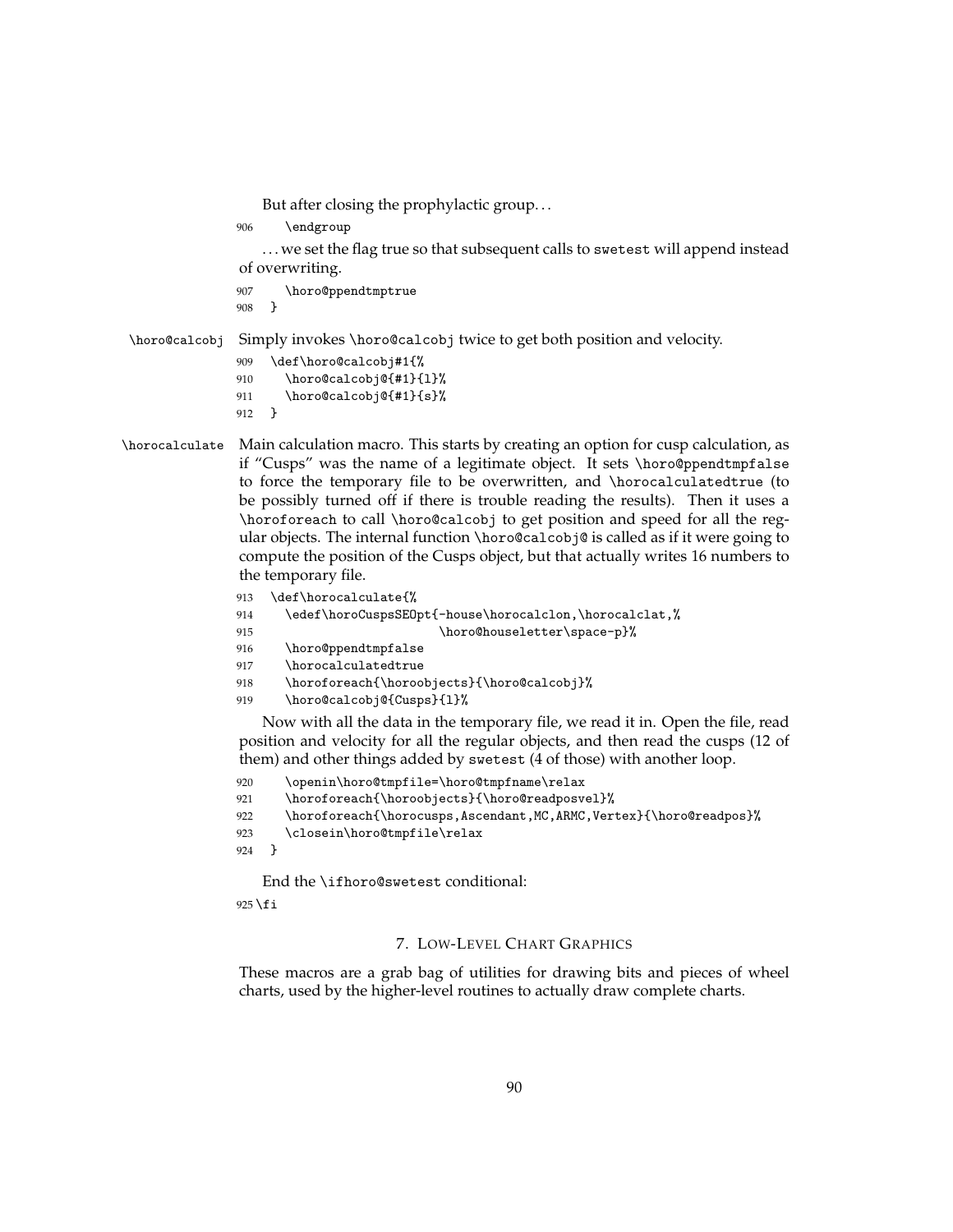But after closing the prophylactic group...

```
906     \endgroup
```

...we set the flag true so that subsequent calls to swetest will append instead of overwriting.

```
907     \horo@ppendtmptrue
908   }
```

`\horo@calcobj` Simply invokes `\horo@calcobj` twice to get both position and velocity.

```
909   \def\horo@calcobj#1{%
910     \horo@calcobj@{#1}{l}%
911     \horo@calcobj@{#1}{s}%
912   }
```

`\horocalculate` Main calculation macro. This starts by creating an option for cusp calculation, as if "Cusps" was the name of a legitimate object. It sets `\horo@ppendtmpfalse` to force the temporary file to be overwritten, and `\horocalculatedtrue` (to be possibly turned off if there is trouble reading the results). Then it uses a `\horoforeach` to call `\horo@calcobj` to get position and speed for all the regular objects. The internal function `\horo@calcobj@` is called as if it were going to compute the position of the Cusps object, but that actually writes 16 numbers to the temporary file.

```
913   \def\horocalculate{%
914     \edef\horoCuspsSEOpt{-house\horocalclon,\horocalclat,%
915                          \horo@houseletter\space-p}%
916     \horo@ppendtmpfalse
917     \horocalculatedtrue
918     \horoforeach{\horoobjects}{\horo@calcobj}%
919     \horo@calcobj@{Cusps}{l}%
```

Now with all the data in the temporary file, we read it in. Open the file, read position and velocity for all the regular objects, and then read the cusps (12 of them) and other things added by swetest (4 of those) with another loop.

```
920     \openin\horo@tmpfile=\horo@tmpfname\relax
921     \horoforeach{\horoobjects}{\horo@readposvel}%
922     \horoforeach{\horocusps,Ascendant,MC,ARMC,Vertex}{\horo@readpos}%
923     \closein\horo@tmpfile\relax
924   }
```

End the `\ifhoro@swetest` conditional:

```
925 \fi
```

## 7. Low-Level Chart Graphics

These macros are a grab bag of utilities for drawing bits and pieces of wheel charts, used by the higher-level routines to actually draw complete charts.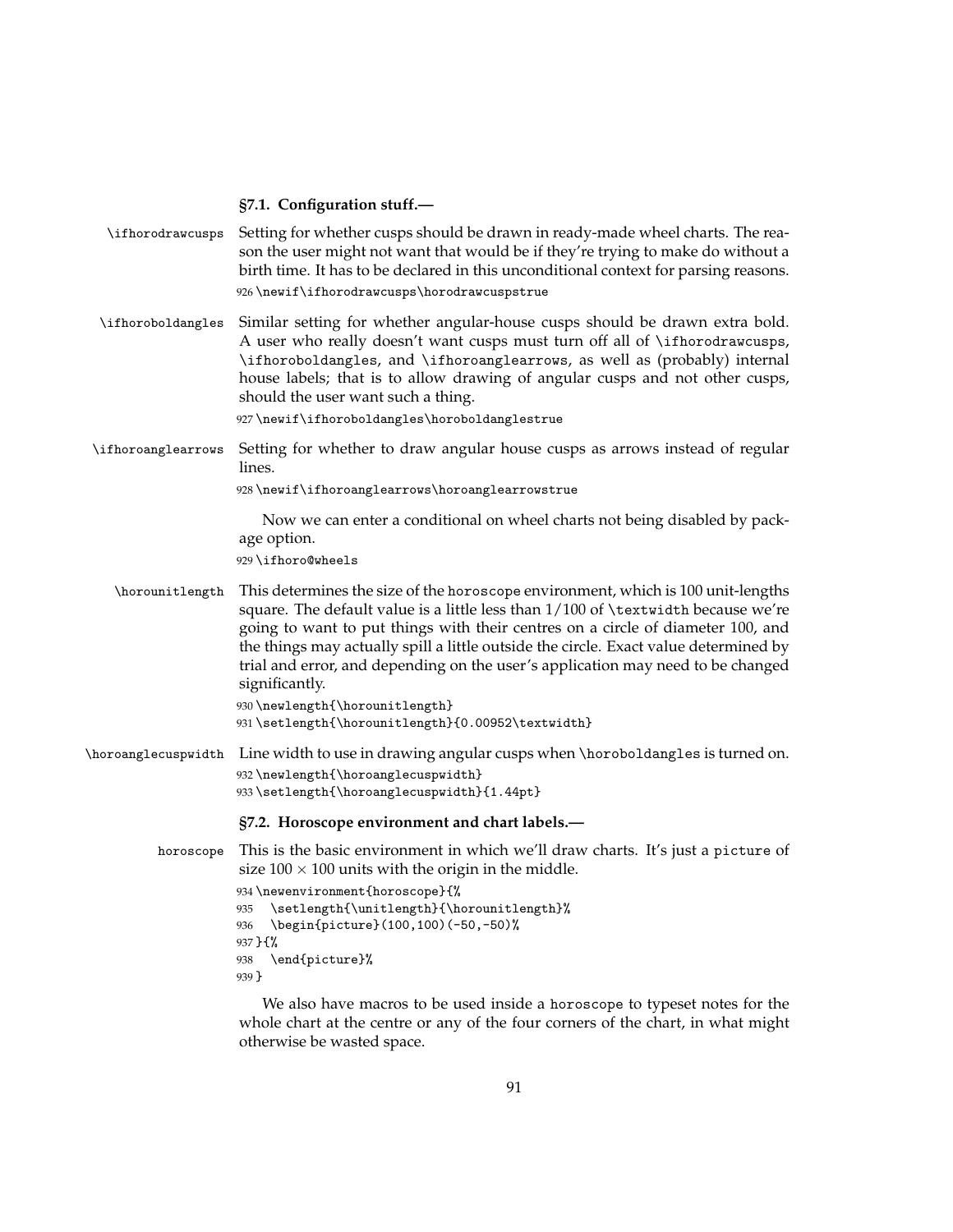### §7.1. Configuration stuff.—

`\ifhorodrawcusps` Setting for whether cusps should be drawn in ready-made wheel charts. The reason the user might not want that would be if they're trying to make do without a birth time. It has to be declared in this unconditional context for parsing reasons.

```
926 \newif\ifhorodrawcusps\horodrawcuspstrue
```

`\ifhoroboldangles` Similar setting for whether angular-house cusps should be drawn extra bold. A user who really doesn't want cusps must turn off all of `\ifhorodrawcusps`, `\ifhoroboldangles`, and `\ifhoroanglearrows`, as well as (probably) internal house labels; that is to allow drawing of angular cusps and not other cusps, should the user want such a thing.

```
927 \newif\ifhoroboldangles\horoboldanglestrue
```

`\ifhoroanglearrows` Setting for whether to draw angular house cusps as arrows instead of regular lines.

```
928 \newif\ifhoroanglearrows\horoanglearrowstrue
```

Now we can enter a conditional on wheel charts not being disabled by package option.

```
929 \ifhoro@wheels
```

`\horounitlength` This determines the size of the `horoscope` environment, which is 100 unit-lengths square. The default value is a little less than 1/100 of `\textwidth` because we're going to want to put things with their centres on a circle of diameter 100, and the things may actually spill a little outside the circle. Exact value determined by trial and error, and depending on the user's application may need to be changed significantly.

```
930 \newlength{\horounitlength}
931 \setlength{\horounitlength}{0.00952\textwidth}
```

`\horoanglecuspwidth` Line width to use in drawing angular cusps when `\horoboldangles` is turned on.

```
932 \newlength{\horoanglecuspwidth}
933 \setlength{\horoanglecuspwidth}{1.44pt}
```

### §7.2. Horoscope environment and chart labels.—

`horoscope` This is the basic environment in which we'll draw charts. It's just a `picture` of size $100 \times 100$ units with the origin in the middle.

```
934 \newenvironment{horoscope}{%
935   \setlength{\unitlength}{\horounitlength}%
936   \begin{picture}(100,100)(-50,-50)%
937 }{%
938   \end{picture}%
939 }
```

We also have macros to be used inside a `horoscope` to typeset notes for the whole chart at the centre or any of the four corners of the chart, in what might otherwise be wasted space.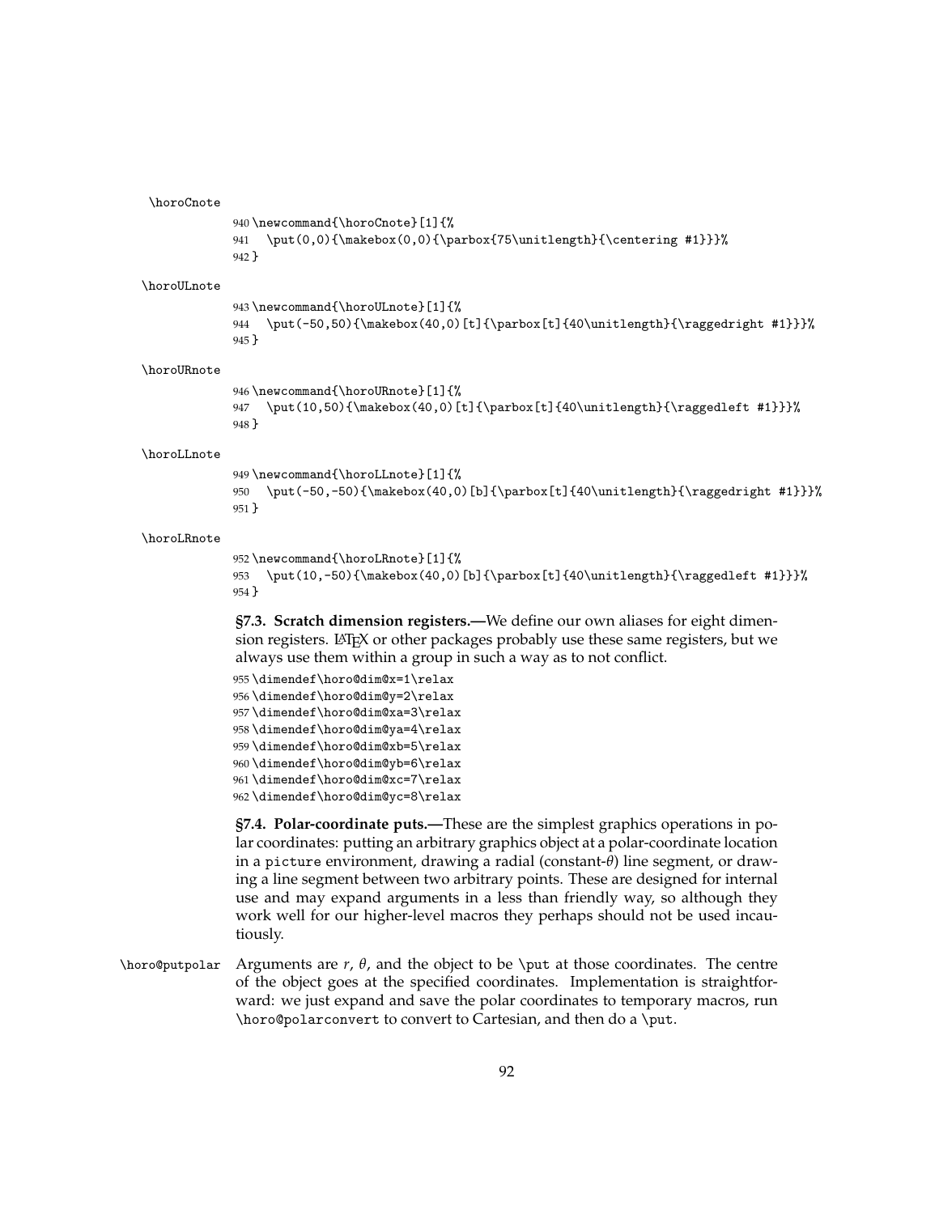\horoCnote

```
940 \newcommand{\horoCnote}[1]{%
941   \put(0,0){\makebox(0,0){\parbox{75\unitlength}{\centering #1}}}%
942 }
```

\horoULnote

```
943 \newcommand{\horoULnote}[1]{%
944   \put(-50,50){\makebox(40,0)[t]{\parbox[t]{40\unitlength}{\raggedright #1}}}%
945 }
```

\horoURnote

```
946 \newcommand{\horoURnote}[1]{%
947   \put(10,50){\makebox(40,0)[t]{\parbox[t]{40\unitlength}{\raggedleft #1}}}%
948 }
```

\horoLLnote

```
949 \newcommand{\horoLLnote}[1]{%
950   \put(-50,-50){\makebox(40,0)[b]{\parbox[t]{40\unitlength}{\raggedright #1}}}%
951 }
```

\horoLRnote

```
952 \newcommand{\horoLRnote}[1]{%
953   \put(10,-50){\makebox(40,0)[b]{\parbox[t]{40\unitlength}{\raggedleft #1}}}%
954 }
```

**§7.3. Scratch dimension registers.—**We define our own aliases for eight dimension registers. LaTeX or other packages probably use these same registers, but we always use them within a group in such a way as to not conflict.

```
955 \dimendef\horo@dim@x=1\relax
956 \dimendef\horo@dim@y=2\relax
957 \dimendef\horo@dim@xa=3\relax
958 \dimendef\horo@dim@ya=4\relax
959 \dimendef\horo@dim@xb=5\relax
960 \dimendef\horo@dim@yb=6\relax
961 \dimendef\horo@dim@xc=7\relax
962 \dimendef\horo@dim@yc=8\relax
```

**§7.4. Polar-coordinate puts.—**These are the simplest graphics operations in polar coordinates: putting an arbitrary graphics object at a polar-coordinate location in a picture environment, drawing a radial (constant-$\theta$) line segment, or drawing a line segment between two arbitrary points. These are designed for internal use and may expand arguments in a less than friendly way, so although they work well for our higher-level macros they perhaps should not be used incautiously.

\horo@putpolar Arguments are $r$, $\theta$, and the object to be \put at those coordinates. The centre of the object goes at the specified coordinates. Implementation is straightforward: we just expand and save the polar coordinates to temporary macros, run \horo@polarconvert to convert to Cartesian, and then do a \put.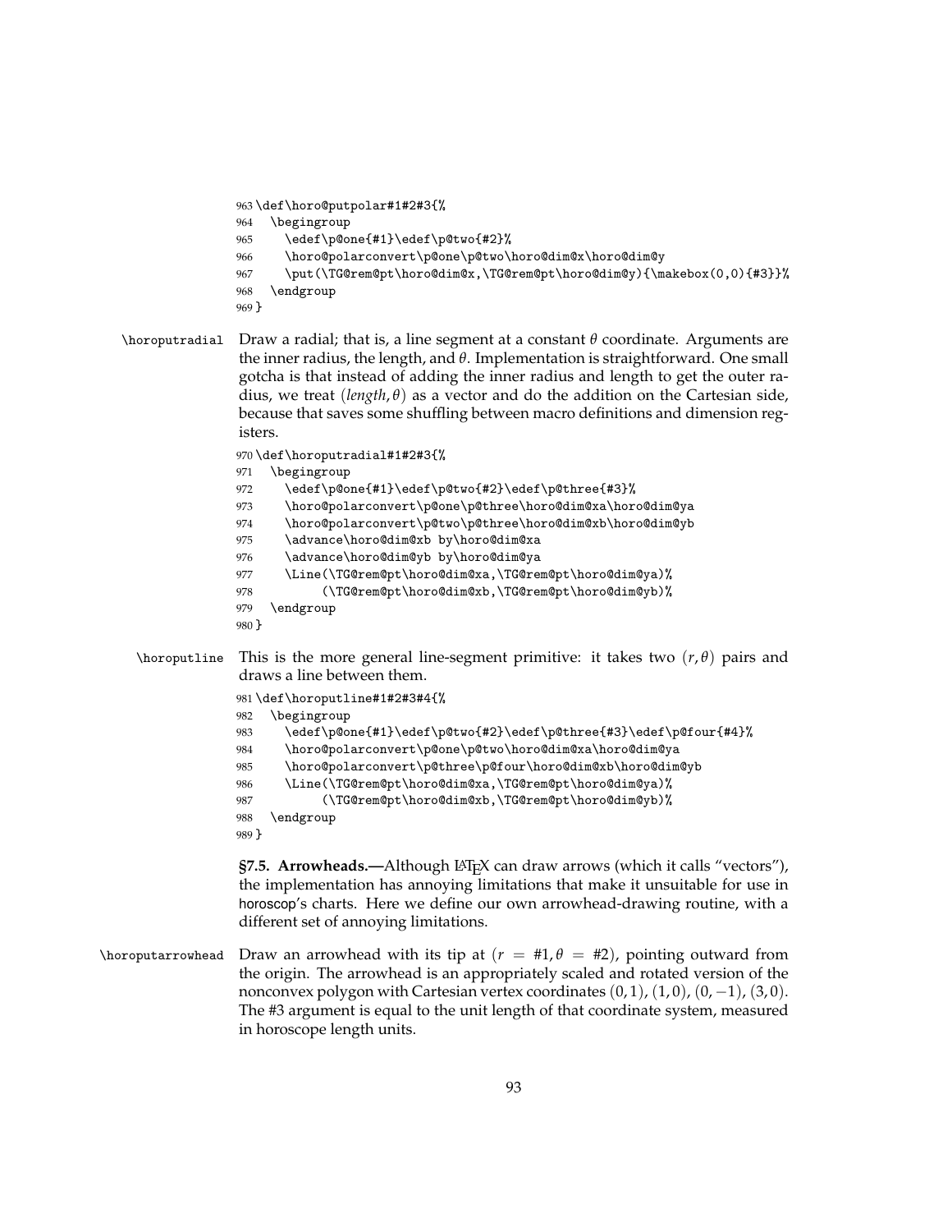```
963 \def\horo@putpolar#1#2#3{%
964   \begingroup
965     \edef\p@one{#1}\edef\p@two{#2}%
966     \horo@polarconvert\p@one\p@two\horo@dim@x\horo@dim@y
967     \put(\TG@rem@pt\horo@dim@x,\TG@rem@pt\horo@dim@y){\makebox(0,0){#3}}%
968   \endgroup
969 }
```

`\horoputradial` Draw a radial; that is, a line segment at a constant $\theta$ coordinate. Arguments are the inner radius, the length, and $\theta$. Implementation is straightforward. One small gotcha is that instead of adding the inner radius and length to get the outer radius, we treat $(length, \theta)$ as a vector and do the addition on the Cartesian side, because that saves some shuffling between macro definitions and dimension registers.

```
970 \def\horoputradial#1#2#3{%
971   \begingroup
972     \edef\p@one{#1}\edef\p@two{#2}\edef\p@three{#3}%
973     \horo@polarconvert\p@one\p@three\horo@dim@xa\horo@dim@ya
974     \horo@polarconvert\p@two\p@three\horo@dim@xb\horo@dim@yb
975     \advance\horo@dim@xb by\horo@dim@xa
976     \advance\horo@dim@yb by\horo@dim@ya
977     \Line(\TG@rem@pt\horo@dim@xa,\TG@rem@pt\horo@dim@ya)%
978          (\TG@rem@pt\horo@dim@xb,\TG@rem@pt\horo@dim@yb)%
979   \endgroup
980 }
```

`\horoputline` This is the more general line-segment primitive: it takes two $(r, \theta)$ pairs and draws a line between them.

```
981 \def\horoputline#1#2#3#4{%
982   \begingroup
983     \edef\p@one{#1}\edef\p@two{#2}\edef\p@three{#3}\edef\p@four{#4}%
984     \horo@polarconvert\p@one\p@two\horo@dim@xa\horo@dim@ya
985     \horo@polarconvert\p@three\p@four\horo@dim@xb\horo@dim@yb
986     \Line(\TG@rem@pt\horo@dim@xa,\TG@rem@pt\horo@dim@ya)%
987          (\TG@rem@pt\horo@dim@xb,\TG@rem@pt\horo@dim@yb)%
988   \endgroup
989 }
```

**§7.5. Arrowheads.—**Although LaTeX can draw arrows (which it calls "vectors"), the implementation has annoying limitations that make it unsuitable for use in horoscop's charts. Here we define our own arrowhead-drawing routine, with a different set of annoying limitations.

`\horoputarrowhead` Draw an arrowhead with its tip at $(r = \#1, \theta = \#2)$, pointing outward from the origin. The arrowhead is an appropriately scaled and rotated version of the nonconvex polygon with Cartesian vertex coordinates $(0, 1)$, $(1, 0)$, $(0, -1)$, $(3, 0)$. The #3 argument is equal to the unit length of that coordinate system, measured in horoscope length units.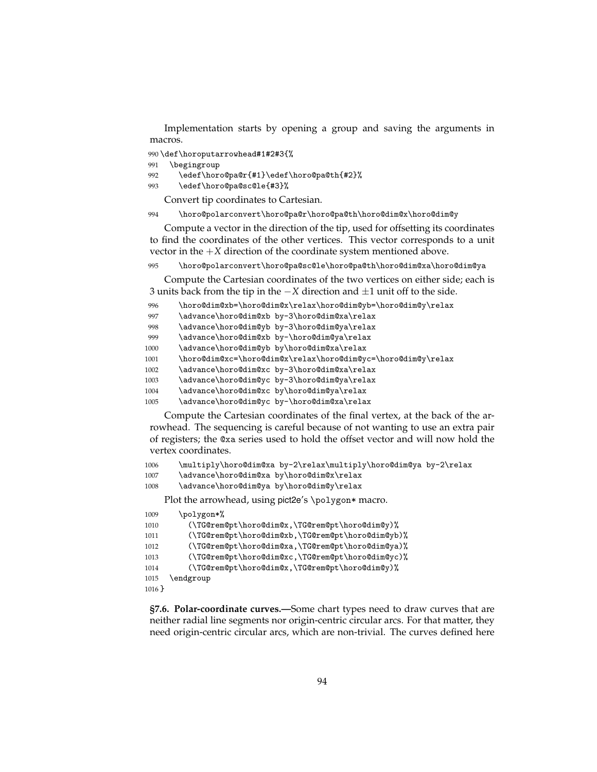Implementation starts by opening a group and saving the arguments in macros.

```
990 \def\horoputarrowhead#1#2#3{%
991   \begingroup
992     \edef\horo@pa@r{#1}\edef\horo@pa@th{#2}%
993     \edef\horo@pa@sc@le{#3}%
```

Convert tip coordinates to Cartesian.

```
994     \horo@polarconvert\horo@pa@r\horo@pa@th\horo@dim@x\horo@dim@y
```

Compute a vector in the direction of the tip, used for offsetting its coordinates to find the coordinates of the other vertices. This vector corresponds to a unit vector in the $+X$ direction of the coordinate system mentioned above.

```
995     \horo@polarconvert\horo@pa@sc@le\horo@pa@th\horo@dim@xa\horo@dim@ya
```

Compute the Cartesian coordinates of the two vertices on either side; each is 3 units back from the tip in the $-X$ direction and $\pm 1$ unit off to the side.

```
996     \horo@dim@xb=\horo@dim@x\relax\horo@dim@yb=\horo@dim@y\relax
997     \advance\horo@dim@xb by-3\horo@dim@xa\relax
998     \advance\horo@dim@yb by-3\horo@dim@ya\relax
999     \advance\horo@dim@xb by-\horo@dim@ya\relax
1000    \advance\horo@dim@yb by\horo@dim@xa\relax
1001    \horo@dim@xc=\horo@dim@x\relax\horo@dim@yc=\horo@dim@y\relax
1002    \advance\horo@dim@xc by-3\horo@dim@xa\relax
1003    \advance\horo@dim@yc by-3\horo@dim@ya\relax
1004    \advance\horo@dim@xc by\horo@dim@ya\relax
1005    \advance\horo@dim@yc by-\horo@dim@xa\relax
```

Compute the Cartesian coordinates of the final vertex, at the back of the arrowhead. The sequencing is careful because of not wanting to use an extra pair of registers; the @xa series used to hold the offset vector and will now hold the vertex coordinates.

```
1006    \multiply\horo@dim@xa by-2\relax\multiply\horo@dim@ya by-2\relax
1007    \advance\horo@dim@xa by\horo@dim@x\relax
1008    \advance\horo@dim@ya by\horo@dim@y\relax
```

Plot the arrowhead, using pict2e's `\polygon*` macro.

```
1009    \polygon*%
1010      (\TG@rem@pt\horo@dim@x,\TG@rem@pt\horo@dim@y)%
1011      (\TG@rem@pt\horo@dim@xb,\TG@rem@pt\horo@dim@yb)%
1012      (\TG@rem@pt\horo@dim@xa,\TG@rem@pt\horo@dim@ya)%
1013      (\TG@rem@pt\horo@dim@xc,\TG@rem@pt\horo@dim@yc)%
1014      (\TG@rem@pt\horo@dim@x,\TG@rem@pt\horo@dim@y)%
1015  \endgroup
1016 }
```

**§7.6. Polar-coordinate curves.—**Some chart types need to draw curves that are neither radial line segments nor origin-centric circular arcs. For that matter, they need origin-centric circular arcs, which are non-trivial. The curves defined here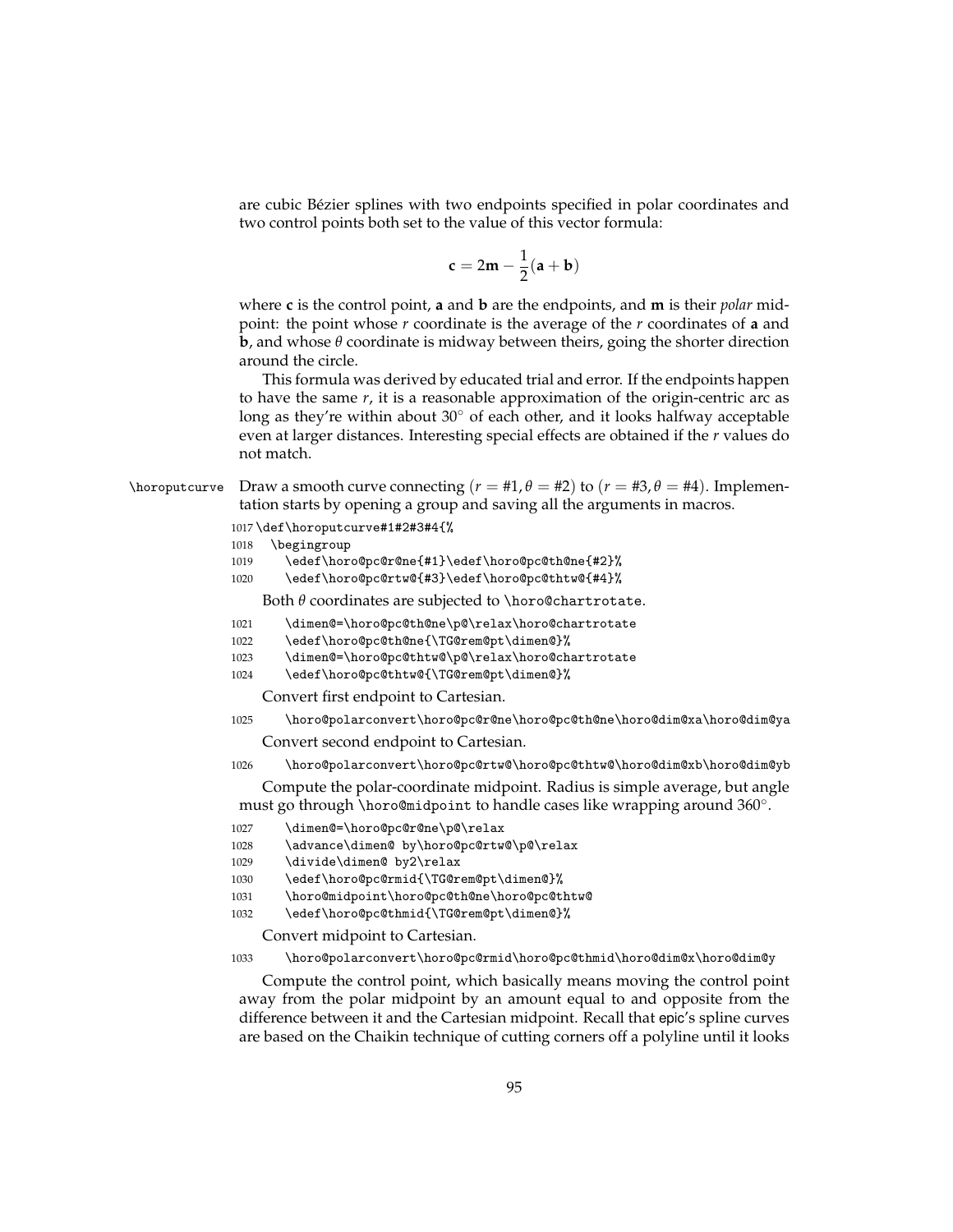are cubic Bézier splines with two endpoints specified in polar coordinates and two control points both set to the value of this vector formula:

$$\mathbf{c} = 2\mathbf{m} - \frac{1}{2}(\mathbf{a} + \mathbf{b})$$

where **c** is the control point, **a** and **b** are the endpoints, and **m** is their *polar* midpoint: the point whose $r$ coordinate is the average of the $r$ coordinates of **a** and **b**, and whose $\theta$ coordinate is midway between theirs, going the shorter direction around the circle.

This formula was derived by educated trial and error. If the endpoints happen to have the same $r$, it is a reasonable approximation of the origin-centric arc as long as they're within about $30^\circ$ of each other, and it looks halfway acceptable even at larger distances. Interesting special effects are obtained if the $r$ values do not match.

`\horoputcurve` Draw a smooth curve connecting ($r = \#1, \theta = \#2$) to ($r = \#3, \theta = \#4$). Implementation starts by opening a group and saving all the arguments in macros.

```
1017 \def\horoputcurve#1#2#3#4{%
1018   \begingroup
1019     \edef\horo@pc@r@ne{#1}\edef\horo@pc@th@ne{#2}%
1020     \edef\horo@pc@rtw@{#3}\edef\horo@pc@thtw@{#4}%
```

Both $\theta$ coordinates are subjected to `\horo@chartrotate`.

```
1021     \dimen@=\horo@pc@th@ne\p@\relax\horo@chartrotate
1022     \edef\horo@pc@th@ne{\TG@rem@pt\dimen@}%
1023     \dimen@=\horo@pc@thtw@\p@\relax\horo@chartrotate
1024     \edef\horo@pc@thtw@{\TG@rem@pt\dimen@}%
```

Convert first endpoint to Cartesian.

```
1025     \horo@polarconvert\horo@pc@r@ne\horo@pc@th@ne\horo@dim@xa\horo@dim@ya
```

Convert second endpoint to Cartesian.

```
1026     \horo@polarconvert\horo@pc@rtw@\horo@pc@thtw@\horo@dim@xb\horo@dim@yb
```

Compute the polar-coordinate midpoint. Radius is simple average, but angle must go through `\horo@midpoint` to handle cases like wrapping around $360^\circ$.

```
1027     \dimen@=\horo@pc@r@ne\p@\relax
1028     \advance\dimen@ by\horo@pc@rtw@\p@\relax
1029     \divide\dimen@ by2\relax
1030     \edef\horo@pc@rmid{\TG@rem@pt\dimen@}%
1031     \horo@midpoint\horo@pc@th@ne\horo@pc@thtw@
1032     \edef\horo@pc@thmid{\TG@rem@pt\dimen@}%
```

Convert midpoint to Cartesian.

```
1033     \horo@polarconvert\horo@pc@rmid\horo@pc@thmid\horo@dim@x\horo@dim@y
```

Compute the control point, which basically means moving the control point away from the polar midpoint by an amount equal to and opposite from the difference between it and the Cartesian midpoint. Recall that epic's spline curves are based on the Chaikin technique of cutting corners off a polyline until it looks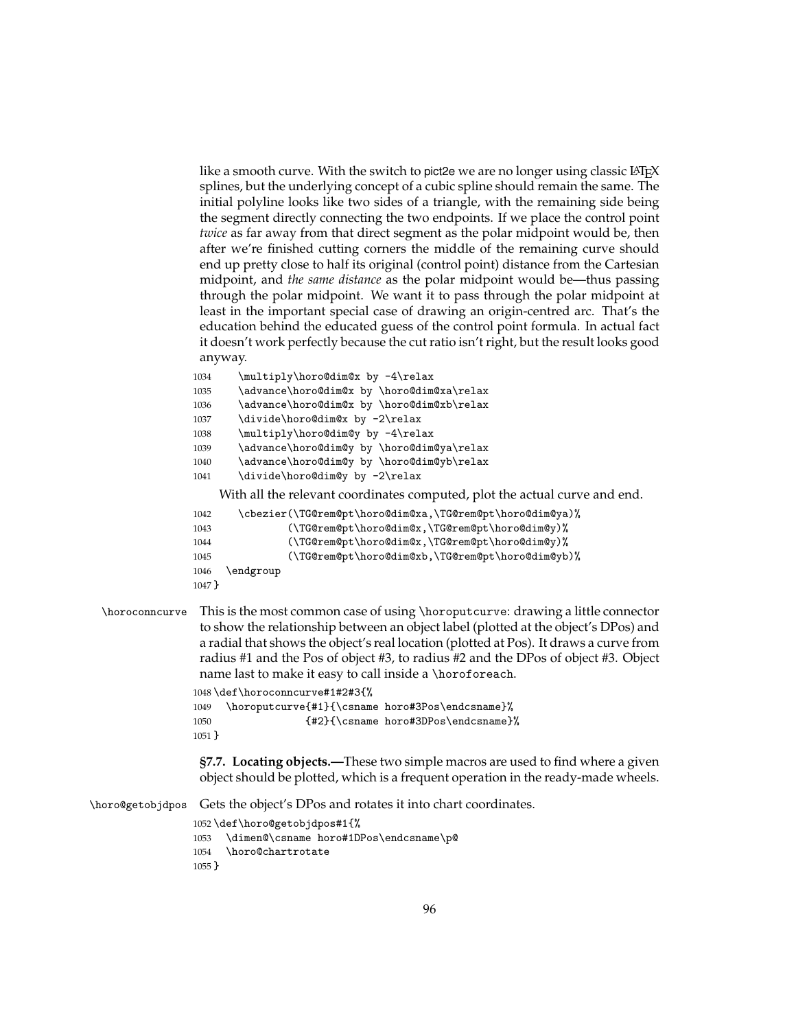like a smooth curve. With the switch to pict2e we are no longer using classic LaTeX splines, but the underlying concept of a cubic spline should remain the same. The initial polyline looks like two sides of a triangle, with the remaining side being the segment directly connecting the two endpoints. If we place the control point *twice* as far away from that direct segment as the polar midpoint would be, then after we're finished cutting corners the middle of the remaining curve should end up pretty close to half its original (control point) distance from the Cartesian midpoint, and *the same distance* as the polar midpoint would be—thus passing through the polar midpoint. We want it to pass through the polar midpoint at least in the important special case of drawing an origin-centred arc. That's the education behind the educated guess of the control point formula. In actual fact it doesn't work perfectly because the cut ratio isn't right, but the result looks good anyway.

```
1034     \multiply\horo@dim@x by -4\relax
1035     \advance\horo@dim@x by \horo@dim@xa\relax
1036     \advance\horo@dim@x by \horo@dim@xb\relax
1037     \divide\horo@dim@x by -2\relax
1038     \multiply\horo@dim@y by -4\relax
1039     \advance\horo@dim@y by \horo@dim@ya\relax
1040     \advance\horo@dim@y by \horo@dim@yb\relax
1041     \divide\horo@dim@y by -2\relax
```

With all the relevant coordinates computed, plot the actual curve and end.

```
1042     \cbezier(\TG@rem@pt\horo@dim@xa,\TG@rem@pt\horo@dim@ya)%
1043             (\TG@rem@pt\horo@dim@x,\TG@rem@pt\horo@dim@y)%
1044             (\TG@rem@pt\horo@dim@x,\TG@rem@pt\horo@dim@y)%
1045             (\TG@rem@pt\horo@dim@xb,\TG@rem@pt\horo@dim@yb)%
1046   \endgroup
1047 }
```

`\horoconncurve` This is the most common case of using `\horoputcurve`: drawing a little connector to show the relationship between an object label (plotted at the object's DPos) and a radial that shows the object's real location (plotted at Pos). It draws a curve from radius #1 and the Pos of object #3, to radius #2 and the DPos of object #3. Object name last to make it easy to call inside a `\horoforeach`.

```
1048 \def\horoconncurve#1#2#3{%
1049   \horoputcurve{#1}{\csname horo#3Pos\endcsname}%
1050                {#2}{\csname horo#3DPos\endcsname}%
1051 }
```

**§7.7. Locating objects.—**These two simple macros are used to find where a given object should be plotted, which is a frequent operation in the ready-made wheels.

`\horo@getobjdpos` Gets the object's DPos and rotates it into chart coordinates.

```
1052 \def\horo@getobjdpos#1{%
1053   \dimen@\csname horo#1DPos\endcsname\p@
1054   \horo@chartrotate
1055 }
```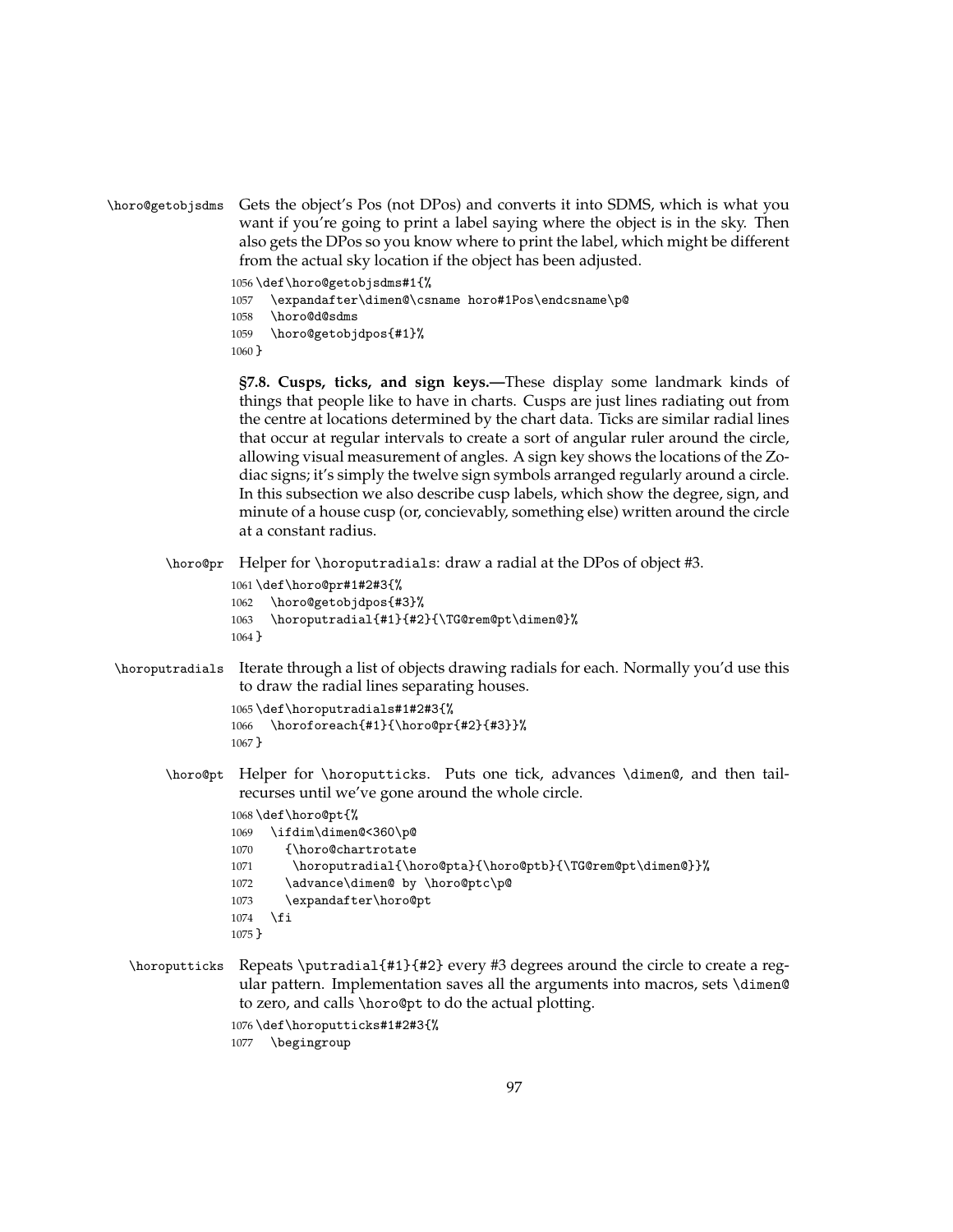`\horo@getobjsdms` Gets the object's Pos (not DPos) and converts it into SDMS, which is what you want if you're going to print a label saying where the object is in the sky. Then also gets the DPos so you know where to print the label, which might be different from the actual sky location if the object has been adjusted.

```
1056 \def\horo@getobjsdms#1{%
1057   \expandafter\dimen@\csname horo#1Pos\endcsname\p@
1058   \horo@d@sdms
1059   \horo@getobjdpos{#1}%
1060 }
```

**§7.8. Cusps, ticks, and sign keys.—**These display some landmark kinds of things that people like to have in charts. Cusps are just lines radiating out from the centre at locations determined by the chart data. Ticks are similar radial lines that occur at regular intervals to create a sort of angular ruler around the circle, allowing visual measurement of angles. A sign key shows the locations of the Zodiac signs; it's simply the twelve sign symbols arranged regularly around a circle. In this subsection we also describe cusp labels, which show the degree, sign, and minute of a house cusp (or, concievably, something else) written around the circle at a constant radius.

`\horo@pr` Helper for `\horoputradials`: draw a radial at the DPos of object #3.

```
1061 \def\horo@pr#1#2#3{%
1062   \horo@getobjdpos{#3}%
1063   \horoputradial{#1}{#2}{\TG@rem@pt\dimen@}%
1064 }
```

`\horoputradials` Iterate through a list of objects drawing radials for each. Normally you'd use this to draw the radial lines separating houses.

```
1065 \def\horoputradials#1#2#3{%
1066   \horoforeach{#1}{\horo@pr{#2}{#3}}%
1067 }
```

`\horo@pt` Helper for `\horoputticks`. Puts one tick, advances `\dimen@`, and then tail-recurses until we've gone around the whole circle.

```
1068 \def\horo@pt{%
1069   \ifdim\dimen@<360\p@
1070     {\horo@chartrotate
1071      \horoputradial{\horo@pta}{\horo@ptb}{\TG@rem@pt\dimen@}}%
1072     \advance\dimen@ by \horo@ptc\p@
1073     \expandafter\horo@pt
1074   \fi
1075 }
```

`\horoputticks` Repeats `\putradial{#1}{#2}` every #3 degrees around the circle to create a regular pattern. Implementation saves all the arguments into macros, sets `\dimen@` to zero, and calls `\horo@pt` to do the actual plotting.

```
1076 \def\horoputticks#1#2#3{%
1077   \begingroup
```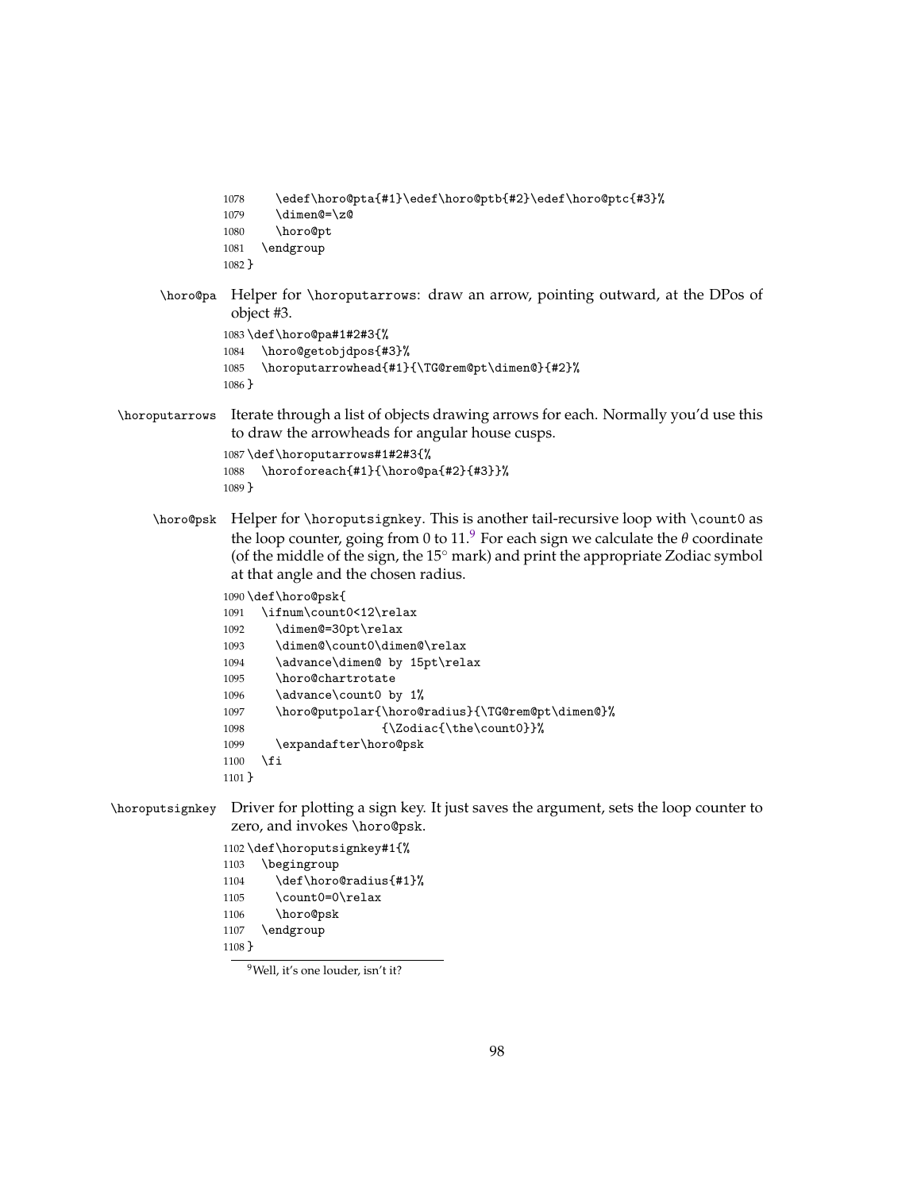```
1078     \edef\horo@pta{#1}\edef\horo@ptb{#2}\edef\horo@ptc{#3}%
1079     \dimen@=\z@
1080     \horo@pt
1081   \endgroup
1082 }
```

**\horo@pa** Helper for \horoputarrows: draw an arrow, pointing outward, at the DPos of object #3.

```
1083 \def\horo@pa#1#2#3{%
1084   \horo@getobjdpos{#3}%
1085   \horoputarrowhead{#1}{\TG@rem@pt\dimen@}{#2}%
1086 }
```

**\horoputarrows** Iterate through a list of objects drawing arrows for each. Normally you'd use this to draw the arrowheads for angular house cusps.

```
1087 \def\horoputarrows#1#2#3{%
1088   \horoforeach{#1}{\horo@pa{#2}{#3}}%
1089 }
```

**\horo@psk** Helper for \horoputsignkey. This is another tail-recursive loop with \count0 as the loop counter, going from 0 to 11.[9] For each sign we calculate the $\theta$ coordinate (of the middle of the sign, the 15° mark) and print the appropriate Zodiac symbol at that angle and the chosen radius.

```
1090 \def\horo@psk{
1091   \ifnum\count0<12\relax
1092     \dimen@=30pt\relax
1093     \dimen@\count0\dimen@\relax
1094     \advance\dimen@ by 15pt\relax
1095     \horo@chartrotate
1096     \advance\count0 by 1%
1097     \horo@putpolar{\horo@radius}{\TG@rem@pt\dimen@}%
1098                   {\Zodiac{\the\count0}}%
1099     \expandafter\horo@psk
1100   \fi
1101 }
```

**\horoputsignkey** Driver for plotting a sign key. It just saves the argument, sets the loop counter to zero, and invokes \horo@psk.

```
1102 \def\horoputsignkey#1{%
1103   \begingroup
1104     \def\horo@radius{#1}%
1105     \count0=0\relax
1106     \horo@psk
1107   \endgroup
1108 }
```

[9] Well, it's one louder, isn't it?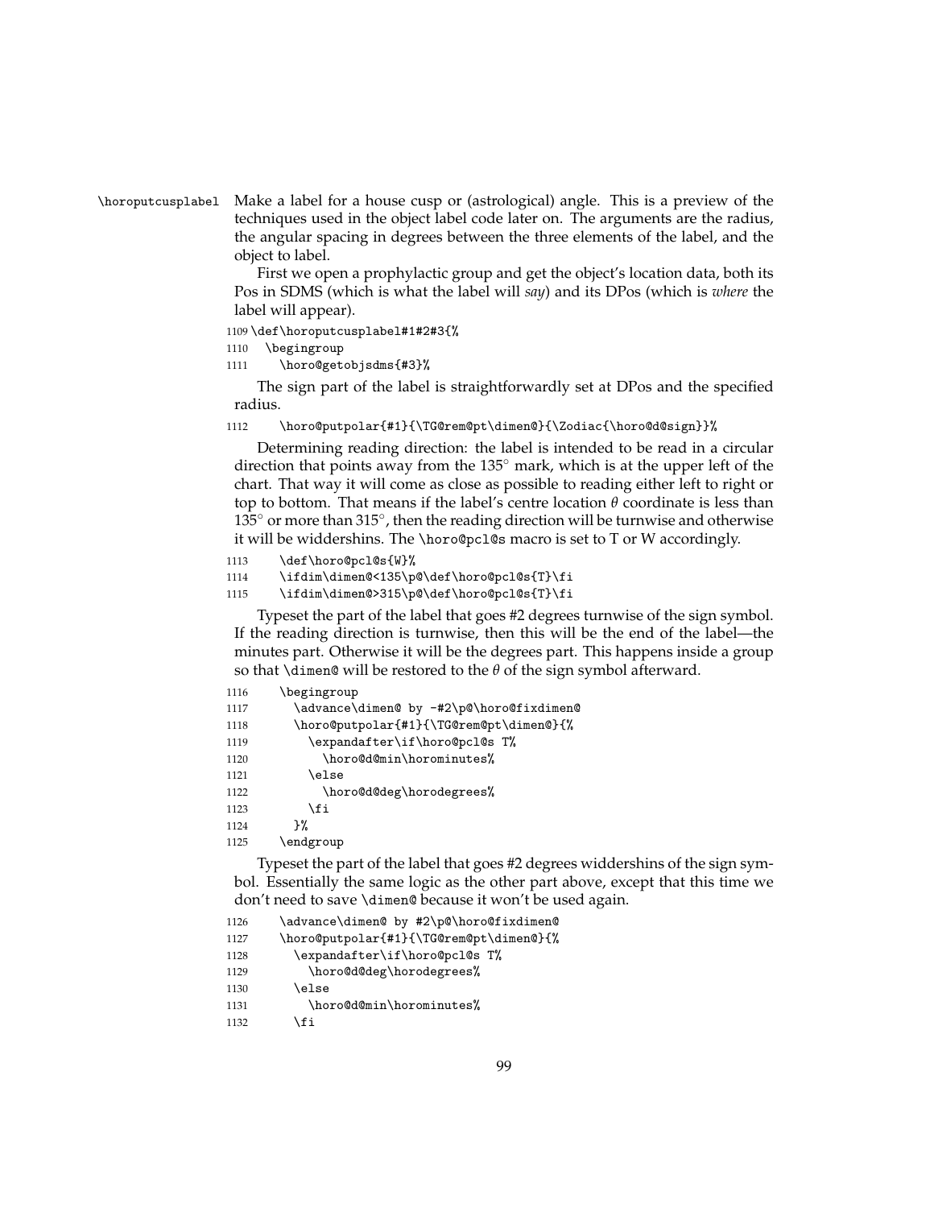`\horoputcusplabel` Make a label for a house cusp or (astrological) angle. This is a preview of the techniques used in the object label code later on. The arguments are the radius, the angular spacing in degrees between the three elements of the label, and the object to label.

First we open a prophylactic group and get the object's location data, both its Pos in SDMS (which is what the label will *say*) and its DPos (which is *where* the label will appear).

```
1109 \def\horoputcusplabel#1#2#3{%
1110   \begingroup
1111     \horo@getobjsdms{#3}%
```

The sign part of the label is straightforwardly set at DPos and the specified radius.

```
1112     \horo@putpolar{#1}{\TG@rem@pt\dimen@}{\Zodiac{\horo@d@sign}}%
```

Determining reading direction: the label is intended to be read in a circular direction that points away from the 135° mark, which is at the upper left of the chart. That way it will come as close as possible to reading either left to right or top to bottom. That means if the label's centre location $\theta$ coordinate is less than 135° or more than 315°, then the reading direction will be turnwise and otherwise it will be widdershins. The `\horo@pcl@s` macro is set to T or W accordingly.

```
1113     \def\horo@pcl@s{W}%
1114     \ifdim\dimen@<135\p@\def\horo@pcl@s{T}\fi
1115     \ifdim\dimen@>315\p@\def\horo@pcl@s{T}\fi
```

Typeset the part of the label that goes #2 degrees turnwise of the sign symbol. If the reading direction is turnwise, then this will be the end of the label—the minutes part. Otherwise it will be the degrees part. This happens inside a group so that `\dimen@` will be restored to the $\theta$ of the sign symbol afterward.

```
1116     \begingroup
1117       \advance\dimen@ by -#2\p@\horo@fixdimen@
1118       \horo@putpolar{#1}{\TG@rem@pt\dimen@}{%
1119         \expandafter\if\horo@pcl@s T%
1120           \horo@d@min\horominutes%
1121         \else
1122           \horo@d@deg\horodegrees%
1123         \fi
1124       }%
1125     \endgroup
```

Typeset the part of the label that goes #2 degrees widdershins of the sign symbol. Essentially the same logic as the other part above, except that this time we don't need to save `\dimen@` because it won't be used again.

```
1126     \advance\dimen@ by #2\p@\horo@fixdimen@
1127     \horo@putpolar{#1}{\TG@rem@pt\dimen@}{%
1128       \expandafter\if\horo@pcl@s T%
1129         \horo@d@deg\horodegrees%
1130       \else
1131         \horo@d@min\horominutes%
1132       \fi
```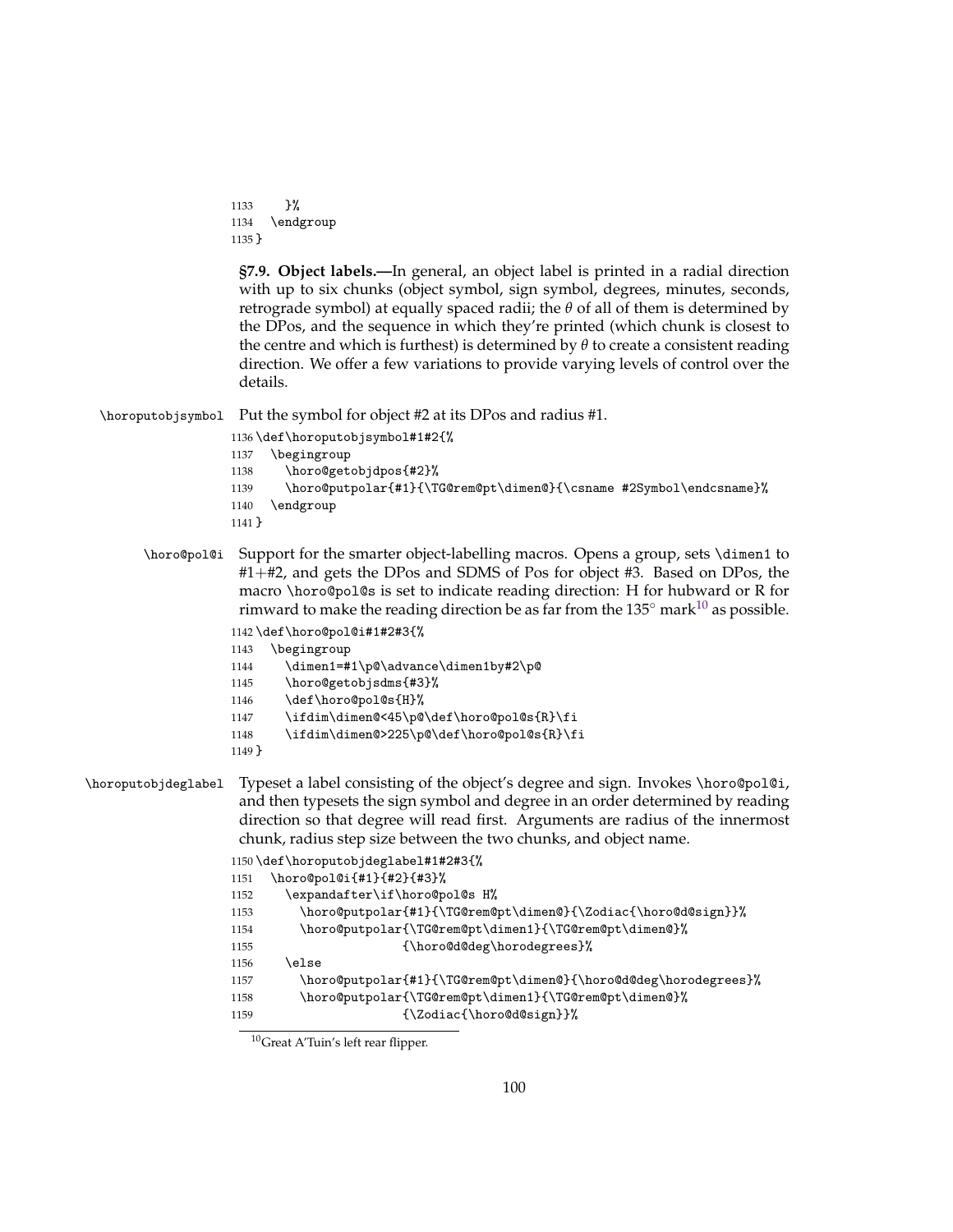```
1133     }%
1134   \endgroup
1135 }
```

**§7.9. Object labels.**—In general, an object label is printed in a radial direction with up to six chunks (object symbol, sign symbol, degrees, minutes, seconds, retrograde symbol) at equally spaced radii; the $\theta$ of all of them is determined by the DPos, and the sequence in which they're printed (which chunk is closest to the centre and which is furthest) is determined by $\theta$ to create a consistent reading direction. We offer a few variations to provide varying levels of control over the details.

`\horoputobjsymbol` Put the symbol for object #2 at its DPos and radius #1.

```
1136 \def\horoputobjsymbol#1#2{%
1137   \begingroup
1138     \horo@getobjdpos{#2}%
1139     \horo@putpolar{#1}{\TG@rem@pt\dimen@}{\csname #2Symbol\endcsname}%
1140   \endgroup
1141 }
```

`\horo@pol@i` Support for the smarter object-labelling macros. Opens a group, sets `\dimen1` to #1+#2, and gets the DPos and SDMS of Pos for object #3. Based on DPos, the macro `\horo@pol@s` is set to indicate reading direction: H for hubward or R for rimward to make the reading direction be as far from the 135° mark[10] as possible.

```
1142 \def\horo@pol@i#1#2#3{%
1143   \begingroup
1144     \dimen1=#1\p@\advance\dimen1by#2\p@
1145     \horo@getobjsdms{#3}%
1146     \def\horo@pol@s{H}%
1147     \ifdim\dimen@<45\p@\def\horo@pol@s{R}\fi
1148     \ifdim\dimen@>225\p@\def\horo@pol@s{R}\fi
1149 }
```

`\horoputobjdeglabel` Typeset a label consisting of the object's degree and sign. Invokes `\horo@pol@i`, and then typesets the sign symbol and degree in an order determined by reading direction so that degree will read first. Arguments are radius of the innermost chunk, radius step size between the two chunks, and object name.

```
1150 \def\horoputobjdeglabel#1#2#3{%
1151   \horo@pol@i{#1}{#2}{#3}%
1152     \expandafter\if\horo@pol@s H%
1153       \horo@putpolar{#1}{\TG@rem@pt\dimen@}{\Zodiac{\horo@d@sign}}%
1154       \horo@putpolar{\TG@rem@pt\dimen1}{\TG@rem@pt\dimen@}%
1155                     {\horo@d@deg\horodegrees}%
1156     \else
1157       \horo@putpolar{#1}{\TG@rem@pt\dimen@}{\horo@d@deg\horodegrees}%
1158       \horo@putpolar{\TG@rem@pt\dimen1}{\TG@rem@pt\dimen@}%
1159                     {\Zodiac{\horo@d@sign}}%
```

[10] Great A'Tuin's left rear flipper.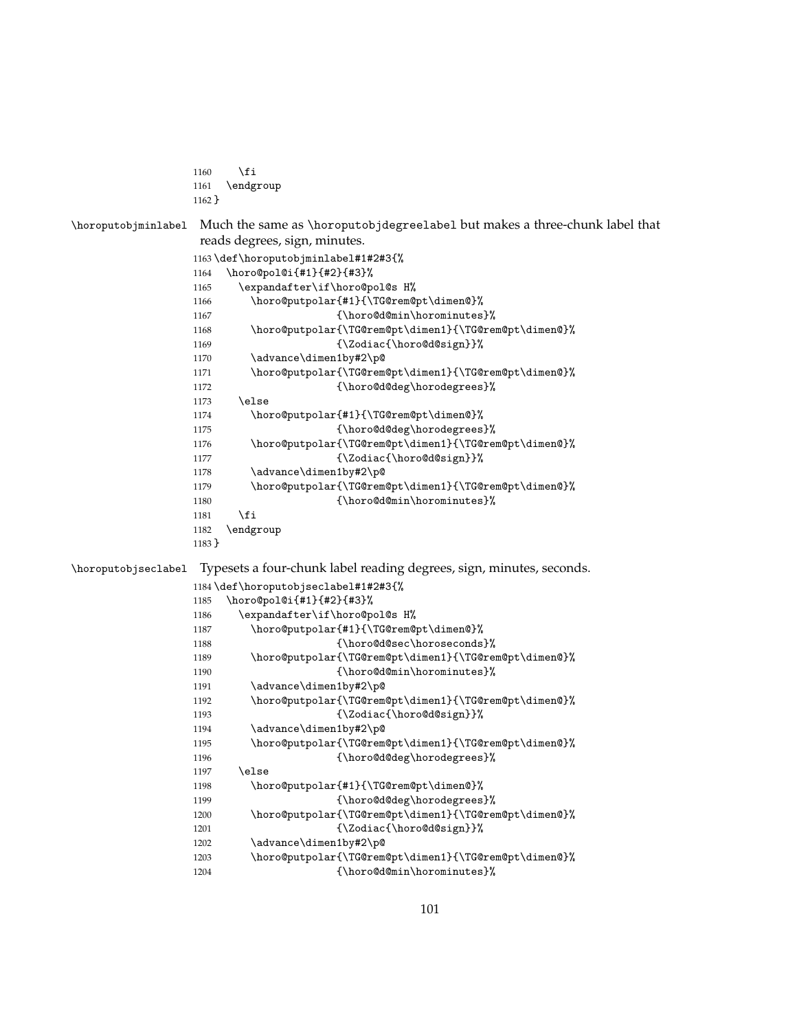```
1160    \fi
1161  \endgroup
1162 }
```

**\horoputobjminlabel** Much the same as \horoputobjdegreelabel but makes a three-chunk label that reads degrees, sign, minutes.

```
1163 \def\horoputobjminlabel#1#2#3{%
1164   \horo@pol@i{#1}{#2}{#3}%
1165     \expandafter\if\horo@pol@s H%
1166       \horo@putpolar{#1}{\TG@rem@pt\dimen@}%
1167                     {\horo@d@min\horominutes}%
1168       \horo@putpolar{\TG@rem@pt\dimen1}{\TG@rem@pt\dimen@}%
1169                     {\Zodiac{\horo@d@sign}}%
1170       \advance\dimen1by#2\p@
1171       \horo@putpolar{\TG@rem@pt\dimen1}{\TG@rem@pt\dimen@}%
1172                     {\horo@d@deg\horodegrees}%
1173     \else
1174       \horo@putpolar{#1}{\TG@rem@pt\dimen@}%
1175                     {\horo@d@deg\horodegrees}%
1176       \horo@putpolar{\TG@rem@pt\dimen1}{\TG@rem@pt\dimen@}%
1177                     {\Zodiac{\horo@d@sign}}%
1178       \advance\dimen1by#2\p@
1179       \horo@putpolar{\TG@rem@pt\dimen1}{\TG@rem@pt\dimen@}%
1180                     {\horo@d@min\horominutes}%
1181     \fi
1182   \endgroup
1183 }
```

**\horoputobjseclabel** Typesets a four-chunk label reading degrees, sign, minutes, seconds.

```
1184 \def\horoputobjseclabel#1#2#3{%
1185   \horo@pol@i{#1}{#2}{#3}%
1186     \expandafter\if\horo@pol@s H%
1187       \horo@putpolar{#1}{\TG@rem@pt\dimen@}%
1188                     {\horo@d@sec\horoseconds}%
1189       \horo@putpolar{\TG@rem@pt\dimen1}{\TG@rem@pt\dimen@}%
1190                     {\horo@d@min\horominutes}%
1191       \advance\dimen1by#2\p@
1192       \horo@putpolar{\TG@rem@pt\dimen1}{\TG@rem@pt\dimen@}%
1193                     {\Zodiac{\horo@d@sign}}%
1194       \advance\dimen1by#2\p@
1195       \horo@putpolar{\TG@rem@pt\dimen1}{\TG@rem@pt\dimen@}%
1196                     {\horo@d@deg\horodegrees}%
1197     \else
1198       \horo@putpolar{#1}{\TG@rem@pt\dimen@}%
1199                     {\horo@d@deg\horodegrees}%
1200       \horo@putpolar{\TG@rem@pt\dimen1}{\TG@rem@pt\dimen@}%
1201                     {\Zodiac{\horo@d@sign}}%
1202       \advance\dimen1by#2\p@
1203       \horo@putpolar{\TG@rem@pt\dimen1}{\TG@rem@pt\dimen@}%
1204                     {\horo@d@min\horominutes}%
```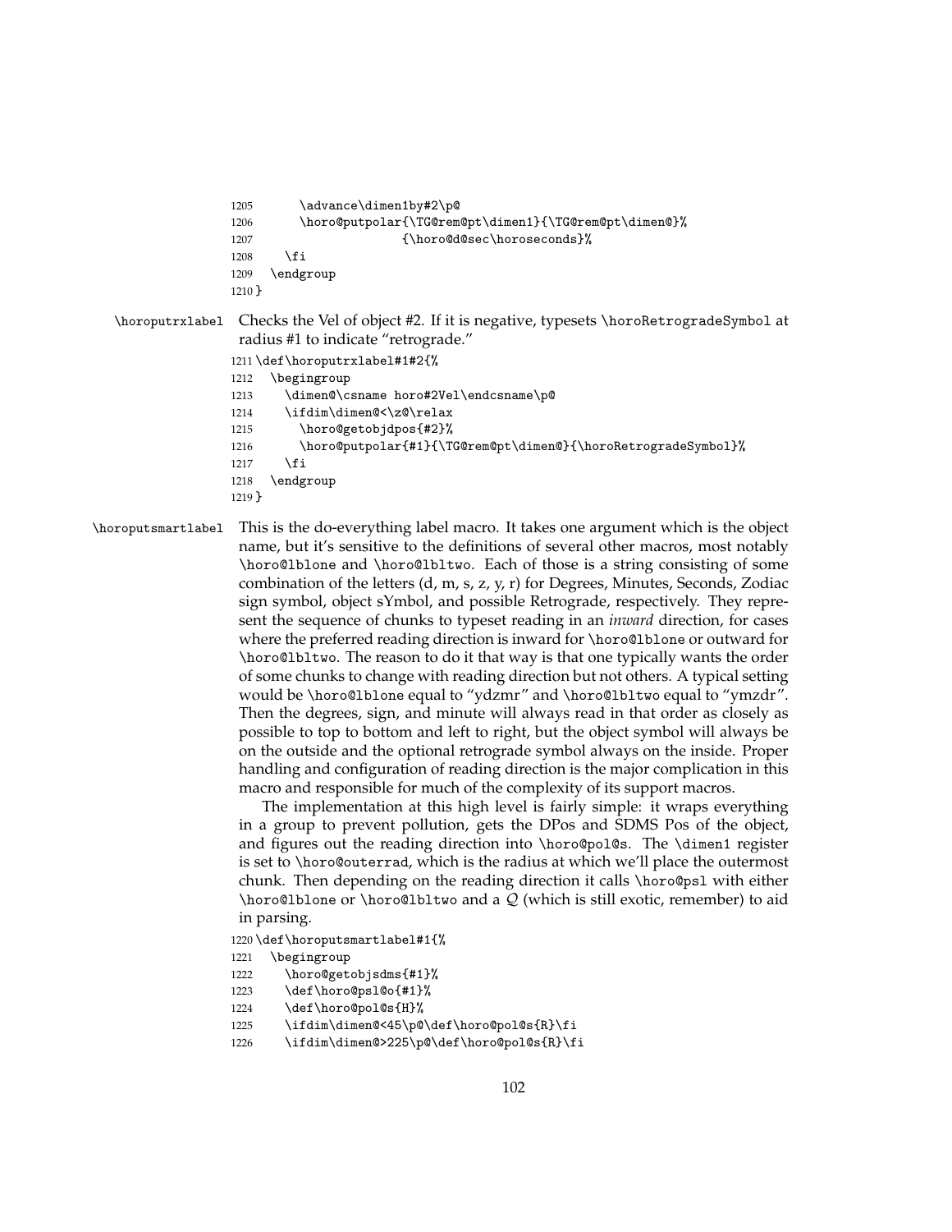```
1205      \advance\dimen1by#2\p@
1206      \horo@putpolar{\TG@rem@pt\dimen1}{\TG@rem@pt\dimen@}%
1207                    {\horo@d@sec\horoseconds}%
1208    \fi
1209  \endgroup
1210 }
```

`\horoputrxlabel` Checks the Vel of object #2. If it is negative, typesets `\horoRetrogradeSymbol` at radius #1 to indicate "retrograde."

```
1211 \def\horoputrxlabel#1#2{%
1212   \begingroup
1213     \dimen@\csname horo#2Vel\endcsname\p@
1214     \ifdim\dimen@<\z@\relax
1215       \horo@getobjdpos{#2}%
1216       \horo@putpolar{#1}{\TG@rem@pt\dimen@}{\horoRetrogradeSymbol}%
1217     \fi
1218   \endgroup
1219 }
```

`\horoputsmartlabel` This is the do-everything label macro. It takes one argument which is the object name, but it's sensitive to the definitions of several other macros, most notably `\horo@lblone` and `\horo@lbltwo`. Each of those is a string consisting of some combination of the letters (d, m, s, z, y, r) for Degrees, Minutes, Seconds, Zodiac sign symbol, object sYmbol, and possible Retrograde, respectively. They represent the sequence of chunks to typeset reading in an *inward* direction, for cases where the preferred reading direction is inward for `\horo@lblone` or outward for `\horo@lbltwo`. The reason to do it that way is that one typically wants the order of some chunks to change with reading direction but not others. A typical setting would be `\horo@lblone` equal to "ydzmr" and `\horo@lbltwo` equal to "ymzdr". Then the degrees, sign, and minute will always read in that order as closely as possible to top to bottom and left to right, but the object symbol will always be on the outside and the optional retrograde symbol always on the inside. Proper handling and configuration of reading direction is the major complication in this macro and responsible for much of the complexity of its support macros.

The implementation at this high level is fairly simple: it wraps everything in a group to prevent pollution, gets the DPos and SDMS Pos of the object, and figures out the reading direction into `\horo@pol@s`. The `\dimen1` register is set to `\horo@outerrad`, which is the radius at which we'll place the outermost chunk. Then depending on the reading direction it calls `\horo@psl` with either `\horo@lblone` or `\horo@lbltwo` and a $\mathcal{Q}$ (which is still exotic, remember) to aid in parsing.

```
1220 \def\horoputsmartlabel#1{%
1221   \begingroup
1222     \horo@getobjsdms{#1}%
1223     \def\horo@psl@o{#1}%
1224     \def\horo@pol@s{H}%
1225     \ifdim\dimen@<45\p@\def\horo@pol@s{R}\fi
1226     \ifdim\dimen@>225\p@\def\horo@pol@s{R}\fi
```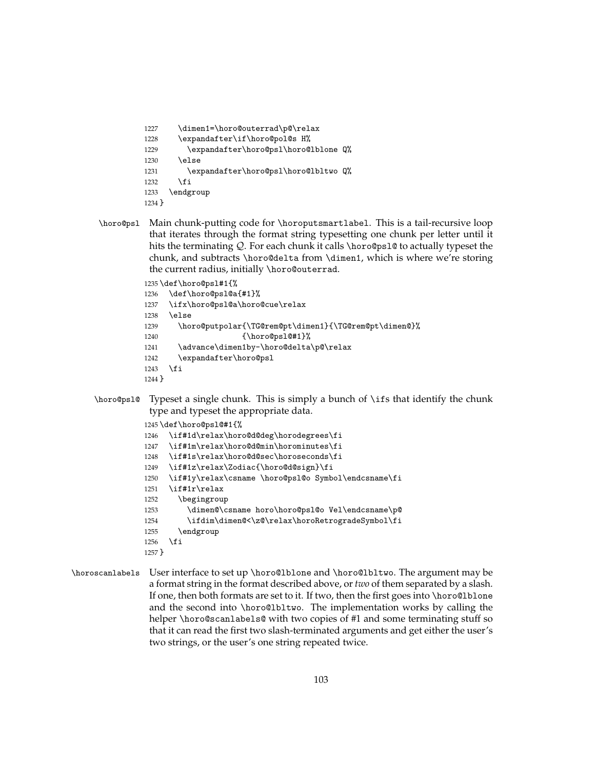```
1227     \dimen1=\horo@outerrad\p@\relax
1228     \expandafter\if\horo@pol@s H%
1229       \expandafter\horo@psl\horo@lblone Q%
1230     \else
1231       \expandafter\horo@psl\horo@lbltwo Q%
1232     \fi
1233   \endgroup
1234 }
```

**\horo@psl** Main chunk-putting code for \horoputsmartlabel. This is a tail-recursive loop that iterates through the format string typesetting one chunk per letter until it hits the terminating *Q*. For each chunk it calls \horo@psl@ to actually typeset the chunk, and subtracts \horo@delta from \dimen1, which is where we're storing the current radius, initially \horo@outerrad.

```
1235 \def\horo@psl#1{%
1236   \def\horo@psl@a{#1}%
1237   \ifx\horo@psl@a\horo@cue\relax
1238   \else
1239     \horo@putpolar{\TG@rem@pt\dimen1}{\TG@rem@pt\dimen@}%
1240                   {\horo@psl@#1}%
1241     \advance\dimen1by-\horo@delta\p@\relax
1242     \expandafter\horo@psl
1243   \fi
1244 }
```

**\horo@psl@** Typeset a single chunk. This is simply a bunch of \ifs that identify the chunk type and typeset the appropriate data.

```
1245 \def\horo@psl@#1{%
1246   \if#1d\relax\horo@d@deg\horodegrees\fi
1247   \if#1m\relax\horo@d@min\horominutes\fi
1248   \if#1s\relax\horo@d@sec\horoseconds\fi
1249   \if#1z\relax\Zodiac{\horo@d@sign}\fi
1250   \if#1y\relax\csname \horo@psl@o Symbol\endcsname\fi
1251   \if#1r\relax
1252     \begingroup
1253       \dimen@\csname horo\horo@psl@o Vel\endcsname\p@
1254       \ifdim\dimen@<\z@\relax\horoRetrogradeSymbol\fi
1255     \endgroup
1256   \fi
1257 }
```

**\horoscanlabels** User interface to set up \horo@lblone and \horo@lbltwo. The argument may be a format string in the format described above, or *two* of them separated by a slash. If one, then both formats are set to it. If two, then the first goes into \horo@lblone and the second into \horo@lbltwo. The implementation works by calling the helper \horo@scanlabels@ with two copies of #1 and some terminating stuff so that it can read the first two slash-terminated arguments and get either the user's two strings, or the user's one string repeated twice.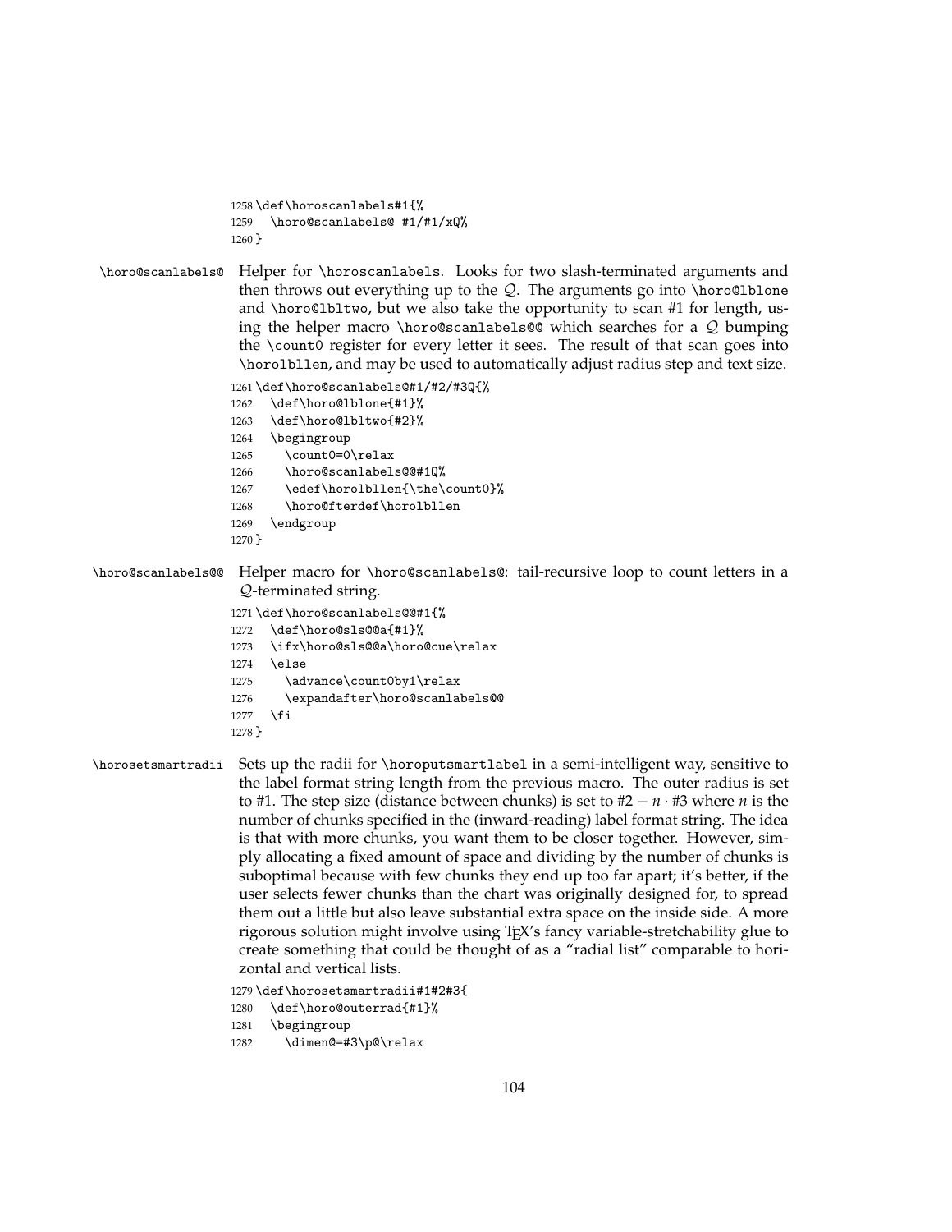```
1258 \def\horoscanlabels#1{%
1259   \horo@scanlabels@ #1/#1/xQ%
1260 }
```

`\horo@scanlabels@` Helper for `\horoscanlabels`. Looks for two slash-terminated arguments and then throws out everything up to the $\mathcal{Q}$. The arguments go into `\horo@lblone` and `\horo@lbltwo`, but we also take the opportunity to scan #1 for length, using the helper macro `\horo@scanlabels@@` which searches for a $\mathcal{Q}$ bumping the `\count0` register for every letter it sees. The result of that scan goes into `\horolbllen`, and may be used to automatically adjust radius step and text size.

```
1261 \def\horo@scanlabels@#1/#2/#3Q{%
1262   \def\horo@lblone{#1}%
1263   \def\horo@lbltwo{#2}%
1264   \begingroup
1265     \count0=0\relax
1266     \horo@scanlabels@@#1Q%
1267     \edef\horolbllen{\the\count0}%
1268     \horo@fterdef\horolbllen
1269   \endgroup
1270 }
```

`\horo@scanlabels@@` Helper macro for `\horo@scanlabels@`: tail-recursive loop to count letters in a $\mathcal{Q}$-terminated string.

```
1271 \def\horo@scanlabels@@#1{%
1272   \def\horo@sls@@a{#1}%
1273   \ifx\horo@sls@@a\horo@cue\relax
1274   \else
1275     \advance\count0by1\relax
1276     \expandafter\horo@scanlabels@@
1277   \fi
1278 }
```

`\horosetsmartradii` Sets up the radii for `\horoputsmartlabel` in a semi-intelligent way, sensitive to the label format string length from the previous macro. The outer radius is set to #1. The step size (distance between chunks) is set to $\#2 - n \cdot \#3$ where $n$ is the number of chunks specified in the (inward-reading) label format string. The idea is that with more chunks, you want them to be closer together. However, simply allocating a fixed amount of space and dividing by the number of chunks is suboptimal because with few chunks they end up too far apart; it's better, if the user selects fewer chunks than the chart was originally designed for, to spread them out a little but also leave substantial extra space on the inside side. A more rigorous solution might involve using TEX's fancy variable-stretchability glue to create something that could be thought of as a "radial list" comparable to horizontal and vertical lists.

```
1279 \def\horosetsmartradii#1#2#3{
1280   \def\horo@outerrad{#1}%
1281   \begingroup
1282     \dimen@=#3\p@\relax
```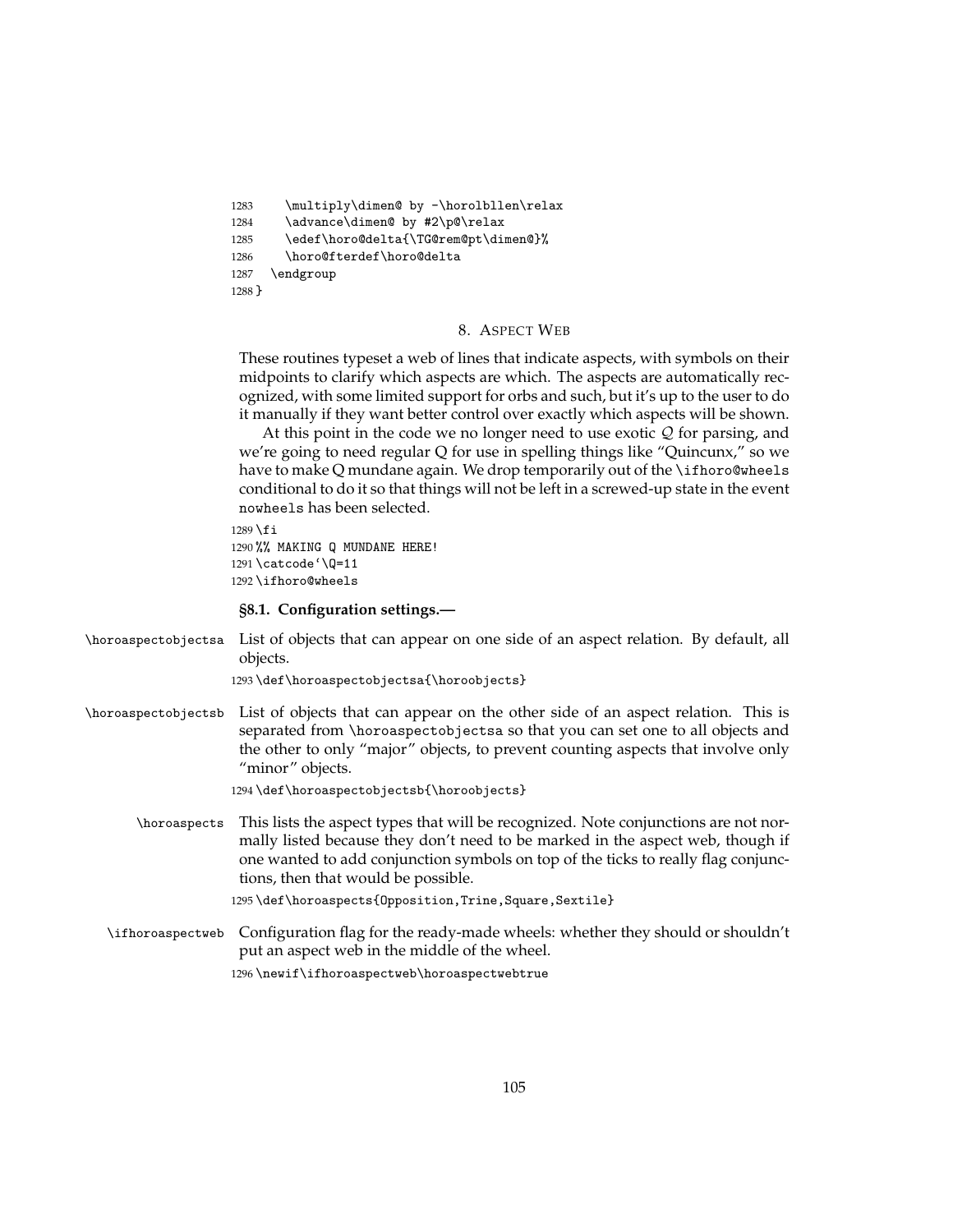```
1283     \multiply\dimen@ by -\horolbllen\relax
1284     \advance\dimen@ by #2\p@\relax
1285     \edef\horo@delta{\TG@rem@pt\dimen@}%
1286     \horo@fterdef\horo@delta
1287   \endgroup
1288 }
```

## 8. Aspect Web

These routines typeset a web of lines that indicate aspects, with symbols on their midpoints to clarify which aspects are which. The aspects are automatically recognized, with some limited support for orbs and such, but it's up to the user to do it manually if they want better control over exactly which aspects will be shown.

At this point in the code we no longer need to use exotic $\mathcal{Q}$ for parsing, and we're going to need regular Q for use in spelling things like "Quincunx," so we have to make Q mundane again. We drop temporarily out of the `\ifhoro@wheels` conditional to do it so that things will not be left in a screwed-up state in the event `nowheels` has been selected.

```
1289 \fi
1290 %% MAKING Q MUNDANE HERE!
1291 \catcode`\Q=11
1292 \ifhoro@wheels
```

### §8.1. Configuration settings.—

`\horoaspectobjectsa` List of objects that can appear on one side of an aspect relation. By default, all objects.

```
1293 \def\horoaspectobjectsa{\horoobjects}
```

`\horoaspectobjectsb` List of objects that can appear on the other side of an aspect relation. This is separated from `\horoaspectobjectsa` so that you can set one to all objects and the other to only "major" objects, to prevent counting aspects that involve only "minor" objects.

```
1294 \def\horoaspectobjectsb{\horoobjects}
```

`\horoaspects` This lists the aspect types that will be recognized. Note conjunctions are not normally listed because they don't need to be marked in the aspect web, though if one wanted to add conjunction symbols on top of the ticks to really flag conjunctions, then that would be possible.

```
1295 \def\horoaspects{Opposition,Trine,Square,Sextile}
```

`\ifhoroaspectweb` Configuration flag for the ready-made wheels: whether they should or shouldn't put an aspect web in the middle of the wheel.

```
1296 \newif\ifhoroaspectweb\horoaspectwebtrue
```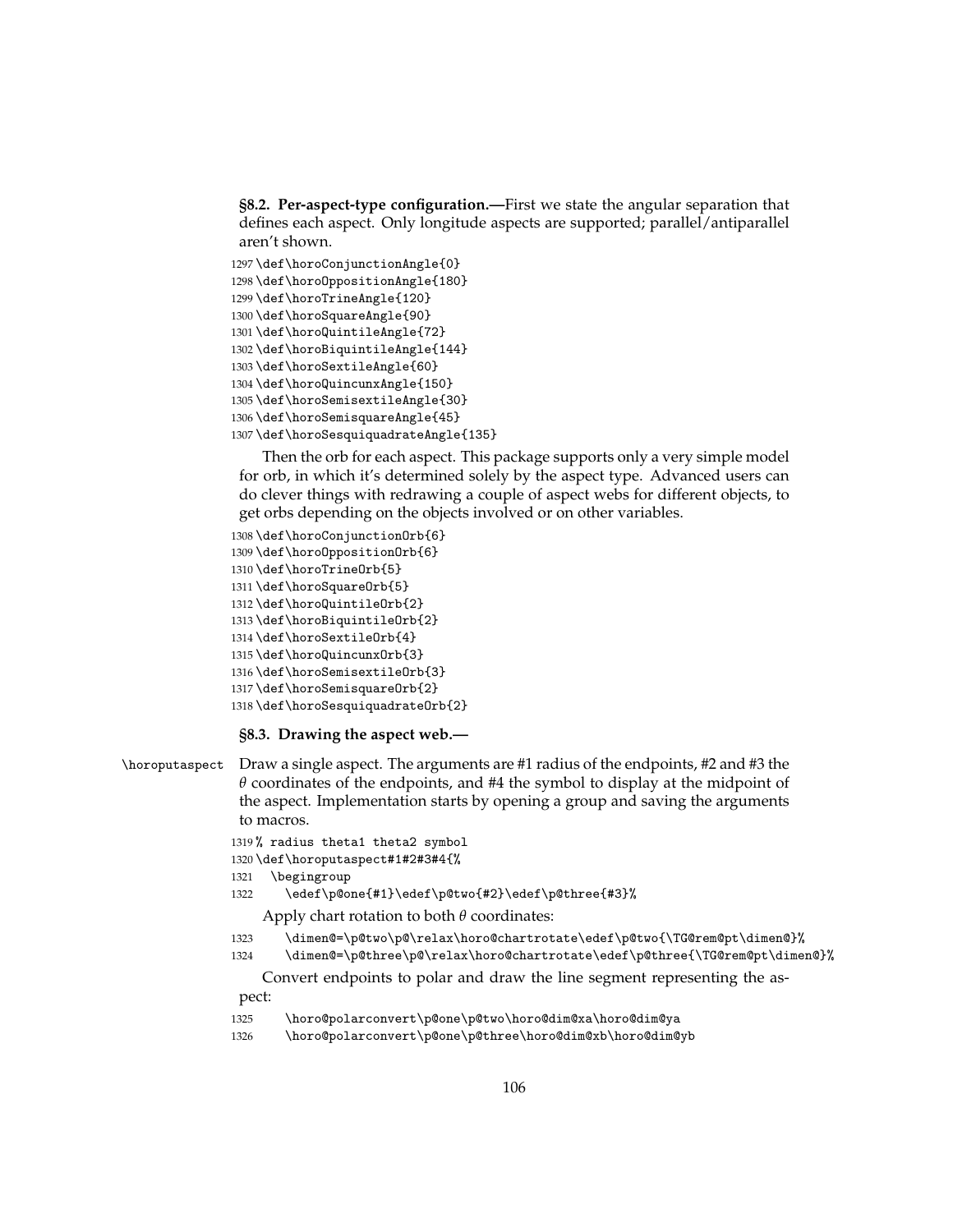**§8.2. Per-aspect-type configuration.—**First we state the angular separation that defines each aspect. Only longitude aspects are supported; parallel/antiparallel aren't shown.

```
1297 \def\horoConjunctionAngle{0}
1298 \def\horoOppositionAngle{180}
1299 \def\horoTrineAngle{120}
1300 \def\horoSquareAngle{90}
1301 \def\horoQuintileAngle{72}
1302 \def\horoBiquintileAngle{144}
1303 \def\horoSextileAngle{60}
1304 \def\horoQuincunxAngle{150}
1305 \def\horoSemisextileAngle{30}
1306 \def\horoSemisquareAngle{45}
1307 \def\horoSesquiquadrateAngle{135}
```

Then the orb for each aspect. This package supports only a very simple model for orb, in which it's determined solely by the aspect type. Advanced users can do clever things with redrawing a couple of aspect webs for different objects, to get orbs depending on the objects involved or on other variables.

```
1308 \def\horoConjunctionOrb{6}
1309 \def\horoOppositionOrb{6}
1310 \def\horoTrineOrb{5}
1311 \def\horoSquareOrb{5}
1312 \def\horoQuintileOrb{2}
1313 \def\horoBiquintileOrb{2}
1314 \def\horoSextileOrb{4}
1315 \def\horoQuincunxOrb{3}
1316 \def\horoSemisextileOrb{3}
1317 \def\horoSemisquareOrb{2}
1318 \def\horoSesquiquadrateOrb{2}
```

**§8.3. Drawing the aspect web.—**

`\horoputaspect` Draw a single aspect. The arguments are #1 radius of the endpoints, #2 and #3 the $\theta$ coordinates of the endpoints, and #4 the symbol to display at the midpoint of the aspect. Implementation starts by opening a group and saving the arguments to macros.

```
1319 % radius theta1 theta2 symbol
1320 \def\horoputaspect#1#2#3#4{%
1321   \begingroup
1322     \edef\p@one{#1}\edef\p@two{#2}\edef\p@three{#3}%
```

Apply chart rotation to both $\theta$ coordinates:

```
1323     \dimen@=\p@two\p@\relax\horo@chartrotate\edef\p@two{\TG@rem@pt\dimen@}%
1324     \dimen@=\p@three\p@\relax\horo@chartrotate\edef\p@three{\TG@rem@pt\dimen@}%
```

Convert endpoints to polar and draw the line segment representing the aspect:

```
1325     \horo@polarconvert\p@one\p@two\horo@dim@xa\horo@dim@ya
1326     \horo@polarconvert\p@one\p@three\horo@dim@xb\horo@dim@yb
```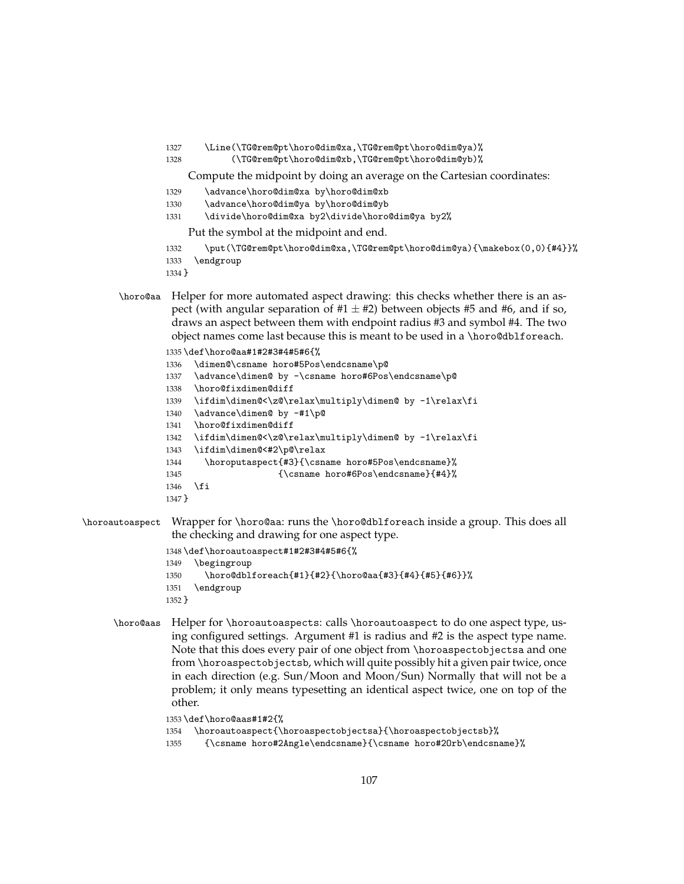```
1327    \Line(\TG@rem@pt\horo@dim@xa,\TG@rem@pt\horo@dim@ya)%
1328         (\TG@rem@pt\horo@dim@xb,\TG@rem@pt\horo@dim@yb)%
```

Compute the midpoint by doing an average on the Cartesian coordinates:

```
1329    \advance\horo@dim@xa by\horo@dim@xb
1330    \advance\horo@dim@ya by\horo@dim@yb
1331    \divide\horo@dim@xa by2\divide\horo@dim@ya by2%
```

Put the symbol at the midpoint and end.

```
1332    \put(\TG@rem@pt\horo@dim@xa,\TG@rem@pt\horo@dim@ya){\makebox(0,0){#4}}%
1333  \endgroup
1334 }
```

`\horo@aa` Helper for more automated aspect drawing: this checks whether there is an aspect (with angular separation of #1 ± #2) between objects #5 and #6, and if so, draws an aspect between them with endpoint radius #3 and symbol #4. The two object names come last because this is meant to be used in a `\horo@dblforeach`.

```
1335 \def\horo@aa#1#2#3#4#5#6{%
1336   \dimen@\csname horo#5Pos\endcsname\p@
1337   \advance\dimen@ by -\csname horo#6Pos\endcsname\p@
1338   \horo@fixdimen@diff
1339   \ifdim\dimen@<\z@\relax\multiply\dimen@ by -1\relax\fi
1340   \advance\dimen@ by -#1\p@
1341   \horo@fixdimen@diff
1342   \ifdim\dimen@<\z@\relax\multiply\dimen@ by -1\relax\fi
1343   \ifdim\dimen@<#2\p@\relax
1344     \horoputaspect{#3}{\csname horo#5Pos\endcsname}%
1345                   {\csname horo#6Pos\endcsname}{#4}%
1346   \fi
1347 }
```

`\horoautoaspect` Wrapper for `\horo@aa`: runs the `\horo@dblforeach` inside a group. This does all the checking and drawing for one aspect type.

```
1348 \def\horoautoaspect#1#2#3#4#5#6{%
1349   \begingroup
1350     \horo@dblforeach{#1}{#2}{\horo@aa{#3}{#4}{#5}{#6}}%
1351   \endgroup
1352 }
```

`\horo@aas` Helper for `\horoautoaspects`: calls `\horoautoaspect` to do one aspect type, using configured settings. Argument #1 is radius and #2 is the aspect type name. Note that this does every pair of one object from `\horoaspectobjectsa` and one from `\horoaspectobjectsb`, which will quite possibly hit a given pair twice, once in each direction (e.g. Sun/Moon and Moon/Sun) Normally that will not be a problem; it only means typesetting an identical aspect twice, one on top of the other.

```
1353 \def\horo@aas#1#2{%
1354   \horoautoaspect{\horoaspectobjectsa}{\horoaspectobjectsb}%
1355     {\csname horo#2Angle\endcsname}{\csname horo#2Orb\endcsname}%
```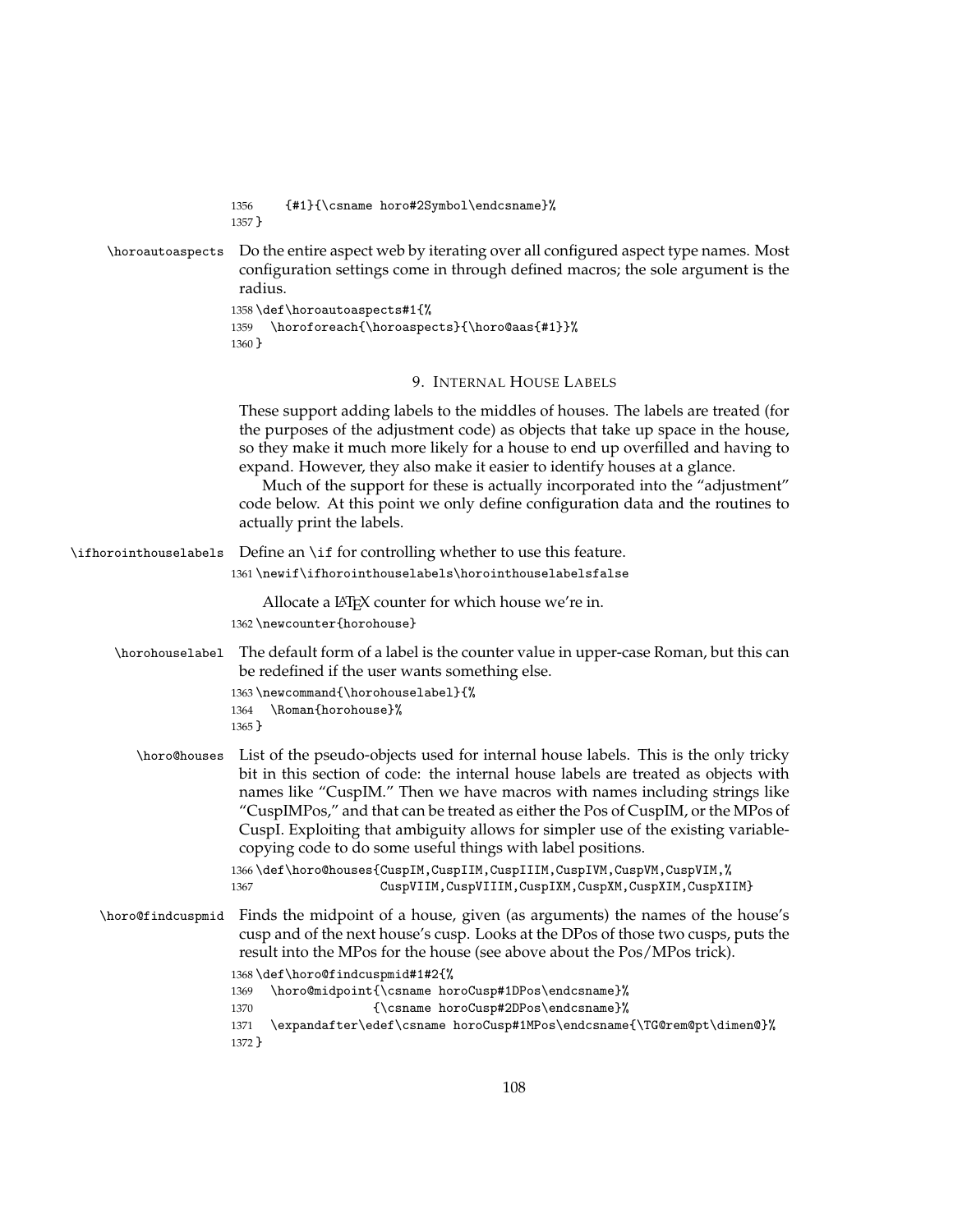```
1356    {#1}{\csname horo#2Symbol\endcsname}%
1357 }
```

`\horoautoaspects` Do the entire aspect web by iterating over all configured aspect type names. Most configuration settings come in through defined macros; the sole argument is the radius.

```
1358 \def\horoautoaspects#1{%
1359   \horoforeach{\horoaspects}{\horo@aas{#1}}%
1360 }
```

## 9. Internal House Labels

These support adding labels to the middles of houses. The labels are treated (for the purposes of the adjustment code) as objects that take up space in the house, so they make it much more likely for a house to end up overfilled and having to expand. However, they also make it easier to identify houses at a glance.

Much of the support for these is actually incorporated into the "adjustment" code below. At this point we only define configuration data and the routines to actually print the labels.

`\ifhorointhouselabels` Define an `\if` for controlling whether to use this feature.

```
1361 \newif\ifhorointhouselabels\horointhouselabelsfalse
```

Allocate a LaTeX counter for which house we're in.

```
1362 \newcounter{horohouse}
```

`\horohouselabel` The default form of a label is the counter value in upper-case Roman, but this can be redefined if the user wants something else.

```
1363 \newcommand{\horohouselabel}{%
1364   \Roman{horohouse}%
1365 }
```

`\horo@houses` List of the pseudo-objects used for internal house labels. This is the only tricky bit in this section of code: the internal house labels are treated as objects with names like "CuspIM." Then we have macros with names including strings like "CuspIMPos," and that can be treated as either the Pos of CuspIM, or the MPos of CuspI. Exploiting that ambiguity allows for simpler use of the existing variable-copying code to do some useful things with label positions.

```
1366 \def\horo@houses{CuspIM,CuspIIM,CuspIIIM,CuspIVM,CuspVM,CuspVIM,%
1367                 CuspVIIM,CuspVIIIM,CuspIXM,CuspXM,CuspXIM,CuspXIIM}
```

`\horo@findcuspmid` Finds the midpoint of a house, given (as arguments) the names of the house's cusp and of the next house's cusp. Looks at the DPos of those two cusps, puts the result into the MPos for the house (see above about the Pos/MPos trick).

```
1368 \def\horo@findcuspmid#1#2{%
1369   \horo@midpoint{\csname horoCusp#1DPos\endcsname}%
1370                 {\csname horoCusp#2DPos\endcsname}%
1371   \expandafter\edef\csname horoCusp#1MPos\endcsname{\TG@rem@pt\dimen@}%
1372 }
```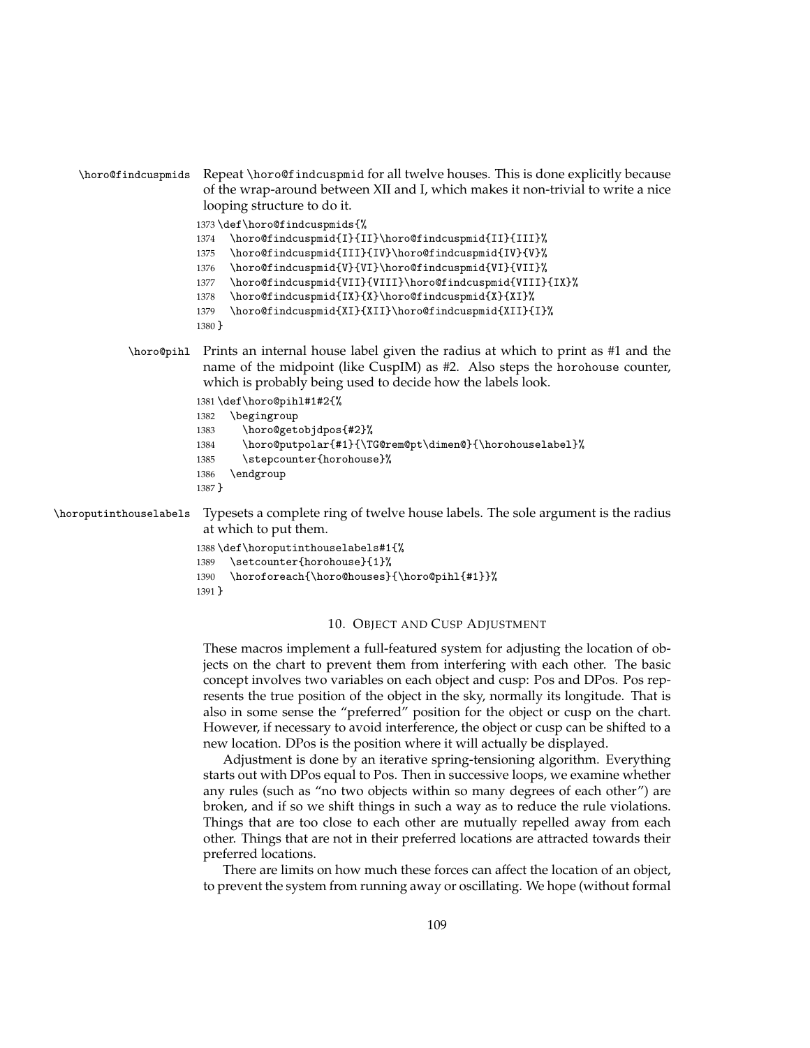`\horo@findcuspmids` Repeat `\horo@findcuspmid` for all twelve houses. This is done explicitly because of the wrap-around between XII and I, which makes it non-trivial to write a nice looping structure to do it.

```
1373 \def\horo@findcuspmids{%
1374   \horo@findcuspmid{I}{II}\horo@findcuspmid{II}{III}%
1375   \horo@findcuspmid{III}{IV}\horo@findcuspmid{IV}{V}%
1376   \horo@findcuspmid{V}{VI}\horo@findcuspmid{VI}{VII}%
1377   \horo@findcuspmid{VII}{VIII}\horo@findcuspmid{VIII}{IX}%
1378   \horo@findcuspmid{IX}{X}\horo@findcuspmid{X}{XI}%
1379   \horo@findcuspmid{XI}{XII}\horo@findcuspmid{XII}{I}%
1380 }
```

`\horo@pihl` Prints an internal house label given the radius at which to print as #1 and the name of the midpoint (like CuspIM) as #2. Also steps the `horohouse` counter, which is probably being used to decide how the labels look.

```
1381 \def\horo@pihl#1#2{%
1382   \begingroup
1383     \horo@getobjdpos{#2}%
1384     \horo@putpolar{#1}{\TG@rem@pt\dimen@}{\horohouselabel}%
1385     \stepcounter{horohouse}%
1386   \endgroup
1387 }
```

`\horoputinthouselabels` Typesets a complete ring of twelve house labels. The sole argument is the radius at which to put them.

```
1388 \def\horoputinthouselabels#1{%
1389   \setcounter{horohouse}{1}%
1390   \horoforeach{\horo@houses}{\horo@pihl{#1}}%
1391 }
```

## 10. Object and Cusp Adjustment

These macros implement a full-featured system for adjusting the location of objects on the chart to prevent them from interfering with each other. The basic concept involves two variables on each object and cusp: Pos and DPos. Pos represents the true position of the object in the sky, normally its longitude. That is also in some sense the "preferred" position for the object or cusp on the chart. However, if necessary to avoid interference, the object or cusp can be shifted to a new location. DPos is the position where it will actually be displayed.

Adjustment is done by an iterative spring-tensioning algorithm. Everything starts out with DPos equal to Pos. Then in successive loops, we examine whether any rules (such as "no two objects within so many degrees of each other") are broken, and if so we shift things in such a way as to reduce the rule violations. Things that are too close to each other are mutually repelled away from each other. Things that are not in their preferred locations are attracted towards their preferred locations.

There are limits on how much these forces can affect the location of an object, to prevent the system from running away or oscillating. We hope (without formal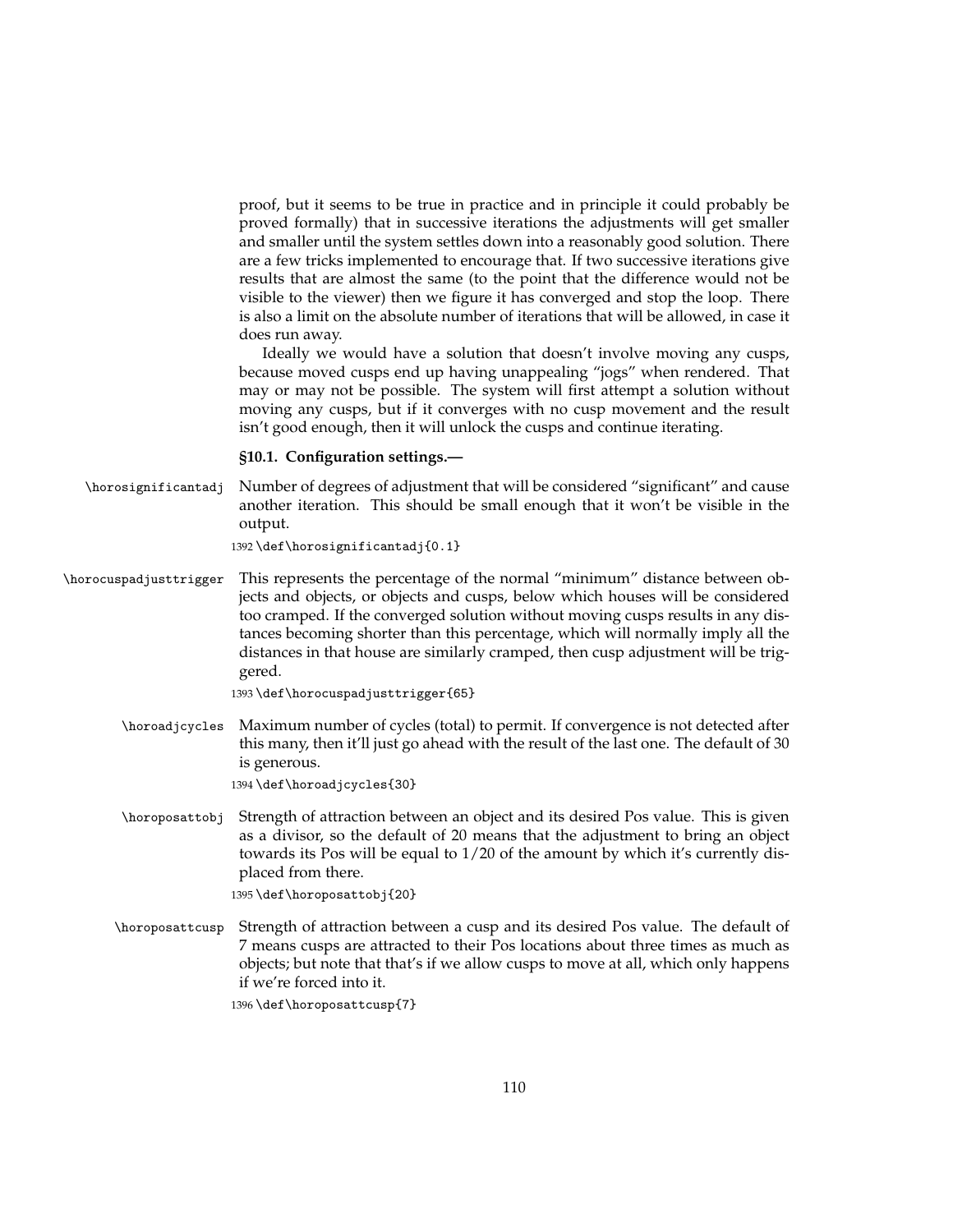proof, but it seems to be true in practice and in principle it could probably be proved formally) that in successive iterations the adjustments will get smaller and smaller until the system settles down into a reasonably good solution. There are a few tricks implemented to encourage that. If two successive iterations give results that are almost the same (to the point that the difference would not be visible to the viewer) then we figure it has converged and stop the loop. There is also a limit on the absolute number of iterations that will be allowed, in case it does run away.

Ideally we would have a solution that doesn't involve moving any cusps, because moved cusps end up having unappealing "jogs" when rendered. That may or may not be possible. The system will first attempt a solution without moving any cusps, but if it converges with no cusp movement and the result isn't good enough, then it will unlock the cusps and continue iterating.

**§10.1. Configuration settings.—**

`\horosignificantadj` Number of degrees of adjustment that will be considered "significant" and cause another iteration. This should be small enough that it won't be visible in the output.

```
1392 \def\horosignificantadj{0.1}
```

`\horocuspadjusttrigger` This represents the percentage of the normal "minimum" distance between objects and objects, or objects and cusps, below which houses will be considered too cramped. If the converged solution without moving cusps results in any distances becoming shorter than this percentage, which will normally imply all the distances in that house are similarly cramped, then cusp adjustment will be triggered.

```
1393 \def\horocuspadjusttrigger{65}
```

`\horoadjcycles` Maximum number of cycles (total) to permit. If convergence is not detected after this many, then it'll just go ahead with the result of the last one. The default of 30 is generous.

```
1394 \def\horoadjcycles{30}
```

`\horoposattobj` Strength of attraction between an object and its desired Pos value. This is given as a divisor, so the default of 20 means that the adjustment to bring an object towards its Pos will be equal to 1/20 of the amount by which it's currently displaced from there.

```
1395 \def\horoposattobj{20}
```

`\horoposattcusp` Strength of attraction between a cusp and its desired Pos value. The default of 7 means cusps are attracted to their Pos locations about three times as much as objects; but note that that's if we allow cusps to move at all, which only happens if we're forced into it.

```
1396 \def\horoposattcusp{7}
```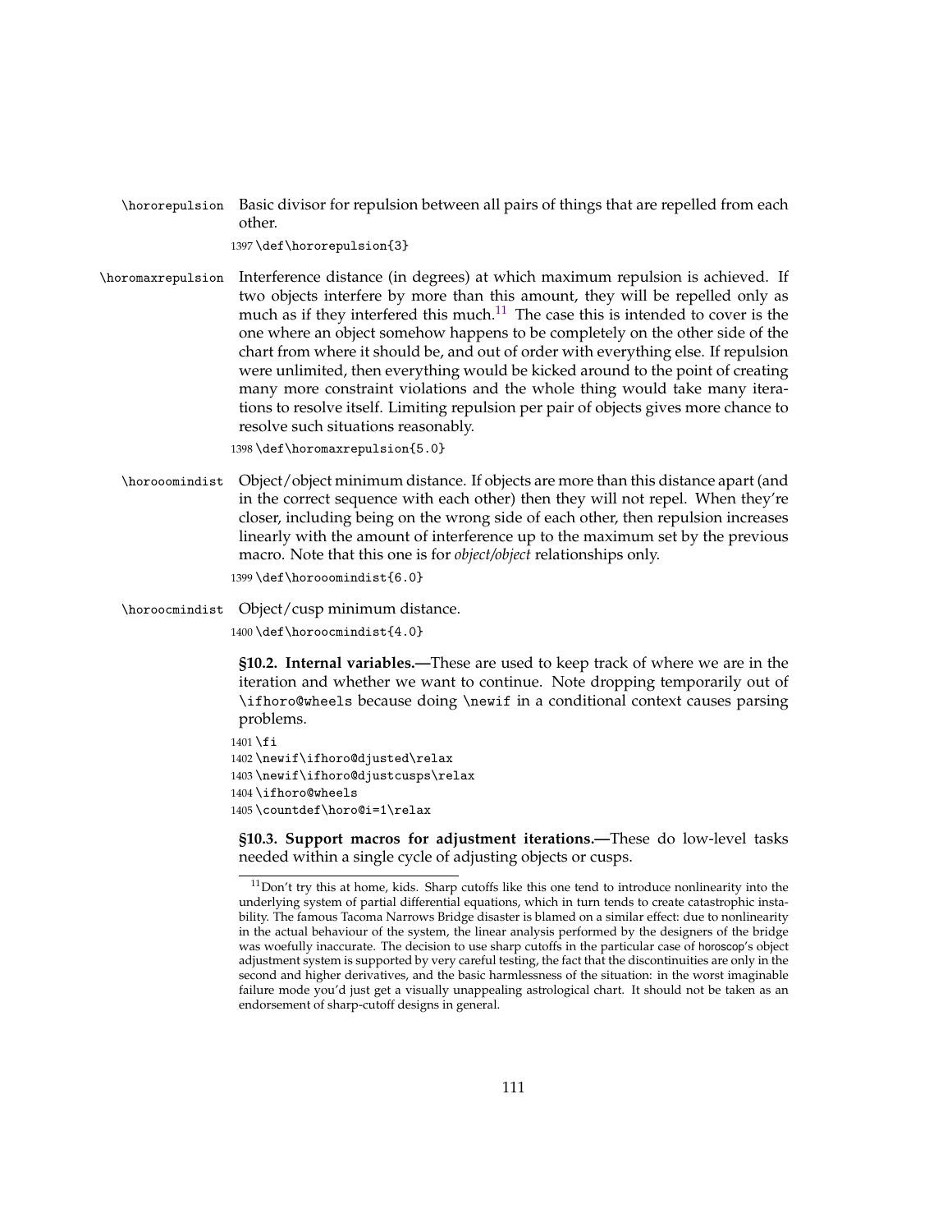\hororepulsion Basic divisor for repulsion between all pairs of things that are repelled from each other.

```
1397 \def\hororepulsion{3}
```

\horomaxrepulsion Interference distance (in degrees) at which maximum repulsion is achieved. If two objects interfere by more than this amount, they will be repelled only as much as if they interfered this much.[11] The case this is intended to cover is the one where an object somehow happens to be completely on the other side of the chart from where it should be, and out of order with everything else. If repulsion were unlimited, then everything would be kicked around to the point of creating many more constraint violations and the whole thing would take many iterations to resolve itself. Limiting repulsion per pair of objects gives more chance to resolve such situations reasonably.

```
1398 \def\horomaxrepulsion{5.0}
```

\horooomindist Object/object minimum distance. If objects are more than this distance apart (and in the correct sequence with each other) then they will not repel. When they're closer, including being on the wrong side of each other, then repulsion increases linearly with the amount of interference up to the maximum set by the previous macro. Note that this one is for *object/object* relationships only.

```
1399 \def\horooomindist{6.0}
```

\horoocmindist Object/cusp minimum distance.

```
1400 \def\horoocmindist{4.0}
```

**§10.2. Internal variables.—**These are used to keep track of where we are in the iteration and whether we want to continue. Note dropping temporarily out of \ifhoro@wheels because doing \newif in a conditional context causes parsing problems.

```
1401 \fi
1402 \newif\ifhoro@djusted\relax
1403 \newif\ifhoro@djustcusps\relax
1404 \ifhoro@wheels
1405 \countdef\horo@i=1\relax
```

**§10.3. Support macros for adjustment iterations.—**These do low-level tasks needed within a single cycle of adjusting objects or cusps.

[11] Don't try this at home, kids. Sharp cutoffs like this one tend to introduce nonlinearity into the underlying system of partial differential equations, which in turn tends to create catastrophic instability. The famous Tacoma Narrows Bridge disaster is blamed on a similar effect: due to nonlinearity in the actual behaviour of the system, the linear analysis performed by the designers of the bridge was woefully inaccurate. The decision to use sharp cutoffs in the particular case of horoscop's object adjustment system is supported by very careful testing, the fact that the discontinuities are only in the second and higher derivatives, and the basic harmlessness of the situation: in the worst imaginable failure mode you'd just get a visually unappealing astrological chart. It should not be taken as an endorsement of sharp-cutoff designs in general.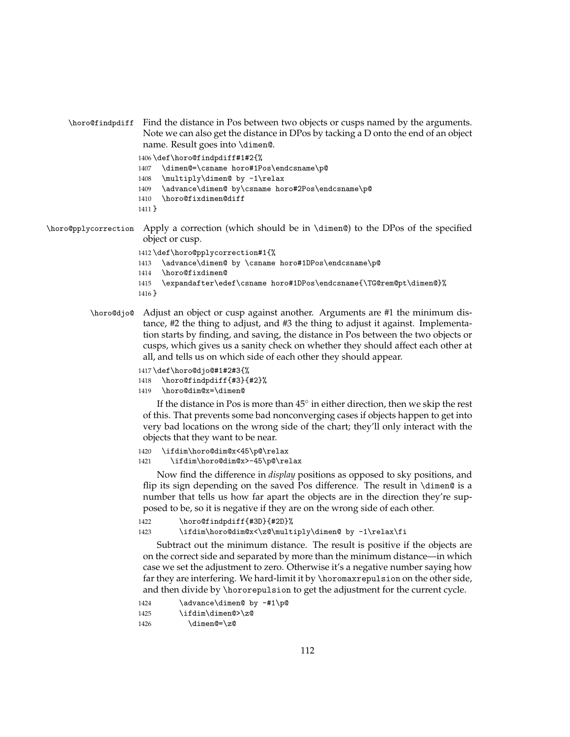`\horo@findpdiff` Find the distance in Pos between two objects or cusps named by the arguments. Note we can also get the distance in DPos by tacking a D onto the end of an object name. Result goes into `\dimen@`.

```
1406 \def\horo@findpdiff#1#2{%
1407   \dimen@=\csname horo#1Pos\endcsname\p@
1408   \multiply\dimen@ by -1\relax
1409   \advance\dimen@ by\csname horo#2Pos\endcsname\p@
1410   \horo@fixdimen@diff
1411 }
```

`\horo@pplycorrection` Apply a correction (which should be in `\dimen@`) to the DPos of the specified object or cusp.

```
1412 \def\horo@pplycorrection#1{%
1413   \advance\dimen@ by \csname horo#1DPos\endcsname\p@
1414   \horo@fixdimen@
1415   \expandafter\edef\csname horo#1DPos\endcsname{\TG@rem@pt\dimen@}%
1416 }
```

`\horo@djo@` Adjust an object or cusp against another. Arguments are #1 the minimum distance, #2 the thing to adjust, and #3 the thing to adjust it against. Implementation starts by finding, and saving, the distance in Pos between the two objects or cusps, which gives us a sanity check on whether they should affect each other at all, and tells us on which side of each other they should appear.

```
1417 \def\horo@djo@#1#2#3{%
1418   \horo@findpdiff{#3}{#2}%
1419   \horo@dim@x=\dimen@
```

If the distance in Pos is more than 45° in either direction, then we skip the rest of this. That prevents some bad nonconverging cases if objects happen to get into very bad locations on the wrong side of the chart; they'll only interact with the objects that they want to be near.

```
1420   \ifdim\horo@dim@x<45\p@\relax
1421     \ifdim\horo@dim@x>-45\p@\relax
```

Now find the difference in *display* positions as opposed to sky positions, and flip its sign depending on the saved Pos difference. The result in `\dimen@` is a number that tells us how far apart the objects are in the direction they're supposed to be, so it is negative if they are on the wrong side of each other.

```
1422       \horo@findpdiff{#3D}{#2D}%
1423       \ifdim\horo@dim@x<\z@\multiply\dimen@ by -1\relax\fi
```

Subtract out the minimum distance. The result is positive if the objects are on the correct side and separated by more than the minimum distance—in which case we set the adjustment to zero. Otherwise it's a negative number saying how far they are interfering. We hard-limit it by `\horomaxrepulsion` on the other side, and then divide by `\hororepulsion` to get the adjustment for the current cycle.

```
1424       \advance\dimen@ by -#1\p@
1425       \ifdim\dimen@>\z@
1426         \dimen@=\z@
```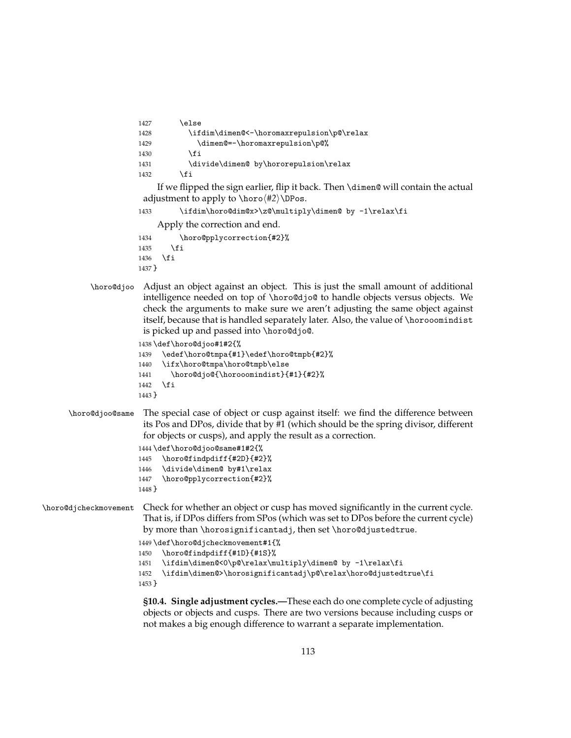```
1427      \else
1428        \ifdim\dimen@<-\horomaxrepulsion\p@\relax
1429          \dimen@=-\horomaxrepulsion\p@%
1430        \fi
1431        \divide\dimen@ by\hororepulsion\relax
1432      \fi
```

If we flipped the sign earlier, flip it back. Then `\dimen@` will contain the actual adjustment to apply to `\horo⟨#2⟩\DPos`.

```
1433      \ifdim\horo@dim@x>\z@\multiply\dimen@ by -1\relax\fi
```

Apply the correction and end.

```
1434      \horo@pplycorrection{#2}%
1435    \fi
1436  \fi
1437 }
```

`\horo@djoo` Adjust an object against an object. This is just the small amount of additional intelligence needed on top of `\horo@djo@` to handle objects versus objects. We check the arguments to make sure we aren't adjusting the same object against itself, because that is handled separately later. Also, the value of `\horooomindist` is picked up and passed into `\horo@djo@`.

```
1438 \def\horo@djoo#1#2{%
1439   \edef\horo@tmpa{#1}\edef\horo@tmpb{#2}%
1440   \ifx\horo@tmpa\horo@tmpb\else
1441     \horo@djo@{\horooomindist}{#1}{#2}%
1442   \fi
1443 }
```

`\horo@djoo@same` The special case of object or cusp against itself: we find the difference between its Pos and DPos, divide that by #1 (which should be the spring divisor, different for objects or cusps), and apply the result as a correction.

```
1444 \def\horo@djoo@same#1#2{%
1445   \horo@findpdiff{#2D}{#2}%
1446   \divide\dimen@ by#1\relax
1447   \horo@pplycorrection{#2}%
1448 }
```

`\horo@djcheckmovement` Check for whether an object or cusp has moved significantly in the current cycle. That is, if DPos differs from SPos (which was set to DPos before the current cycle) by more than `\horosignificantadj`, then set `\horo@djustedtrue`.

```
1449 \def\horo@djcheckmovement#1{%
1450   \horo@findpdiff{#1D}{#1S}%
1451   \ifdim\dimen@<0\p@\relax\multiply\dimen@ by -1\relax\fi
1452   \ifdim\dimen@>\horosignificantadj\p@\relax\horo@djustedtrue\fi
1453 }
```

**§10.4. Single adjustment cycles.—**These each do one complete cycle of adjusting objects or objects and cusps. There are two versions because including cusps or not makes a big enough difference to warrant a separate implementation.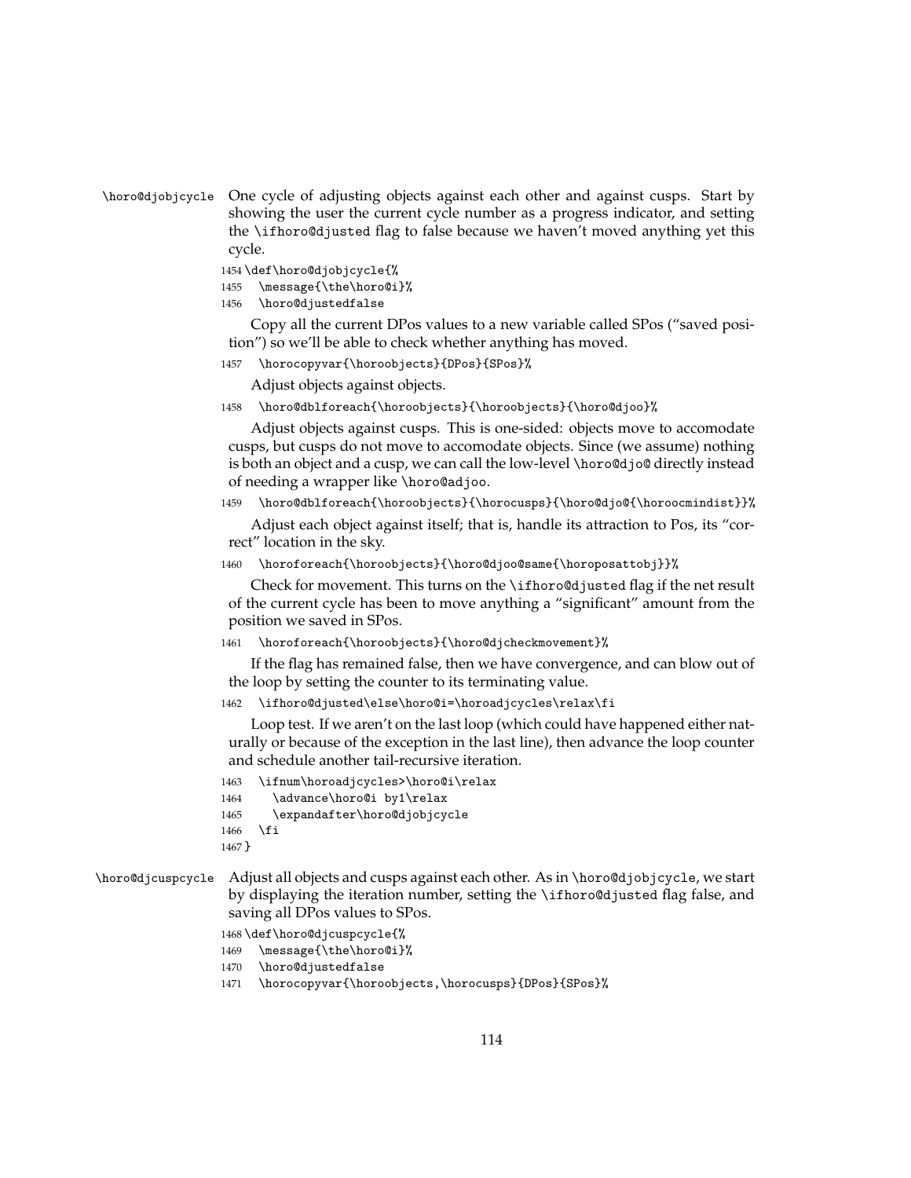`\horo@djobjcycle` One cycle of adjusting objects against each other and against cusps. Start by showing the user the current cycle number as a progress indicator, and setting the `\ifhoro@djusted` flag to false because we haven't moved anything yet this cycle.

```
1454 \def\horo@djobjcycle{%
1455   \message{\the\horo@i}%
1456   \horo@djustedfalse
```

Copy all the current DPos values to a new variable called SPos ("saved position") so we'll be able to check whether anything has moved.

```
1457   \horocopyvar{\horoobjects}{DPos}{SPos}%
```

Adjust objects against objects.

```
1458   \horo@dblforeach{\horoobjects}{\horoobjects}{\horo@djoo}%
```

Adjust objects against cusps. This is one-sided: objects move to accomodate cusps, but cusps do not move to accomodate objects. Since (we assume) nothing is both an object and a cusp, we can call the low-level `\horo@djo@` directly instead of needing a wrapper like `\horo@adjoo`.

```
1459   \horo@dblforeach{\horoobjects}{\horocusps}{\horo@djo@{\horoocmindist}}%
```

Adjust each object against itself; that is, handle its attraction to Pos, its "correct" location in the sky.

```
1460   \horoforeach{\horoobjects}{\horo@djoo@same{\horoposattobj}}%
```

Check for movement. This turns on the `\ifhoro@djusted` flag if the net result of the current cycle has been to move anything a "significant" amount from the position we saved in SPos.

```
1461   \horoforeach{\horoobjects}{\horo@djcheckmovement}%
```

If the flag has remained false, then we have convergence, and can blow out of the loop by setting the counter to its terminating value.

```
1462   \ifhoro@djusted\else\horo@i=\horoadjcycles\relax\fi
```

Loop test. If we aren't on the last loop (which could have happened either naturally or because of the exception in the last line), then advance the loop counter and schedule another tail-recursive iteration.

```
1463   \ifnum\horoadjcycles>\horo@i\relax
1464     \advance\horo@i by1\relax
1465     \expandafter\horo@djobjcycle
1466   \fi
1467 }
```

`\horo@djcuspcycle` Adjust all objects and cusps against each other. As in `\horo@djobjcycle`, we start by displaying the iteration number, setting the `\ifhoro@djusted` flag false, and saving all DPos values to SPos.

```
1468 \def\horo@djcuspcycle{%
1469   \message{\the\horo@i}%
1470   \horo@djustedfalse
1471   \horocopyvar{\horoobjects,\horocusps}{DPos}{SPos}%
```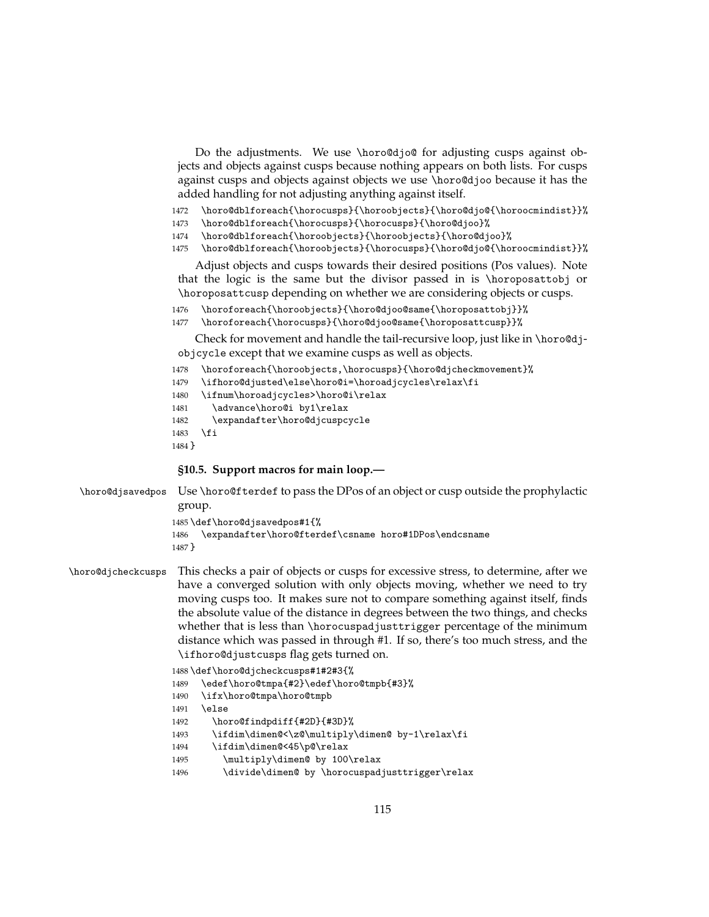Do the adjustments. We use \horo@djo@ for adjusting cusps against objects and objects against cusps because nothing appears on both lists. For cusps against cusps and objects against objects we use \horo@djoo because it has the added handling for not adjusting anything against itself.

```
1472   \horo@dblforeach{\horocusps}{\horoobjects}{\horo@djo@{\horoocmindist}}%
1473   \horo@dblforeach{\horocusps}{\horocusps}{\horo@djoo}%
1474   \horo@dblforeach{\horoobjects}{\horoobjects}{\horo@djoo}%
1475   \horo@dblforeach{\horoobjects}{\horocusps}{\horo@djo@{\horoocmindist}}%
```

Adjust objects and cusps towards their desired positions (Pos values). Note that the logic is the same but the divisor passed in is \horoposattobj or \horoposattcusp depending on whether we are considering objects or cusps.

```
1476   \horoforeach{\horoobjects}{\horo@djoo@same{\horoposattobj}}%
1477   \horoforeach{\horocusps}{\horo@djoo@same{\horoposattcusp}}%
```

Check for movement and handle the tail-recursive loop, just like in \horo@djobjcycle except that we examine cusps as well as objects.

```
1478   \horoforeach{\horoobjects,\horocusps}{\horo@djcheckmovement}%
1479   \ifhoro@djusted\else\horo@i=\horoadjcycles\relax\fi
1480   \ifnum\horoadjcycles>\horo@i\relax
1481     \advance\horo@i by1\relax
1482     \expandafter\horo@djcuspcycle
1483   \fi
1484 }
```

### §10.5. Support macros for main loop.—

\horo@djsavedpos Use \horo@fterdef to pass the DPos of an object or cusp outside the prophylactic group.

```
1485 \def\horo@djsavedpos#1{%
1486   \expandafter\horo@fterdef\csname horo#1DPos\endcsname
1487 }
```

\horo@djcheckcusps This checks a pair of objects or cusps for excessive stress, to determine, after we have a converged solution with only objects moving, whether we need to try moving cusps too. It makes sure not to compare something against itself, finds the absolute value of the distance in degrees between the two things, and checks whether that is less than \horocuspadjusttrigger percentage of the minimum distance which was passed in through #1. If so, there's too much stress, and the \ifhoro@djustcusps flag gets turned on.

```
1488 \def\horo@djcheckcusps#1#2#3{%
1489   \edef\horo@tmpa{#2}\edef\horo@tmpb{#3}%
1490   \ifx\horo@tmpa\horo@tmpb
1491   \else
1492     \horo@findpdiff{#2D}{#3D}%
1493     \ifdim\dimen@<\z@\multiply\dimen@ by-1\relax\fi
1494     \ifdim\dimen@<45\p@\relax
1495       \multiply\dimen@ by 100\relax
1496       \divide\dimen@ by \horocuspadjusttrigger\relax
```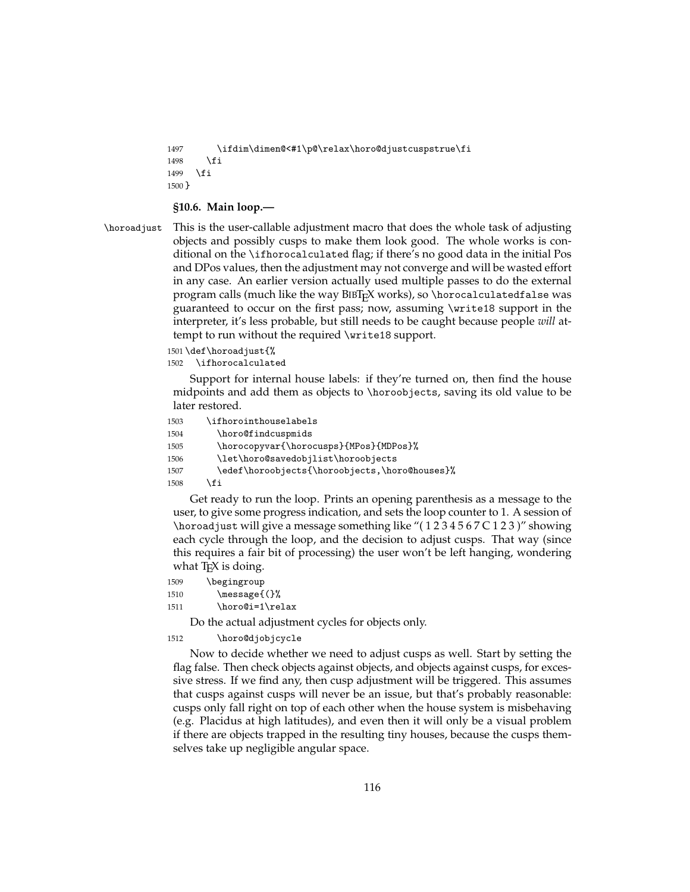```
1497      \ifdim\dimen@<#1\p@\relax\horo@djustcuspstrue\fi
1498    \fi
1499  \fi
1500 }
```

**§10.6. Main loop.—**

`\horoadjust` This is the user-callable adjustment macro that does the whole task of adjusting objects and possibly cusps to make them look good. The whole works is conditional on the `\ifhorocalculated` flag; if there's no good data in the initial Pos and DPos values, then the adjustment may not converge and will be wasted effort in any case. An earlier version actually used multiple passes to do the external program calls (much like the way BIBTEX works), so `\horocalculatedfalse` was guaranteed to occur on the first pass; now, assuming `\write18` support in the interpreter, it's less probable, but still needs to be caught because people *will* attempt to run without the required `\write18` support.

```
1501 \def\horoadjust{%
1502   \ifhorocalculated
```

Support for internal house labels: if they're turned on, then find the house midpoints and add them as objects to `\horoobjects`, saving its old value to be later restored.

```
1503     \ifhorointhouselabels
1504       \horo@findcuspmids
1505       \horocopyvar{\horocusps}{MPos}{MDPos}%
1506       \let\horo@savedobjlist\horoobjects
1507       \edef\horoobjects{\horoobjects,\horo@houses}%
1508     \fi
```

Get ready to run the loop. Prints an opening parenthesis as a message to the user, to give some progress indication, and sets the loop counter to 1. A session of `\horoadjust` will give a message something like "( 1 2 3 4 5 6 7 C 1 2 3 )" showing each cycle through the loop, and the decision to adjust cusps. That way (since this requires a fair bit of processing) the user won't be left hanging, wondering what TEX is doing.

```
1509     \begingroup
1510       \message{(}%
1511       \horo@i=1\relax
```

Do the actual adjustment cycles for objects only.

```
1512       \horo@djobjcycle
```

Now to decide whether we need to adjust cusps as well. Start by setting the flag false. Then check objects against objects, and objects against cusps, for excessive stress. If we find any, then cusp adjustment will be triggered. This assumes that cusps against cusps will never be an issue, but that's probably reasonable: cusps only fall right on top of each other when the house system is misbehaving (e.g. Placidus at high latitudes), and even then it will only be a visual problem if there are objects trapped in the resulting tiny houses, because the cusps themselves take up negligible angular space.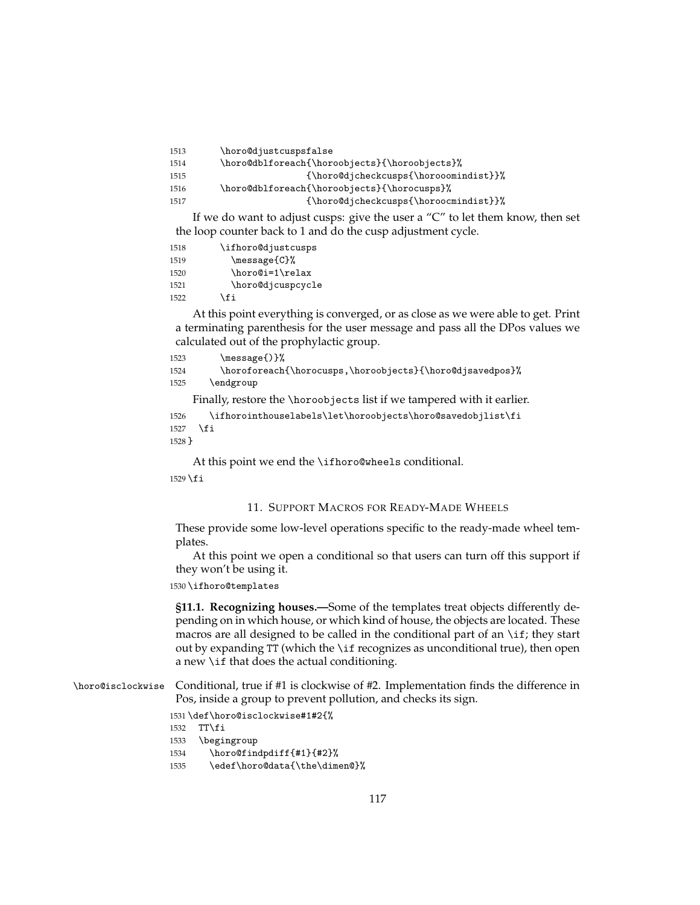```
1513      \horo@djustcuspsfalse
1514      \horo@dblforeach{\horoobjects}{\horoobjects}%
1515                      {\horo@djcheckcusps{\horooomindist}}%
1516      \horo@dblforeach{\horoobjects}{\horocusps}%
1517                      {\horo@djcheckcusps{\horoocmindist}}%
```

If we do want to adjust cusps: give the user a “C” to let them know, then set the loop counter back to 1 and do the cusp adjustment cycle.

```
1518      \ifhoro@djustcusps
1519        \message{C}%
1520        \horo@i=1\relax
1521        \horo@djcuspcycle
1522      \fi
```

At this point everything is converged, or as close as we were able to get. Print a terminating parenthesis for the user message and pass all the DPos values we calculated out of the prophylactic group.

```
1523      \message{)}%
1524      \horoforeach{\horocusps,\horoobjects}{\horo@djsavedpos}%
1525    \endgroup
```

Finally, restore the `\horoobjects` list if we tampered with it earlier.

```
1526    \ifhorointhouselabels\let\horoobjects\horo@savedobjlist\fi
1527  \fi
1528 }
```

At this point we end the `\ifhoro@wheels` conditional.

```
1529 \fi
```

## 11. Support Macros for Ready-Made Wheels

These provide some low-level operations specific to the ready-made wheel templates.

At this point we open a conditional so that users can turn off this support if they won’t be using it.

```
1530 \ifhoro@templates
```

**§11.1. Recognizing houses.—**Some of the templates treat objects differently depending on in which house, or which kind of house, the objects are located. These macros are all designed to be called in the conditional part of an `\if`; they start out by expanding `TT` (which the `\if` recognizes as unconditional true), then open a new `\if` that does the actual conditioning.

`\horo@isclockwise` Conditional, true if #1 is clockwise of #2. Implementation finds the difference in Pos, inside a group to prevent pollution, and checks its sign.

```
1531 \def\horo@isclockwise#1#2{%
1532   TT\fi
1533   \begingroup
1534     \horo@findpdiff{#1}{#2}%
1535     \edef\horo@data{\the\dimen@}%
```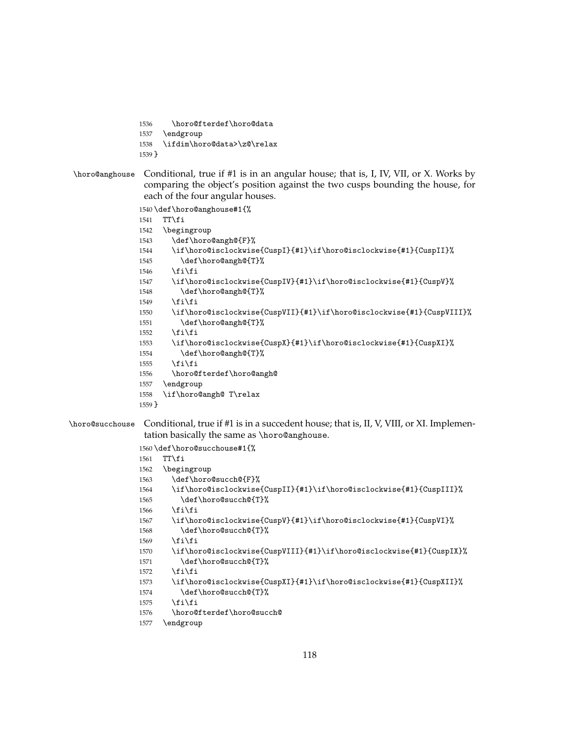```
1536      \horo@fterdef\horo@data
1537   \endgroup
1538   \ifdim\horo@data>\z@\relax
1539 }
```

`\horo@anghouse` Conditional, true if #1 is in an angular house; that is, I, IV, VII, or X. Works by comparing the object's position against the two cusps bounding the house, for each of the four angular houses.

```
1540 \def\horo@anghouse#1{%
1541   TT\fi
1542   \begingroup
1543     \def\horo@angh@{F}%
1544     \if\horo@isclockwise{CuspI}{#1}\if\horo@isclockwise{#1}{CuspII}%
1545       \def\horo@angh@{T}%
1546     \fi\fi
1547     \if\horo@isclockwise{CuspIV}{#1}\if\horo@isclockwise{#1}{CuspV}%
1548       \def\horo@angh@{T}%
1549     \fi\fi
1550     \if\horo@isclockwise{CuspVII}{#1}\if\horo@isclockwise{#1}{CuspVIII}%
1551       \def\horo@angh@{T}%
1552     \fi\fi
1553     \if\horo@isclockwise{CuspX}{#1}\if\horo@isclockwise{#1}{CuspXI}%
1554       \def\horo@angh@{T}%
1555     \fi\fi
1556     \horo@fterdef\horo@angh@
1557   \endgroup
1558   \if\horo@angh@ T\relax
1559 }
```

`\horo@succhouse` Conditional, true if #1 is in a succedent house; that is, II, V, VIII, or XI. Implementation basically the same as `\horo@anghouse`.

```
1560 \def\horo@succhouse#1{%
1561   TT\fi
1562   \begingroup
1563     \def\horo@succh@{F}%
1564     \if\horo@isclockwise{CuspII}{#1}\if\horo@isclockwise{#1}{CuspIII}%
1565       \def\horo@succh@{T}%
1566     \fi\fi
1567     \if\horo@isclockwise{CuspV}{#1}\if\horo@isclockwise{#1}{CuspVI}%
1568       \def\horo@succh@{T}%
1569     \fi\fi
1570     \if\horo@isclockwise{CuspVIII}{#1}\if\horo@isclockwise{#1}{CuspIX}%
1571       \def\horo@succh@{T}%
1572     \fi\fi
1573     \if\horo@isclockwise{CuspXI}{#1}\if\horo@isclockwise{#1}{CuspXII}%
1574       \def\horo@succh@{T}%
1575     \fi\fi
1576     \horo@fterdef\horo@succh@
1577   \endgroup
```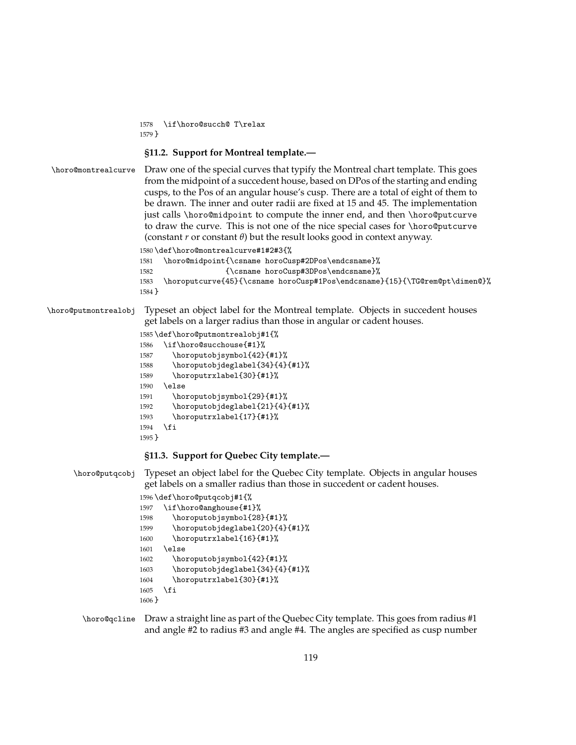```
1578   \if\horo@succh@ T\relax
1579 }
```

### §11.2. Support for Montreal template.—

`\horo@montrealcurve` Draw one of the special curves that typify the Montreal chart template. This goes from the midpoint of a succedent house, based on DPos of the starting and ending cusps, to the Pos of an angular house's cusp. There are a total of eight of them to be drawn. The inner and outer radii are fixed at 15 and 45. The implementation just calls `\horo@midpoint` to compute the inner end, and then `\horo@putcurve` to draw the curve. This is not one of the nice special cases for `\horo@putcurve` (constant $r$ or constant $\theta$) but the result looks good in context anyway.

```
1580 \def\horo@montrealcurve#1#2#3{%
1581   \horo@midpoint{\csname horoCusp#2DPos\endcsname}%
1582                 {\csname horoCusp#3DPos\endcsname}%
1583   \horoputcurve{45}{\csname horoCusp#1Pos\endcsname}{15}{\TG@rem@pt\dimen@}%
1584 }
```

`\horo@putmontrealobj` Typeset an object label for the Montreal template. Objects in succedent houses get labels on a larger radius than those in angular or cadent houses.

```
1585 \def\horo@putmontrealobj#1{%
1586   \if\horo@succhouse{#1}%
1587     \horoputobjsymbol{42}{#1}%
1588     \horoputobjdeglabel{34}{4}{#1}%
1589     \horoputrxlabel{30}{#1}%
1590   \else
1591     \horoputobjsymbol{29}{#1}%
1592     \horoputobjdeglabel{21}{4}{#1}%
1593     \horoputrxlabel{17}{#1}%
1594   \fi
1595 }
```

### §11.3. Support for Quebec City template.—

`\horo@putqcobj` Typeset an object label for the Quebec City template. Objects in angular houses get labels on a smaller radius than those in succedent or cadent houses.

```
1596 \def\horo@putqcobj#1{%
1597   \if\horo@anghouse{#1}%
1598     \horoputobjsymbol{28}{#1}%
1599     \horoputobjdeglabel{20}{4}{#1}%
1600     \horoputrxlabel{16}{#1}%
1601   \else
1602     \horoputobjsymbol{42}{#1}%
1603     \horoputobjdeglabel{34}{4}{#1}%
1604     \horoputrxlabel{30}{#1}%
1605   \fi
1606 }
```

`\horo@qcline` Draw a straight line as part of the Quebec City template. This goes from radius #1 and angle #2 to radius #3 and angle #4. The angles are specified as cusp number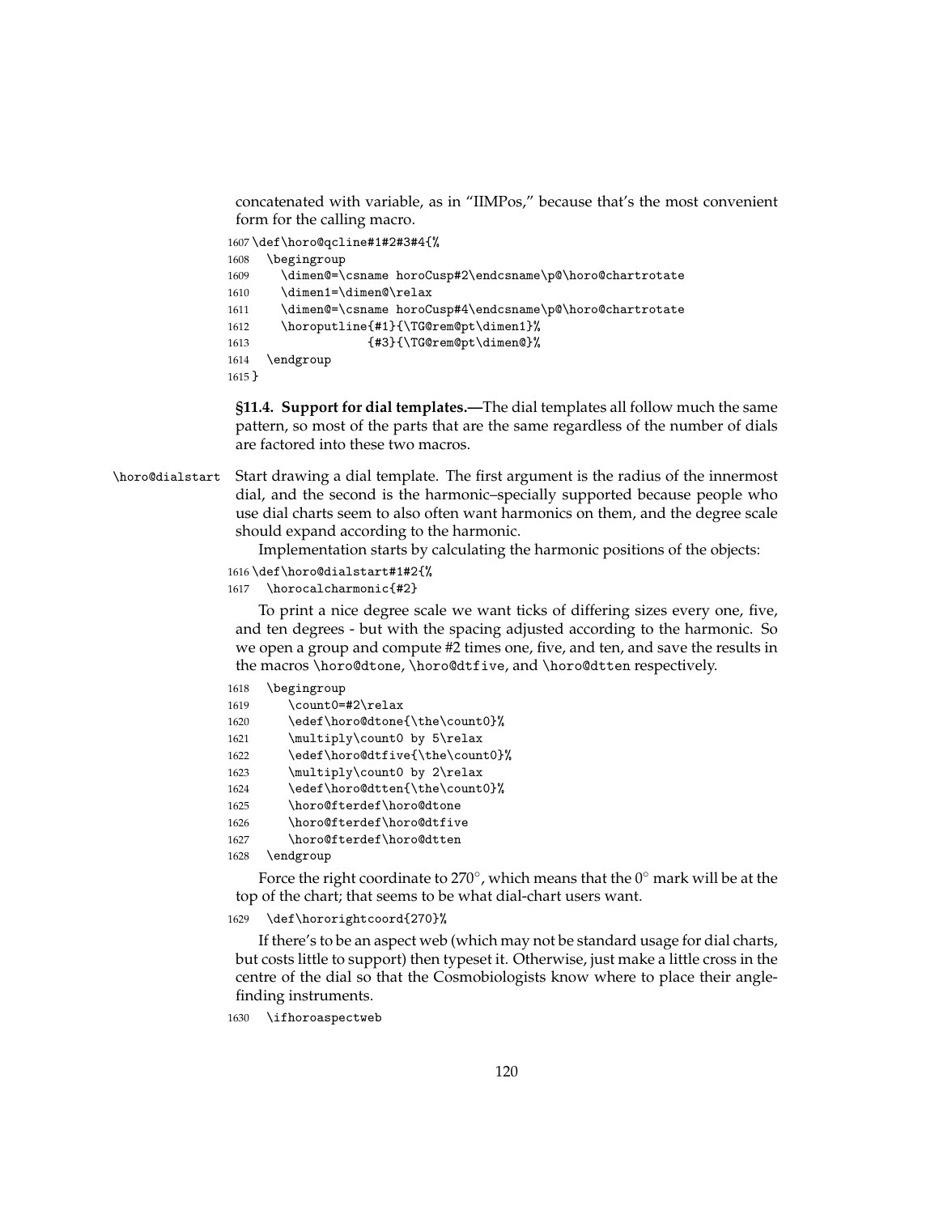concatenated with variable, as in "IIMPos," because that's the most convenient form for the calling macro.

```
1607 \def\horo@qcline#1#2#3#4{%
1608   \begingroup
1609     \dimen@=\csname horoCusp#2\endcsname\p@\horo@chartrotate
1610     \dimen1=\dimen@\relax
1611     \dimen@=\csname horoCusp#4\endcsname\p@\horo@chartrotate
1612     \horoputline{#1}{\TG@rem@pt\dimen1}%
1613                 {#3}{\TG@rem@pt\dimen@}%
1614   \endgroup
1615 }
```

**§11.4. Support for dial templates.—**The dial templates all follow much the same pattern, so most of the parts that are the same regardless of the number of dials are factored into these two macros.

`\horo@dialstart` Start drawing a dial template. The first argument is the radius of the innermost dial, and the second is the harmonic–specially supported because people who use dial charts seem to also often want harmonics on them, and the degree scale should expand according to the harmonic.

Implementation starts by calculating the harmonic positions of the objects:

```
1616 \def\horo@dialstart#1#2{%
1617   \horocalcharmonic{#2}
```

To print a nice degree scale we want ticks of differing sizes every one, five, and ten degrees - but with the spacing adjusted according to the harmonic. So we open a group and compute #2 times one, five, and ten, and save the results in the macros `\horo@dtone`, `\horo@dtfive`, and `\horo@dtten` respectively.

```
1618   \begingroup
1619     \count0=#2\relax
1620     \edef\horo@dtone{\the\count0}%
1621     \multiply\count0 by 5\relax
1622     \edef\horo@dtfive{\the\count0}%
1623     \multiply\count0 by 2\relax
1624     \edef\horo@dtten{\the\count0}%
1625     \horo@fterdef\horo@dtone
1626     \horo@fterdef\horo@dtfive
1627     \horo@fterdef\horo@dtten
1628   \endgroup
```

Force the right coordinate to 270°, which means that the 0° mark will be at the top of the chart; that seems to be what dial-chart users want.

```
1629   \def\hororightcoord{270}%
```

If there's to be an aspect web (which may not be standard usage for dial charts, but costs little to support) then typeset it. Otherwise, just make a little cross in the centre of the dial so that the Cosmobiologists know where to place their angle-finding instruments.

```
1630   \ifhoroaspectweb
```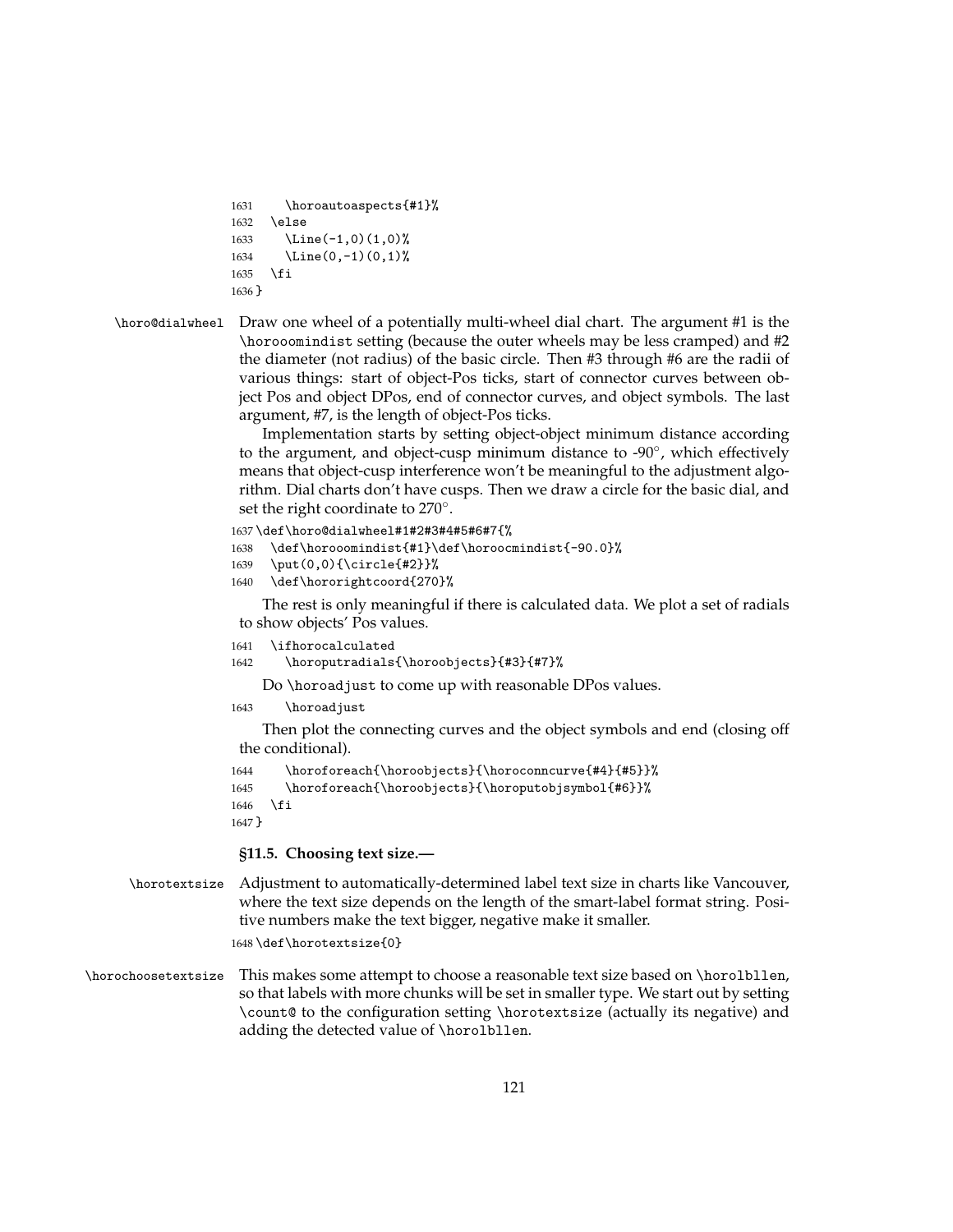```
1631     \horoautoaspects{#1}%
1632   \else
1633     \Line(-1,0)(1,0)%
1634     \Line(0,-1)(0,1)%
1635   \fi
1636 }
```

`\horo@dialwheel` Draw one wheel of a potentially multi-wheel dial chart. The argument #1 is the `\horooomindist` setting (because the outer wheels may be less cramped) and #2 the diameter (not radius) of the basic circle. Then #3 through #6 are the radii of various things: start of object-Pos ticks, start of connector curves between object Pos and object DPos, end of connector curves, and object symbols. The last argument, #7, is the length of object-Pos ticks.

Implementation starts by setting object-object minimum distance according to the argument, and object-cusp minimum distance to -90°, which effectively means that object-cusp interference won't be meaningful to the adjustment algorithm. Dial charts don't have cusps. Then we draw a circle for the basic dial, and set the right coordinate to 270°.

```
1637 \def\horo@dialwheel#1#2#3#4#5#6#7{%
1638   \def\horooomindist{#1}\def\horoocmindist{-90.0}%
1639   \put(0,0){\circle{#2}}%
1640   \def\hororightcoord{270}%
```

The rest is only meaningful if there is calculated data. We plot a set of radials to show objects' Pos values.

```
1641   \ifhorocalculated
1642     \horoputradials{\horoobjects}{#3}{#7}%
```

Do `\horoadjust` to come up with reasonable DPos values.

```
1643     \horoadjust
```

Then plot the connecting curves and the object symbols and end (closing off the conditional).

```
1644     \horoforeach{\horoobjects}{\horoconncurve{#4}{#5}}%
1645     \horoforeach{\horoobjects}{\horoputobjsymbol{#6}}%
1646   \fi
1647 }
```

### §11.5. Choosing text size.—

`\horotextsize` Adjustment to automatically-determined label text size in charts like Vancouver, where the text size depends on the length of the smart-label format string. Positive numbers make the text bigger, negative make it smaller.

```
1648 \def\horotextsize{0}
```

`\horochoosetextsize` This makes some attempt to choose a reasonable text size based on `\horolbllen`, so that labels with more chunks will be set in smaller type. We start out by setting `\count@` to the configuration setting `\horotextsize` (actually its negative) and adding the detected value of `\horolbllen`.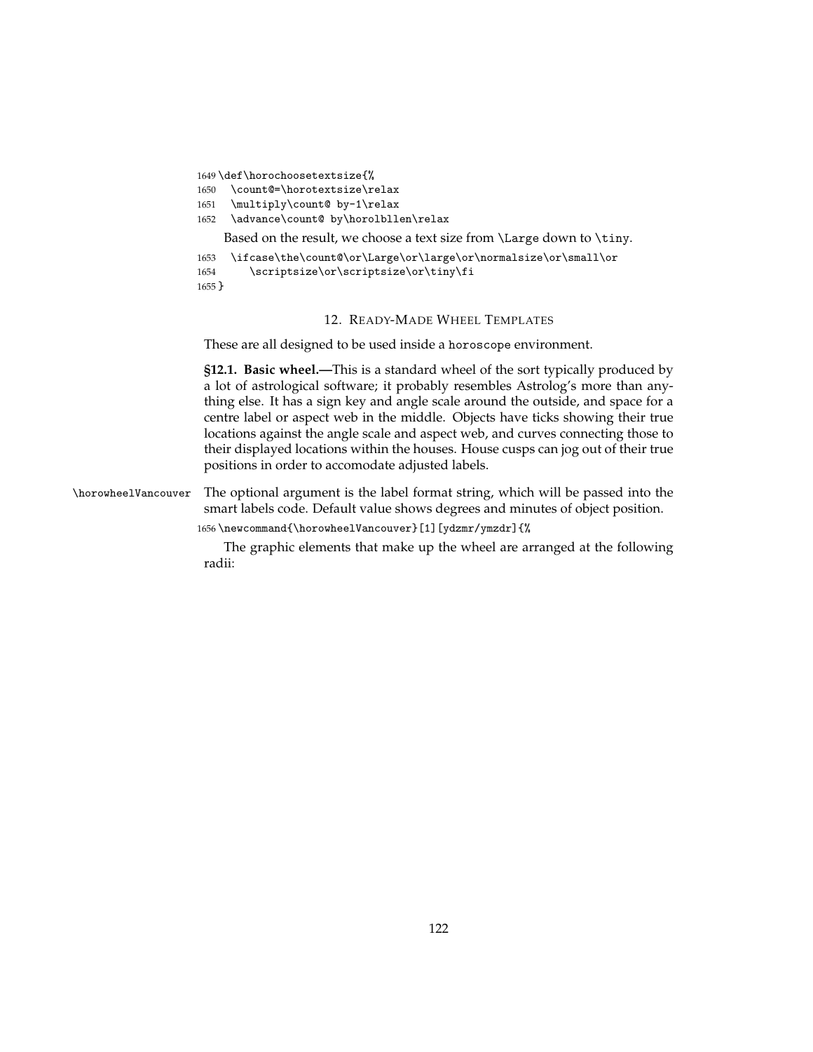```
1649 \def\horochoosetextsize{%
1650   \count@=\horotextsize\relax
1651   \multiply\count@ by-1\relax
1652   \advance\count@ by\horolbllen\relax
```

Based on the result, we choose a text size from \Large down to \tiny.

```
1653   \ifcase\the\count@\or\Large\or\large\or\normalsize\or\small\or
1654      \scriptsize\or\scriptsize\or\tiny\fi
1655 }
```

## 12. Ready-Made Wheel Templates

These are all designed to be used inside a horoscope environment.

**§12.1. Basic wheel.—**This is a standard wheel of the sort typically produced by a lot of astrological software; it probably resembles Astrolog's more than anything else. It has a sign key and angle scale around the outside, and space for a centre label or aspect web in the middle. Objects have ticks showing their true locations against the angle scale and aspect web, and curves connecting those to their displayed locations within the houses. House cusps can jog out of their true positions in order to accomodate adjusted labels.

\horowheelVancouver The optional argument is the label format string, which will be passed into the smart labels code. Default value shows degrees and minutes of object position.

```
1656 \newcommand{\horowheelVancouver}[1][ydzmr/ymzdr]{%
```

The graphic elements that make up the wheel are arranged at the following radii: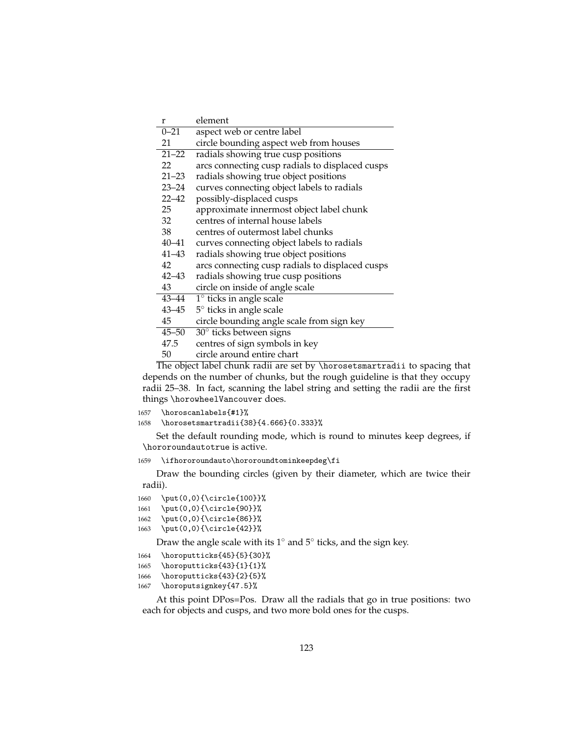| r | element |
|---|---|
| 0–21 | aspect web or centre label |
| 21 | circle bounding aspect web from houses |
| 21–22 | radials showing true cusp positions |
| 22 | arcs connecting cusp radials to displaced cusps |
| 21–23 | radials showing true object positions |
| 23–24 | curves connecting object labels to radials |
| 22–42 | possibly-displaced cusps |
| 25 | approximate innermost object label chunk |
| 32 | centres of internal house labels |
| 38 | centres of outermost label chunks |
| 40–41 | curves connecting object labels to radials |
| 41–43 | radials showing true object positions |
| 42 | arcs connecting cusp radials to displaced cusps |
| 42–43 | radials showing true cusp positions |
| 43 | circle on inside of angle scale |
| 43–44 | $1^\circ$ ticks in angle scale |
| 43–45 | $5^\circ$ ticks in angle scale |
| 45 | circle bounding angle scale from sign key |
| 45–50 | $30^\circ$ ticks between signs |
| 47.5 | centres of sign symbols in key |
| 50 | circle around entire chart |

The object label chunk radii are set by `\horosetsmartradii` to spacing that depends on the number of chunks, but the rough guideline is that they occupy radii 25–38. In fact, scanning the label string and setting the radii are the first things `\horowheelVancouver` does.

```
1657 \horoscanlabels{#1}%
1658 \horosetsmartradii{38}{4.666}{0.333}%
```

Set the default rounding mode, which is round to minutes keep degrees, if `\hororoundautotrue` is active.

```
1659 \ifhororoundauto\hororoundtominkeepdeg\fi
```

Draw the bounding circles (given by their diameter, which are twice their radii).

```
1660 \put(0,0){\circle{100}}%
1661 \put(0,0){\circle{90}}%
1662 \put(0,0){\circle{86}}%
1663 \put(0,0){\circle{42}}%
```

Draw the angle scale with its $1^\circ$ and $5^\circ$ ticks, and the sign key.

```
1664 \horoputticks{45}{5}{30}%
1665 \horoputticks{43}{1}{1}%
1666 \horoputticks{43}{2}{5}%
1667 \horoputsignkey{47.5}%
```

At this point DPos=Pos. Draw all the radials that go in true positions: two each for objects and cusps, and two more bold ones for the cusps.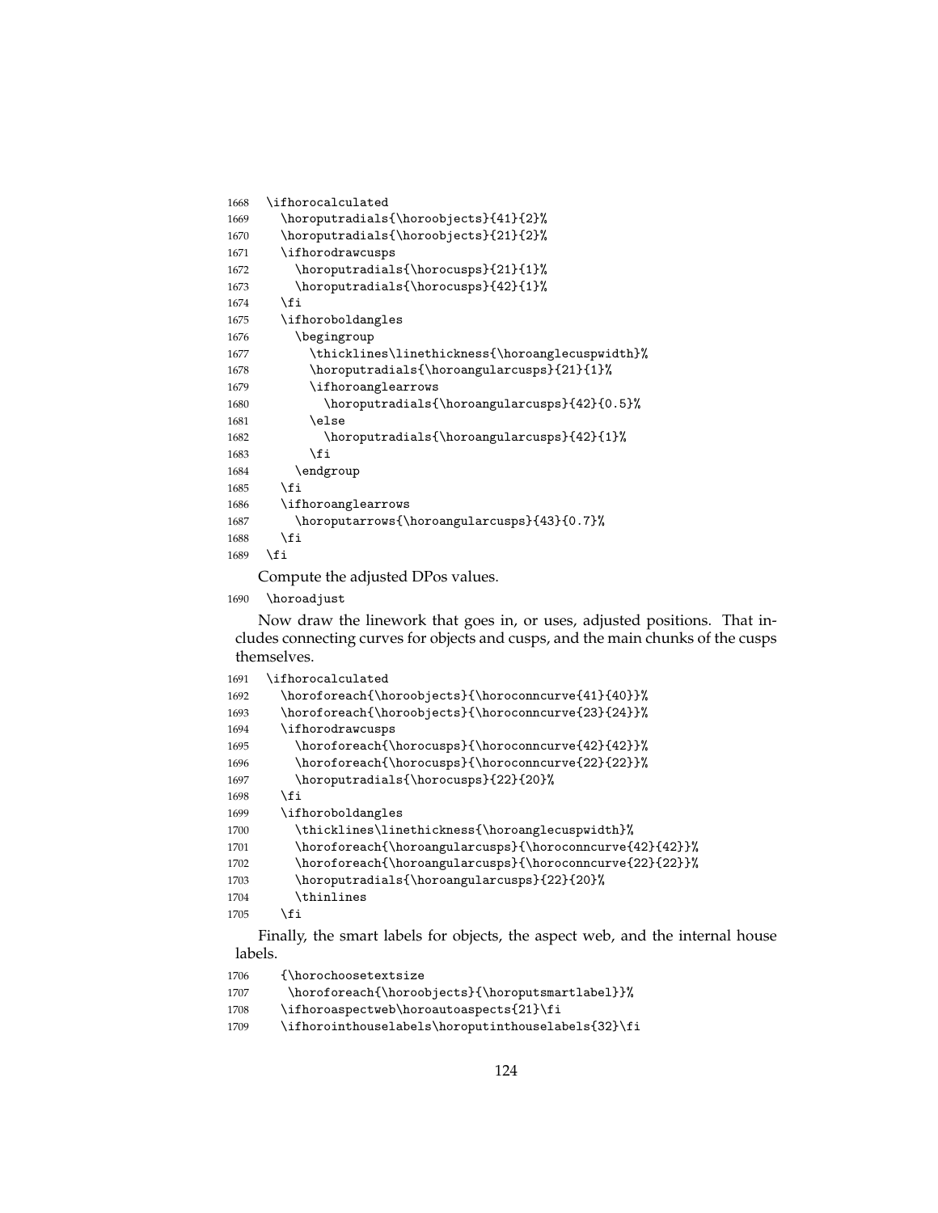```
1668 \ifhorocalculated
1669   \horoputradials{\horoobjects}{41}{2}%
1670   \horoputradials{\horoobjects}{21}{2}%
1671   \ifhorodrawcusps
1672     \horoputradials{\horocusps}{21}{1}%
1673     \horoputradials{\horocusps}{42}{1}%
1674   \fi
1675   \ifhoroboldangles
1676     \begingroup
1677       \thicklines\linethickness{\horoanglecuspwidth}%
1678       \horoputradials{\horoangularcusps}{21}{1}%
1679       \ifhoroanglearrows
1680         \horoputradials{\horoangularcusps}{42}{0.5}%
1681       \else
1682         \horoputradials{\horoangularcusps}{42}{1}%
1683       \fi
1684     \endgroup
1685   \fi
1686   \ifhoroanglearrows
1687     \horoputarrows{\horoangularcusps}{43}{0.7}%
1688   \fi
1689 \fi
```

Compute the adjusted DPos values.

```
1690 \horoadjust
```

Now draw the linework that goes in, or uses, adjusted positions. That includes connecting curves for objects and cusps, and the main chunks of the cusps themselves.

```
1691 \ifhorocalculated
1692   \horoforeach{\horoobjects}{\horoconncurve{41}{40}}%
1693   \horoforeach{\horoobjects}{\horoconncurve{23}{24}}%
1694   \ifhorodrawcusps
1695     \horoforeach{\horocusps}{\horoconncurve{42}{42}}%
1696     \horoforeach{\horocusps}{\horoconncurve{22}{22}}%
1697     \horoputradials{\horocusps}{22}{20}%
1698   \fi
1699   \ifhoroboldangles
1700     \thicklines\linethickness{\horoanglecuspwidth}%
1701     \horoforeach{\horoangularcusps}{\horoconncurve{42}{42}}%
1702     \horoforeach{\horoangularcusps}{\horoconncurve{22}{22}}%
1703     \horoputradials{\horoangularcusps}{22}{20}%
1704     \thinlines
1705   \fi
```

Finally, the smart labels for objects, the aspect web, and the internal house labels.

```
1706   {\horochoosetextsize
1707    \horoforeach{\horoobjects}{\horoputsmartlabel}}%
1708   \ifhoroaspectweb\horoautoaspects{21}\fi
1709   \ifhorointhouselabels\horoputinthouselabels{32}\fi
```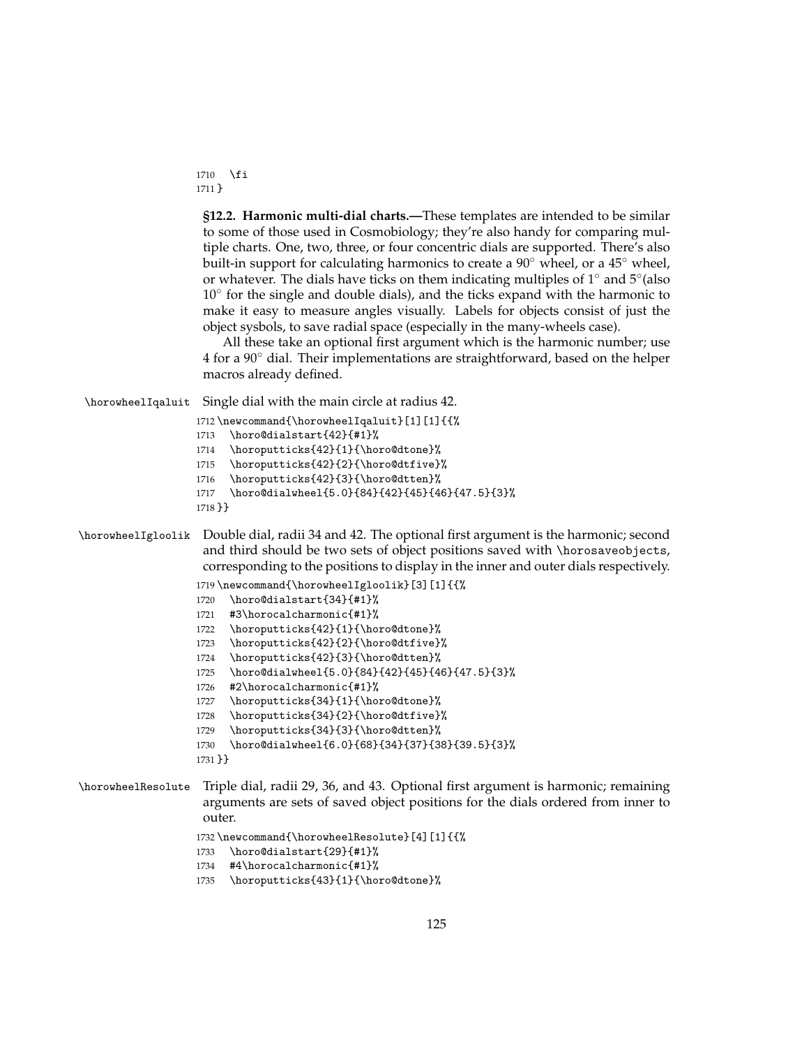```
1710   \fi
1711 }
```

**§12.2. Harmonic multi-dial charts.—**These templates are intended to be similar to some of those used in Cosmobiology; they're also handy for comparing multiple charts. One, two, three, or four concentric dials are supported. There's also built-in support for calculating harmonics to create a 90° wheel, or a 45° wheel, or whatever. The dials have ticks on them indicating multiples of 1° and 5°(also 10° for the single and double dials), and the ticks expand with the harmonic to make it easy to measure angles visually. Labels for objects consist of just the object sysbols, to save radial space (especially in the many-wheels case).

All these take an optional first argument which is the harmonic number; use 4 for a 90° dial. Their implementations are straightforward, based on the helper macros already defined.

`\horowheelIqaluit` Single dial with the main circle at radius 42.

```
1712 \newcommand{\horowheelIqaluit}[1][1]{{%
1713   \horo@dialstart{42}{#1}%
1714   \horoputticks{42}{1}{\horo@dtone}%
1715   \horoputticks{42}{2}{\horo@dtfive}%
1716   \horoputticks{42}{3}{\horo@dtten}%
1717   \horo@dialwheel{5.0}{84}{42}{45}{46}{47.5}{3}%
1718 }}
```

`\horowheelIgloolik` Double dial, radii 34 and 42. The optional first argument is the harmonic; second and third should be two sets of object positions saved with `\horosaveobjects`, corresponding to the positions to display in the inner and outer dials respectively.

```
1719 \newcommand{\horowheelIgloolik}[3][1]{{%
1720   \horo@dialstart{34}{#1}%
1721   #3\horocalcharmonic{#1}%
1722   \horoputticks{42}{1}{\horo@dtone}%
1723   \horoputticks{42}{2}{\horo@dtfive}%
1724   \horoputticks{42}{3}{\horo@dtten}%
1725   \horo@dialwheel{5.0}{84}{42}{45}{46}{47.5}{3}%
1726   #2\horocalcharmonic{#1}%
1727   \horoputticks{34}{1}{\horo@dtone}%
1728   \horoputticks{34}{2}{\horo@dtfive}%
1729   \horoputticks{34}{3}{\horo@dtten}%
1730   \horo@dialwheel{6.0}{68}{34}{37}{38}{39.5}{3}%
1731 }}
```

`\horowheelResolute` Triple dial, radii 29, 36, and 43. Optional first argument is harmonic; remaining arguments are sets of saved object positions for the dials ordered from inner to outer.

```
1732 \newcommand{\horowheelResolute}[4][1]{{%
1733   \horo@dialstart{29}{#1}%
1734   #4\horocalcharmonic{#1}%
1735   \horoputticks{43}{1}{\horo@dtone}%
```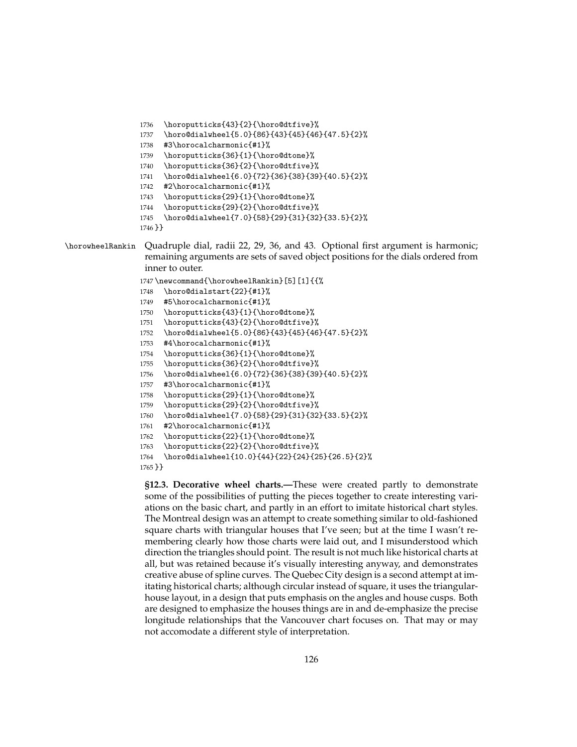```
1736   \horoputticks{43}{2}{\horo@dtfive}%
1737   \horo@dialwheel{5.0}{86}{43}{45}{46}{47.5}{2}%
1738   #3\horocalcharmonic{#1}%
1739   \horoputticks{36}{1}{\horo@dtone}%
1740   \horoputticks{36}{2}{\horo@dtfive}%
1741   \horo@dialwheel{6.0}{72}{36}{38}{39}{40.5}{2}%
1742   #2\horocalcharmonic{#1}%
1743   \horoputticks{29}{1}{\horo@dtone}%
1744   \horoputticks{29}{2}{\horo@dtfive}%
1745   \horo@dialwheel{7.0}{58}{29}{31}{32}{33.5}{2}%
1746 }}
```

\horowheelRankin Quadruple dial, radii 22, 29, 36, and 43. Optional first argument is harmonic; remaining arguments are sets of saved object positions for the dials ordered from inner to outer.

```
1747 \newcommand{\horowheelRankin}[5][1]{{%
1748   \horo@dialstart{22}{#1}%
1749   #5\horocalcharmonic{#1}%
1750   \horoputticks{43}{1}{\horo@dtone}%
1751   \horoputticks{43}{2}{\horo@dtfive}%
1752   \horo@dialwheel{5.0}{86}{43}{45}{46}{47.5}{2}%
1753   #4\horocalcharmonic{#1}%
1754   \horoputticks{36}{1}{\horo@dtone}%
1755   \horoputticks{36}{2}{\horo@dtfive}%
1756   \horo@dialwheel{6.0}{72}{36}{38}{39}{40.5}{2}%
1757   #3\horocalcharmonic{#1}%
1758   \horoputticks{29}{1}{\horo@dtone}%
1759   \horoputticks{29}{2}{\horo@dtfive}%
1760   \horo@dialwheel{7.0}{58}{29}{31}{32}{33.5}{2}%
1761   #2\horocalcharmonic{#1}%
1762   \horoputticks{22}{1}{\horo@dtone}%
1763   \horoputticks{22}{2}{\horo@dtfive}%
1764   \horo@dialwheel{10.0}{44}{22}{24}{25}{26.5}{2}%
1765 }}
```

**§12.3. Decorative wheel charts.—**These were created partly to demonstrate some of the possibilities of putting the pieces together to create interesting variations on the basic chart, and partly in an effort to imitate historical chart styles. The Montreal design was an attempt to create something similar to old-fashioned square charts with triangular houses that I've seen; but at the time I wasn't remembering clearly how those charts were laid out, and I misunderstood which direction the triangles should point. The result is not much like historical charts at all, but was retained because it's visually interesting anyway, and demonstrates creative abuse of spline curves. The Quebec City design is a second attempt at imitating historical charts; although circular instead of square, it uses the triangular-house layout, in a design that puts emphasis on the angles and house cusps. Both are designed to emphasize the houses things are in and de-emphasize the precise longitude relationships that the Vancouver chart focuses on. That may or may not accomodate a different style of interpretation.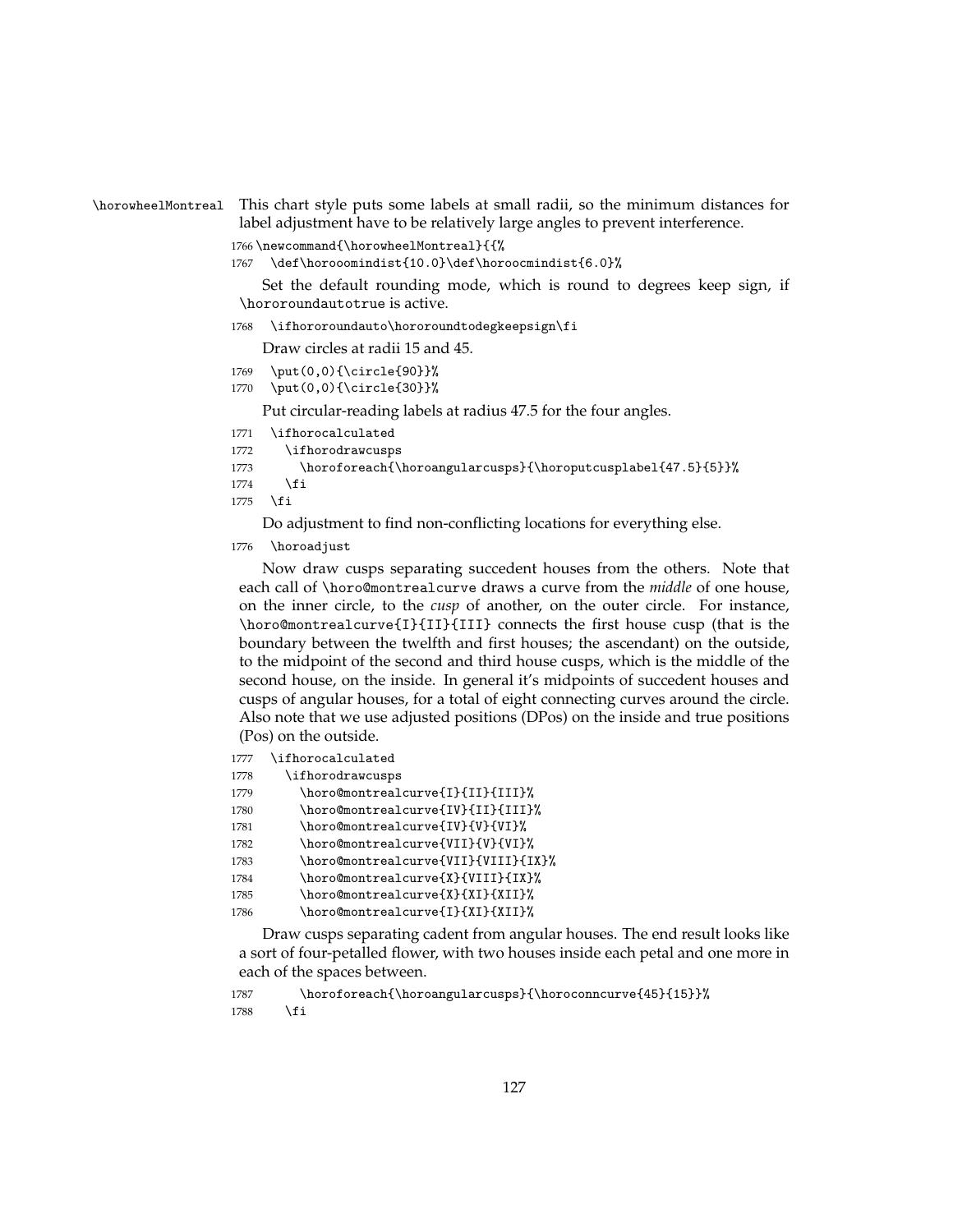\horowheelMontreal This chart style puts some labels at small radii, so the minimum distances for label adjustment have to be relatively large angles to prevent interference.

```
1766 \newcommand{\horowheelMontreal}{{%
1767   \def\horooomindist{10.0}\def\horoocmindist{6.0}%
```

Set the default rounding mode, which is round to degrees keep sign, if \hororoundautotrue is active.

```
1768   \ifhororoundauto\hororoundtodegkeepsign\fi
```

Draw circles at radii 15 and 45.

```
1769   \put(0,0){\circle{90}}%
1770   \put(0,0){\circle{30}}%
```

Put circular-reading labels at radius 47.5 for the four angles.

```
1771   \ifhorocalculated
1772     \ifhorodrawcusps
1773       \horoforeach{\horoangularcusps}{\horoputcusplabel{47.5}{5}}%
1774     \fi
1775   \fi
```

Do adjustment to find non-conflicting locations for everything else.

```
1776   \horoadjust
```

Now draw cusps separating succedent houses from the others. Note that each call of \horo@montrealcurve draws a curve from the *middle* of one house, on the inner circle, to the *cusp* of another, on the outer circle. For instance, \horo@montrealcurve{I}{II}{III} connects the first house cusp (that is the boundary between the twelfth and first houses; the ascendant) on the outside, to the midpoint of the second and third house cusps, which is the middle of the second house, on the inside. In general it's midpoints of succedent houses and cusps of angular houses, for a total of eight connecting curves around the circle. Also note that we use adjusted positions (DPos) on the inside and true positions (Pos) on the outside.

```
1777   \ifhorocalculated
1778     \ifhorodrawcusps
1779       \horo@montrealcurve{I}{II}{III}%
1780       \horo@montrealcurve{IV}{II}{III}%
1781       \horo@montrealcurve{IV}{V}{VI}%
1782       \horo@montrealcurve{VII}{V}{VI}%
1783       \horo@montrealcurve{VII}{VIII}{IX}%
1784       \horo@montrealcurve{X}{VIII}{IX}%
1785       \horo@montrealcurve{X}{XI}{XII}%
1786       \horo@montrealcurve{I}{XI}{XII}%
```

Draw cusps separating cadent from angular houses. The end result looks like a sort of four-petalled flower, with two houses inside each petal and one more in each of the spaces between.

```
1787       \horoforeach{\horoangularcusps}{\horoconncurve{45}{15}}%
1788     \fi
```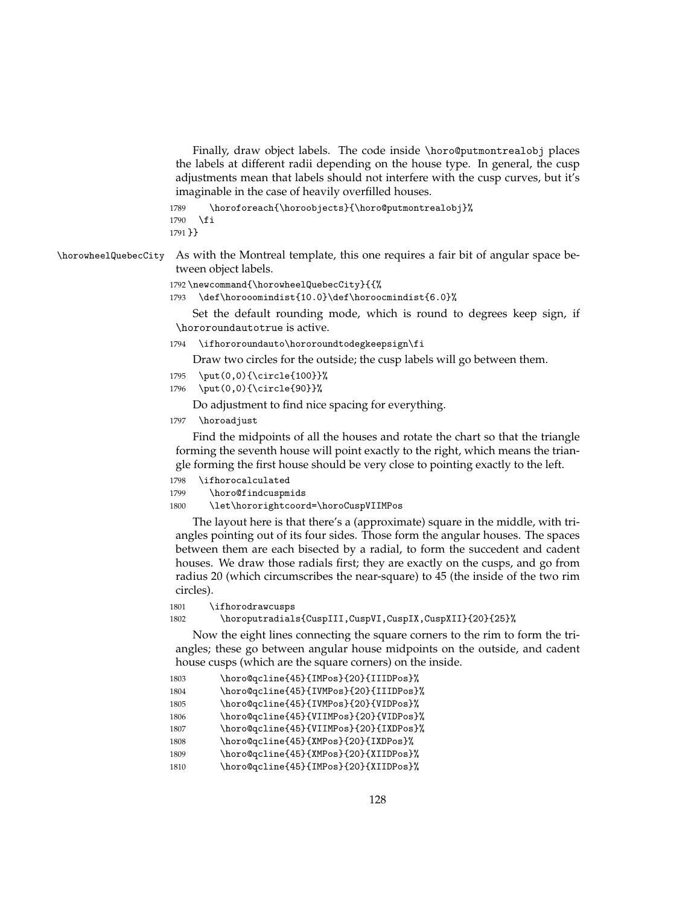Finally, draw object labels. The code inside `\horo@putmontrealobj` places the labels at different radii depending on the house type. In general, the cusp adjustments mean that labels should not interfere with the cusp curves, but it's imaginable in the case of heavily overfilled houses.

```
1789     \horoforeach{\horoobjects}{\horo@putmontrealobj}%
1790   \fi
1791 }}
```

`\horowheelQuebecCity` As with the Montreal template, this one requires a fair bit of angular space between object labels.

```
1792 \newcommand{\horowheelQuebecCity}{{%
1793   \def\horooomindist{10.0}\def\horoocmindist{6.0}%
```

Set the default rounding mode, which is round to degrees keep sign, if `\hororoundautotrue` is active.

```
1794   \ifhororoundauto\hororoundtodegkeepsign\fi
```

Draw two circles for the outside; the cusp labels will go between them.

```
1795   \put(0,0){\circle{100}}%
1796   \put(0,0){\circle{90}}%
```

Do adjustment to find nice spacing for everything.

```
1797   \horoadjust
```

Find the midpoints of all the houses and rotate the chart so that the triangle forming the seventh house will point exactly to the right, which means the triangle forming the first house should be very close to pointing exactly to the left.

```
1798   \ifhorocalculated
1799     \horo@findcuspmids
1800     \let\hororightcoord=\horoCuspVIIMPos
```

The layout here is that there's a (approximate) square in the middle, with triangles pointing out of its four sides. Those form the angular houses. The spaces between them are each bisected by a radial, to form the succedent and cadent houses. We draw those radials first; they are exactly on the cusps, and go from radius 20 (which circumscribes the near-square) to 45 (the inside of the two rim circles).

```
1801     \ifhorodrawcusps
1802       \horoputradials{CuspIII,CuspVI,CuspIX,CuspXII}{20}{25}%
```

Now the eight lines connecting the square corners to the rim to form the triangles; these go between angular house midpoints on the outside, and cadent house cusps (which are the square corners) on the inside.

```
1803       \horo@qcline{45}{IMPos}{20}{IIIDPos}%
1804       \horo@qcline{45}{IVMPos}{20}{IIIDPos}%
1805       \horo@qcline{45}{IVMPos}{20}{VIDPos}%
1806       \horo@qcline{45}{VIIMPos}{20}{VIDPos}%
1807       \horo@qcline{45}{VIIMPos}{20}{IXDPos}%
1808       \horo@qcline{45}{XMPos}{20}{IXDPos}%
1809       \horo@qcline{45}{XMPos}{20}{XIIDPos}%
1810       \horo@qcline{45}{IMPos}{20}{XIIDPos}%
```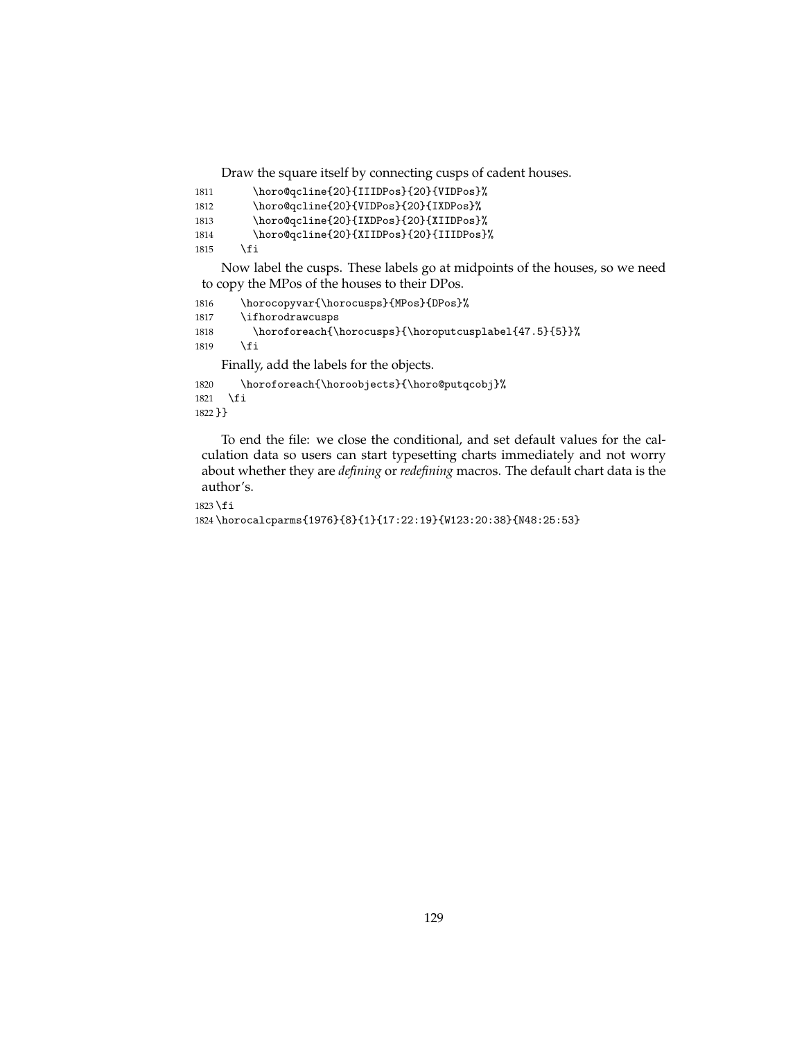Draw the square itself by connecting cusps of cadent houses.

```
1811       \horo@qcline{20}{IIIDPos}{20}{VIDPos}%
1812       \horo@qcline{20}{VIDPos}{20}{IXDPos}%
1813       \horo@qcline{20}{IXDPos}{20}{XIIDPos}%
1814       \horo@qcline{20}{XIIDPos}{20}{IIIDPos}%
1815     \fi
```

Now label the cusps. These labels go at midpoints of the houses, so we need to copy the MPos of the houses to their DPos.

```
1816     \horocopyvar{\horocusps}{MPos}{DPos}%
1817     \ifhorodrawcusps
1818       \horoforeach{\horocusps}{\horoputcusplabel{47.5}{5}}%
1819     \fi
```

Finally, add the labels for the objects.

```
1820     \horoforeach{\horoobjects}{\horo@putqcobj}%
1821   \fi
1822 }}
```

To end the file: we close the conditional, and set default values for the calculation data so users can start typesetting charts immediately and not worry about whether they are *defining* or *redefining* macros. The default chart data is the author's.

```
1823 \fi
1824 \horocalcparms{1976}{8}{1}{17:22:19}{W123:20:38}{N48:25:53}
```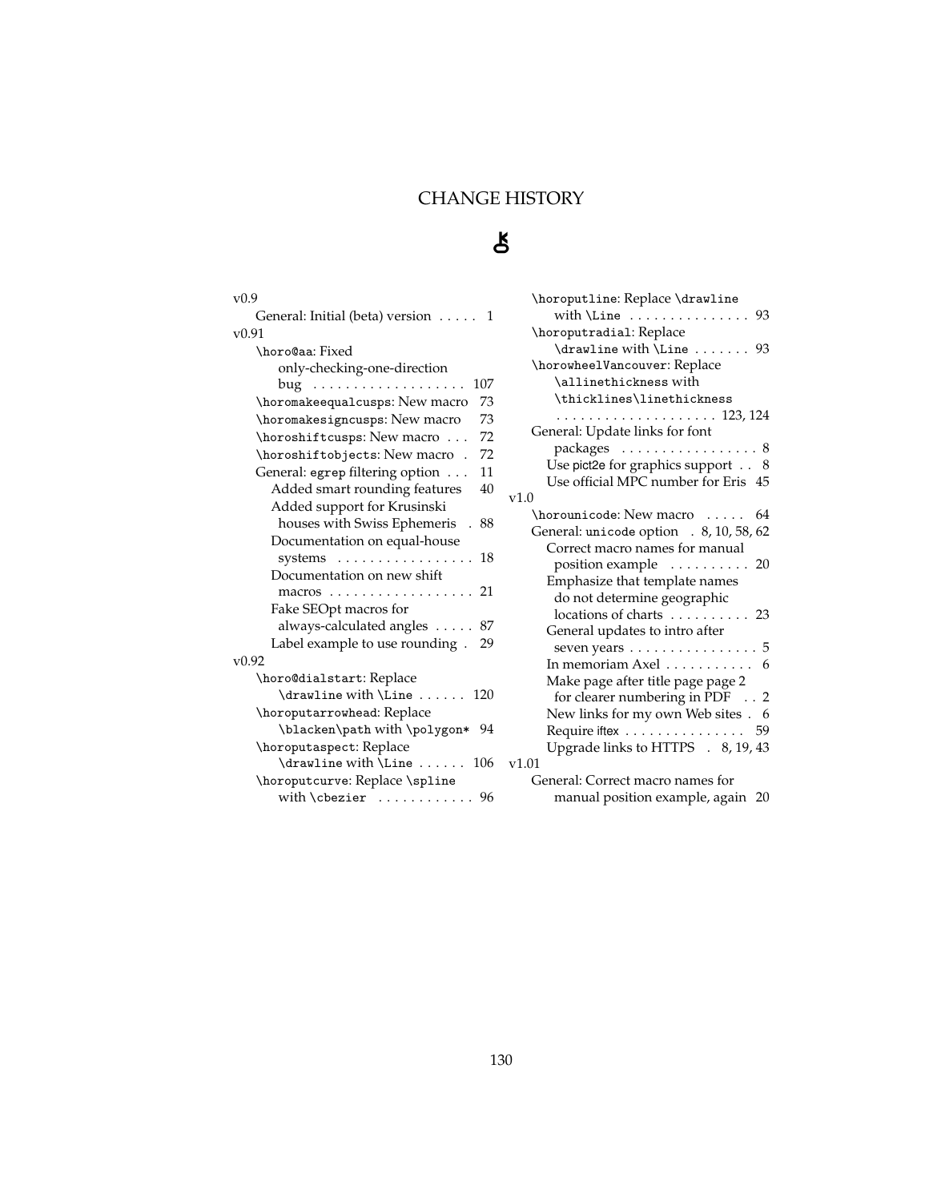# CHANGE HISTORY

⚷

v0.9

- General: Initial (beta) version . . . . . 1

v0.91

- \horo@aa: Fixed only-checking-one-direction bug . . . . . . . . . . . . . . . . . . . 107
- \horomakeequalcusps: New macro 73
- \horomakesigncusps: New macro 73
- \horoshiftcusps: New macro . . . 72
- \horoshiftobjects: New macro . 72
- General: egrep filtering option . . . 11
  - Added smart rounding features 40
  - Added support for Krusinski houses with Swiss Ephemeris . 88
  - Documentation on equal-house systems . . . . . . . . . . . . . . . . . 18
  - Documentation on new shift macros . . . . . . . . . . . . . . . . . . 21
  - Fake SEOpt macros for always-calculated angles . . . . . 87
  - Label example to use rounding . 29

v0.92

- \horo@dialstart: Replace \drawline with \Line . . . . . . 120
- \horoputarrowhead: Replace \blacken\path with \polygon* 94
- \horoputaspect: Replace \drawline with \Line . . . . . . 106
- \horoputcurve: Replace \spline with \cbezier . . . . . . . . . . . . 96
- \horoputline: Replace \drawline with \Line . . . . . . . . . . . . . . . 93
- \horoputradial: Replace \drawline with \Line . . . . . . . 93
- \horowheelVancouver: Replace \allinethickness with \thicklines\linethickness . . . . . . . . . . . . . . . . . . . . 123, 124
- General: Update links for font packages . . . . . . . . . . . . . . . . . 8
  - Use pict2e for graphics support . . 8
  - Use official MPC number for Eris 45

v1.0

- \horounicode: New macro . . . . . 64
- General: unicode option . 8, 10, 58, 62
  - Correct macro names for manual position example . . . . . . . . . . 20
  - Emphasize that template names do not determine geographic locations of charts . . . . . . . . . . 23
  - General updates to intro after seven years . . . . . . . . . . . . . . . . 5
  - In memoriam Axel . . . . . . . . . . . 6
  - Make page after title page page 2 for clearer numbering in PDF . . 2
  - New links for my own Web sites . 6
  - Require iftex . . . . . . . . . . . . . . . 59
  - Upgrade links to HTTPS . 8, 19, 43

v1.01

- General: Correct macro names for manual position example, again 20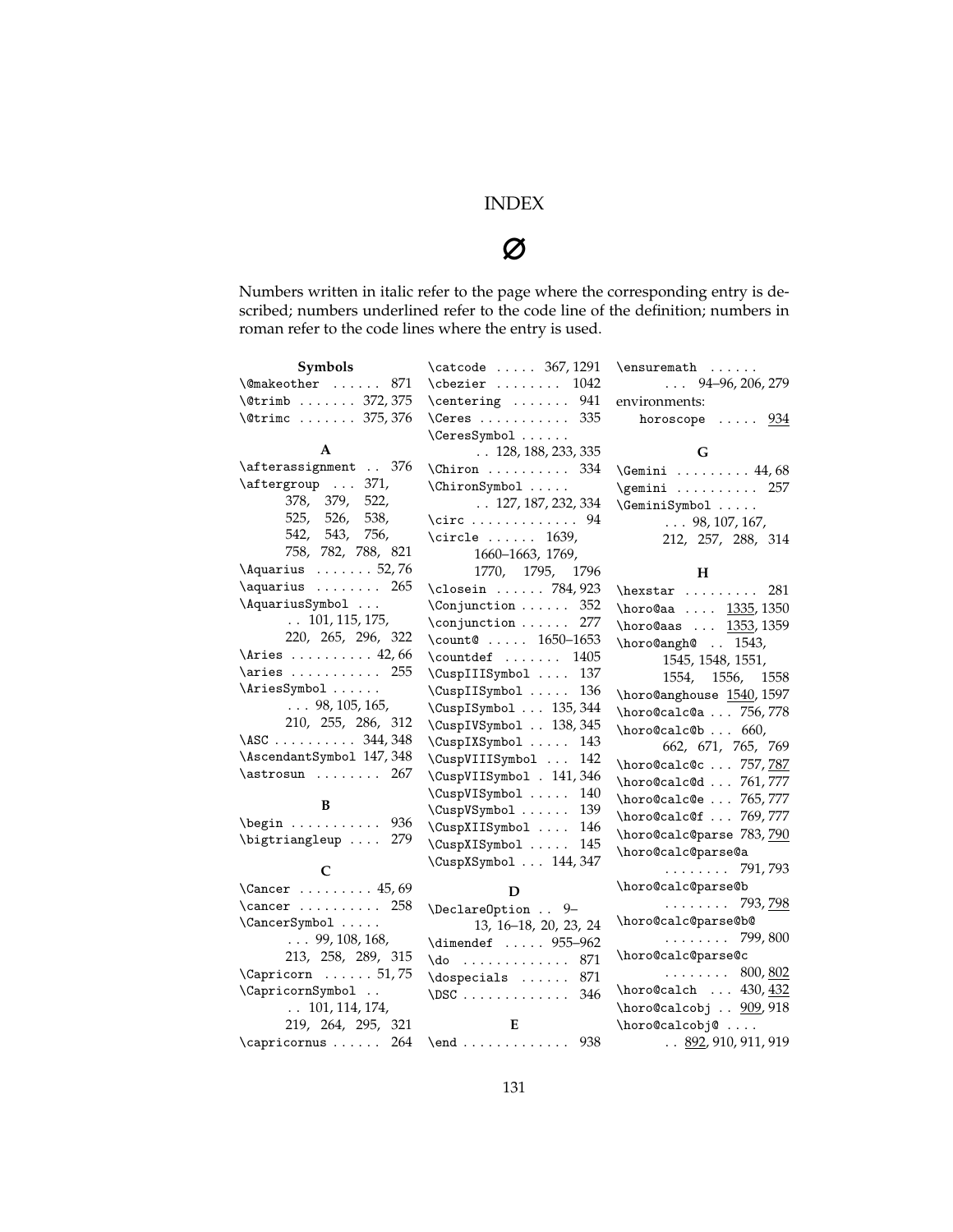# INDEX

∅

Numbers written in italic refer to the page where the corresponding entry is described; numbers underlined refer to the code line of the definition; numbers in roman refer to the code lines where the entry is used.

### Symbols

\@makeother ...... 871
\@trimb ....... 372, 375
\@trimc ....... 375, 376

### A

\afterassignment .. 376
\aftergroup ... 371, 378, 379, 522, 525, 526, 538, 542, 543, 756, 758, 782, 788, 821
\Aquarius ....... 52, 76
\aquarius ........ 265
\AquariusSymbol ... .. 101, 115, 175, 220, 265, 296, 322
\Aries .......... 42, 66
\aries ........... 255
\AriesSymbol ...... ... 98, 105, 165, 210, 255, 286, 312
\ASC .......... 344, 348
\AscendantSymbol 147, 348
\astrosun ........ 267

### B

\begin ........... 936
\bigtriangleup .... 279

### C

\Cancer ......... 45, 69
\cancer .......... 258
\CancerSymbol ..... ... 99, 108, 168, 213, 258, 289, 315
\Capricorn ...... 51, 75
\CapricornSymbol .. .. 101, 114, 174, 219, 264, 295, 321
\capricornus ...... 264
\catcode ..... 367, 1291
\cbezier ........ 1042
\centering ....... 941
\Ceres ........... 335
\CeresSymbol ...... .. 128, 188, 233, 335
\Chiron .......... 334
\ChironSymbol ..... .. 127, 187, 232, 334
\circ ............. 94
\circle ...... 1639, 1660–1663, 1769, 1770, 1795, 1796
\closein ...... 784, 923
\Conjunction ...... 352
\conjunction ...... 277
\count@ ..... 1650–1653
\countdef ....... 1405
\CuspIIISymbol .... 137
\CuspIISymbol ..... 136
\CuspISymbol ... 135, 344
\CuspIVSymbol .. 138, 345
\CuspIXSymbol ..... 143
\CuspVIIISymbol ... 142
\CuspVIISymbol . 141, 346
\CuspVISymbol ..... 140
\CuspVSymbol ...... 139
\CuspXIISymbol .... 146
\CuspXISymbol ..... 145
\CuspXSymbol ... 144, 347

### D

\DeclareOption .. 9–13, 16–18, 20, 23, 24
\dimendef ..... 955–962
\do ............. 871
\dospecials ...... 871
\DSC ............. 346

### E

\end ............. 938
\ensuremath ...... ... 94–96, 206, 279
environments:
  horoscope ..... 934

### G

\Gemini ......... 44, 68
\gemini .......... 257
\GeminiSymbol ..... ... 98, 107, 167, 212, 257, 288, 314

### H

\hexstar ......... 281
\horo@aa .... 1335, 1350
\horo@aas ... 1353, 1359
\horo@angh@ .. 1543, 1545, 1548, 1551, 1554, 1556, 1558
\horo@anghouse 1540, 1597
\horo@calc@a ... 756, 778
\horo@calc@b ... 660, 662, 671, 765, 769
\horo@calc@c ... 757, 787
\horo@calc@d ... 761, 777
\horo@calc@e ... 765, 777
\horo@calc@f ... 769, 777
\horo@calc@parse 783, 790
\horo@calc@parse@a ........ 791, 793
\horo@calc@parse@b ........ 793, 798
\horo@calc@parse@b@ ........ 799, 800
\horo@calc@parse@c ........ 800, 802
\horo@calch ... 430, 432
\horo@calcobj .. 909, 918
\horo@calcobj@ .... .. 892, 910, 911, 919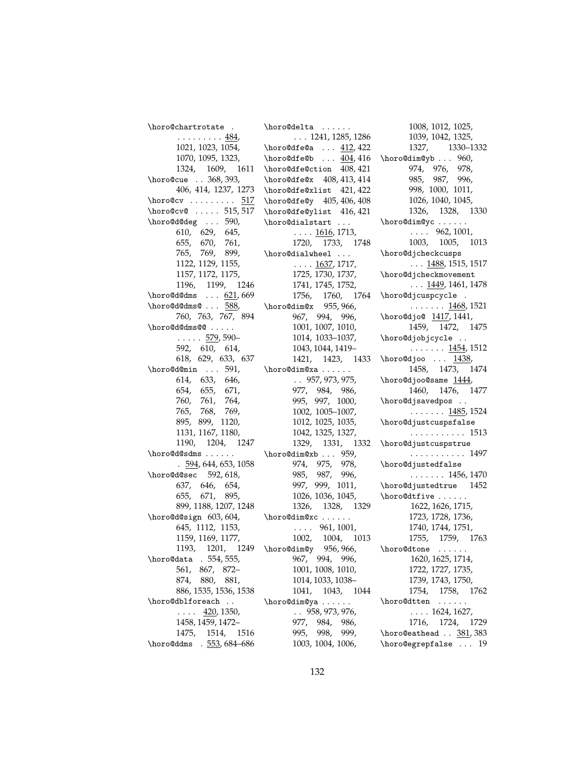\horo@chartrotate . . . . . . . . . . 484, 1021, 1023, 1054, 1070, 1095, 1323, 1324, 1609, 1611
\horo@cue . . 368, 393, 406, 414, 1237, 1273
\horo@cv . . . . . . . . . 517
\horo@cv@ . . . . . 515, 517
\horo@d@deg . . . 590, 610, 629, 645, 655, 670, 761, 765, 769, 899, 1122, 1129, 1155, 1157, 1172, 1175, 1196, 1199, 1246
\horo@d@dms . . . 621, 669
\horo@d@dms@ . . . 588, 760, 763, 767, 894
\horo@d@dms@@ . . . . . . . . . . 579, 590–592, 610, 614, 618, 629, 633, 637
\horo@d@min . . . 591, 614, 633, 646, 654, 655, 671, 760, 761, 764, 765, 768, 769, 895, 899, 1120, 1131, 1167, 1180, 1190, 1204, 1247
\horo@d@sdms . . . . . . . 594, 644, 653, 1058
\horo@d@sec 592, 618, 637, 646, 654, 655, 671, 895, 899, 1188, 1207, 1248
\horo@d@sign 603, 604, 645, 1112, 1153, 1159, 1169, 1177, 1193, 1201, 1249
\horo@data . 554, 555, 561, 867, 872–874, 880, 881, 886, 1535, 1536, 1538
\horo@dblforeach . . . . . . 420, 1350, 1458, 1459, 1472–1475, 1514, 1516
\horo@ddms . 553, 684–686
\horo@delta . . . . . . . . . 1241, 1285, 1286
\horo@dfe@a . . . 412, 422
\horo@dfe@b . . . 404, 416
\horo@dfe@ction 408, 421
\horo@dfe@x 408, 413, 414
\horo@dfe@xlist 421, 422
\horo@dfe@y 405, 406, 408
\horo@dfe@ylist 416, 421
\horo@dialstart . . . . . . . 1616, 1713, 1720, 1733, 1748
\horo@dialwheel . . . . . . . 1637, 1717, 1725, 1730, 1737, 1741, 1745, 1752, 1756, 1760, 1764
\horo@dim@x 955, 966, 967, 994, 996, 1001, 1007, 1010, 1014, 1033–1037, 1043, 1044, 1419–1421, 1423, 1433
\horo@dim@xa . . . . . . . . 957, 973, 975, 977, 984, 986, 995, 997, 1000, 1002, 1005–1007, 1012, 1025, 1035, 1042, 1325, 1327, 1329, 1331, 1332
\horo@dim@xb . . . 959, 974, 975, 978, 985, 987, 996, 997, 999, 1011, 1026, 1036, 1045, 1326, 1328, 1329
\horo@dim@xc . . . . . . . . . . 961, 1001, 1002, 1004, 1013
\horo@dim@y 956, 966, 967, 994, 996, 1001, 1008, 1010, 1014, 1033, 1038–1041, 1043, 1044
\horo@dim@ya . . . . . . . . 958, 973, 976, 977, 984, 986, 995, 998, 999, 1003, 1004, 1006, 1008, 1012, 1025, 1039, 1042, 1325, 1327, 1330–1332
\horo@dim@yb . . . 960, 974, 976, 978, 985, 987, 996, 998, 1000, 1011, 1026, 1040, 1045, 1326, 1328, 1330
\horo@dim@yc . . . . . . . . . . 962, 1001, 1003, 1005, 1013
\horo@djcheckcusps . . . 1488, 1515, 1517
\horo@djcheckmovement . . . 1449, 1461, 1478
\horo@djcuspcycle . . . . . . . . 1468, 1521
\horo@djo@ 1417, 1441, 1459, 1472, 1475
\horo@djobjcycle . . . . . . . . . 1454, 1512
\horo@djoo . . . 1438, 1458, 1473, 1474
\horo@djoo@same 1444, 1460, 1476, 1477
\horo@djsavedpos . . . . . . . . . 1485, 1524
\horo@djustcuspsfalse . . . . . . . . . . . 1513
\horo@djustcuspstrue . . . . . . . . . . . 1497
\horo@djustedfalse . . . . . . . 1456, 1470
\horo@djustedtrue 1452
\horo@dtfive . . . . . . 1622, 1626, 1715, 1723, 1728, 1736, 1740, 1744, 1751, 1755, 1759, 1763
\horo@dtone . . . . . . 1620, 1625, 1714, 1722, 1727, 1735, 1739, 1743, 1750, 1754, 1758, 1762
\horo@dtten . . . . . . . . . . 1624, 1627, 1716, 1724, 1729
\horo@eathead . . 381, 383
\horo@egrepfalse . . . 19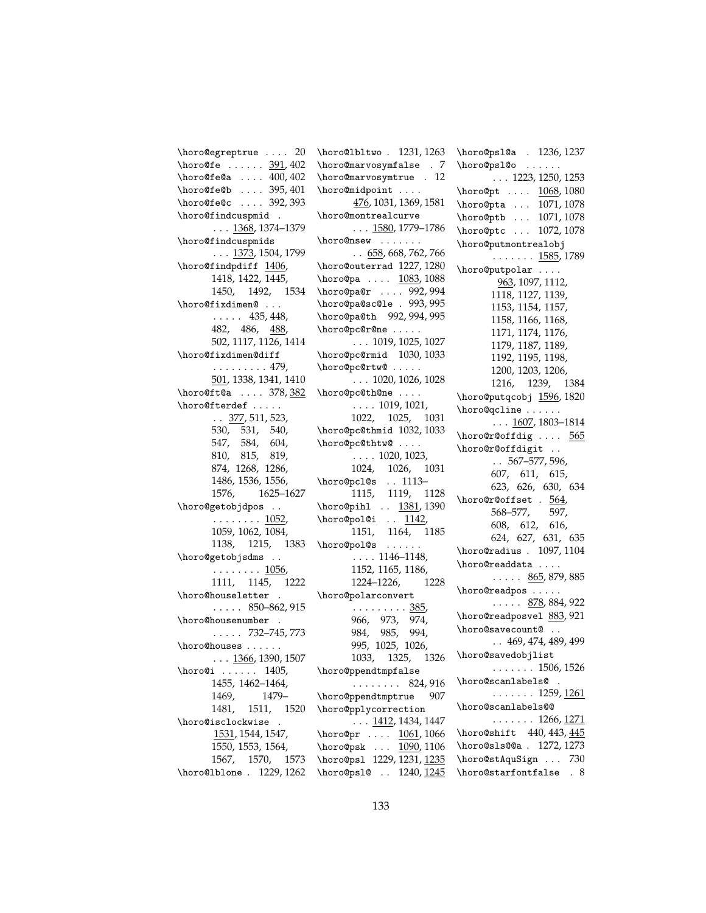\horo@egreptrue . . . . 20
\horo@fe . . . . . . 391, 402
\horo@fe@a . . . . 400, 402
\horo@fe@b . . . . 395, 401
\horo@fe@c . . . . 392, 393
\horo@findcuspmid . . . . 1368, 1374–1379
\horo@findcuspmids . . . 1373, 1504, 1799
\horo@findpdiff 1406, 1418, 1422, 1445, 1450, 1492, 1534
\horo@fixdimen@ . . . . . . . . 435, 448, 482, 486, 488, 502, 1117, 1126, 1414
\horo@fixdimen@diff . . . . . . . . . 479, 501, 1338, 1341, 1410
\horo@ft@a . . . . 378, 382
\horo@fterdef . . . . . . . 377, 511, 523, 530, 531, 540, 547, 584, 604, 810, 815, 819, 874, 1268, 1286, 1486, 1536, 1556, 1576, 1625–1627
\horo@getobjdpos . . . . . . . . . . 1052, 1059, 1062, 1084, 1138, 1215, 1383
\horo@getobjsdms . . . . . . . . . . 1056, 1111, 1145, 1222
\horo@houseletter . . . . . . 850–862, 915
\horo@housenumber . . . . . . 732–745, 773
\horo@houses . . . . . . . . . 1366, 1390, 1507
\horo@i . . . . . . 1405, 1455, 1462–1464, 1469, 1479–1481, 1511, 1520
\horo@isclockwise . 1531, 1544, 1547, 1550, 1553, 1564, 1567, 1570, 1573
\horo@lblone . 1229, 1262
\horo@lbltwo . 1231, 1263
\horo@marvosymfalse . 7
\horo@marvosymtrue . 12
\horo@midpoint . . . . 476, 1031, 1369, 1581
\horo@montrealcurve . . . 1580, 1779–1786
\horo@nsew . . . . . . . . 658, 668, 762, 766
\horo@outerrad 1227, 1280
\horo@pa . . . . 1083, 1088
\horo@pa@r . . . . 992, 994
\horo@pa@sc@le . 993, 995
\horo@pa@th 992, 994, 995
\horo@pc@r@ne . . . . . . . 1019, 1025, 1027
\horo@pc@rmid 1030, 1033
\horo@pc@rtw@ . . . . . . . 1020, 1026, 1028
\horo@pc@th@ne . . . . . . . . 1019, 1021, 1022, 1025, 1031
\horo@pc@thmid 1032, 1033
\horo@pc@thtw@ . . . . . . . . 1020, 1023, 1024, 1026, 1031
\horo@pcl@s . . 1113–1115, 1119, 1128
\horo@pihl . . 1381, 1390
\horo@pol@i . . 1142, 1151, 1164, 1185
\horo@pol@s . . . . . . . . . . 1146–1148, 1152, 1165, 1186, 1224–1226, 1228
\horo@polarconvert . . . . . . . . . 385, 966, 973, 974, 984, 985, 994, 995, 1025, 1026, 1033, 1325, 1326
\horo@ppendtmpfalse . . . . . . . . 824, 916
\horo@ppendtmptrue 907
\horo@pplycorrection . . . 1412, 1434, 1447
\horo@pr . . . . 1061, 1066
\horo@psk . . . 1090, 1106
\horo@psl 1229, 1231, 1235
\horo@psl@ . . 1240, 1245
\horo@psl@a . 1236, 1237
\horo@psl@o . . . . . . . . . 1223, 1250, 1253
\horo@pt . . . . 1068, 1080
\horo@pta . . . 1071, 1078
\horo@ptb . . . 1071, 1078
\horo@ptc . . . 1072, 1078
\horo@putmontrealobj . . . . . . . 1585, 1789
\horo@putpolar . . . . 963, 1097, 1112, 1118, 1127, 1139, 1153, 1154, 1157, 1158, 1166, 1168, 1171, 1174, 1176, 1179, 1187, 1189, 1192, 1195, 1198, 1200, 1203, 1206, 1216, 1239, 1384
\horo@putqcobj 1596, 1820
\horo@qcline . . . . . . . . . 1607, 1803–1814
\horo@r@offdig . . . . 565
\horo@r@offdigit . . . . 567–577, 596, 607, 611, 615, 623, 626, 630, 634
\horo@r@offset . 564, 568–577, 597, 608, 612, 616, 624, 627, 631, 635
\horo@radius . 1097, 1104
\horo@readdata . . . . . . . . . 865, 879, 885
\horo@readpos . . . . . . . . . . 878, 884, 922
\horo@readposvel 883, 921
\horo@savecount@ . . . . 469, 474, 489, 499
\horo@savedobjlist . . . . . . . 1506, 1526
\horo@scanlabels@ . . . . . . . . 1259, 1261
\horo@scanlabels@@ . . . . . . . 1266, 1271
\horo@shift 440, 443, 445
\horo@sls@@a . 1272, 1273
\horo@stAquSign . . . 730
\horo@starfontfalse . 8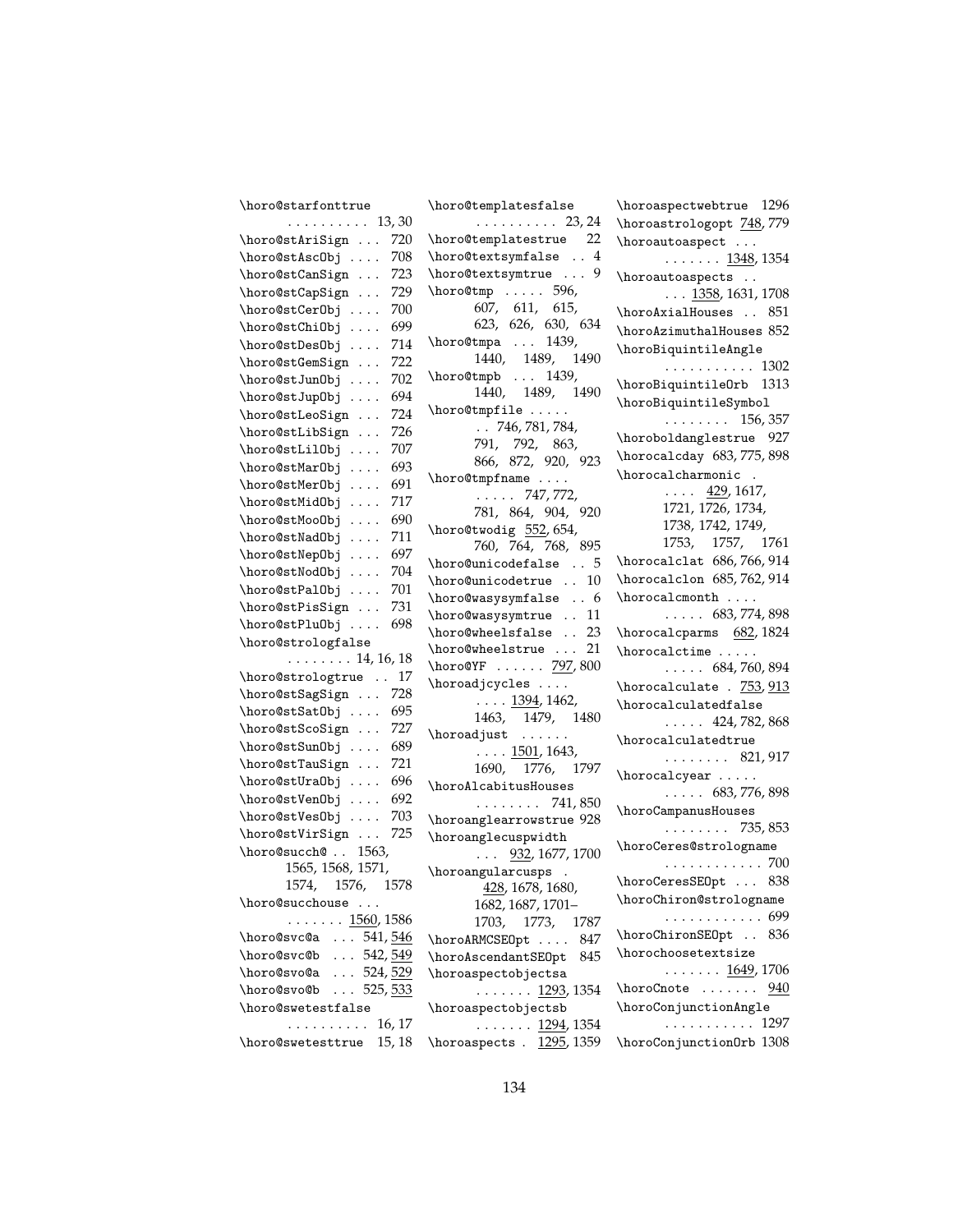\horo@starfonttrue .......... 13, 30
\horo@stAriSign ... 720
\horo@stAscObj .... 708
\horo@stCanSign ... 723
\horo@stCapSign ... 729
\horo@stCerObj .... 700
\horo@stChiObj .... 699
\horo@stDesObj .... 714
\horo@stGemSign ... 722
\horo@stJunObj .... 702
\horo@stJupObj .... 694
\horo@stLeoSign ... 724
\horo@stLibSign ... 726
\horo@stLilObj .... 707
\horo@stMarObj .... 693
\horo@stMerObj .... 691
\horo@stMidObj .... 717
\horo@stMooObj .... 690
\horo@stNadObj .... 711
\horo@stNepObj .... 697
\horo@stNodObj .... 704
\horo@stPalObj .... 701
\horo@stPisSign ... 731
\horo@stPluObj .... 698
\horo@strologfalse ........ 14, 16, 18
\horo@strologtrue .. 17
\horo@stSagSign ... 728
\horo@stSatObj .... 695
\horo@stScoSign ... 727
\horo@stSunObj .... 689
\horo@stTauSign ... 721
\horo@stUraObj .... 696
\horo@stVenObj .... 692
\horo@stVesObj .... 703
\horo@stVirSign ... 725
\horo@succh@ .. 1563, 1565, 1568, 1571, 1574, 1576, 1578
\horo@succhouse ... ....... 1560, 1586
\horo@svc@a ... 541, 546
\horo@svc@b ... 542, 549
\horo@svo@a ... 524, 529
\horo@svo@b ... 525, 533
\horo@swetestfalse .......... 16, 17
\horo@swetesttrue 15, 18
\horo@templatesfalse .......... 23, 24
\horo@templatestrue 22
\horo@textsymfalse .. 4
\horo@textsymtrue ... 9
\horo@tmp ..... 596, 607, 611, 615, 623, 626, 630, 634
\horo@tmpa ... 1439, 1440, 1489, 1490
\horo@tmpb ... 1439, 1440, 1489, 1490
\horo@tmpfile ..... .. 746, 781, 784, 791, 792, 863, 866, 872, 920, 923
\horo@tmpfname .... ..... 747, 772, 781, 864, 904, 920
\horo@twodig 552, 654, 760, 764, 768, 895
\horo@unicodefalse .. 5
\horo@unicodetrue .. 10
\horo@wasysymfalse .. 6
\horo@wasysymtrue .. 11
\horo@wheelsfalse .. 23
\horo@wheelstrue ... 21
\horo@YF ...... 797, 800
\horoadjcycles .... .... 1394, 1462, 1463, 1479, 1480
\horoadjust ...... .... 1501, 1643, 1690, 1776, 1797
\horoAlcabitusHouses ........ 741, 850
\horoanglearrowstrue 928
\horoanglecuspwidth ... 932, 1677, 1700
\horoangularcusps . 428, 1678, 1680, 1682, 1687, 1701–1703, 1773, 1787
\horoARMCSEOpt .... 847
\horoAscendantSEOpt 845
\horoaspectobjectsa ....... 1293, 1354
\horoaspectobjectsb ....... 1294, 1354
\horoaspects . 1295, 1359
\horoaspectwebtrue 1296
\horoastrologopt 748, 779
\horoautoaspect ... ....... 1348, 1354
\horoautoaspects .. ... 1358, 1631, 1708
\horoAxialHouses .. 851
\horoAzimuthalHouses 852
\horoBiquintileAngle ........... 1302
\horoBiquintileOrb 1313
\horoBiquintileSymbol ........ 156, 357
\horoboldanglestrue 927
\horocalcday 683, 775, 898
\horocalcharmonic . .... 429, 1617, 1721, 1726, 1734, 1738, 1742, 1749, 1753, 1757, 1761
\horocalclat 686, 766, 914
\horocalclon 685, 762, 914
\horocalcmonth .... ..... 683, 774, 898
\horocalcparms 682, 1824
\horocalctime ..... ..... 684, 760, 894
\horocalculate . 753, 913
\horocalculatedfalse ..... 424, 782, 868
\horocalculatedtrue ........ 821, 917
\horocalcyear ..... ..... 683, 776, 898
\horoCampanusHouses ........ 735, 853
\horoCeres@strologname ............ 700
\horoCeresSEOpt ... 838
\horoChiron@strologname ............ 699
\horoChironSEOpt .. 836
\horochoosetextsize ....... 1649, 1706
\horoCnote ....... 940
\horoConjunctionAngle ........... 1297
\horoConjunctionOrb 1308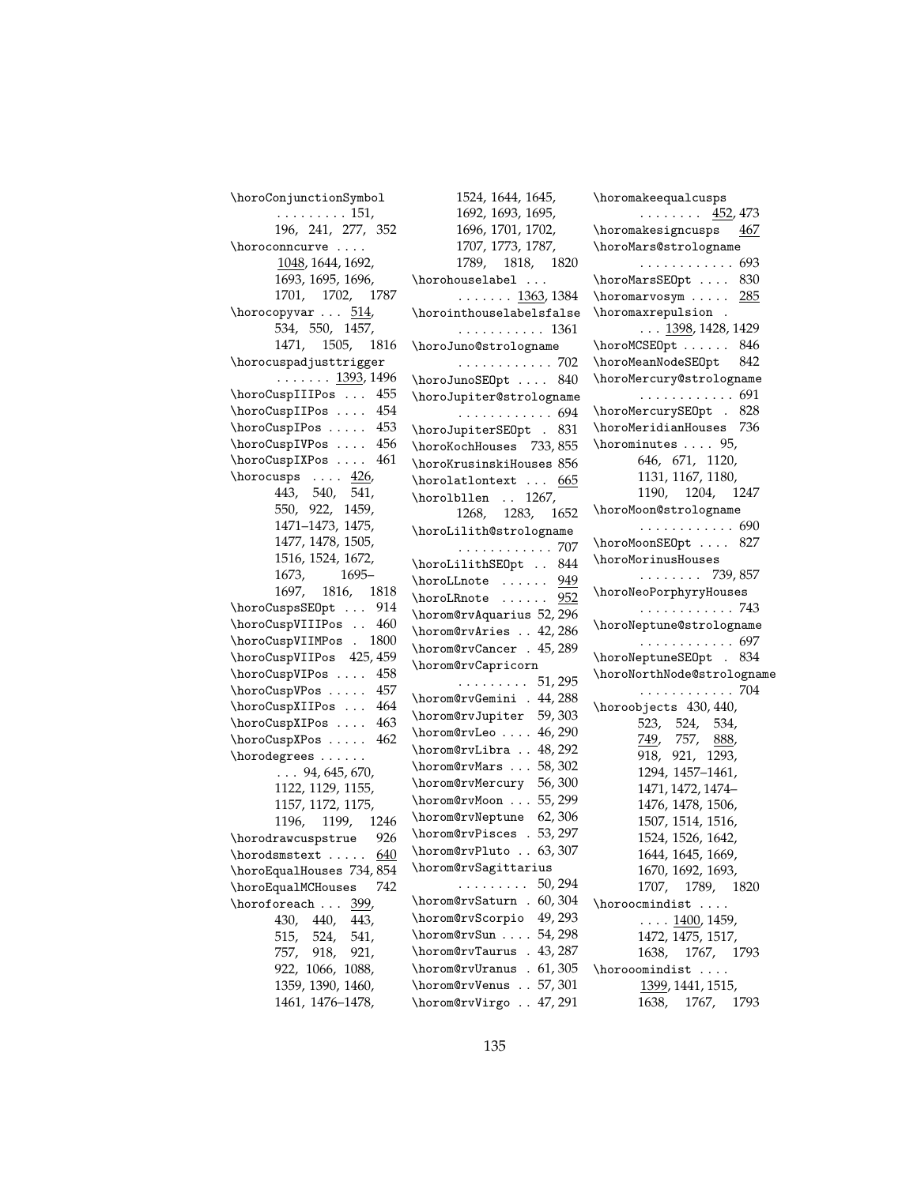\horoConjunctionSymbol . . . . . . . . . 151, 196, 241, 277, 352
\horoconncurve . . . . 1048, 1644, 1692, 1693, 1695, 1696, 1701, 1702, 1787
\horocopyvar . . . 514, 534, 550, 1457, 1471, 1505, 1816
\horocuspadjusttrigger . . . . . . . 1393, 1496
\horoCuspIIIPos . . . 455
\horoCuspIIPos . . . . 454
\horoCuspIPos . . . . . 453
\horoCuspIVPos . . . . 456
\horoCuspIXPos . . . . 461
\horocusps . . . . 426, 443, 540, 541, 550, 922, 1459, 1471–1473, 1475, 1477, 1478, 1505, 1516, 1524, 1672, 1673, 1695–1697, 1816, 1818
\horoCuspsSEOpt . . . 914
\horoCuspVIIIPos . . 460
\horoCuspVIIMPos . 1800
\horoCuspVIIPos 425, 459
\horoCuspVIPos . . . . 458
\horoCuspVPos . . . . . 457
\horoCuspXIIPos . . . 464
\horoCuspXIPos . . . . 463
\horoCuspXPos . . . . . 462
\horodegrees . . . . . . . . . 94, 645, 670, 1122, 1129, 1155, 1157, 1172, 1175, 1196, 1199, 1246
\horodrawcuspstrue 926
\horodsmstext . . . . . 640
\horoEqualHouses 734, 854
\horoEqualMCHouses 742
\horoforeach . . . 399, 430, 440, 443, 515, 524, 541, 757, 918, 921, 922, 1066, 1088, 1359, 1390, 1460, 1461, 1476–1478, 1524, 1644, 1645, 1692, 1693, 1695, 1696, 1701, 1702, 1707, 1773, 1787, 1789, 1818, 1820
\horohouselabel . . . . . . . . . . 1363, 1384
\horointhouselabelsfalse . . . . . . . . . . . 1361
\horoJuno@strologname . . . . . . . . . . . . 702
\horoJunoSEOpt . . . . 840
\horoJupiter@strologname . . . . . . . . . . . . 694
\horoJupiterSEOpt . 831
\horoKochHouses 733, 855
\horoKrusinskiHouses 856
\horolatlontext . . . 665
\horolbllen . . 1267, 1268, 1283, 1652
\horoLilith@strologname . . . . . . . . . . . . 707
\horoLilithSEOpt . . 844
\horoLLnote . . . . . . 949
\horoLRnote . . . . . . 952
\horom@rvAquarius 52, 296
\horom@rvAries . . 42, 286
\horom@rvCancer . 45, 289
\horom@rvCapricorn . . . . . . . . . 51, 295
\horom@rvGemini . 44, 288
\horom@rvJupiter 59, 303
\horom@rvLeo . . . . 46, 290
\horom@rvLibra . . 48, 292
\horom@rvMars . . . 58, 302
\horom@rvMercury 56, 300
\horom@rvMoon . . . 55, 299
\horom@rvNeptune 62, 306
\horom@rvPisces . 53, 297
\horom@rvPluto . . 63, 307
\horom@rvSagittarius . . . . . . . . . 50, 294
\horom@rvSaturn . 60, 304
\horom@rvScorpio 49, 293
\horom@rvSun . . . . 54, 298
\horom@rvTaurus . 43, 287
\horom@rvUranus . 61, 305
\horom@rvVenus . . 57, 301
\horom@rvVirgo . . 47, 291
\horomakeequalcusps . . . . . . . . 452, 473
\horomakesigncusps 467
\horoMars@strologname . . . . . . . . . . . . 693
\horoMarsSEOpt . . . . 830
\horomarvosym . . . . . 285
\horomaxrepulsion . . . . 1398, 1428, 1429
\horoMCSEOpt . . . . . . 846
\horoMeanNodeSEOpt 842
\horoMercury@strologname . . . . . . . . . . . . 691
\horoMercurySEOpt . 828
\horoMeridianHouses 736
\horominutes . . . . 95, 646, 671, 1120, 1131, 1167, 1180, 1190, 1204, 1247
\horoMoon@strologname . . . . . . . . . . . . 690
\horoMoonSEOpt . . . . 827
\horoMorinusHouses . . . . . . . . 739, 857
\horoNeoPorphyryHouses . . . . . . . . . . . . 743
\horoNeptune@strologname . . . . . . . . . . . . 697
\horoNeptuneSEOpt . 834
\horoNorthNode@strologname . . . . . . . . . . . . 704
\horoobjects 430, 440, 523, 524, 534, 749, 757, 888, 918, 921, 1293, 1294, 1457–1461, 1471, 1472, 1474–1476, 1478, 1506, 1507, 1514, 1516, 1524, 1526, 1642, 1644, 1645, 1669, 1670, 1692, 1693, 1707, 1789, 1820
\horoocmindist . . . . . . . . 1400, 1459, 1472, 1475, 1517, 1638, 1767, 1793
\horooomindist . . . . 1399, 1441, 1515, 1638, 1767, 1793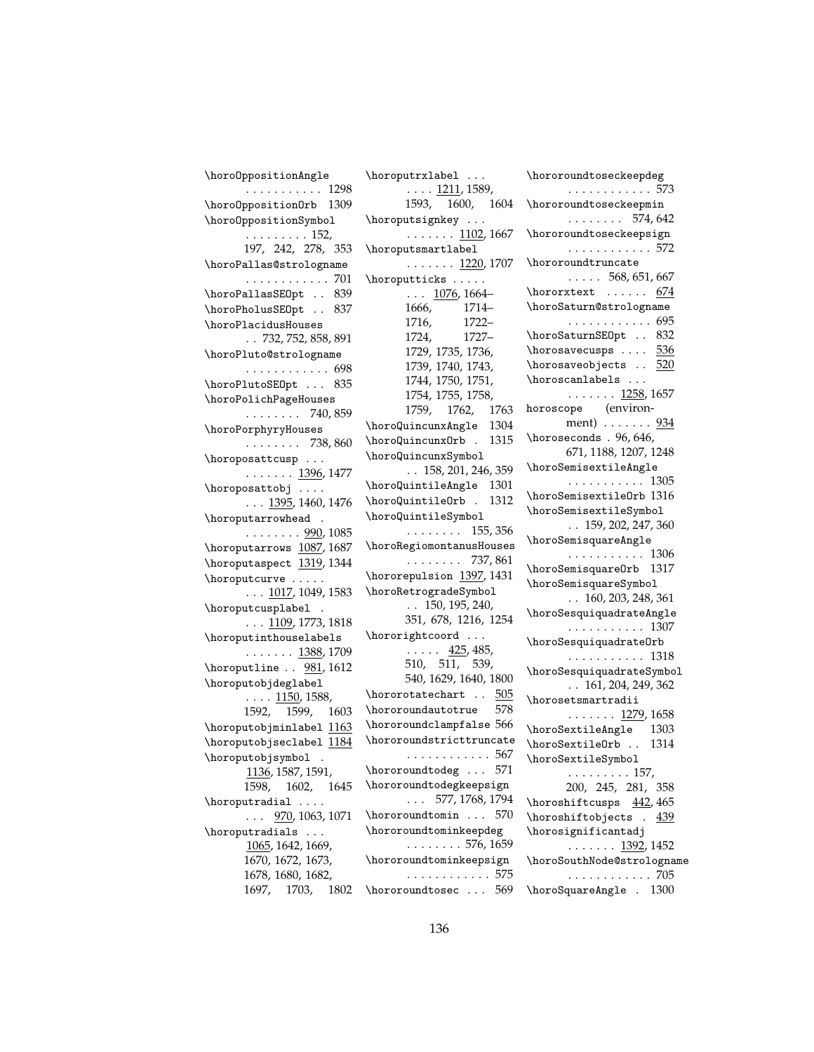\horoOppositionAngle . . . . . . . . . . . 1298
\horoOppositionOrb 1309
\horoOppositionSymbol . . . . . . . . . 152, 197, 242, 278, 353
\horoPallas@strologname . . . . . . . . . . . 701
\horoPallasSEOpt . . 839
\horoPholusSEOpt . . 837
\horoPlacidusHouses . . 732, 752, 858, 891
\horoPluto@strologname . . . . . . . . . . . 698
\horoPlutoSEOpt . . . 835
\horoPolichPageHouses . . . . . . . . 740, 859
\horoPorphyryHouses . . . . . . . . 738, 860
\horoposattcusp . . . . . . . . . . 1396, 1477
\horoposattobj . . . . . . . 1395, 1460, 1476
\horoputarrowhead . . . . . . . . . 990, 1085
\horoputarrows 1087, 1687
\horoputaspect 1319, 1344
\horoputcurve . . . . . . . . 1017, 1049, 1583
\horoputcusplabel . . . . 1109, 1773, 1818
\horoputinthouselabels . . . . . . . 1388, 1709
\horoputline . . 981, 1612
\horoputobjdeglabel . . . . 1150, 1588, 1592, 1599, 1603
\horoputobjminlabel 1163
\horoputobjseclabel 1184
\horoputobjsymbol . 1136, 1587, 1591, 1598, 1602, 1645
\horoputradial . . . . . . . 970, 1063, 1071
\horoputradials . . . 1065, 1642, 1669, 1670, 1672, 1673, 1678, 1680, 1682, 1697, 1703, 1802
\horoputrxlabel . . . . . . . 1211, 1589, 1593, 1600, 1604
\horoputsignkey . . . . . . . . . . 1102, 1667
\horoputsmartlabel . . . . . . . 1220, 1707
\horoputticks . . . . . . . . 1076, 1664–1666, 1714–1716, 1722–1724, 1727–1729, 1735, 1736, 1739, 1740, 1743, 1744, 1750, 1751, 1754, 1755, 1758, 1759, 1762, 1763
\horoQuincunxAngle 1304
\horoQuincunxOrb . 1315
\horoQuincunxSymbol . . 158, 201, 246, 359
\horoQuintileAngle 1301
\horoQuintileOrb . 1312
\horoQuintileSymbol . . . . . . . . 155, 356
\horoRegiomontanusHouses . . . . . . . . 737, 861
\hororepulsion 1397, 1431
\horoRetrogradeSymbol . . 150, 195, 240, 351, 678, 1216, 1254
\hororightcoord . . . . . . . . 425, 485, 510, 511, 539, 540, 1629, 1640, 1800
\hororotatechart . . 505
\hororoundautotrue 578
\hororoundclampfalse 566
\hororoundstricttruncate . . . . . . . . . . . . 567
\hororoundtodeg . . . 571
\hororoundtodegkeepsign . . . 577, 1768, 1794
\hororoundtomin . . . 570
\hororoundtominkeepdeg . . . . . . . . 576, 1659
\hororoundtominkeepsign . . . . . . . . . . . . 575
\hororoundtosec . . . 569
\hororoundtoseckeepdeg . . . . . . . . . . . . 573
\hororoundtoseckeepmin . . . . . . . . 574, 642
\hororoundtoseckeepsign . . . . . . . . . . . . 572
\hororoundtruncate . . . . . 568, 651, 667
\hororxtext . . . . . . 674
\horoSaturn@strologname . . . . . . . . . . . 695
\horoSaturnSEOpt . . 832
\horosavecusps . . . . 536
\horosaveobjects . . 520
\horoscanlabels . . . . . . . . . . 1258, 1657
horoscope (environment) . . . . . . . 934
\horoseconds . 96, 646, 671, 1188, 1207, 1248
\horoSemisextileAngle . . . . . . . . . . . 1305
\horoSemisextileOrb 1316
\horoSemisextileSymbol . . 159, 202, 247, 360
\horoSemisquareAngle . . . . . . . . . . . 1306
\horoSemisquareOrb 1317
\horoSemisquareSymbol . . 160, 203, 248, 361
\horoSesquiquadrateAngle . . . . . . . . . . . 1307
\horoSesquiquadrateOrb . . . . . . . . . . . 1318
\horoSesquiquadrateSymbol . . 161, 204, 249, 362
\horosetsmartradii . . . . . . . 1279, 1658
\horoSextileAngle 1303
\horoSextileOrb . . 1314
\horoSextileSymbol . . . . . . . . . 157, 200, 245, 281, 358
\horoshiftcusps 442, 465
\horoshiftobjects . 439
\horosignificantadj . . . . . . . 1392, 1452
\horoSouthNode@strologname . . . . . . . . . . . 705
\horoSquareAngle . 1300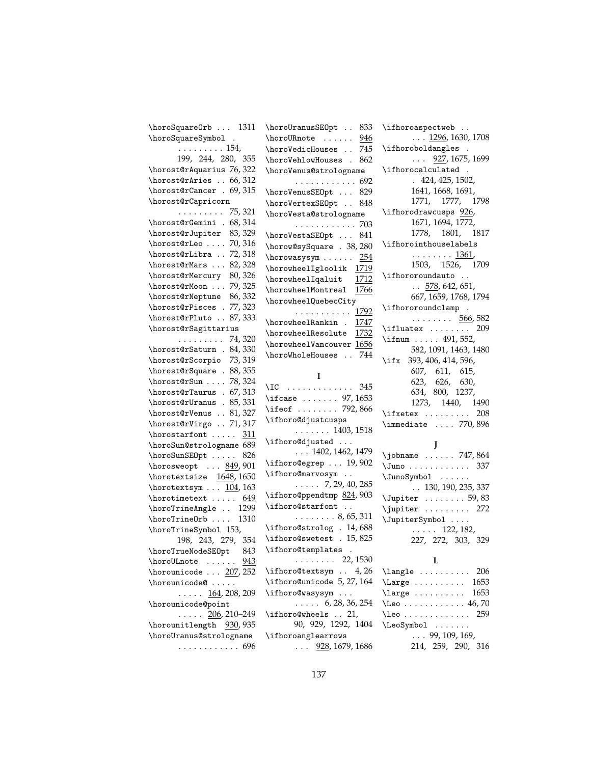\horoSquareOrb . . . 1311
\horoSquareSymbol . . . . . . . . . . 154, 199, 244, 280, 355
\horost@rAquarius 76, 322
\horost@rAries . . 66, 312
\horost@rCancer . 69, 315
\horost@rCapricorn . . . . . . . . . 75, 321
\horost@rGemini . 68, 314
\horost@rJupiter 83, 329
\horost@rLeo . . . . 70, 316
\horost@rLibra . . 72, 318
\horost@rMars . . . 82, 328
\horost@rMercury 80, 326
\horost@rMoon . . . 79, 325
\horost@rNeptune 86, 332
\horost@rPisces . 77, 323
\horost@rPluto . . 87, 333
\horost@rSagittarius . . . . . . . . . 74, 320
\horost@rSaturn . 84, 330
\horost@rScorpio 73, 319
\horost@rSquare . 88, 355
\horost@rSun . . . . 78, 324
\horost@rTaurus . 67, 313
\horost@rUranus . 85, 331
\horost@rVenus . . 81, 327
\horost@rVirgo . . 71, 317
\horostarfont . . . . . 311
\horoSun@strologname 689
\horoSunSEOpt . . . . . 826
\horosweopt . . . 849, 901
\horotextsize 1648, 1650
\horotextsym . . . 104, 163
\horotimetext . . . . . 649
\horoTrineAngle . . 1299
\horoTrineOrb . . . . 1310
\horoTrineSymbol 153, 198, 243, 279, 354
\horoTrueNodeSEOpt 843
\horoULnote . . . . . . 943
\horounicode . . . 207, 252
\horounicode@ . . . . . . . . . . 164, 208, 209
\horounicode@point . . . . . 206, 210–249
\horounitlength 930, 935
\horoUranus@strologname . . . . . . . . . . . . 696
\horoUranusSEOpt . . 833
\horoURnote . . . . . . 946
\horoVedicHouses . . 745
\horoVehlowHouses . 862
\horoVenus@strologname . . . . . . . . . . . . 692
\horoVenusSEOpt . . . 829
\horoVertexSEOpt . . 848
\horoVesta@strologname . . . . . . . . . . . . 703
\horoVestaSEOpt . . . 841
\horow@sySquare . 38, 280
\horowasysym . . . . . . 254
\horowheelIgloolik 1719
\horowheelIqaluit 1712
\horowheelMontreal 1766
\horowheelQuebecCity . . . . . . . . . . . 1792
\horowheelRankin . 1747
\horowheelResolute 1732
\horowheelVancouver 1656
\horoWholeHouses . . 744

**I**

\IC . . . . . . . . . . . . 345
\ifcase . . . . . . . 97, 1653
\ifeof . . . . . . . . 792, 866
\ifhoro@djustcusps . . . . . . . 1403, 1518
\ifhoro@djusted . . . . . . 1402, 1462, 1479
\ifhoro@egrep . . . 19, 902
\ifhoro@marvosym . . . . . . . 7, 29, 40, 285
\ifhoro@ppendtmp 824, 903
\ifhoro@starfont . . . . . . . . . 8, 65, 311
\ifhoro@strolog . 14, 688
\ifhoro@swetest . 15, 825
\ifhoro@templates . . . . . . . . 22, 1530
\ifhoro@textsym . . 4, 26
\ifhoro@unicode 5, 27, 164
\ifhoro@wasysym . . . . . . . . 6, 28, 36, 254
\ifhoro@wheels . . 21, 90, 929, 1292, 1404
\ifhoroanglearrows . . . 928, 1679, 1686
\ifhoroaspectweb . . . . . 1296, 1630, 1708
\ifhoroboldangles . . . . 927, 1675, 1699
\ifhorocalculated . . 424, 425, 1502, 1641, 1668, 1691, 1771, 1777, 1798
\ifhorodrawcusps 926, 1671, 1694, 1772, 1778, 1801, 1817
\ifhoroinhouselabels . . . . . . . . 1361, 1503, 1526, 1709
\ifhororoundauto . . . . 578, 642, 651, 667, 1659, 1768, 1794
\ifhororoundclamp . . . . . . . . . 566, 582
\ifluatex . . . . . . . . 209
\ifnum . . . . . 491, 552, 582, 1091, 1463, 1480
\ifx 393, 406, 414, 596, 607, 611, 615, 623, 626, 630, 634, 800, 1237, 1273, 1440, 1490
\ifxetex . . . . . . . . . 208
\immediate . . . . 770, 896

**J**

\jobname . . . . . . 747, 864
\Juno . . . . . . . . . . . . 337
\JunoSymbol . . . . . . . . 130, 190, 235, 337
\Jupiter . . . . . . . . 59, 83
\jupiter . . . . . . . . . 272
\JupiterSymbol . . . . . . . . . 122, 182, 227, 272, 303, 329

**L**

\langle . . . . . . . . . . 206
\Large . . . . . . . . . . 1653
\large . . . . . . . . . . 1653
\Leo . . . . . . . . . . . . 46, 70
\leo . . . . . . . . . . . . . 259
\LeoSymbol . . . . . . . . . 99, 109, 169, 214, 259, 290, 316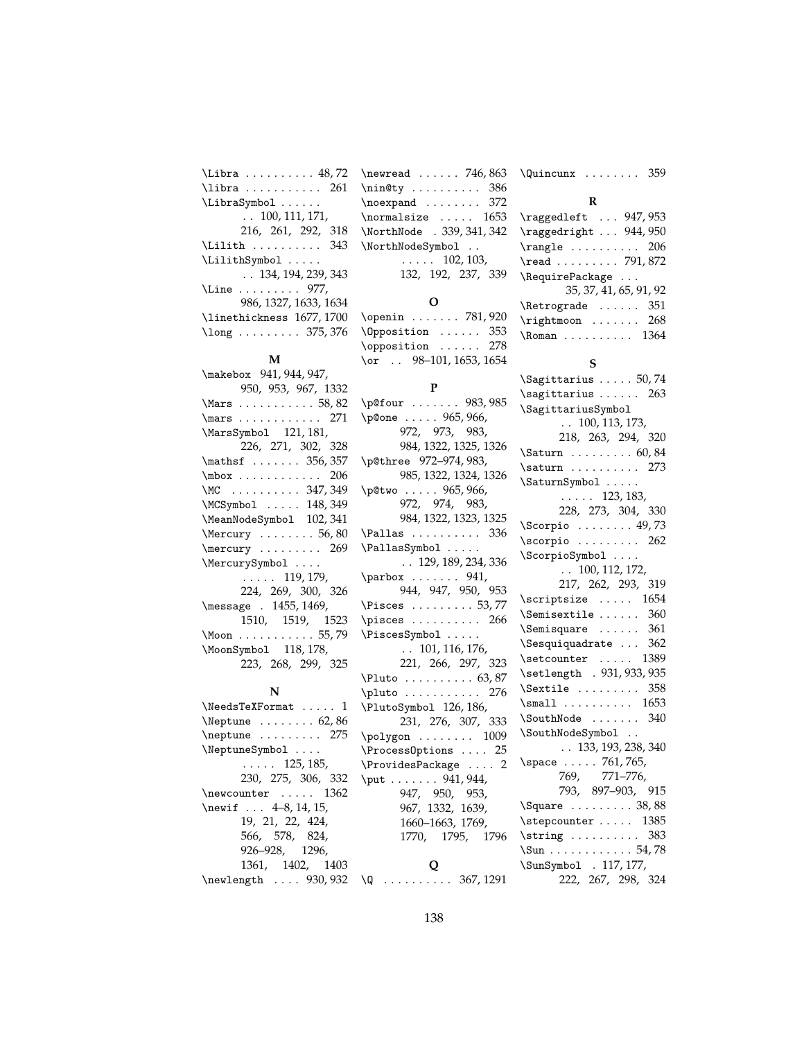\Libra . . . . . . . . . . 48, 72
\libra . . . . . . . . . . . 261
\LibraSymbol . . . . . . . . 100, 111, 171, 216, 261, 292, 318
\Lilith . . . . . . . . . . 343
\LilithSymbol . . . . . . . 134, 194, 239, 343
\Line . . . . . . . . . 977, 986, 1327, 1633, 1634
\linethickness 1677, 1700
\long . . . . . . . . . 375, 376

**M**

\makebox 941, 944, 947, 950, 953, 967, 1332
\Mars . . . . . . . . . . . 58, 82
\mars . . . . . . . . . . . . 271
\MarsSymbol 121, 181, 226, 271, 302, 328
\mathsf . . . . . . . 356, 357
\mbox . . . . . . . . . . . . 206
\MC . . . . . . . . . . 347, 349
\MCSymbol . . . . . 148, 349
\MeanNodeSymbol 102, 341
\Mercury . . . . . . . . 56, 80
\mercury . . . . . . . . . 269
\MercurySymbol . . . . . . . . . 119, 179, 224, 269, 300, 326
\message . 1455, 1469, 1510, 1519, 1523
\Moon . . . . . . . . . . . 55, 79
\MoonSymbol 118, 178, 223, 268, 299, 325

**N**

\NeedsTeXFormat . . . . . 1
\Neptune . . . . . . . . 62, 86
\neptune . . . . . . . . . 275
\NeptuneSymbol . . . . . . . . . 125, 185, 230, 275, 306, 332
\newcounter . . . . . 1362
\newif . . . 4–8, 14, 15, 19, 21, 22, 424, 566, 578, 824, 926–928, 1296, 1361, 1402, 1403
\newlength . . . . 930, 932
\newread . . . . . . 746, 863
\nin@ty . . . . . . . . . . 386
\noexpand . . . . . . . . 372
\normalsize . . . . . 1653
\NorthNode . 339, 341, 342
\NorthNodeSymbol . . . . . . . 102, 103, 132, 192, 237, 339

**O**

\openin . . . . . . . 781, 920
\Opposition . . . . . . 353
\opposition . . . . . . 278
\or . . 98–101, 1653, 1654

**P**

\p@four . . . . . . . 983, 985
\p@one . . . . . 965, 966, 972, 973, 983, 984, 1322, 1325, 1326
\p@three 972–974, 983, 985, 1322, 1324, 1326
\p@two . . . . . 965, 966, 972, 974, 983, 984, 1322, 1323, 1325
\Pallas . . . . . . . . . . 336
\PallasSymbol . . . . . . . 129, 189, 234, 336
\parbox . . . . . . . 941, 944, 947, 950, 953
\Pisces . . . . . . . . . 53, 77
\pisces . . . . . . . . . . 266
\PiscesSymbol . . . . . . . 101, 116, 176, 221, 266, 297, 323
\Pluto . . . . . . . . . . 63, 87
\pluto . . . . . . . . . . . 276
\PlutoSymbol 126, 186, 231, 276, 307, 333
\polygon . . . . . . . . 1009
\ProcessOptions . . . . 25
\ProvidesPackage . . . . 2
\put . . . . . . . 941, 944, 947, 950, 953, 967, 1332, 1639, 1660–1663, 1769, 1770, 1795, 1796

**Q**

\Q . . . . . . . . . . 367, 1291
\Quincunx . . . . . . . . 359

**R**

\raggedleft . . . 947, 953
\raggedright . . . 944, 950
\rangle . . . . . . . . . . 206
\read . . . . . . . . . 791, 872
\RequirePackage . . . 35, 37, 41, 65, 91, 92
\Retrograde . . . . . . 351
\rightmoon . . . . . . . 268
\Roman . . . . . . . . . . 1364

**S**

\Sagittarius . . . . . 50, 74
\sagittarius . . . . . . 263
\SagittariusSymbol . . 100, 113, 173, 218, 263, 294, 320
\Saturn . . . . . . . . . 60, 84
\saturn . . . . . . . . . . 273
\SaturnSymbol . . . . . . . . . . 123, 183, 228, 273, 304, 330
\Scorpio . . . . . . . . 49, 73
\scorpio . . . . . . . . . 262
\ScorpioSymbol . . . . . . 100, 112, 172, 217, 262, 293, 319
\scriptsize . . . . . 1654
\Semisextile . . . . . . 360
\Semisquare . . . . . . 361
\Sesquiquadrate . . . 362
\setcounter . . . . . 1389
\setlength . 931, 933, 935
\Sextile . . . . . . . . . 358
\small . . . . . . . . . . 1653
\SouthNode . . . . . . . 340
\SouthNodeSymbol . . . . 133, 193, 238, 340
\space . . . . . 761, 765, 769, 771–776, 793, 897–903, 915
\Square . . . . . . . . . 38, 88
\stepcounter . . . . . 1385
\string . . . . . . . . . . 383
\Sun . . . . . . . . . . . . 54, 78
\SunSymbol . 117, 177, 222, 267, 298, 324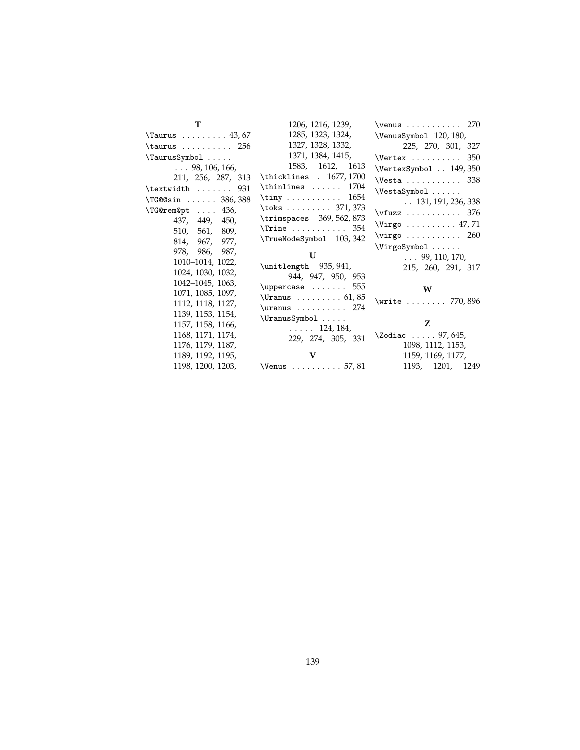**T**

\Taurus . . . . . . . . . 43, 67
\taurus . . . . . . . . . . 256
\TaurusSymbol . . . . . . . . 98, 106, 166, 211, 256, 287, 313
\textwidth . . . . . . . 931
\TG@@sin . . . . . . 386, 388
\TG@rem@pt . . . . 436, 437, 449, 450, 510, 561, 809, 814, 967, 977, 978, 986, 987, 1010–1014, 1022, 1024, 1030, 1032, 1042–1045, 1063, 1071, 1085, 1097, 1112, 1118, 1127, 1139, 1153, 1154, 1157, 1158, 1166, 1168, 1171, 1174, 1176, 1179, 1187, 1189, 1192, 1195, 1198, 1200, 1203, 1206, 1216, 1239, 1285, 1323, 1324, 1327, 1328, 1332, 1371, 1384, 1415, 1583, 1612, 1613
\thicklines . 1677, 1700
\thinlines . . . . . . 1704
\tiny . . . . . . . . . . . 1654
\toks . . . . . . . . . 371, 373
\trimspaces 369, 562, 873
\Trine . . . . . . . . . . . 354
\TrueNodeSymbol 103, 342

**U**

\unitlength 935, 941, 944, 947, 950, 953
\uppercase . . . . . . . 555
\Uranus . . . . . . . . . 61, 85
\uranus . . . . . . . . . . 274
\UranusSymbol . . . . . . . . . . 124, 184, 229, 274, 305, 331

**V**

\Venus . . . . . . . . . . 57, 81
\venus . . . . . . . . . . . 270
\VenusSymbol 120, 180, 225, 270, 301, 327
\Vertex . . . . . . . . . . 350
\VertexSymbol . . 149, 350
\Vesta . . . . . . . . . . . 338
\VestaSymbol . . . . . . . . 131, 191, 236, 338
\vfuzz . . . . . . . . . . . 376
\Virgo . . . . . . . . . . 47, 71
\virgo . . . . . . . . . . . 260
\VirgoSymbol . . . . . . . . . 99, 110, 170, 215, 260, 291, 317

**W**

\write . . . . . . . . 770, 896

**Z**

\Zodiac . . . . . 97, 645, 1098, 1112, 1153, 1159, 1169, 1177, 1193, 1201, 1249